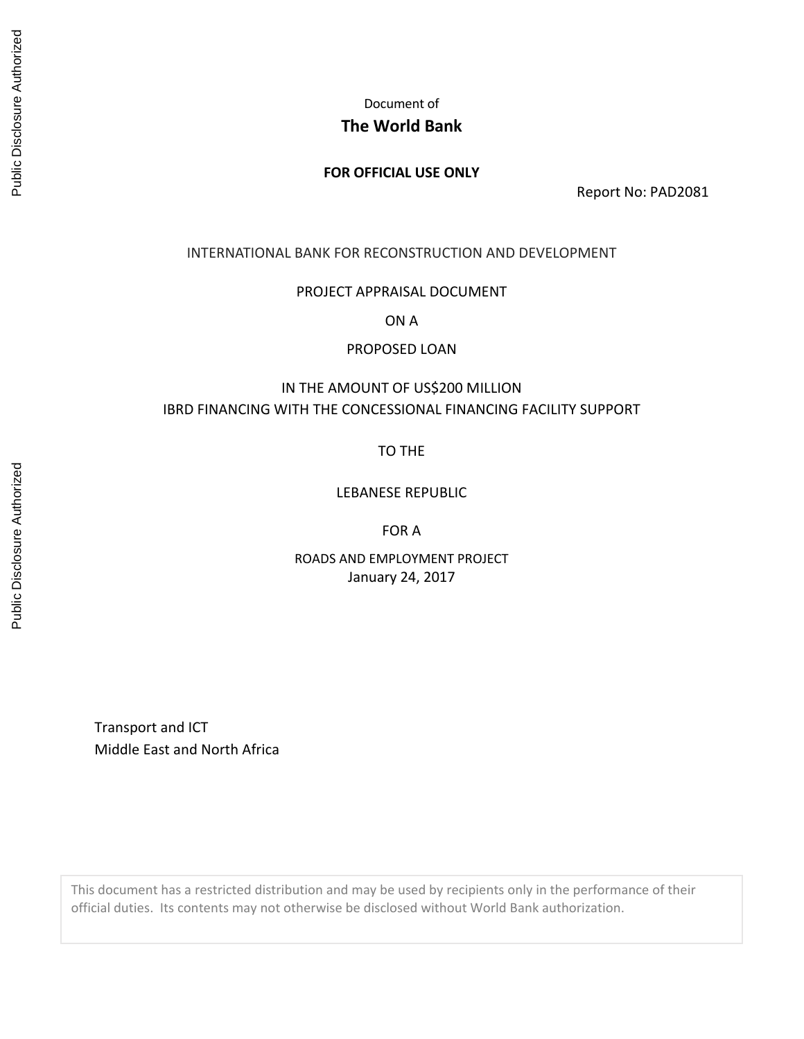Document of

**The World Bank**

**FOR OFFICIAL USE ONLY**

Report No: PAD2081

INTERNATIONAL BANK FOR RECONSTRUCTION AND DEVELOPMENT

PROJECT APPRAISAL DOCUMENT

ON A

PROPOSED LOAN

IN THE AMOUNT OF US$200 MILLION
IBRD FINANCING WITH THE CONCESSIONAL FINANCING FACILITY SUPPORT

TO THE

LEBANESE REPUBLIC

FOR A

ROADS AND EMPLOYMENT PROJECT
January 24, 2017

Transport and ICT
Middle East and North Africa

This document has a restricted distribution and may be used by recipients only in the performance of their official duties. Its contents may not otherwise be disclosed without World Bank authorization.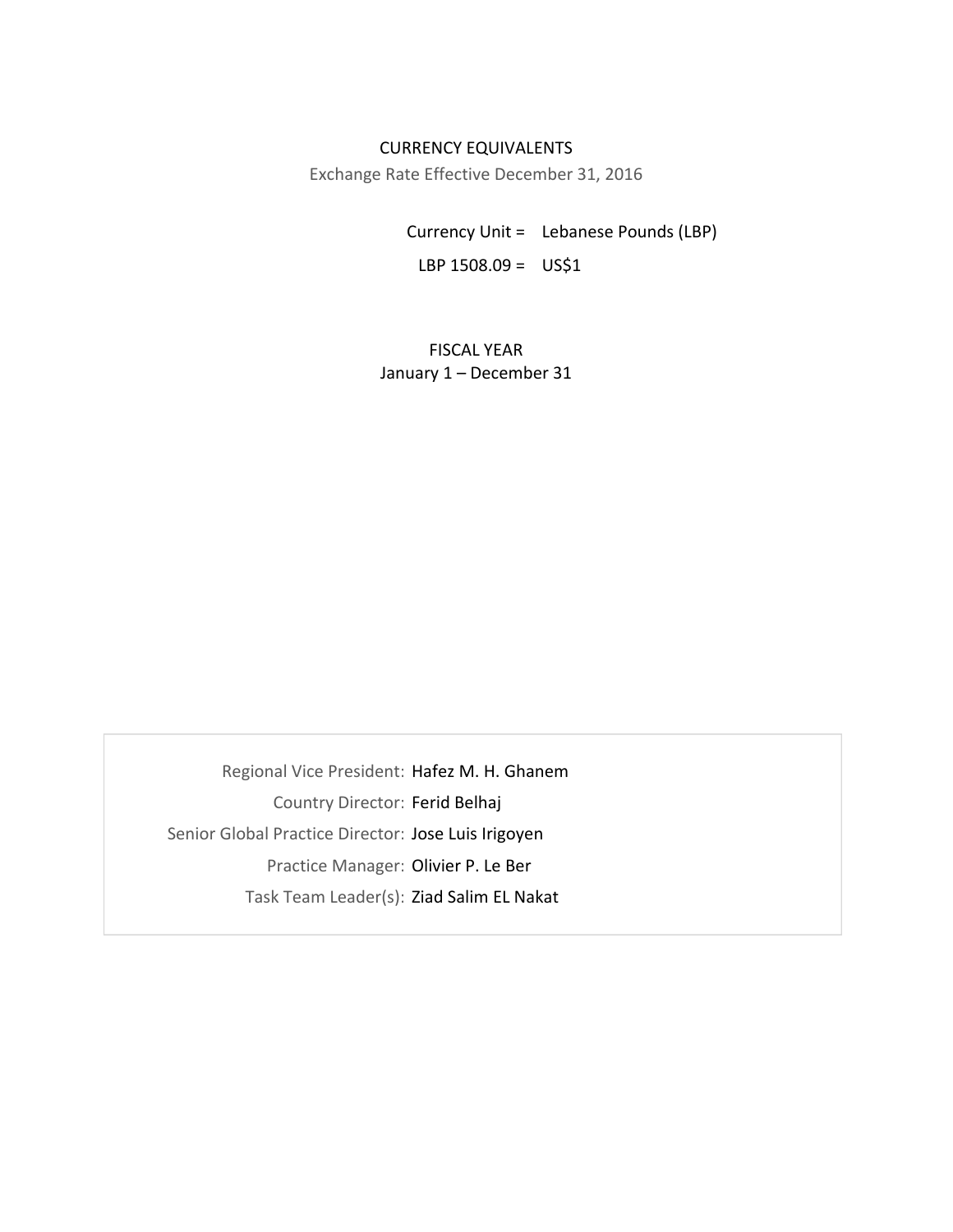CURRENCY EQUIVALENTS

Exchange Rate Effective December 31, 2016

| | |
|---|---|
| Currency Unit = | Lebanese Pounds (LBP) |
| LBP 1508.09 = | US$1 |

FISCAL YEAR

January 1 – December 31

| | |
|---|---|
| Regional Vice President: | Hafez M. H. Ghanem |
| Country Director: | Ferid Belhaj |
| Senior Global Practice Director: | Jose Luis Irigoyen |
| Practice Manager: | Olivier P. Le Ber |
| Task Team Leader(s): | Ziad Salim EL Nakat |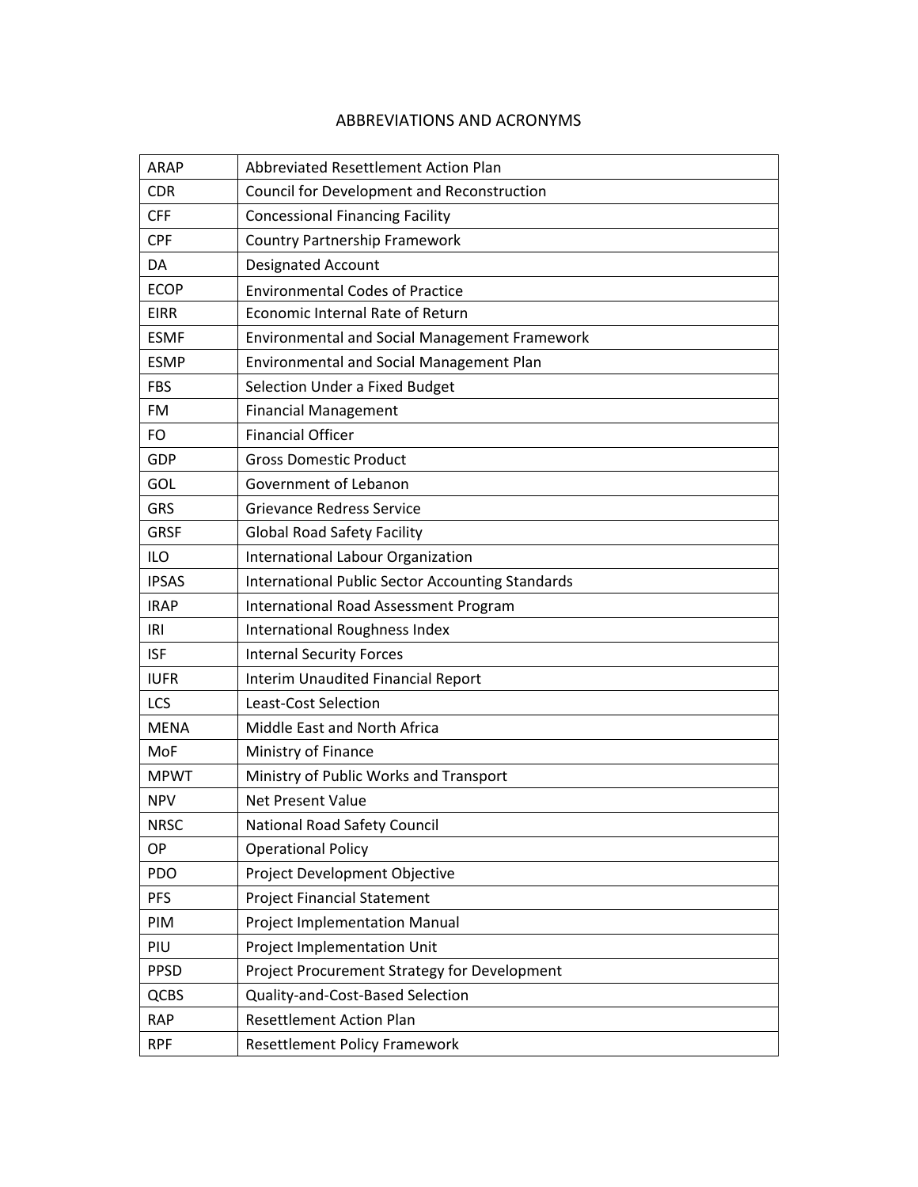# ABBREVIATIONS AND ACRONYMS

| | |
|---|---|
| ARAP | Abbreviated Resettlement Action Plan |
| CDR | Council for Development and Reconstruction |
| CFF | Concessional Financing Facility |
| CPF | Country Partnership Framework |
| DA | Designated Account |
| ECOP | Environmental Codes of Practice |
| EIRR | Economic Internal Rate of Return |
| ESMF | Environmental and Social Management Framework |
| ESMP | Environmental and Social Management Plan |
| FBS | Selection Under a Fixed Budget |
| FM | Financial Management |
| FO | Financial Officer |
| GDP | Gross Domestic Product |
| GOL | Government of Lebanon |
| GRS | Grievance Redress Service |
| GRSF | Global Road Safety Facility |
| ILO | International Labour Organization |
| IPSAS | International Public Sector Accounting Standards |
| IRAP | International Road Assessment Program |
| IRI | International Roughness Index |
| ISF | Internal Security Forces |
| IUFR | Interim Unaudited Financial Report |
| LCS | Least-Cost Selection |
| MENA | Middle East and North Africa |
| MoF | Ministry of Finance |
| MPWT | Ministry of Public Works and Transport |
| NPV | Net Present Value |
| NRSC | National Road Safety Council |
| OP | Operational Policy |
| PDO | Project Development Objective |
| PFS | Project Financial Statement |
| PIM | Project Implementation Manual |
| PIU | Project Implementation Unit |
| PPSD | Project Procurement Strategy for Development |
| QCBS | Quality-and-Cost-Based Selection |
| RAP | Resettlement Action Plan |
| RPF | Resettlement Policy Framework |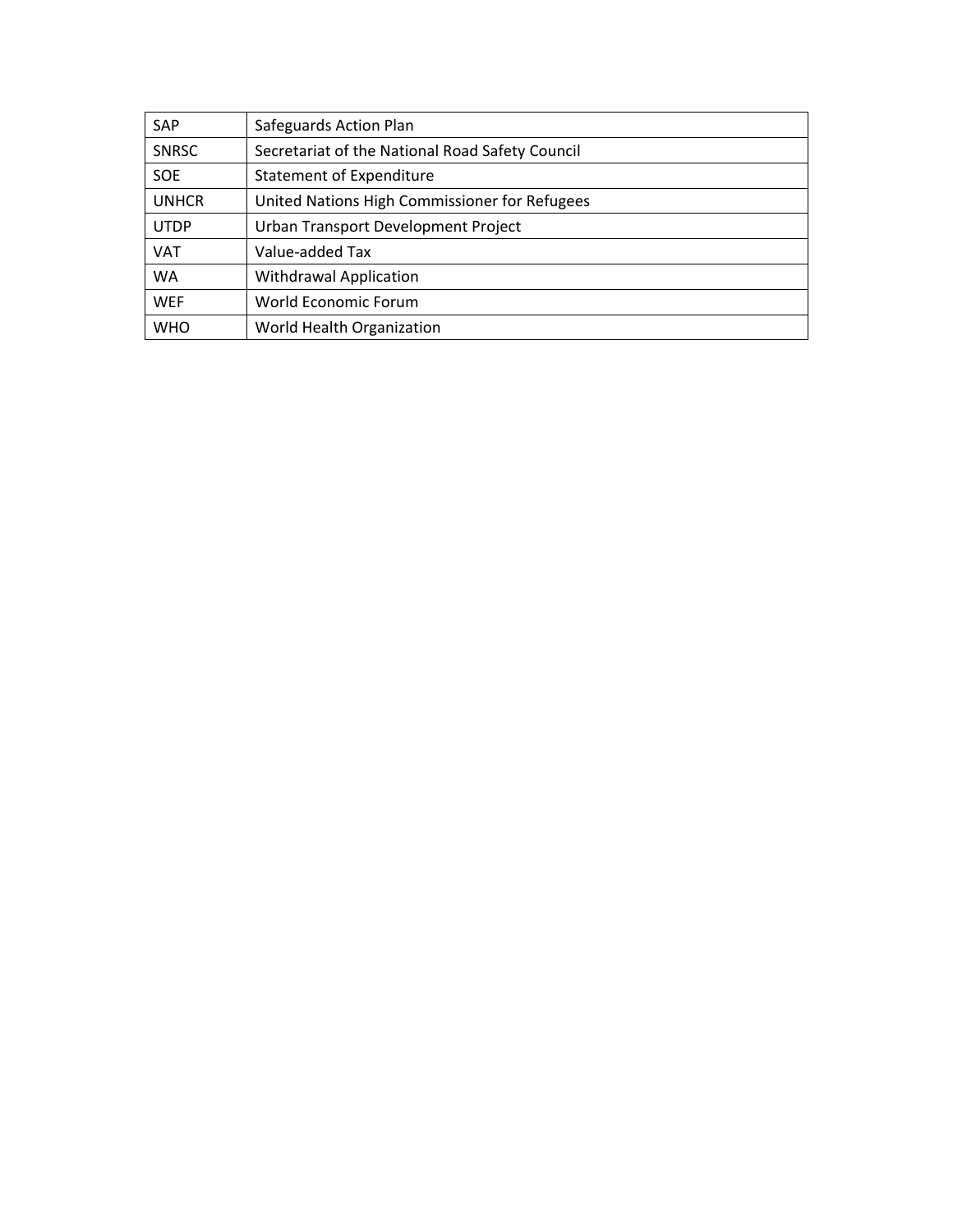| SAP | Safeguards Action Plan |
|---|---|
| SNRSC | Secretariat of the National Road Safety Council |
| SOE | Statement of Expenditure |
| UNHCR | United Nations High Commissioner for Refugees |
| UTDP | Urban Transport Development Project |
| VAT | Value-added Tax |
| WA | Withdrawal Application |
| WEF | World Economic Forum |
| WHO | World Health Organization |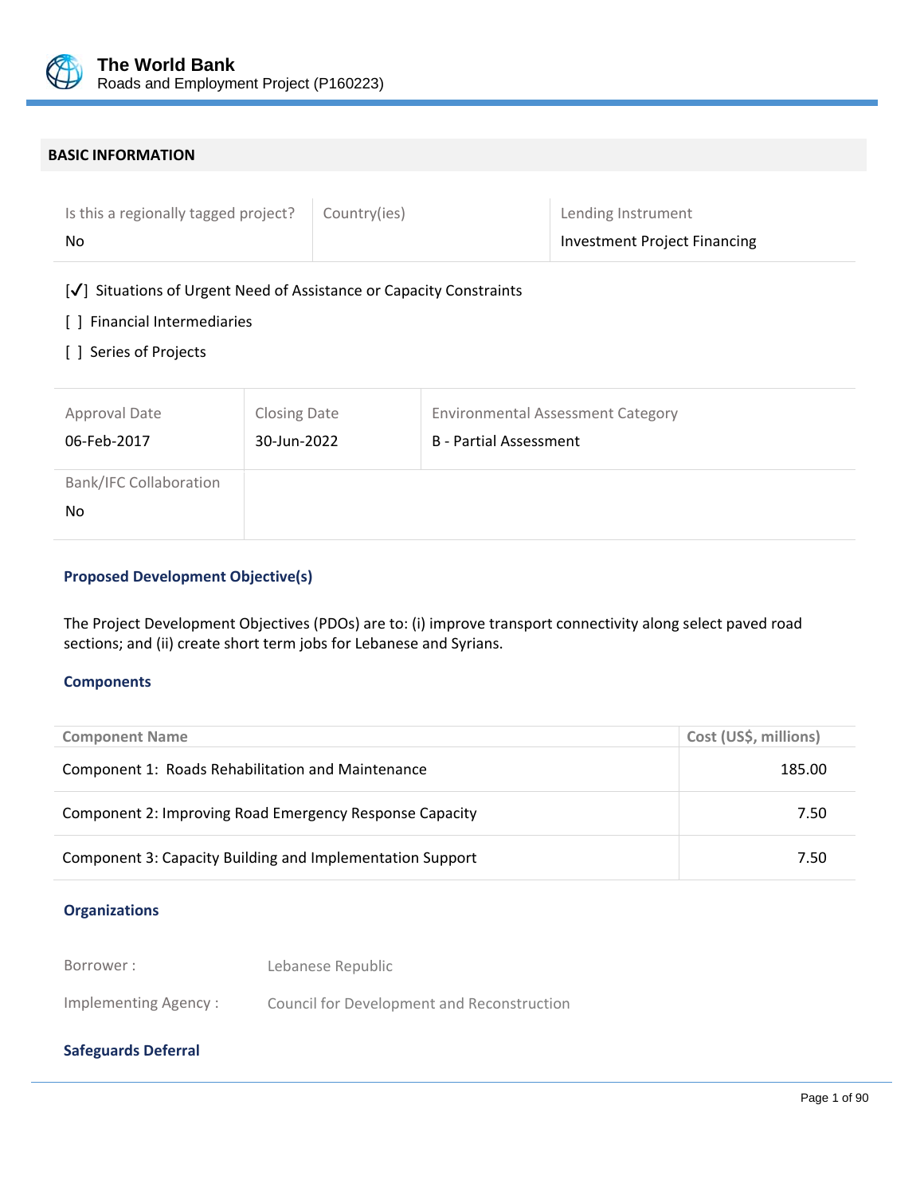## BASIC INFORMATION

| Is this a regionally tagged project? | Country(ies) | Lending Instrument |
|---|---|---|
| No | | Investment Project Financing |

[✓] Situations of Urgent Need of Assistance or Capacity Constraints

[ ] Financial Intermediaries

[ ] Series of Projects

| Approval Date | Closing Date | Environmental Assessment Category |
|---|---|---|
| 06-Feb-2017 | 30-Jun-2022 | B - Partial Assessment |
| **Bank/IFC Collaboration** | | |
| No | | |

### Proposed Development Objective(s)

The Project Development Objectives (PDOs) are to: (i) improve transport connectivity along select paved road sections; and (ii) create short term jobs for Lebanese and Syrians.

### Components

| Component Name | Cost (US$, millions) |
|---|---|
| Component 1: Roads Rehabilitation and Maintenance | 185.00 |
| Component 2: Improving Road Emergency Response Capacity | 7.50 |
| Component 3: Capacity Building and Implementation Support | 7.50 |

### Organizations

Borrower : Lebanese Republic

Implementing Agency : Council for Development and Reconstruction

### Safeguards Deferral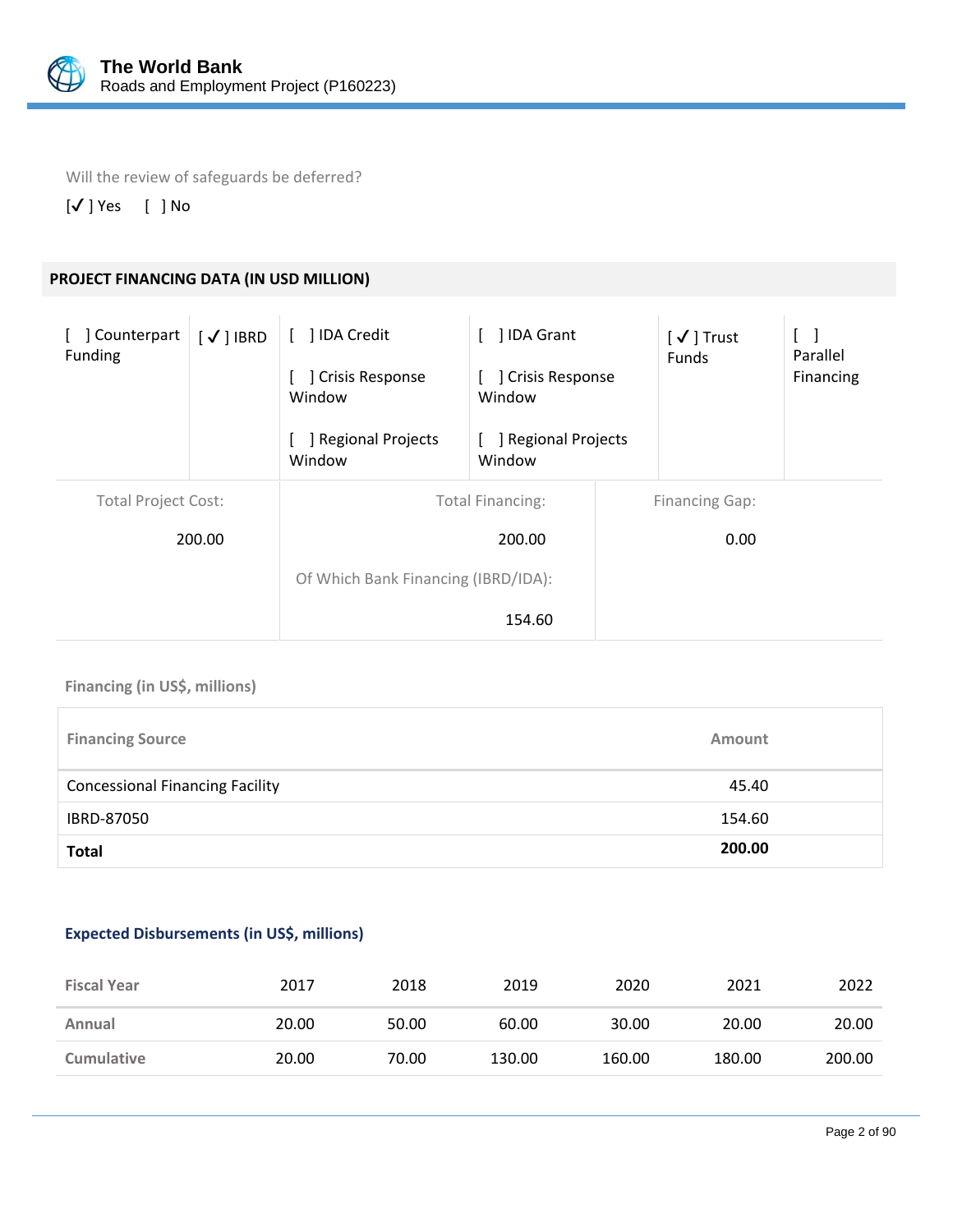Will the review of safeguards be deferred?

[✓] Yes [ ] No

## PROJECT FINANCING DATA (IN USD MILLION)

| [ ] Counterpart Funding | [✓] IBRD | [ ] IDA Credit<br>[ ] Crisis Response Window<br>[ ] Regional Projects Window | [ ] IDA Grant<br>[ ] Crisis Response Window<br>[ ] Regional Projects Window | [✓] Trust Funds | [ ] Parallel Financing |
|---|---|---|---|---|---|

| Total Project Cost: | Total Financing: | Financing Gap: |
|---|---|---|
| 200.00 | 200.00 | 0.00 |
| | Of Which Bank Financing (IBRD/IDA): | |
| | 154.60 | |

### Financing (in US$, millions)

| Financing Source | Amount |
|---|---|
| Concessional Financing Facility | 45.40 |
| IBRD-87050 | 154.60 |
| **Total** | **200.00** |

### Expected Disbursements (in US$, millions)

| Fiscal Year | 2017 | 2018 | 2019 | 2020 | 2021 | 2022 |
|---|---|---|---|---|---|---|
| Annual | 20.00 | 50.00 | 60.00 | 30.00 | 20.00 | 20.00 |
| Cumulative | 20.00 | 70.00 | 130.00 | 160.00 | 180.00 | 200.00 |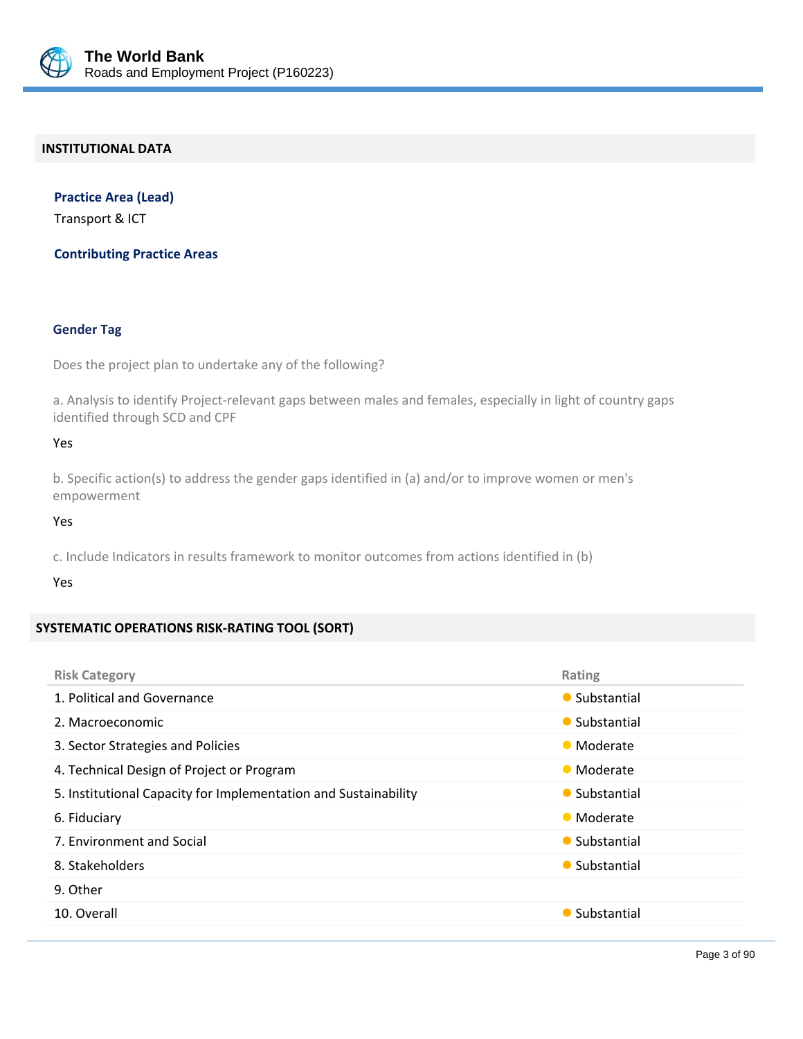## INSTITUTIONAL DATA

**Practice Area (Lead)**

Transport & ICT

**Contributing Practice Areas**

**Gender Tag**

Does the project plan to undertake any of the following?

a. Analysis to identify Project-relevant gaps between males and females, especially in light of country gaps identified through SCD and CPF

Yes

b. Specific action(s) to address the gender gaps identified in (a) and/or to improve women or men's empowerment

Yes

c. Include Indicators in results framework to monitor outcomes from actions identified in (b)

Yes

## SYSTEMATIC OPERATIONS RISK-RATING TOOL (SORT)

| Risk Category | Rating |
|---|---|
| 1. Political and Governance | Substantial |
| 2. Macroeconomic | Substantial |
| 3. Sector Strategies and Policies | Moderate |
| 4. Technical Design of Project or Program | Moderate |
| 5. Institutional Capacity for Implementation and Sustainability | Substantial |
| 6. Fiduciary | Moderate |
| 7. Environment and Social | Substantial |
| 8. Stakeholders | Substantial |
| 9. Other | |
| 10. Overall | Substantial |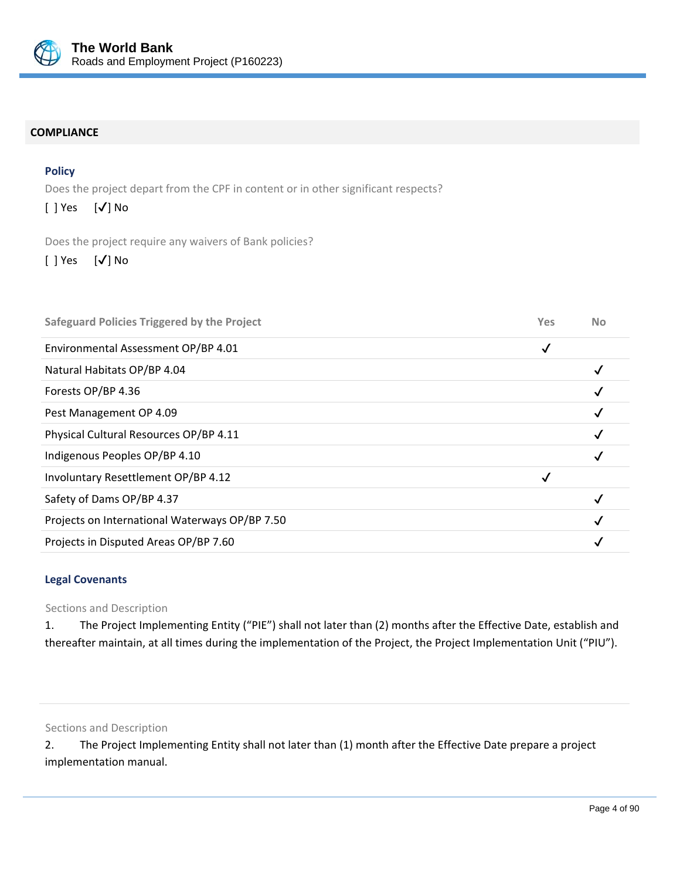## COMPLIANCE

### Policy

Does the project depart from the CPF in content or in other significant respects?

[ ] Yes [✔] No

Does the project require any waivers of Bank policies?

[ ] Yes [✔] No

| Safeguard Policies Triggered by the Project | Yes | No |
|---|---|---|
| Environmental Assessment OP/BP 4.01 | ✔ | |
| Natural Habitats OP/BP 4.04 | | ✔ |
| Forests OP/BP 4.36 | | ✔ |
| Pest Management OP 4.09 | | ✔ |
| Physical Cultural Resources OP/BP 4.11 | | ✔ |
| Indigenous Peoples OP/BP 4.10 | | ✔ |
| Involuntary Resettlement OP/BP 4.12 | ✔ | |
| Safety of Dams OP/BP 4.37 | | ✔ |
| Projects on International Waterways OP/BP 7.50 | | ✔ |
| Projects in Disputed Areas OP/BP 7.60 | | ✔ |

### Legal Covenants

Sections and Description

1. The Project Implementing Entity ("PIE") shall not later than (2) months after the Effective Date, establish and thereafter maintain, at all times during the implementation of the Project, the Project Implementation Unit ("PIU").

Sections and Description

2. The Project Implementing Entity shall not later than (1) month after the Effective Date prepare a project implementation manual.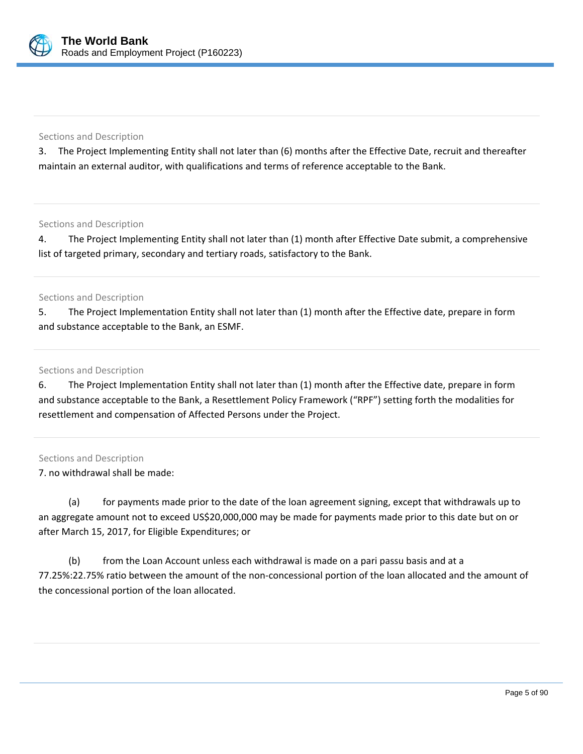Sections and Description

3. The Project Implementing Entity shall not later than (6) months after the Effective Date, recruit and thereafter maintain an external auditor, with qualifications and terms of reference acceptable to the Bank.

Sections and Description

4. The Project Implementing Entity shall not later than (1) month after Effective Date submit, a comprehensive list of targeted primary, secondary and tertiary roads, satisfactory to the Bank.

Sections and Description

5. The Project Implementation Entity shall not later than (1) month after the Effective date, prepare in form and substance acceptable to the Bank, an ESMF.

Sections and Description

6. The Project Implementation Entity shall not later than (1) month after the Effective date, prepare in form and substance acceptable to the Bank, a Resettlement Policy Framework ("RPF") setting forth the modalities for resettlement and compensation of Affected Persons under the Project.

Sections and Description

7. no withdrawal shall be made:

(a) for payments made prior to the date of the loan agreement signing, except that withdrawals up to an aggregate amount not to exceed US$20,000,000 may be made for payments made prior to this date but on or after March 15, 2017, for Eligible Expenditures; or

(b) from the Loan Account unless each withdrawal is made on a pari passu basis and at a 77.25%:22.75% ratio between the amount of the non-concessional portion of the loan allocated and the amount of the concessional portion of the loan allocated.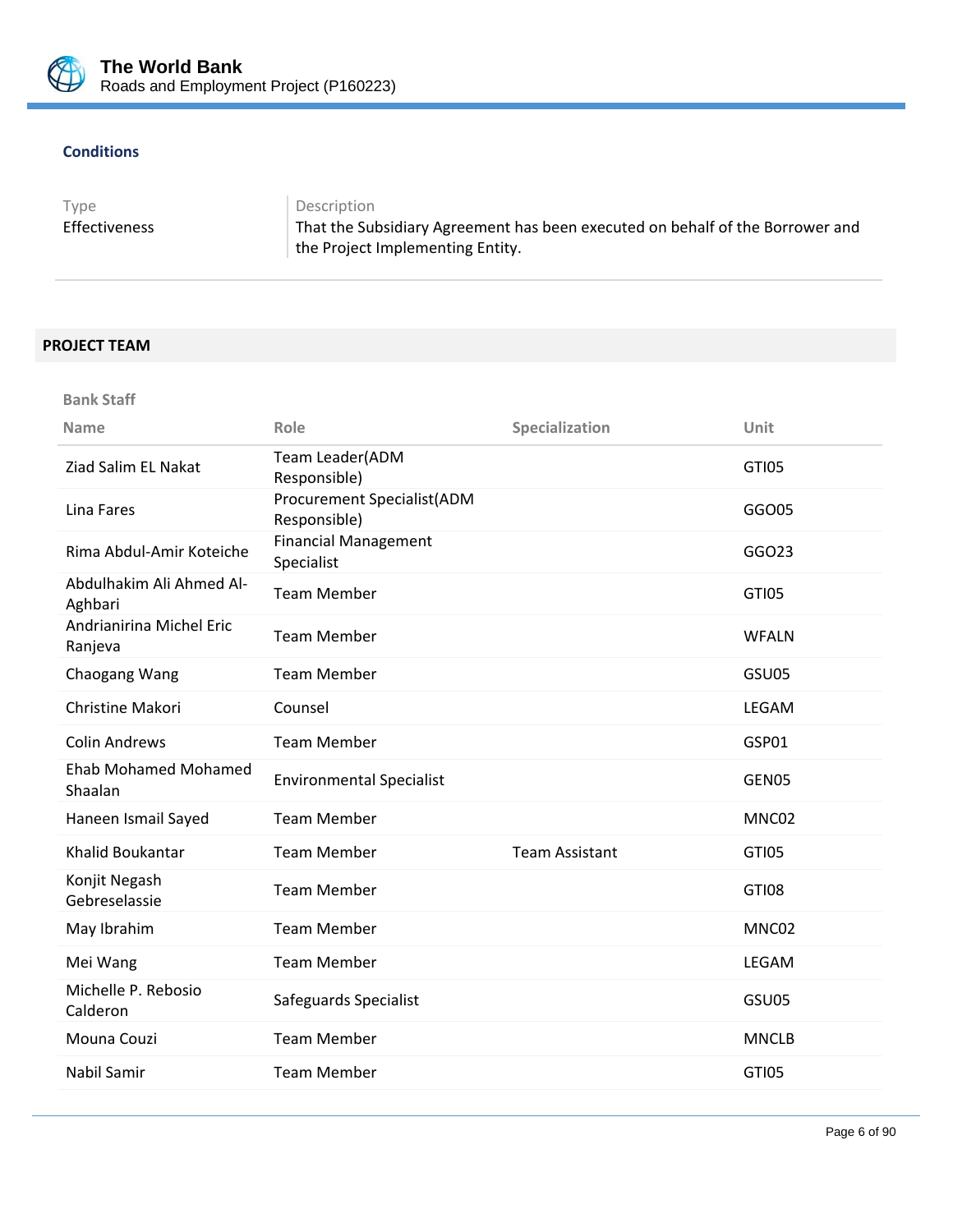### Conditions

| Type | Description |
|---|---|
| Effectiveness | That the Subsidiary Agreement has been executed on behalf of the Borrower and the Project Implementing Entity. |

## PROJECT TEAM

**Bank Staff**

| Name | Role | Specialization | Unit |
|---|---|---|---|
| Ziad Salim EL Nakat | Team Leader(ADM Responsible) | | GTI05 |
| Lina Fares | Procurement Specialist(ADM Responsible) | | GGO05 |
| Rima Abdul-Amir Koteiche | Financial Management Specialist | | GGO23 |
| Abdulhakim Ali Ahmed Al-Aghbari | Team Member | | GTI05 |
| Andrianirina Michel Eric Ranjeva | Team Member | | WFALN |
| Chaogang Wang | Team Member | | GSU05 |
| Christine Makori | Counsel | | LEGAM |
| Colin Andrews | Team Member | | GSP01 |
| Ehab Mohamed Mohamed Shaalan | Environmental Specialist | | GEN05 |
| Haneen Ismail Sayed | Team Member | | MNC02 |
| Khalid Boukantar | Team Member | Team Assistant | GTI05 |
| Konjit Negash Gebreselassie | Team Member | | GTI08 |
| May Ibrahim | Team Member | | MNC02 |
| Mei Wang | Team Member | | LEGAM |
| Michelle P. Rebosio Calderon | Safeguards Specialist | | GSU05 |
| Mouna Couzi | Team Member | | MNCLB |
| Nabil Samir | Team Member | | GTI05 |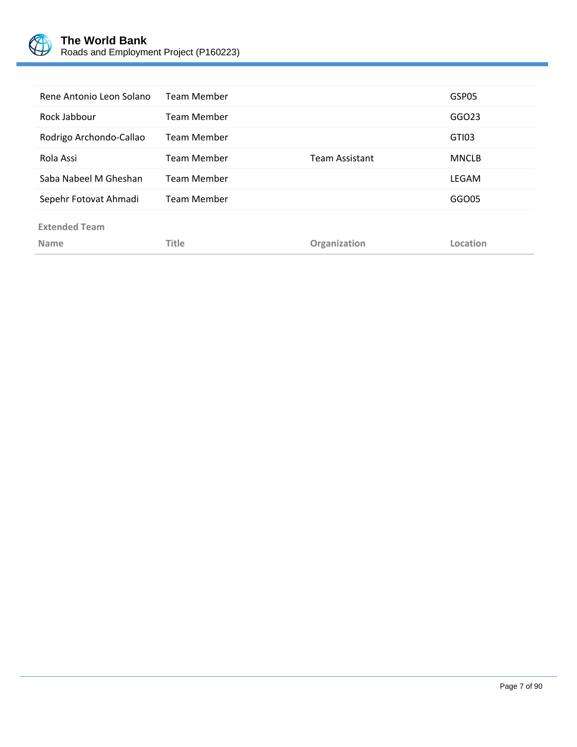| | | | |
|---|---|---|---|
| Rene Antonio Leon Solano | Team Member | | GSP05 |
| Rock Jabbour | Team Member | | GGO23 |
| Rodrigo Archondo-Callao | Team Member | | GTI03 |
| Rola Assi | Team Member | Team Assistant | MNCLB |
| Saba Nabeel M Gheshan | Team Member | | LEGAM |
| Sepehr Fotovat Ahmadi | Team Member | | GGO05 |

**Extended Team**

| Name | Title | Organization | Location |
|---|---|---|---|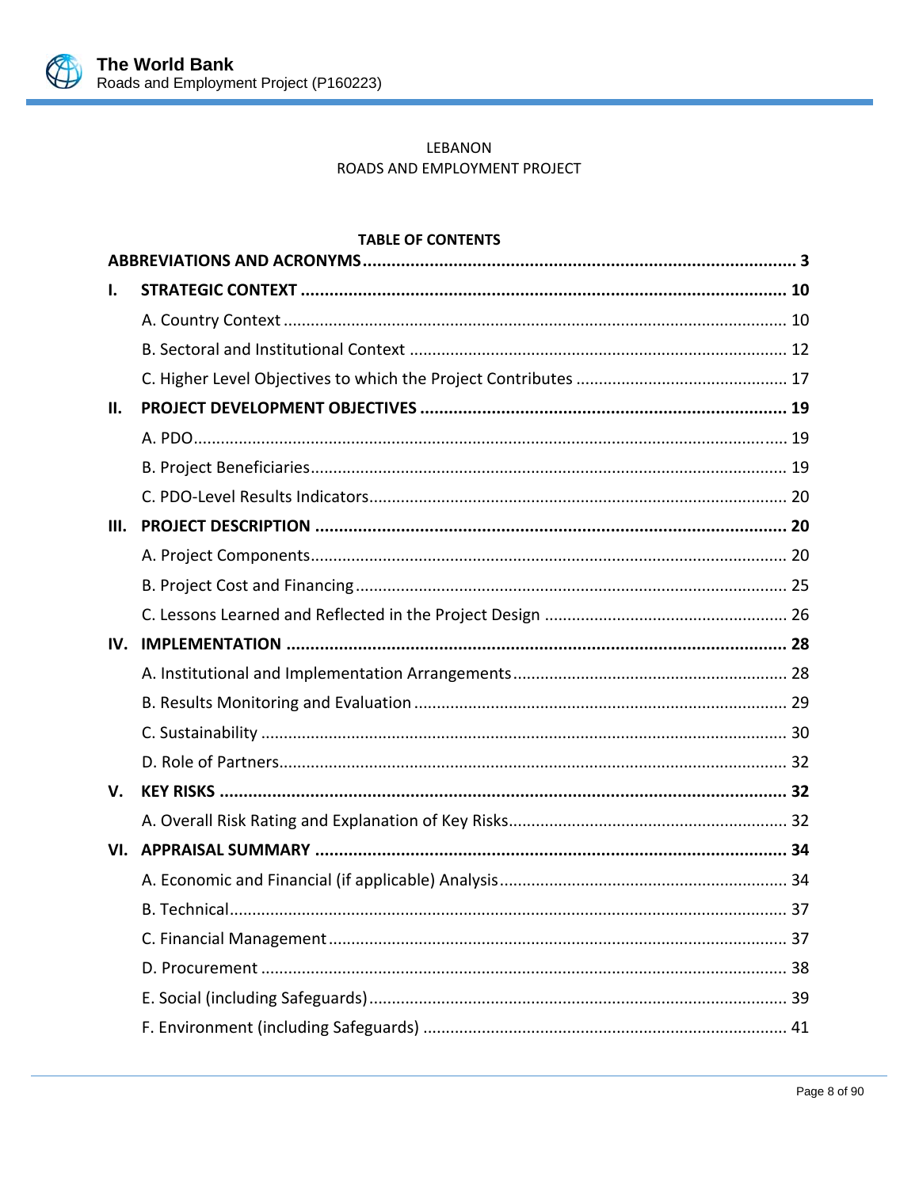LEBANON

ROADS AND EMPLOYMENT PROJECT

**TABLE OF CONTENTS**

**ABBREVIATIONS AND ACRONYMS........................................................................................... 3**

**I. STRATEGIC CONTEXT ..................................................................................................... 10**

A. Country Context ............................................................................................................. 10

B. Sectoral and Institutional Context .................................................................................. 12

C. Higher Level Objectives to which the Project Contributes .............................................. 17

**II. PROJECT DEVELOPMENT OBJECTIVES ............................................................................ 19**

A. PDO................................................................................................................................. 19

B. Project Beneficiaries........................................................................................................ 19

C. PDO-Level Results Indicators........................................................................................... 20

**III. PROJECT DESCRIPTION ................................................................................................... 20**

A. Project Components........................................................................................................ 20

B. Project Cost and Financing .............................................................................................. 25

C. Lessons Learned and Reflected in the Project Design ..................................................... 26

**IV. IMPLEMENTATION ......................................................................................................... 28**

A. Institutional and Implementation Arrangements ............................................................ 28

B. Results Monitoring and Evaluation ................................................................................. 29

C. Sustainability .................................................................................................................. 30

D. Role of Partners............................................................................................................... 32

**V. KEY RISKS ....................................................................................................................... 32**

A. Overall Risk Rating and Explanation of Key Risks............................................................. 32

**VI. APPRAISAL SUMMARY ................................................................................................... 34**

A. Economic and Financial (if applicable) Analysis............................................................... 34

B. Technical......................................................................................................................... 37

C. Financial Management.................................................................................................... 37

D. Procurement ................................................................................................................... 38

E. Social (including Safeguards)........................................................................................... 39

F. Environment (including Safeguards) ................................................................................ 41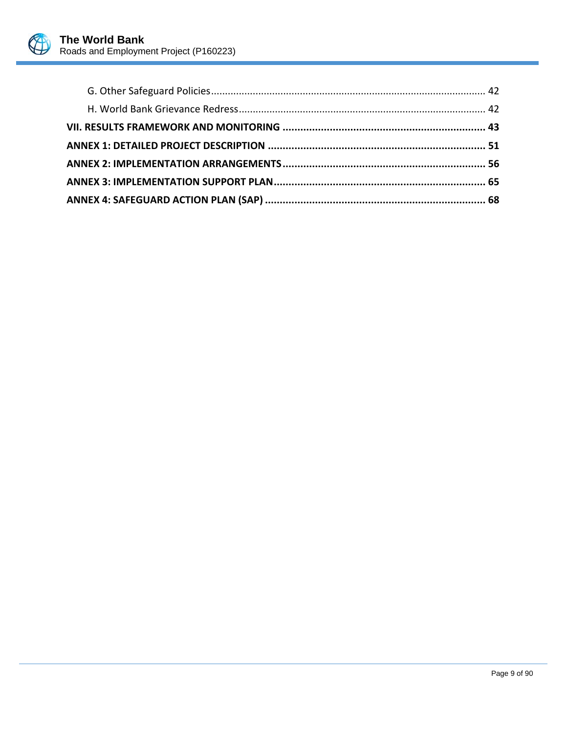G. Other Safeguard Policies ........................................................................................ 42

H. World Bank Grievance Redress ............................................................................... 42

**VII. RESULTS FRAMEWORK AND MONITORING ....................................................................... 43**

**ANNEX 1: DETAILED PROJECT DESCRIPTION .......................................................................... 51**

**ANNEX 2: IMPLEMENTATION ARRANGEMENTS ........................................................................ 56**

**ANNEX 3: IMPLEMENTATION SUPPORT PLAN ........................................................................... 65**

**ANNEX 4: SAFEGUARD ACTION PLAN (SAP) ............................................................................. 68**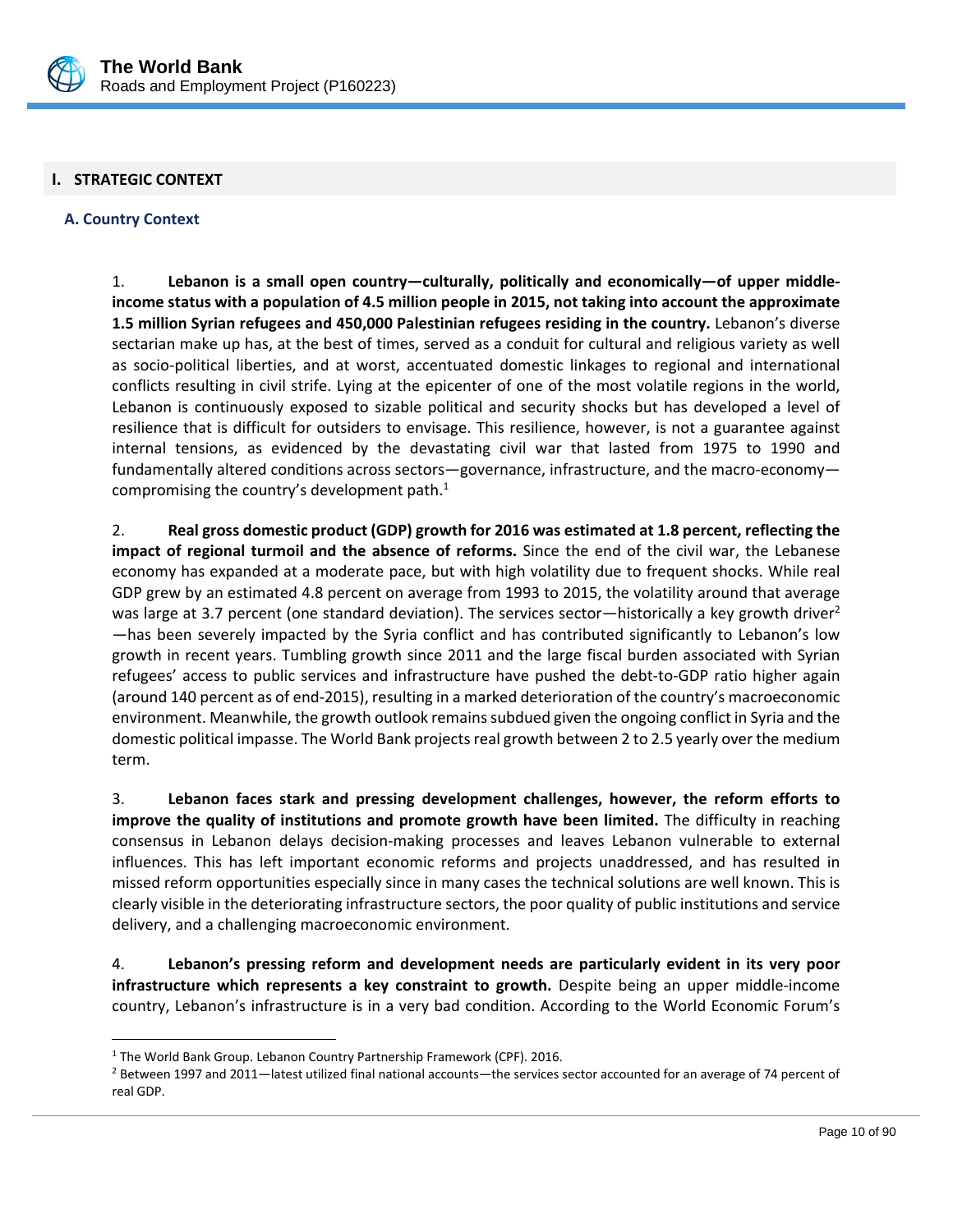## I. STRATEGIC CONTEXT

### A. Country Context

1. **Lebanon is a small open country—culturally, politically and economically—of upper middle-income status with a population of 4.5 million people in 2015, not taking into account the approximate 1.5 million Syrian refugees and 450,000 Palestinian refugees residing in the country.** Lebanon's diverse sectarian make up has, at the best of times, served as a conduit for cultural and religious variety as well as socio-political liberties, and at worst, accentuated domestic linkages to regional and international conflicts resulting in civil strife. Lying at the epicenter of one of the most volatile regions in the world, Lebanon is continuously exposed to sizable political and security shocks but has developed a level of resilience that is difficult for outsiders to envisage. This resilience, however, is not a guarantee against internal tensions, as evidenced by the devastating civil war that lasted from 1975 to 1990 and fundamentally altered conditions across sectors—governance, infrastructure, and the macro-economy—compromising the country's development path.[1]

2. **Real gross domestic product (GDP) growth for 2016 was estimated at 1.8 percent, reflecting the impact of regional turmoil and the absence of reforms.** Since the end of the civil war, the Lebanese economy has expanded at a moderate pace, but with high volatility due to frequent shocks. While real GDP grew by an estimated 4.8 percent on average from 1993 to 2015, the volatility around that average was large at 3.7 percent (one standard deviation). The services sector—historically a key growth driver[2]—has been severely impacted by the Syria conflict and has contributed significantly to Lebanon's low growth in recent years. Tumbling growth since 2011 and the large fiscal burden associated with Syrian refugees' access to public services and infrastructure have pushed the debt-to-GDP ratio higher again (around 140 percent as of end-2015), resulting in a marked deterioration of the country's macroeconomic environment. Meanwhile, the growth outlook remains subdued given the ongoing conflict in Syria and the domestic political impasse. The World Bank projects real growth between 2 to 2.5 yearly over the medium term.

3. **Lebanon faces stark and pressing development challenges, however, the reform efforts to improve the quality of institutions and promote growth have been limited.** The difficulty in reaching consensus in Lebanon delays decision-making processes and leaves Lebanon vulnerable to external influences. This has left important economic reforms and projects unaddressed, and has resulted in missed reform opportunities especially since in many cases the technical solutions are well known. This is clearly visible in the deteriorating infrastructure sectors, the poor quality of public institutions and service delivery, and a challenging macroeconomic environment.

4. **Lebanon's pressing reform and development needs are particularly evident in its very poor infrastructure which represents a key constraint to growth.** Despite being an upper middle-income country, Lebanon's infrastructure is in a very bad condition. According to the World Economic Forum's

---

[1] The World Bank Group. Lebanon Country Partnership Framework (CPF). 2016.

[2] Between 1997 and 2011—latest utilized final national accounts—the services sector accounted for an average of 74 percent of real GDP.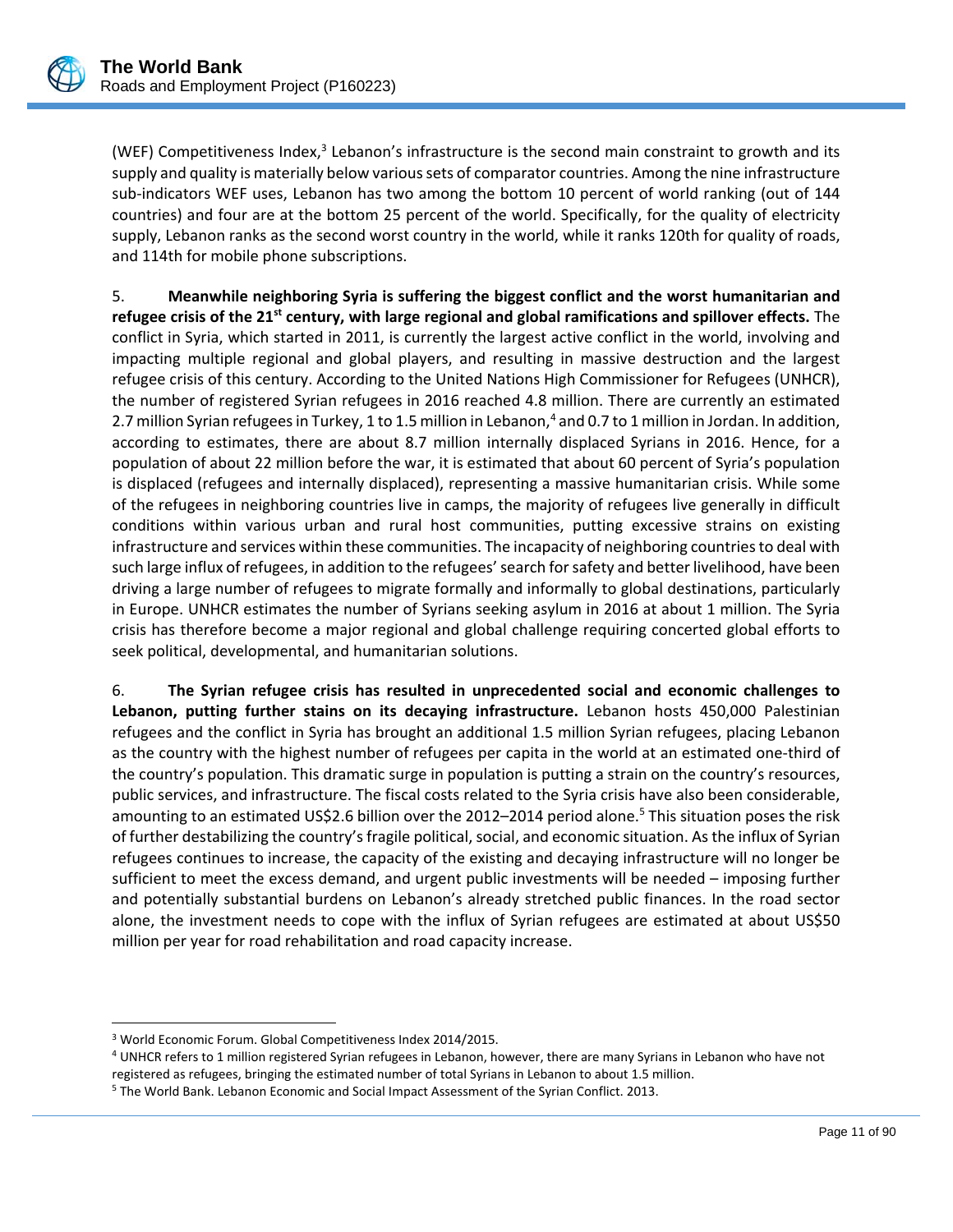(WEF) Competitiveness Index,[3] Lebanon's infrastructure is the second main constraint to growth and its supply and quality is materially below various sets of comparator countries. Among the nine infrastructure sub-indicators WEF uses, Lebanon has two among the bottom 10 percent of world ranking (out of 144 countries) and four are at the bottom 25 percent of the world. Specifically, for the quality of electricity supply, Lebanon ranks as the second worst country in the world, while it ranks 120th for quality of roads, and 114th for mobile phone subscriptions.

5. **Meanwhile neighboring Syria is suffering the biggest conflict and the worst humanitarian and refugee crisis of the 21st century, with large regional and global ramifications and spillover effects.** The conflict in Syria, which started in 2011, is currently the largest active conflict in the world, involving and impacting multiple regional and global players, and resulting in massive destruction and the largest refugee crisis of this century. According to the United Nations High Commissioner for Refugees (UNHCR), the number of registered Syrian refugees in 2016 reached 4.8 million. There are currently an estimated 2.7 million Syrian refugees in Turkey, 1 to 1.5 million in Lebanon,[4] and 0.7 to 1 million in Jordan. In addition, according to estimates, there are about 8.7 million internally displaced Syrians in 2016. Hence, for a population of about 22 million before the war, it is estimated that about 60 percent of Syria's population is displaced (refugees and internally displaced), representing a massive humanitarian crisis. While some of the refugees in neighboring countries live in camps, the majority of refugees live generally in difficult conditions within various urban and rural host communities, putting excessive strains on existing infrastructure and services within these communities. The incapacity of neighboring countries to deal with such large influx of refugees, in addition to the refugees' search for safety and better livelihood, have been driving a large number of refugees to migrate formally and informally to global destinations, particularly in Europe. UNHCR estimates the number of Syrians seeking asylum in 2016 at about 1 million. The Syria crisis has therefore become a major regional and global challenge requiring concerted global efforts to seek political, developmental, and humanitarian solutions.

6. **The Syrian refugee crisis has resulted in unprecedented social and economic challenges to Lebanon, putting further stains on its decaying infrastructure.** Lebanon hosts 450,000 Palestinian refugees and the conflict in Syria has brought an additional 1.5 million Syrian refugees, placing Lebanon as the country with the highest number of refugees per capita in the world at an estimated one-third of the country's population. This dramatic surge in population is putting a strain on the country's resources, public services, and infrastructure. The fiscal costs related to the Syria crisis have also been considerable, amounting to an estimated US$2.6 billion over the 2012–2014 period alone.[5] This situation poses the risk of further destabilizing the country's fragile political, social, and economic situation. As the influx of Syrian refugees continues to increase, the capacity of the existing and decaying infrastructure will no longer be sufficient to meet the excess demand, and urgent public investments will be needed – imposing further and potentially substantial burdens on Lebanon's already stretched public finances. In the road sector alone, the investment needs to cope with the influx of Syrian refugees are estimated at about US$50 million per year for road rehabilitation and road capacity increase.

---

[3] World Economic Forum. Global Competitiveness Index 2014/2015.

[4] UNHCR refers to 1 million registered Syrian refugees in Lebanon, however, there are many Syrians in Lebanon who have not registered as refugees, bringing the estimated number of total Syrians in Lebanon to about 1.5 million.

[5] The World Bank. Lebanon Economic and Social Impact Assessment of the Syrian Conflict. 2013.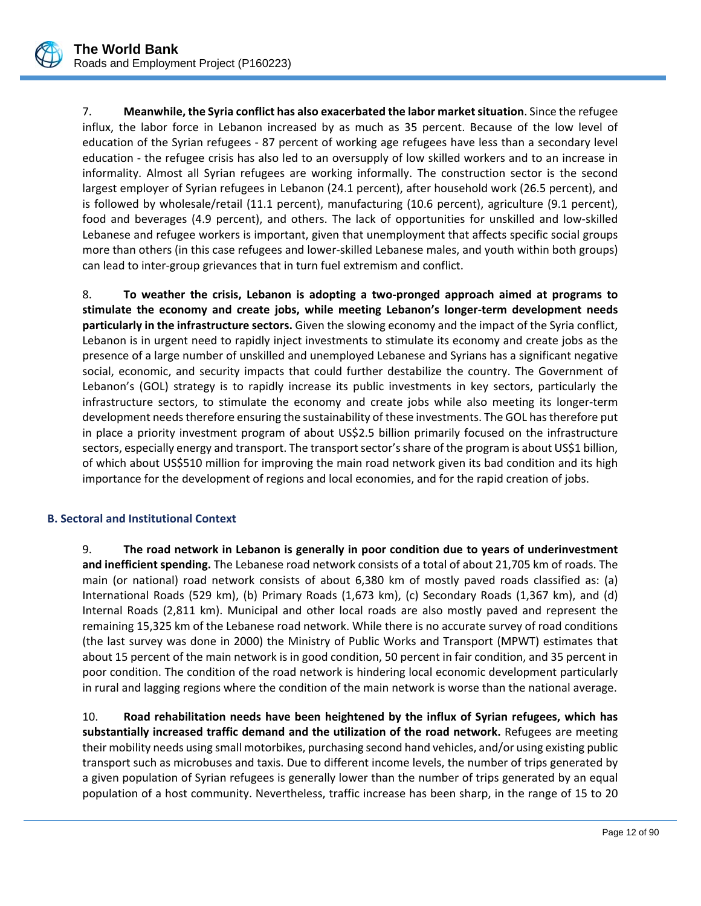7. **Meanwhile, the Syria conflict has also exacerbated the labor market situation**. Since the refugee influx, the labor force in Lebanon increased by as much as 35 percent. Because of the low level of education of the Syrian refugees - 87 percent of working age refugees have less than a secondary level education - the refugee crisis has also led to an oversupply of low skilled workers and to an increase in informality. Almost all Syrian refugees are working informally. The construction sector is the second largest employer of Syrian refugees in Lebanon (24.1 percent), after household work (26.5 percent), and is followed by wholesale/retail (11.1 percent), manufacturing (10.6 percent), agriculture (9.1 percent), food and beverages (4.9 percent), and others. The lack of opportunities for unskilled and low-skilled Lebanese and refugee workers is important, given that unemployment that affects specific social groups more than others (in this case refugees and lower-skilled Lebanese males, and youth within both groups) can lead to inter-group grievances that in turn fuel extremism and conflict.

8. **To weather the crisis, Lebanon is adopting a two-pronged approach aimed at programs to stimulate the economy and create jobs, while meeting Lebanon's longer-term development needs particularly in the infrastructure sectors.** Given the slowing economy and the impact of the Syria conflict, Lebanon is in urgent need to rapidly inject investments to stimulate its economy and create jobs as the presence of a large number of unskilled and unemployed Lebanese and Syrians has a significant negative social, economic, and security impacts that could further destabilize the country. The Government of Lebanon's (GOL) strategy is to rapidly increase its public investments in key sectors, particularly the infrastructure sectors, to stimulate the economy and create jobs while also meeting its longer-term development needs therefore ensuring the sustainability of these investments. The GOL has therefore put in place a priority investment program of about US$2.5 billion primarily focused on the infrastructure sectors, especially energy and transport. The transport sector's share of the program is about US$1 billion, of which about US$510 million for improving the main road network given its bad condition and its high importance for the development of regions and local economies, and for the rapid creation of jobs.

### B. Sectoral and Institutional Context

9. **The road network in Lebanon is generally in poor condition due to years of underinvestment and inefficient spending.** The Lebanese road network consists of a total of about 21,705 km of roads. The main (or national) road network consists of about 6,380 km of mostly paved roads classified as: (a) International Roads (529 km), (b) Primary Roads (1,673 km), (c) Secondary Roads (1,367 km), and (d) Internal Roads (2,811 km). Municipal and other local roads are also mostly paved and represent the remaining 15,325 km of the Lebanese road network. While there is no accurate survey of road conditions (the last survey was done in 2000) the Ministry of Public Works and Transport (MPWT) estimates that about 15 percent of the main network is in good condition, 50 percent in fair condition, and 35 percent in poor condition. The condition of the road network is hindering local economic development particularly in rural and lagging regions where the condition of the main network is worse than the national average.

10. **Road rehabilitation needs have been heightened by the influx of Syrian refugees, which has substantially increased traffic demand and the utilization of the road network.** Refugees are meeting their mobility needs using small motorbikes, purchasing second hand vehicles, and/or using existing public transport such as microbuses and taxis. Due to different income levels, the number of trips generated by a given population of Syrian refugees is generally lower than the number of trips generated by an equal population of a host community. Nevertheless, traffic increase has been sharp, in the range of 15 to 20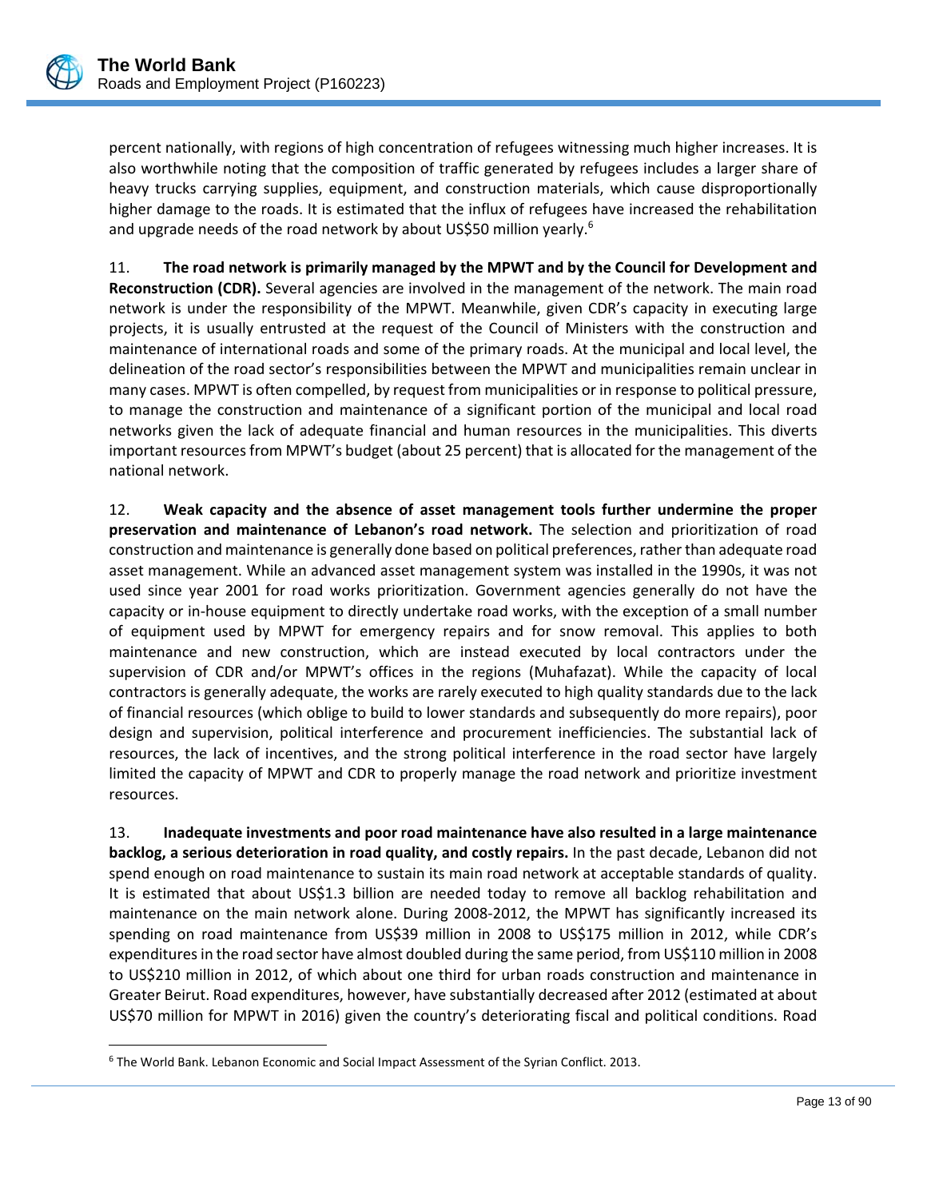percent nationally, with regions of high concentration of refugees witnessing much higher increases. It is also worthwhile noting that the composition of traffic generated by refugees includes a larger share of heavy trucks carrying supplies, equipment, and construction materials, which cause disproportionally higher damage to the roads. It is estimated that the influx of refugees have increased the rehabilitation and upgrade needs of the road network by about US$50 million yearly.[6]

11. **The road network is primarily managed by the MPWT and by the Council for Development and Reconstruction (CDR).** Several agencies are involved in the management of the network. The main road network is under the responsibility of the MPWT. Meanwhile, given CDR's capacity in executing large projects, it is usually entrusted at the request of the Council of Ministers with the construction and maintenance of international roads and some of the primary roads. At the municipal and local level, the delineation of the road sector's responsibilities between the MPWT and municipalities remain unclear in many cases. MPWT is often compelled, by request from municipalities or in response to political pressure, to manage the construction and maintenance of a significant portion of the municipal and local road networks given the lack of adequate financial and human resources in the municipalities. This diverts important resources from MPWT's budget (about 25 percent) that is allocated for the management of the national network.

12. **Weak capacity and the absence of asset management tools further undermine the proper preservation and maintenance of Lebanon's road network.** The selection and prioritization of road construction and maintenance is generally done based on political preferences, rather than adequate road asset management. While an advanced asset management system was installed in the 1990s, it was not used since year 2001 for road works prioritization. Government agencies generally do not have the capacity or in-house equipment to directly undertake road works, with the exception of a small number of equipment used by MPWT for emergency repairs and for snow removal. This applies to both maintenance and new construction, which are instead executed by local contractors under the supervision of CDR and/or MPWT's offices in the regions (Muhafazat). While the capacity of local contractors is generally adequate, the works are rarely executed to high quality standards due to the lack of financial resources (which oblige to build to lower standards and subsequently do more repairs), poor design and supervision, political interference and procurement inefficiencies. The substantial lack of resources, the lack of incentives, and the strong political interference in the road sector have largely limited the capacity of MPWT and CDR to properly manage the road network and prioritize investment resources.

13. **Inadequate investments and poor road maintenance have also resulted in a large maintenance backlog, a serious deterioration in road quality, and costly repairs.** In the past decade, Lebanon did not spend enough on road maintenance to sustain its main road network at acceptable standards of quality. It is estimated that about US$1.3 billion are needed today to remove all backlog rehabilitation and maintenance on the main network alone. During 2008-2012, the MPWT has significantly increased its spending on road maintenance from US$39 million in 2008 to US$175 million in 2012, while CDR's expenditures in the road sector have almost doubled during the same period, from US$110 million in 2008 to US$210 million in 2012, of which about one third for urban roads construction and maintenance in Greater Beirut. Road expenditures, however, have substantially decreased after 2012 (estimated at about US$70 million for MPWT in 2016) given the country's deteriorating fiscal and political conditions. Road

[6] The World Bank. Lebanon Economic and Social Impact Assessment of the Syrian Conflict. 2013.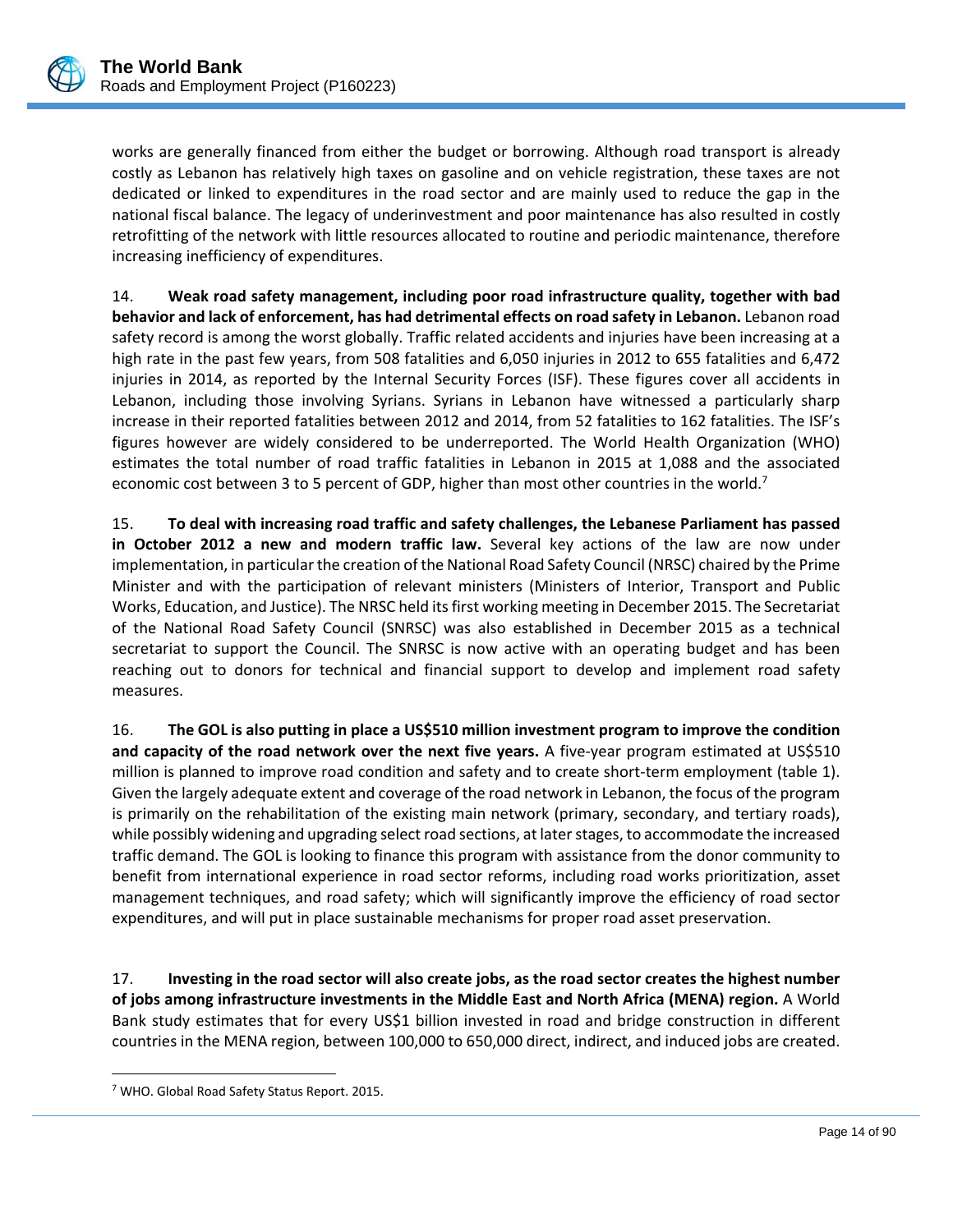works are generally financed from either the budget or borrowing. Although road transport is already costly as Lebanon has relatively high taxes on gasoline and on vehicle registration, these taxes are not dedicated or linked to expenditures in the road sector and are mainly used to reduce the gap in the national fiscal balance. The legacy of underinvestment and poor maintenance has also resulted in costly retrofitting of the network with little resources allocated to routine and periodic maintenance, therefore increasing inefficiency of expenditures.

14. **Weak road safety management, including poor road infrastructure quality, together with bad behavior and lack of enforcement, has had detrimental effects on road safety in Lebanon.** Lebanon road safety record is among the worst globally. Traffic related accidents and injuries have been increasing at a high rate in the past few years, from 508 fatalities and 6,050 injuries in 2012 to 655 fatalities and 6,472 injuries in 2014, as reported by the Internal Security Forces (ISF). These figures cover all accidents in Lebanon, including those involving Syrians. Syrians in Lebanon have witnessed a particularly sharp increase in their reported fatalities between 2012 and 2014, from 52 fatalities to 162 fatalities. The ISF's figures however are widely considered to be underreported. The World Health Organization (WHO) estimates the total number of road traffic fatalities in Lebanon in 2015 at 1,088 and the associated economic cost between 3 to 5 percent of GDP, higher than most other countries in the world.[7]

15. **To deal with increasing road traffic and safety challenges, the Lebanese Parliament has passed in October 2012 a new and modern traffic law.** Several key actions of the law are now under implementation, in particular the creation of the National Road Safety Council (NRSC) chaired by the Prime Minister and with the participation of relevant ministers (Ministers of Interior, Transport and Public Works, Education, and Justice). The NRSC held its first working meeting in December 2015. The Secretariat of the National Road Safety Council (SNRSC) was also established in December 2015 as a technical secretariat to support the Council. The SNRSC is now active with an operating budget and has been reaching out to donors for technical and financial support to develop and implement road safety measures.

16. **The GOL is also putting in place a US$510 million investment program to improve the condition and capacity of the road network over the next five years.** A five-year program estimated at US$510 million is planned to improve road condition and safety and to create short-term employment (table 1). Given the largely adequate extent and coverage of the road network in Lebanon, the focus of the program is primarily on the rehabilitation of the existing main network (primary, secondary, and tertiary roads), while possibly widening and upgrading select road sections, at later stages, to accommodate the increased traffic demand. The GOL is looking to finance this program with assistance from the donor community to benefit from international experience in road sector reforms, including road works prioritization, asset management techniques, and road safety; which will significantly improve the efficiency of road sector expenditures, and will put in place sustainable mechanisms for proper road asset preservation.

17. **Investing in the road sector will also create jobs, as the road sector creates the highest number of jobs among infrastructure investments in the Middle East and North Africa (MENA) region.** A World Bank study estimates that for every US$1 billion invested in road and bridge construction in different countries in the MENA region, between 100,000 to 650,000 direct, indirect, and induced jobs are created.

---

[7] WHO. Global Road Safety Status Report. 2015.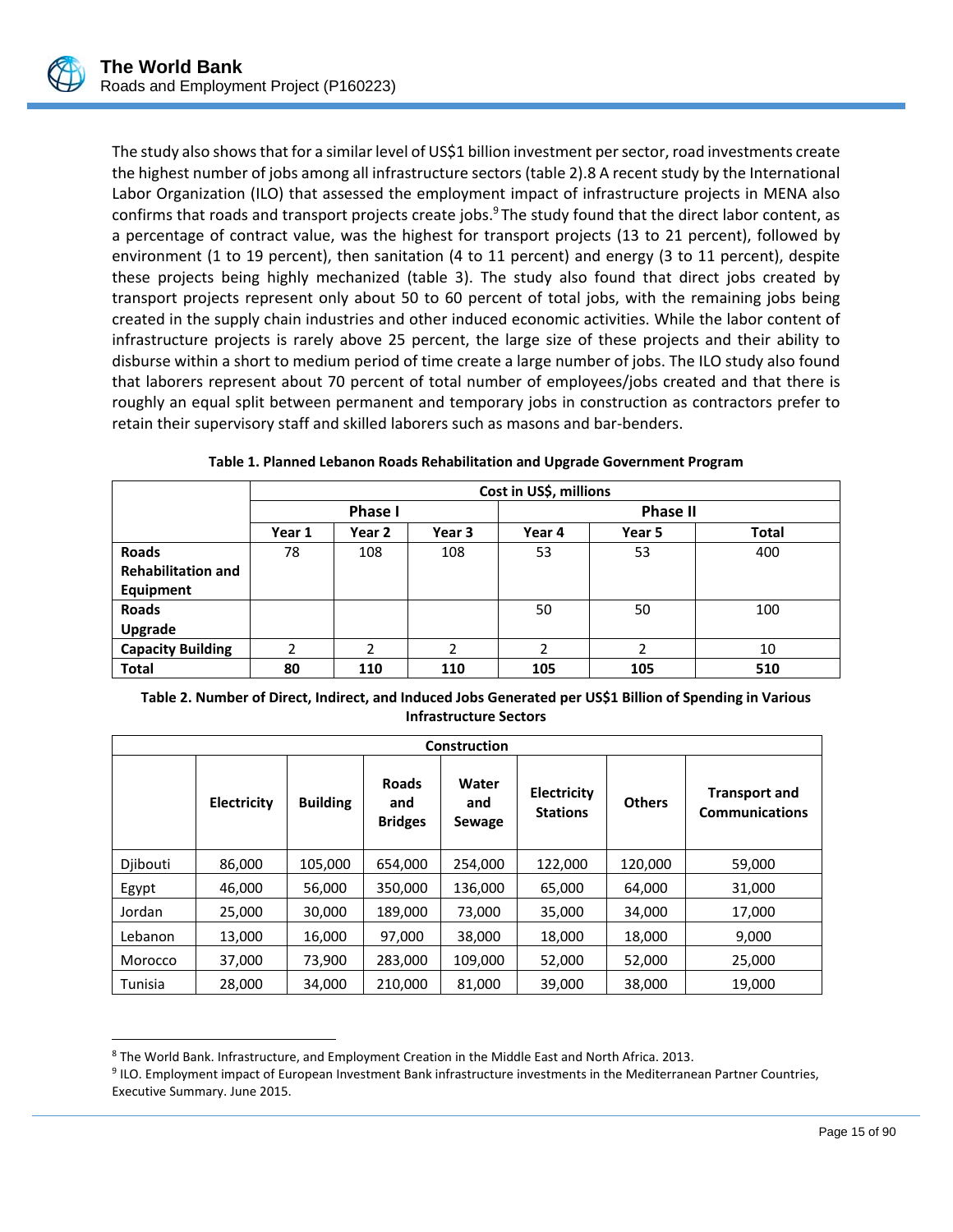The study also shows that for a similar level of US$1 billion investment per sector, road investments create the highest number of jobs among all infrastructure sectors (table 2).8 A recent study by the International Labor Organization (ILO) that assessed the employment impact of infrastructure projects in MENA also confirms that roads and transport projects create jobs.[9] The study found that the direct labor content, as a percentage of contract value, was the highest for transport projects (13 to 21 percent), followed by environment (1 to 19 percent), then sanitation (4 to 11 percent) and energy (3 to 11 percent), despite these projects being highly mechanized (table 3). The study also found that direct jobs created by transport projects represent only about 50 to 60 percent of total jobs, with the remaining jobs being created in the supply chain industries and other induced economic activities. While the labor content of infrastructure projects is rarely above 25 percent, the large size of these projects and their ability to disburse within a short to medium period of time create a large number of jobs. The ILO study also found that laborers represent about 70 percent of total number of employees/jobs created and that there is roughly an equal split between permanent and temporary jobs in construction as contractors prefer to retain their supervisory staff and skilled laborers such as masons and bar-benders.

**Table 1. Planned Lebanon Roads Rehabilitation and Upgrade Government Program**

| | Cost in US$, millions | | | | | |
|---|---|---|---|---|---|---|
| | Phase I | | | Phase II | | |
| | Year 1 | Year 2 | Year 3 | Year 4 | Year 5 | Total |
| **Roads Rehabilitation and Equipment** | 78 | 108 | 108 | 53 | 53 | 400 |
| **Roads Upgrade** | | | | 50 | 50 | 100 |
| **Capacity Building** | 2 | 2 | 2 | 2 | 2 | 10 |
| **Total** | **80** | **110** | **110** | **105** | **105** | **510** |

**Table 2. Number of Direct, Indirect, and Induced Jobs Generated per US$1 Billion of Spending in Various Infrastructure Sectors**

| Construction | | | | | | | |
|---|---|---|---|---|---|---|---|
| | **Electricity** | **Building** | **Roads and Bridges** | **Water and Sewage** | **Electricity Stations** | **Others** | **Transport and Communications** |
| Djibouti | 86,000 | 105,000 | 654,000 | 254,000 | 122,000 | 120,000 | 59,000 |
| Egypt | 46,000 | 56,000 | 350,000 | 136,000 | 65,000 | 64,000 | 31,000 |
| Jordan | 25,000 | 30,000 | 189,000 | 73,000 | 35,000 | 34,000 | 17,000 |
| Lebanon | 13,000 | 16,000 | 97,000 | 38,000 | 18,000 | 18,000 | 9,000 |
| Morocco | 37,000 | 73,900 | 283,000 | 109,000 | 52,000 | 52,000 | 25,000 |
| Tunisia | 28,000 | 34,000 | 210,000 | 81,000 | 39,000 | 38,000 | 19,000 |

[8] The World Bank. Infrastructure, and Employment Creation in the Middle East and North Africa. 2013.

[9] ILO. Employment impact of European Investment Bank infrastructure investments in the Mediterranean Partner Countries, Executive Summary. June 2015.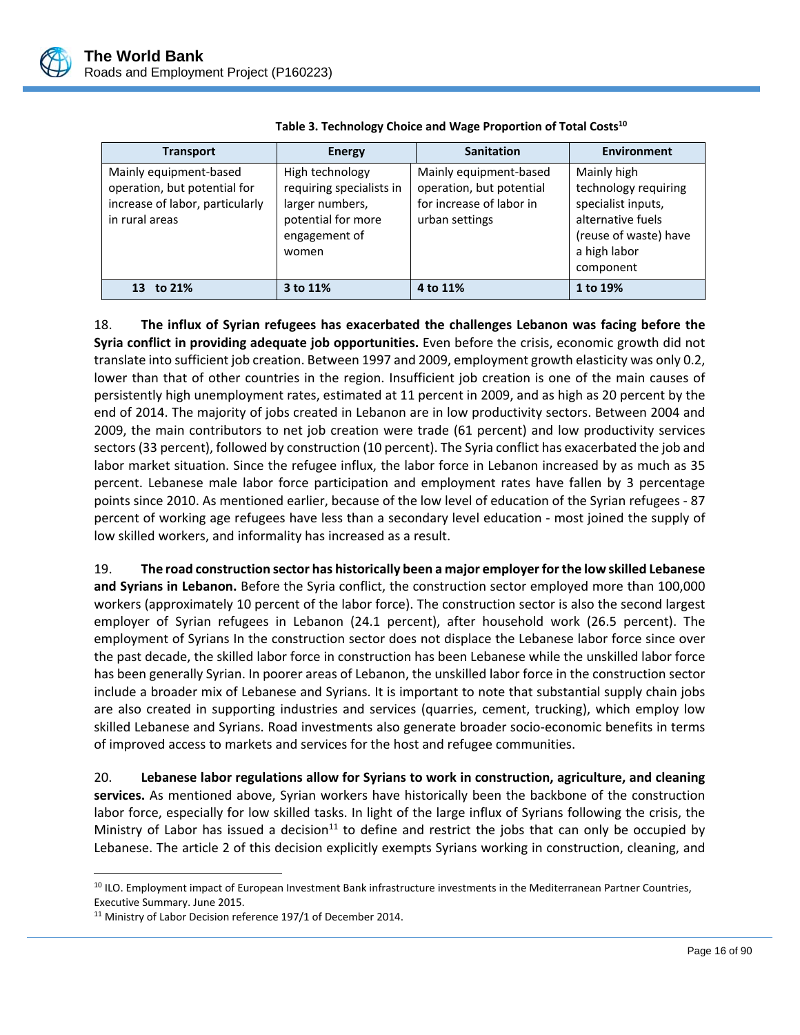**Table 3. Technology Choice and Wage Proportion of Total Costs[10]**

| Transport | Energy | Sanitation | Environment |
|---|---|---|---|
| Mainly equipment-based operation, but potential for increase of labor, particularly in rural areas | High technology requiring specialists in larger numbers, potential for more engagement of women | Mainly equipment-based operation, but potential for increase of labor in urban settings | Mainly high technology requiring specialist inputs, alternative fuels (reuse of waste) have a high labor component |
| **13 to 21%** | **3 to 11%** | **4 to 11%** | **1 to 19%** |

18. **The influx of Syrian refugees has exacerbated the challenges Lebanon was facing before the Syria conflict in providing adequate job opportunities.** Even before the crisis, economic growth did not translate into sufficient job creation. Between 1997 and 2009, employment growth elasticity was only 0.2, lower than that of other countries in the region. Insufficient job creation is one of the main causes of persistently high unemployment rates, estimated at 11 percent in 2009, and as high as 20 percent by the end of 2014. The majority of jobs created in Lebanon are in low productivity sectors. Between 2004 and 2009, the main contributors to net job creation were trade (61 percent) and low productivity services sectors (33 percent), followed by construction (10 percent). The Syria conflict has exacerbated the job and labor market situation. Since the refugee influx, the labor force in Lebanon increased by as much as 35 percent. Lebanese male labor force participation and employment rates have fallen by 3 percentage points since 2010. As mentioned earlier, because of the low level of education of the Syrian refugees - 87 percent of working age refugees have less than a secondary level education - most joined the supply of low skilled workers, and informality has increased as a result.

19. **The road construction sector has historically been a major employer for the low skilled Lebanese and Syrians in Lebanon.** Before the Syria conflict, the construction sector employed more than 100,000 workers (approximately 10 percent of the labor force). The construction sector is also the second largest employer of Syrian refugees in Lebanon (24.1 percent), after household work (26.5 percent). The employment of Syrians In the construction sector does not displace the Lebanese labor force since over the past decade, the skilled labor force in construction has been Lebanese while the unskilled labor force has been generally Syrian. In poorer areas of Lebanon, the unskilled labor force in the construction sector include a broader mix of Lebanese and Syrians. It is important to note that substantial supply chain jobs are also created in supporting industries and services (quarries, cement, trucking), which employ low skilled Lebanese and Syrians. Road investments also generate broader socio-economic benefits in terms of improved access to markets and services for the host and refugee communities.

20. **Lebanese labor regulations allow for Syrians to work in construction, agriculture, and cleaning services.** As mentioned above, Syrian workers have historically been the backbone of the construction labor force, especially for low skilled tasks. In light of the large influx of Syrians following the crisis, the Ministry of Labor has issued a decision[11] to define and restrict the jobs that can only be occupied by Lebanese. The article 2 of this decision explicitly exempts Syrians working in construction, cleaning, and

---

[10] ILO. Employment impact of European Investment Bank infrastructure investments in the Mediterranean Partner Countries, Executive Summary. June 2015.

[11] Ministry of Labor Decision reference 197/1 of December 2014.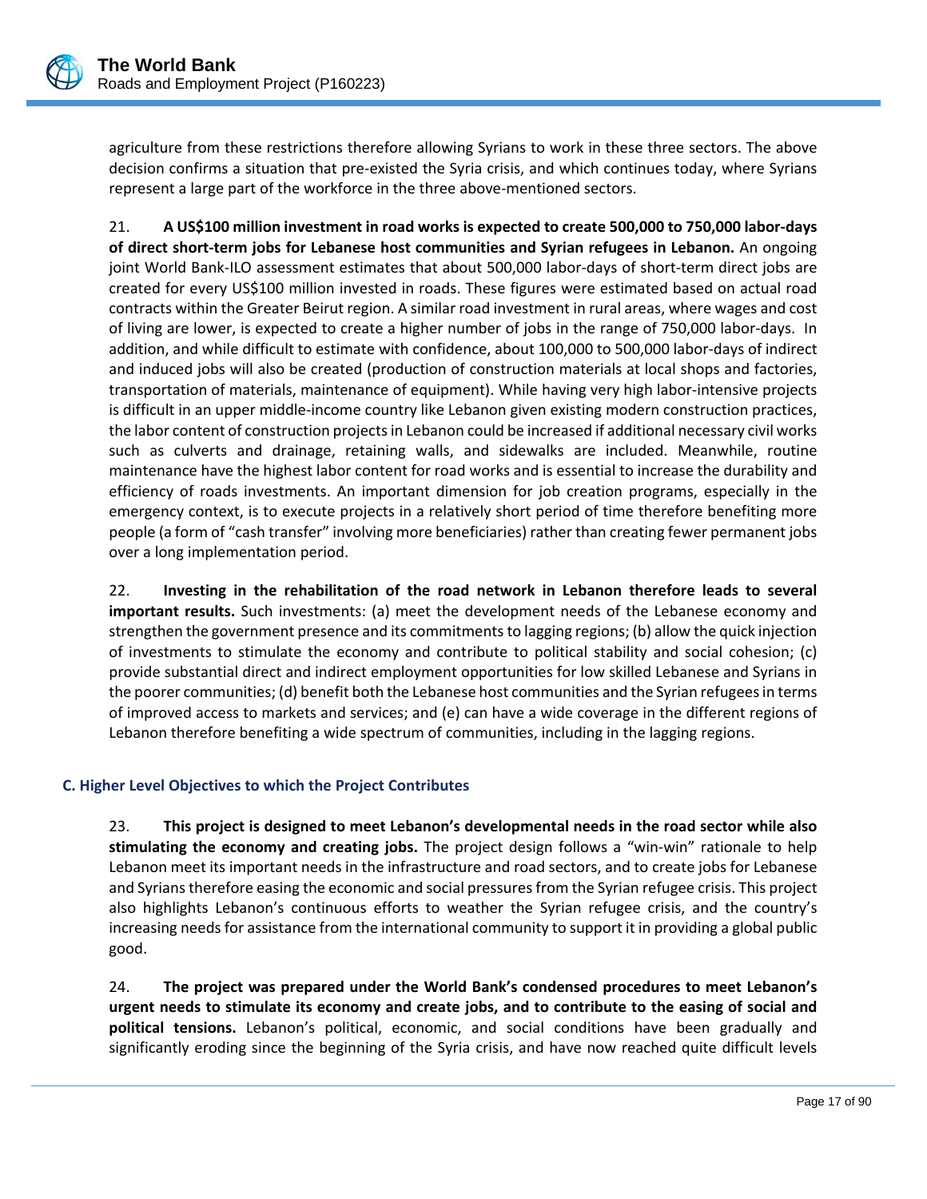agriculture from these restrictions therefore allowing Syrians to work in these three sectors. The above decision confirms a situation that pre-existed the Syria crisis, and which continues today, where Syrians represent a large part of the workforce in the three above-mentioned sectors.

21. **A US$100 million investment in road works is expected to create 500,000 to 750,000 labor-days of direct short-term jobs for Lebanese host communities and Syrian refugees in Lebanon.** An ongoing joint World Bank-ILO assessment estimates that about 500,000 labor-days of short-term direct jobs are created for every US$100 million invested in roads. These figures were estimated based on actual road contracts within the Greater Beirut region. A similar road investment in rural areas, where wages and cost of living are lower, is expected to create a higher number of jobs in the range of 750,000 labor-days. In addition, and while difficult to estimate with confidence, about 100,000 to 500,000 labor-days of indirect and induced jobs will also be created (production of construction materials at local shops and factories, transportation of materials, maintenance of equipment). While having very high labor-intensive projects is difficult in an upper middle-income country like Lebanon given existing modern construction practices, the labor content of construction projects in Lebanon could be increased if additional necessary civil works such as culverts and drainage, retaining walls, and sidewalks are included. Meanwhile, routine maintenance have the highest labor content for road works and is essential to increase the durability and efficiency of roads investments. An important dimension for job creation programs, especially in the emergency context, is to execute projects in a relatively short period of time therefore benefiting more people (a form of "cash transfer" involving more beneficiaries) rather than creating fewer permanent jobs over a long implementation period.

22. **Investing in the rehabilitation of the road network in Lebanon therefore leads to several important results.** Such investments: (a) meet the development needs of the Lebanese economy and strengthen the government presence and its commitments to lagging regions; (b) allow the quick injection of investments to stimulate the economy and contribute to political stability and social cohesion; (c) provide substantial direct and indirect employment opportunities for low skilled Lebanese and Syrians in the poorer communities; (d) benefit both the Lebanese host communities and the Syrian refugees in terms of improved access to markets and services; and (e) can have a wide coverage in the different regions of Lebanon therefore benefiting a wide spectrum of communities, including in the lagging regions.

### C. Higher Level Objectives to which the Project Contributes

23. **This project is designed to meet Lebanon's developmental needs in the road sector while also stimulating the economy and creating jobs.** The project design follows a "win-win" rationale to help Lebanon meet its important needs in the infrastructure and road sectors, and to create jobs for Lebanese and Syrians therefore easing the economic and social pressures from the Syrian refugee crisis. This project also highlights Lebanon's continuous efforts to weather the Syrian refugee crisis, and the country's increasing needs for assistance from the international community to support it in providing a global public good.

24. **The project was prepared under the World Bank's condensed procedures to meet Lebanon's urgent needs to stimulate its economy and create jobs, and to contribute to the easing of social and political tensions.** Lebanon's political, economic, and social conditions have been gradually and significantly eroding since the beginning of the Syria crisis, and have now reached quite difficult levels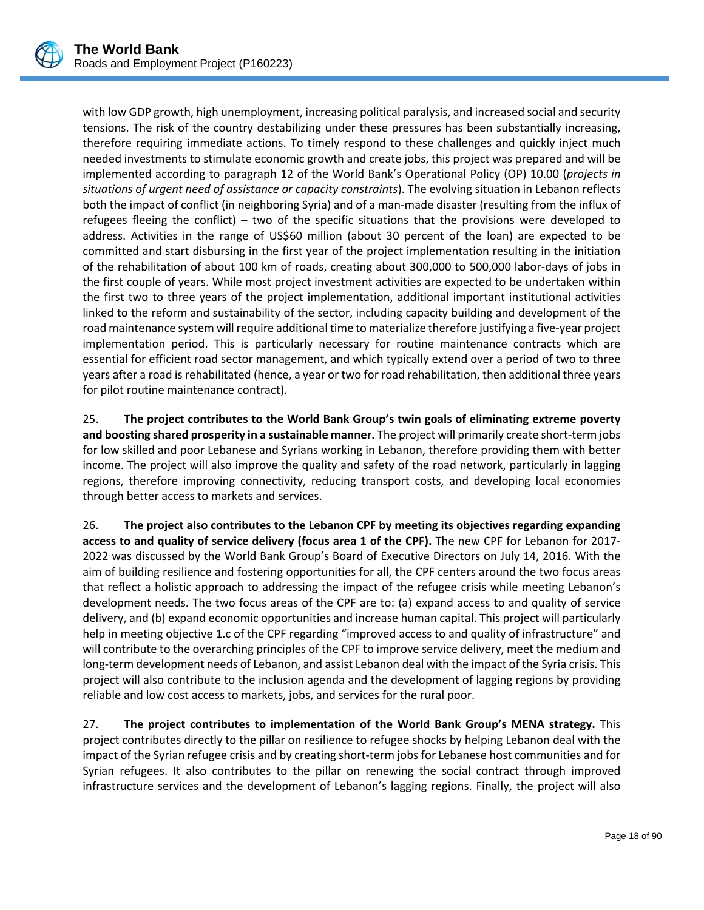with low GDP growth, high unemployment, increasing political paralysis, and increased social and security tensions. The risk of the country destabilizing under these pressures has been substantially increasing, therefore requiring immediate actions. To timely respond to these challenges and quickly inject much needed investments to stimulate economic growth and create jobs, this project was prepared and will be implemented according to paragraph 12 of the World Bank's Operational Policy (OP) 10.00 (*projects in situations of urgent need of assistance or capacity constraints*). The evolving situation in Lebanon reflects both the impact of conflict (in neighboring Syria) and of a man-made disaster (resulting from the influx of refugees fleeing the conflict) – two of the specific situations that the provisions were developed to address. Activities in the range of US$60 million (about 30 percent of the loan) are expected to be committed and start disbursing in the first year of the project implementation resulting in the initiation of the rehabilitation of about 100 km of roads, creating about 300,000 to 500,000 labor-days of jobs in the first couple of years. While most project investment activities are expected to be undertaken within the first two to three years of the project implementation, additional important institutional activities linked to the reform and sustainability of the sector, including capacity building and development of the road maintenance system will require additional time to materialize therefore justifying a five-year project implementation period. This is particularly necessary for routine maintenance contracts which are essential for efficient road sector management, and which typically extend over a period of two to three years after a road is rehabilitated (hence, a year or two for road rehabilitation, then additional three years for pilot routine maintenance contract).

25. **The project contributes to the World Bank Group's twin goals of eliminating extreme poverty and boosting shared prosperity in a sustainable manner.** The project will primarily create short-term jobs for low skilled and poor Lebanese and Syrians working in Lebanon, therefore providing them with better income. The project will also improve the quality and safety of the road network, particularly in lagging regions, therefore improving connectivity, reducing transport costs, and developing local economies through better access to markets and services.

26. **The project also contributes to the Lebanon CPF by meeting its objectives regarding expanding access to and quality of service delivery (focus area 1 of the CPF).** The new CPF for Lebanon for 2017-2022 was discussed by the World Bank Group's Board of Executive Directors on July 14, 2016. With the aim of building resilience and fostering opportunities for all, the CPF centers around the two focus areas that reflect a holistic approach to addressing the impact of the refugee crisis while meeting Lebanon's development needs. The two focus areas of the CPF are to: (a) expand access to and quality of service delivery, and (b) expand economic opportunities and increase human capital. This project will particularly help in meeting objective 1.c of the CPF regarding "improved access to and quality of infrastructure" and will contribute to the overarching principles of the CPF to improve service delivery, meet the medium and long-term development needs of Lebanon, and assist Lebanon deal with the impact of the Syria crisis. This project will also contribute to the inclusion agenda and the development of lagging regions by providing reliable and low cost access to markets, jobs, and services for the rural poor.

27. **The project contributes to implementation of the World Bank Group's MENA strategy.** This project contributes directly to the pillar on resilience to refugee shocks by helping Lebanon deal with the impact of the Syrian refugee crisis and by creating short-term jobs for Lebanese host communities and for Syrian refugees. It also contributes to the pillar on renewing the social contract through improved infrastructure services and the development of Lebanon's lagging regions. Finally, the project will also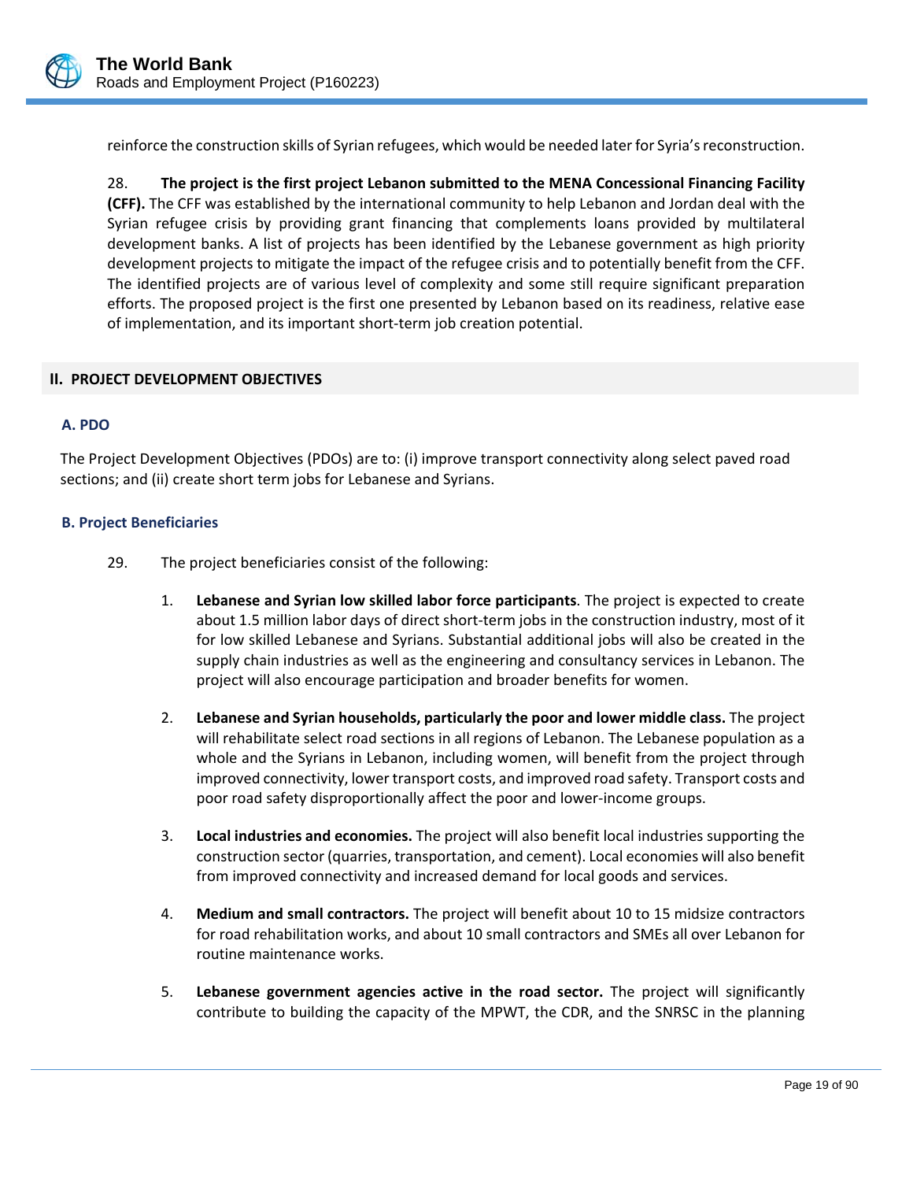reinforce the construction skills of Syrian refugees, which would be needed later for Syria's reconstruction.

28. **The project is the first project Lebanon submitted to the MENA Concessional Financing Facility (CFF).** The CFF was established by the international community to help Lebanon and Jordan deal with the Syrian refugee crisis by providing grant financing that complements loans provided by multilateral development banks. A list of projects has been identified by the Lebanese government as high priority development projects to mitigate the impact of the refugee crisis and to potentially benefit from the CFF. The identified projects are of various level of complexity and some still require significant preparation efforts. The proposed project is the first one presented by Lebanon based on its readiness, relative ease of implementation, and its important short-term job creation potential.

## II. PROJECT DEVELOPMENT OBJECTIVES

### A. PDO

The Project Development Objectives (PDOs) are to: (i) improve transport connectivity along select paved road sections; and (ii) create short term jobs for Lebanese and Syrians.

### B. Project Beneficiaries

29. The project beneficiaries consist of the following:

1. **Lebanese and Syrian low skilled labor force participants**. The project is expected to create about 1.5 million labor days of direct short-term jobs in the construction industry, most of it for low skilled Lebanese and Syrians. Substantial additional jobs will also be created in the supply chain industries as well as the engineering and consultancy services in Lebanon. The project will also encourage participation and broader benefits for women.

2. **Lebanese and Syrian households, particularly the poor and lower middle class.** The project will rehabilitate select road sections in all regions of Lebanon. The Lebanese population as a whole and the Syrians in Lebanon, including women, will benefit from the project through improved connectivity, lower transport costs, and improved road safety. Transport costs and poor road safety disproportionally affect the poor and lower-income groups.

3. **Local industries and economies.** The project will also benefit local industries supporting the construction sector (quarries, transportation, and cement). Local economies will also benefit from improved connectivity and increased demand for local goods and services.

4. **Medium and small contractors.** The project will benefit about 10 to 15 midsize contractors for road rehabilitation works, and about 10 small contractors and SMEs all over Lebanon for routine maintenance works.

5. **Lebanese government agencies active in the road sector.** The project will significantly contribute to building the capacity of the MPWT, the CDR, and the SNRSC in the planning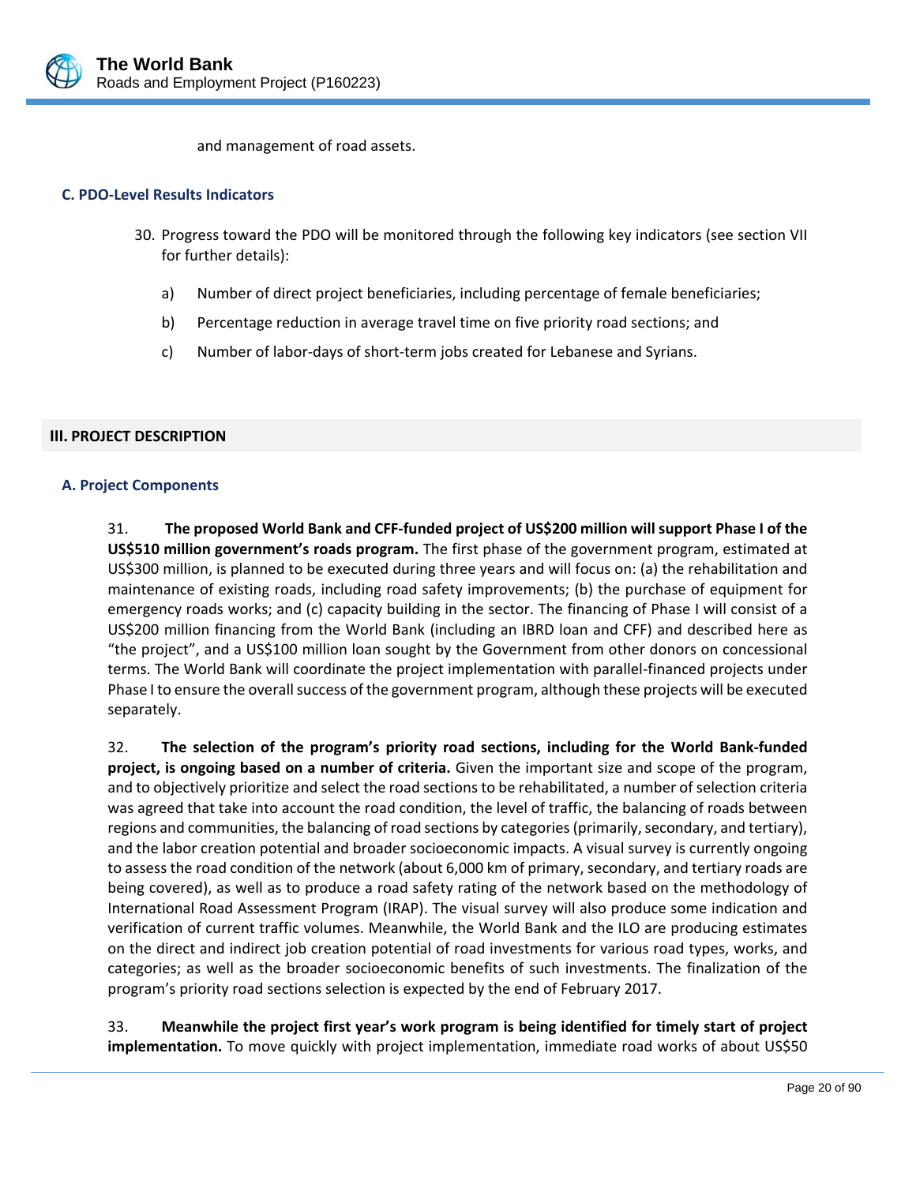and management of road assets.

### C. PDO-Level Results Indicators

30. Progress toward the PDO will be monitored through the following key indicators (see section VII for further details):

    a) Number of direct project beneficiaries, including percentage of female beneficiaries;

    b) Percentage reduction in average travel time on five priority road sections; and

    c) Number of labor-days of short-term jobs created for Lebanese and Syrians.

## III. PROJECT DESCRIPTION

### A. Project Components

31. **The proposed World Bank and CFF-funded project of US$200 million will support Phase I of the US$510 million government's roads program.** The first phase of the government program, estimated at US$300 million, is planned to be executed during three years and will focus on: (a) the rehabilitation and maintenance of existing roads, including road safety improvements; (b) the purchase of equipment for emergency roads works; and (c) capacity building in the sector. The financing of Phase I will consist of a US$200 million financing from the World Bank (including an IBRD loan and CFF) and described here as "the project", and a US$100 million loan sought by the Government from other donors on concessional terms. The World Bank will coordinate the project implementation with parallel-financed projects under Phase I to ensure the overall success of the government program, although these projects will be executed separately.

32. **The selection of the program's priority road sections, including for the World Bank-funded project, is ongoing based on a number of criteria.** Given the important size and scope of the program, and to objectively prioritize and select the road sections to be rehabilitated, a number of selection criteria was agreed that take into account the road condition, the level of traffic, the balancing of roads between regions and communities, the balancing of road sections by categories (primarily, secondary, and tertiary), and the labor creation potential and broader socioeconomic impacts. A visual survey is currently ongoing to assess the road condition of the network (about 6,000 km of primary, secondary, and tertiary roads are being covered), as well as to produce a road safety rating of the network based on the methodology of International Road Assessment Program (IRAP). The visual survey will also produce some indication and verification of current traffic volumes. Meanwhile, the World Bank and the ILO are producing estimates on the direct and indirect job creation potential of road investments for various road types, works, and categories; as well as the broader socioeconomic benefits of such investments. The finalization of the program's priority road sections selection is expected by the end of February 2017.

33. **Meanwhile the project first year's work program is being identified for timely start of project implementation.** To move quickly with project implementation, immediate road works of about US$50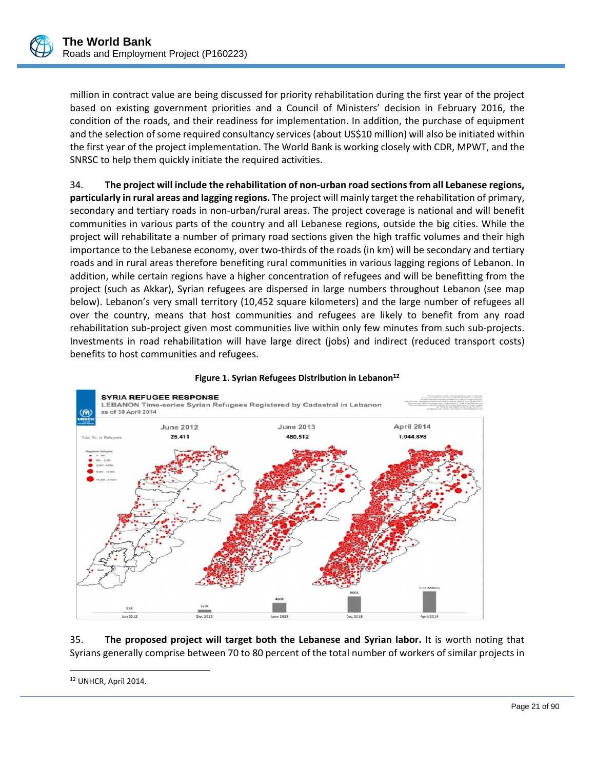million in contract value are being discussed for priority rehabilitation during the first year of the project based on existing government priorities and a Council of Ministers' decision in February 2016, the condition of the roads, and their readiness for implementation. In addition, the purchase of equipment and the selection of some required consultancy services (about US$10 million) will also be initiated within the first year of the project implementation. The World Bank is working closely with CDR, MPWT, and the SNRSC to help them quickly initiate the required activities.

34. **The project will include the rehabilitation of non-urban road sections from all Lebanese regions, particularly in rural areas and lagging regions.** The project will mainly target the rehabilitation of primary, secondary and tertiary roads in non-urban/rural areas. The project coverage is national and will benefit communities in various parts of the country and all Lebanese regions, outside the big cities. While the project will rehabilitate a number of primary road sections given the high traffic volumes and their high importance to the Lebanese economy, over two-thirds of the roads (in km) will be secondary and tertiary roads and in rural areas therefore benefiting rural communities in various lagging regions of Lebanon. In addition, while certain regions have a higher concentration of refugees and will be benefitting from the project (such as Akkar), Syrian refugees are dispersed in large numbers throughout Lebanon (see map below). Lebanon's very small territory (10,452 square kilometers) and the large number of refugees all over the country, means that host communities and refugees are likely to benefit from any road rehabilitation sub-project given most communities live within only few minutes from such sub-projects. Investments in road rehabilitation will have large direct (jobs) and indirect (reduced transport costs) benefits to host communities and refugees.

**Figure 1. Syrian Refugees Distribution in Lebanon**[12]

35. **The proposed project will target both the Lebanese and Syrian labor.** It is worth noting that Syrians generally comprise between 70 to 80 percent of the total number of workers of similar projects in

[12] UNHCR, April 2014.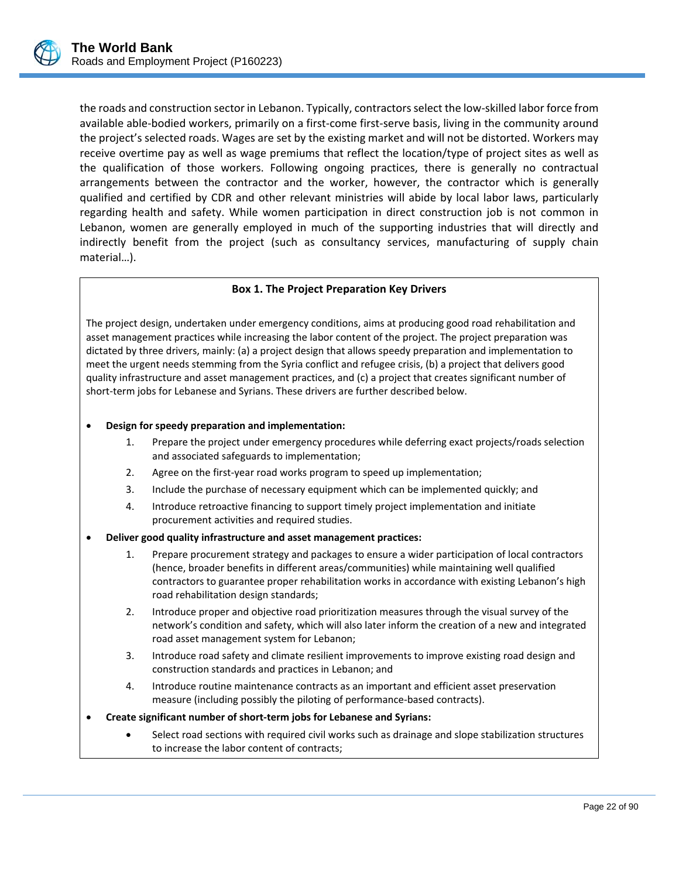the roads and construction sector in Lebanon. Typically, contractors select the low-skilled labor force from available able-bodied workers, primarily on a first-come first-serve basis, living in the community around the project's selected roads. Wages are set by the existing market and will not be distorted. Workers may receive overtime pay as well as wage premiums that reflect the location/type of project sites as well as the qualification of those workers. Following ongoing practices, there is generally no contractual arrangements between the contractor and the worker, however, the contractor which is generally qualified and certified by CDR and other relevant ministries will abide by local labor laws, particularly regarding health and safety. While women participation in direct construction job is not common in Lebanon, women are generally employed in much of the supporting industries that will directly and indirectly benefit from the project (such as consultancy services, manufacturing of supply chain material…).

**Box 1. The Project Preparation Key Drivers**

The project design, undertaken under emergency conditions, aims at producing good road rehabilitation and asset management practices while increasing the labor content of the project. The project preparation was dictated by three drivers, mainly: (a) a project design that allows speedy preparation and implementation to meet the urgent needs stemming from the Syria conflict and refugee crisis, (b) a project that delivers good quality infrastructure and asset management practices, and (c) a project that creates significant number of short-term jobs for Lebanese and Syrians. These drivers are further described below.

- **Design for speedy preparation and implementation:**
  1. Prepare the project under emergency procedures while deferring exact projects/roads selection and associated safeguards to implementation;
  2. Agree on the first-year road works program to speed up implementation;
  3. Include the purchase of necessary equipment which can be implemented quickly; and
  4. Introduce retroactive financing to support timely project implementation and initiate procurement activities and required studies.
- **Deliver good quality infrastructure and asset management practices:**
  1. Prepare procurement strategy and packages to ensure a wider participation of local contractors (hence, broader benefits in different areas/communities) while maintaining well qualified contractors to guarantee proper rehabilitation works in accordance with existing Lebanon's high road rehabilitation design standards;
  2. Introduce proper and objective road prioritization measures through the visual survey of the network's condition and safety, which will also later inform the creation of a new and integrated road asset management system for Lebanon;
  3. Introduce road safety and climate resilient improvements to improve existing road design and construction standards and practices in Lebanon; and
  4. Introduce routine maintenance contracts as an important and efficient asset preservation measure (including possibly the piloting of performance-based contracts).
- **Create significant number of short-term jobs for Lebanese and Syrians:**
  - Select road sections with required civil works such as drainage and slope stabilization structures to increase the labor content of contracts;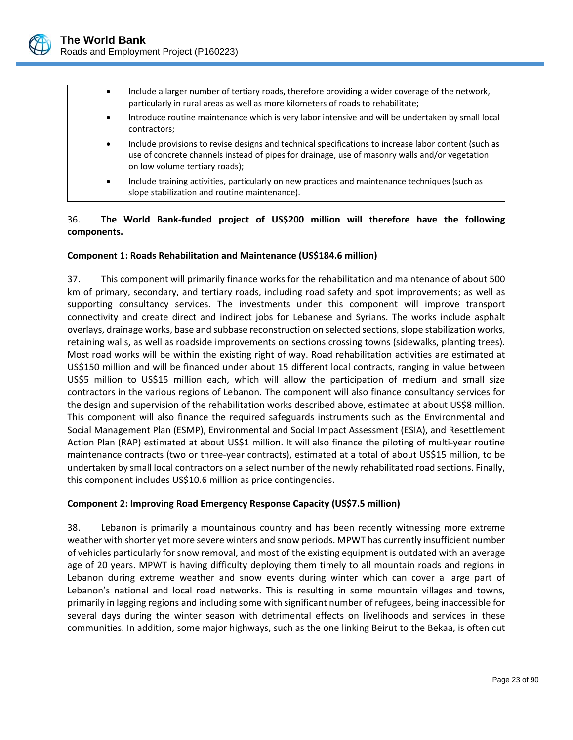- Include a larger number of tertiary roads, therefore providing a wider coverage of the network, particularly in rural areas as well as more kilometers of roads to rehabilitate;
- Introduce routine maintenance which is very labor intensive and will be undertaken by small local contractors;
- Include provisions to revise designs and technical specifications to increase labor content (such as use of concrete channels instead of pipes for drainage, use of masonry walls and/or vegetation on low volume tertiary roads);
- Include training activities, particularly on new practices and maintenance techniques (such as slope stabilization and routine maintenance).

36. **The World Bank-funded project of US$200 million will therefore have the following components.**

**Component 1: Roads Rehabilitation and Maintenance (US$184.6 million)**

37. This component will primarily finance works for the rehabilitation and maintenance of about 500 km of primary, secondary, and tertiary roads, including road safety and spot improvements; as well as supporting consultancy services. The investments under this component will improve transport connectivity and create direct and indirect jobs for Lebanese and Syrians. The works include asphalt overlays, drainage works, base and subbase reconstruction on selected sections, slope stabilization works, retaining walls, as well as roadside improvements on sections crossing towns (sidewalks, planting trees). Most road works will be within the existing right of way. Road rehabilitation activities are estimated at US$150 million and will be financed under about 15 different local contracts, ranging in value between US$5 million to US$15 million each, which will allow the participation of medium and small size contractors in the various regions of Lebanon. The component will also finance consultancy services for the design and supervision of the rehabilitation works described above, estimated at about US$8 million. This component will also finance the required safeguards instruments such as the Environmental and Social Management Plan (ESMP), Environmental and Social Impact Assessment (ESIA), and Resettlement Action Plan (RAP) estimated at about US$1 million. It will also finance the piloting of multi-year routine maintenance contracts (two or three-year contracts), estimated at a total of about US$15 million, to be undertaken by small local contractors on a select number of the newly rehabilitated road sections. Finally, this component includes US$10.6 million as price contingencies.

**Component 2: Improving Road Emergency Response Capacity (US$7.5 million)**

38. Lebanon is primarily a mountainous country and has been recently witnessing more extreme weather with shorter yet more severe winters and snow periods. MPWT has currently insufficient number of vehicles particularly for snow removal, and most of the existing equipment is outdated with an average age of 20 years. MPWT is having difficulty deploying them timely to all mountain roads and regions in Lebanon during extreme weather and snow events during winter which can cover a large part of Lebanon's national and local road networks. This is resulting in some mountain villages and towns, primarily in lagging regions and including some with significant number of refugees, being inaccessible for several days during the winter season with detrimental effects on livelihoods and services in these communities. In addition, some major highways, such as the one linking Beirut to the Bekaa, is often cut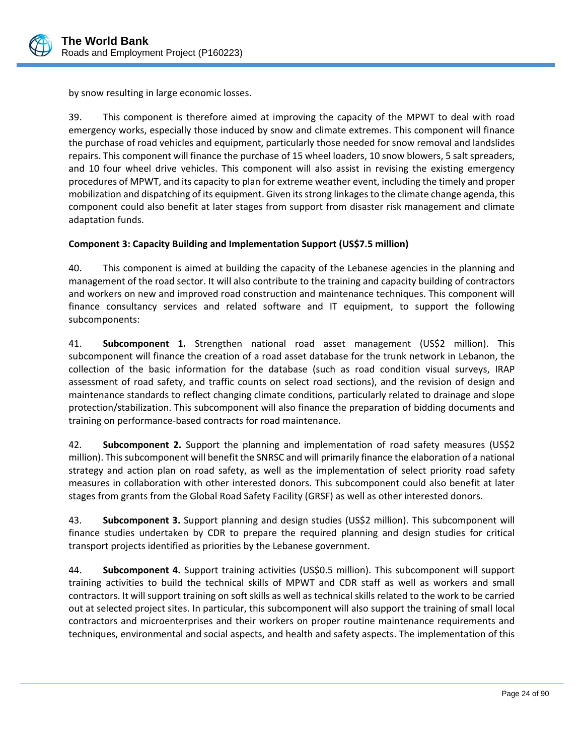by snow resulting in large economic losses.

39. This component is therefore aimed at improving the capacity of the MPWT to deal with road emergency works, especially those induced by snow and climate extremes. This component will finance the purchase of road vehicles and equipment, particularly those needed for snow removal and landslides repairs. This component will finance the purchase of 15 wheel loaders, 10 snow blowers, 5 salt spreaders, and 10 four wheel drive vehicles. This component will also assist in revising the existing emergency procedures of MPWT, and its capacity to plan for extreme weather event, including the timely and proper mobilization and dispatching of its equipment. Given its strong linkages to the climate change agenda, this component could also benefit at later stages from support from disaster risk management and climate adaptation funds.

**Component 3: Capacity Building and Implementation Support (US$7.5 million)**

40. This component is aimed at building the capacity of the Lebanese agencies in the planning and management of the road sector. It will also contribute to the training and capacity building of contractors and workers on new and improved road construction and maintenance techniques. This component will finance consultancy services and related software and IT equipment, to support the following subcomponents:

41. **Subcomponent 1.** Strengthen national road asset management (US$2 million). This subcomponent will finance the creation of a road asset database for the trunk network in Lebanon, the collection of the basic information for the database (such as road condition visual surveys, IRAP assessment of road safety, and traffic counts on select road sections), and the revision of design and maintenance standards to reflect changing climate conditions, particularly related to drainage and slope protection/stabilization. This subcomponent will also finance the preparation of bidding documents and training on performance-based contracts for road maintenance.

42. **Subcomponent 2.** Support the planning and implementation of road safety measures (US$2 million). This subcomponent will benefit the SNRSC and will primarily finance the elaboration of a national strategy and action plan on road safety, as well as the implementation of select priority road safety measures in collaboration with other interested donors. This subcomponent could also benefit at later stages from grants from the Global Road Safety Facility (GRSF) as well as other interested donors.

43. **Subcomponent 3.** Support planning and design studies (US$2 million). This subcomponent will finance studies undertaken by CDR to prepare the required planning and design studies for critical transport projects identified as priorities by the Lebanese government.

44. **Subcomponent 4.** Support training activities (US$0.5 million). This subcomponent will support training activities to build the technical skills of MPWT and CDR staff as well as workers and small contractors. It will support training on soft skills as well as technical skills related to the work to be carried out at selected project sites. In particular, this subcomponent will also support the training of small local contractors and microenterprises and their workers on proper routine maintenance requirements and techniques, environmental and social aspects, and health and safety aspects. The implementation of this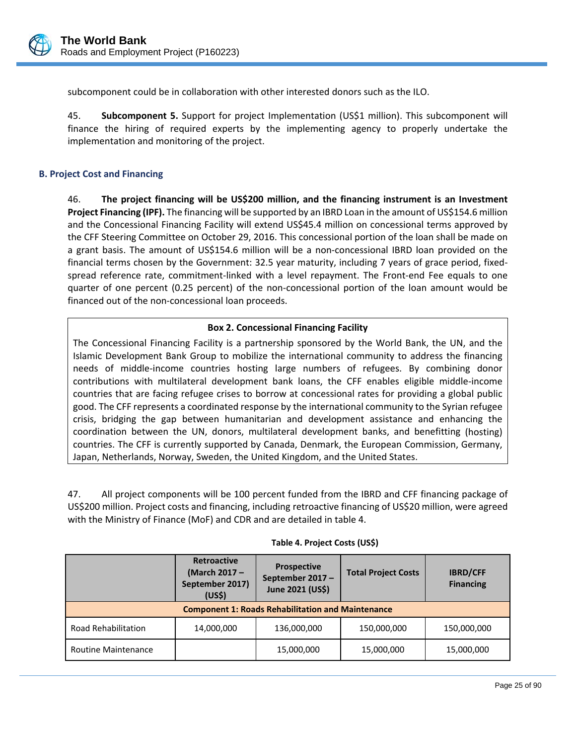subcomponent could be in collaboration with other interested donors such as the ILO.

45. **Subcomponent 5.** Support for project Implementation (US$1 million). This subcomponent will finance the hiring of required experts by the implementing agency to properly undertake the implementation and monitoring of the project.

### B. Project Cost and Financing

46. **The project financing will be US$200 million, and the financing instrument is an Investment Project Financing (IPF).** The financing will be supported by an IBRD Loan in the amount of US$154.6 million and the Concessional Financing Facility will extend US$45.4 million on concessional terms approved by the CFF Steering Committee on October 29, 2016. This concessional portion of the loan shall be made on a grant basis. The amount of US$154.6 million will be a non-concessional IBRD loan provided on the financial terms chosen by the Government: 32.5 year maturity, including 7 years of grace period, fixed-spread reference rate, commitment-linked with a level repayment. The Front-end Fee equals to one quarter of one percent (0.25 percent) of the non-concessional portion of the loan amount would be financed out of the non-concessional loan proceeds.

> **Box 2. Concessional Financing Facility**
>
> The Concessional Financing Facility is a partnership sponsored by the World Bank, the UN, and the Islamic Development Bank Group to mobilize the international community to address the financing needs of middle-income countries hosting large numbers of refugees. By combining donor contributions with multilateral development bank loans, the CFF enables eligible middle-income countries that are facing refugee crises to borrow at concessional rates for providing a global public good. The CFF represents a coordinated response by the international community to the Syrian refugee crisis, bridging the gap between humanitarian and development assistance and enhancing the coordination between the UN, donors, multilateral development banks, and benefitting (hosting) countries. The CFF is currently supported by Canada, Denmark, the European Commission, Germany, Japan, Netherlands, Norway, Sweden, the United Kingdom, and the United States.

47. All project components will be 100 percent funded from the IBRD and CFF financing package of US$200 million. Project costs and financing, including retroactive financing of US$20 million, were agreed with the Ministry of Finance (MoF) and CDR and are detailed in table 4.

**Table 4. Project Costs (US$)**

| | Retroactive (March 2017 – September 2017) (US$) | Prospective September 2017 – June 2021 (US$) | Total Project Costs | IBRD/CFF Financing |
|---|---|---|---|---|
| **Component 1: Roads Rehabilitation and Maintenance** | | | | |
| Road Rehabilitation | 14,000,000 | 136,000,000 | 150,000,000 | 150,000,000 |
| Routine Maintenance | | 15,000,000 | 15,000,000 | 15,000,000 |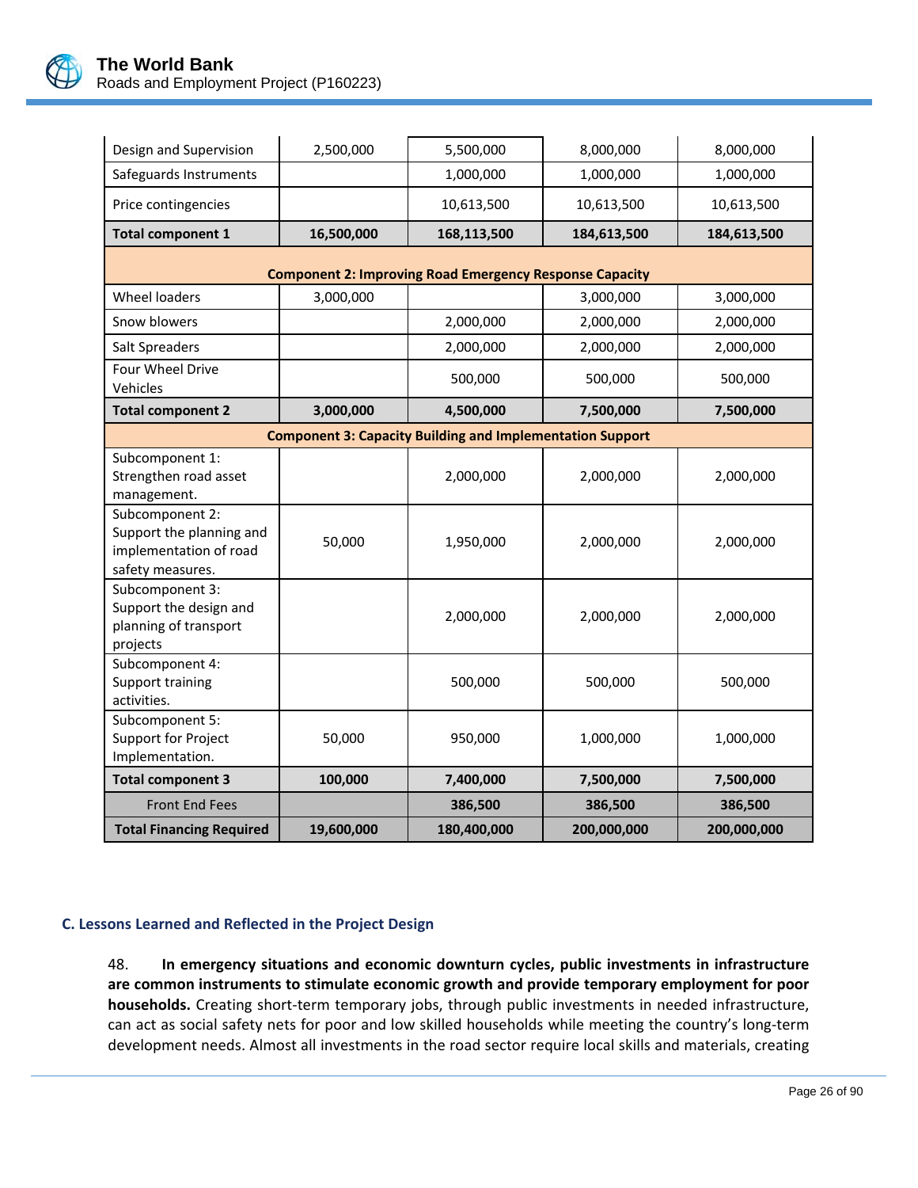| | | | | |
|---|---|---|---|---|
| Design and Supervision | 2,500,000 | 5,500,000 | 8,000,000 | 8,000,000 |
| Safeguards Instruments | | 1,000,000 | 1,000,000 | 1,000,000 |
| Price contingencies | | 10,613,500 | 10,613,500 | 10,613,500 |
| **Total component 1** | **16,500,000** | **168,113,500** | **184,613,500** | **184,613,500** |
| **Component 2: Improving Road Emergency Response Capacity** | | | | |
| Wheel loaders | 3,000,000 | | 3,000,000 | 3,000,000 |
| Snow blowers | | 2,000,000 | 2,000,000 | 2,000,000 |
| Salt Spreaders | | 2,000,000 | 2,000,000 | 2,000,000 |
| Four Wheel Drive Vehicles | | 500,000 | 500,000 | 500,000 |
| **Total component 2** | **3,000,000** | **4,500,000** | **7,500,000** | **7,500,000** |
| **Component 3: Capacity Building and Implementation Support** | | | | |
| Subcomponent 1: Strengthen road asset management. | | 2,000,000 | 2,000,000 | 2,000,000 |
| Subcomponent 2: Support the planning and implementation of road safety measures. | 50,000 | 1,950,000 | 2,000,000 | 2,000,000 |
| Subcomponent 3: Support the design and planning of transport projects | | 2,000,000 | 2,000,000 | 2,000,000 |
| Subcomponent 4: Support training activities. | | 500,000 | 500,000 | 500,000 |
| Subcomponent 5: Support for Project Implementation. | 50,000 | 950,000 | 1,000,000 | 1,000,000 |
| **Total component 3** | **100,000** | **7,400,000** | **7,500,000** | **7,500,000** |
| Front End Fees | | **386,500** | **386,500** | **386,500** |
| **Total Financing Required** | **19,600,000** | **180,400,000** | **200,000,000** | **200,000,000** |

### C. Lessons Learned and Reflected in the Project Design

48. **In emergency situations and economic downturn cycles, public investments in infrastructure are common instruments to stimulate economic growth and provide temporary employment for poor households.** Creating short-term temporary jobs, through public investments in needed infrastructure, can act as social safety nets for poor and low skilled households while meeting the country's long-term development needs. Almost all investments in the road sector require local skills and materials, creating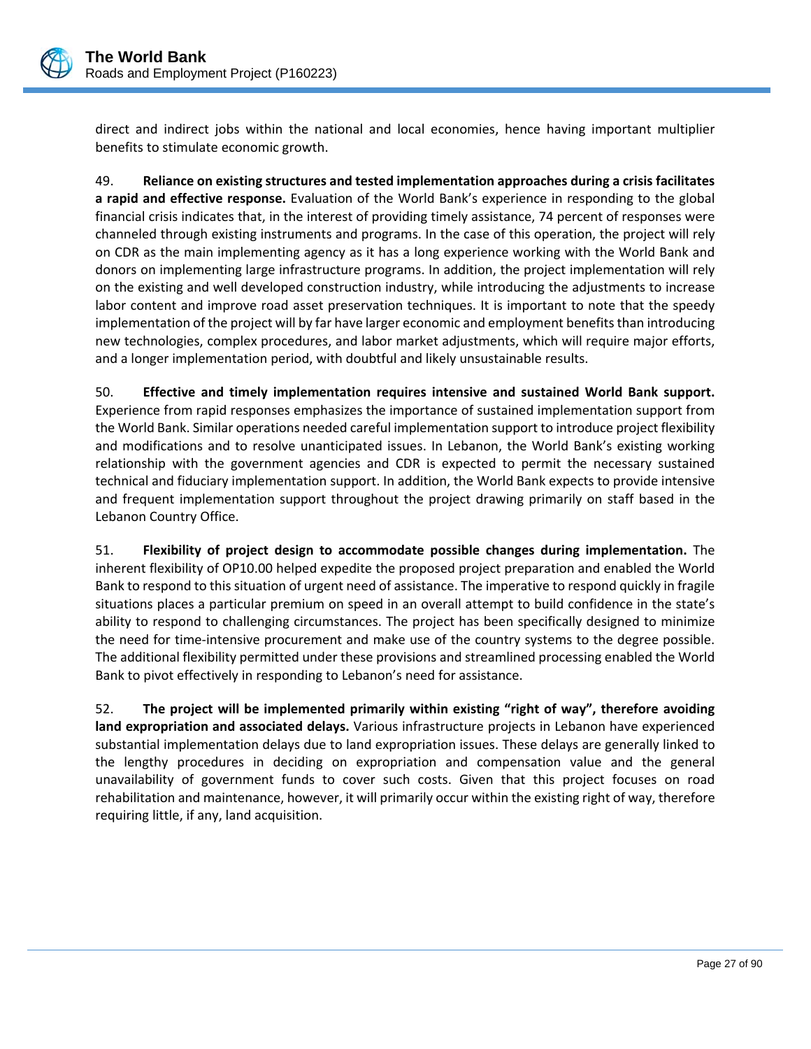direct and indirect jobs within the national and local economies, hence having important multiplier benefits to stimulate economic growth.

49. **Reliance on existing structures and tested implementation approaches during a crisis facilitates a rapid and effective response.** Evaluation of the World Bank's experience in responding to the global financial crisis indicates that, in the interest of providing timely assistance, 74 percent of responses were channeled through existing instruments and programs. In the case of this operation, the project will rely on CDR as the main implementing agency as it has a long experience working with the World Bank and donors on implementing large infrastructure programs. In addition, the project implementation will rely on the existing and well developed construction industry, while introducing the adjustments to increase labor content and improve road asset preservation techniques. It is important to note that the speedy implementation of the project will by far have larger economic and employment benefits than introducing new technologies, complex procedures, and labor market adjustments, which will require major efforts, and a longer implementation period, with doubtful and likely unsustainable results.

50. **Effective and timely implementation requires intensive and sustained World Bank support.** Experience from rapid responses emphasizes the importance of sustained implementation support from the World Bank. Similar operations needed careful implementation support to introduce project flexibility and modifications and to resolve unanticipated issues. In Lebanon, the World Bank's existing working relationship with the government agencies and CDR is expected to permit the necessary sustained technical and fiduciary implementation support. In addition, the World Bank expects to provide intensive and frequent implementation support throughout the project drawing primarily on staff based in the Lebanon Country Office.

51. **Flexibility of project design to accommodate possible changes during implementation.** The inherent flexibility of OP10.00 helped expedite the proposed project preparation and enabled the World Bank to respond to this situation of urgent need of assistance. The imperative to respond quickly in fragile situations places a particular premium on speed in an overall attempt to build confidence in the state's ability to respond to challenging circumstances. The project has been specifically designed to minimize the need for time-intensive procurement and make use of the country systems to the degree possible. The additional flexibility permitted under these provisions and streamlined processing enabled the World Bank to pivot effectively in responding to Lebanon's need for assistance.

52. **The project will be implemented primarily within existing "right of way", therefore avoiding land expropriation and associated delays.** Various infrastructure projects in Lebanon have experienced substantial implementation delays due to land expropriation issues. These delays are generally linked to the lengthy procedures in deciding on expropriation and compensation value and the general unavailability of government funds to cover such costs. Given that this project focuses on road rehabilitation and maintenance, however, it will primarily occur within the existing right of way, therefore requiring little, if any, land acquisition.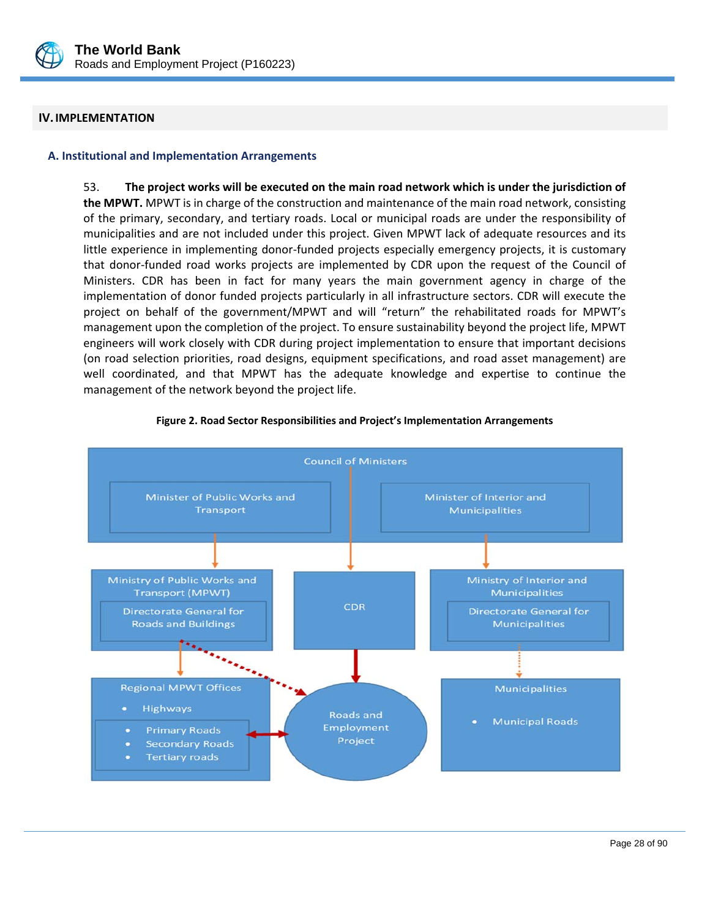## IV. IMPLEMENTATION

### A. Institutional and Implementation Arrangements

53. **The project works will be executed on the main road network which is under the jurisdiction of the MPWT.** MPWT is in charge of the construction and maintenance of the main road network, consisting of the primary, secondary, and tertiary roads. Local or municipal roads are under the responsibility of municipalities and are not included under this project. Given MPWT lack of adequate resources and its little experience in implementing donor-funded projects especially emergency projects, it is customary that donor-funded road works projects are implemented by CDR upon the request of the Council of Ministers. CDR has been in fact for many years the main government agency in charge of the implementation of donor funded projects particularly in all infrastructure sectors. CDR will execute the project on behalf of the government/MPWT and will "return" the rehabilitated roads for MPWT's management upon the completion of the project. To ensure sustainability beyond the project life, MPWT engineers will work closely with CDR during project implementation to ensure that important decisions (on road selection priorities, road designs, equipment specifications, and road asset management) are well coordinated, and that MPWT has the adequate knowledge and expertise to continue the management of the network beyond the project life.

**Figure 2. Road Sector Responsibilities and Project's Implementation Arrangements**

Council of Ministers
- Minister of Public Works and Transport
- Minister of Interior and Municipalities

Ministry of Public Works and Transport (MPWT)
- Directorate General for Roads and Buildings

CDR

Ministry of Interior and Municipalities
- Directorate General for Municipalities

Regional MPWT Offices
- Highways
- Primary Roads
- Secondary Roads
- Tertiary roads

Roads and Employment Project

Municipalities
- Municipal Roads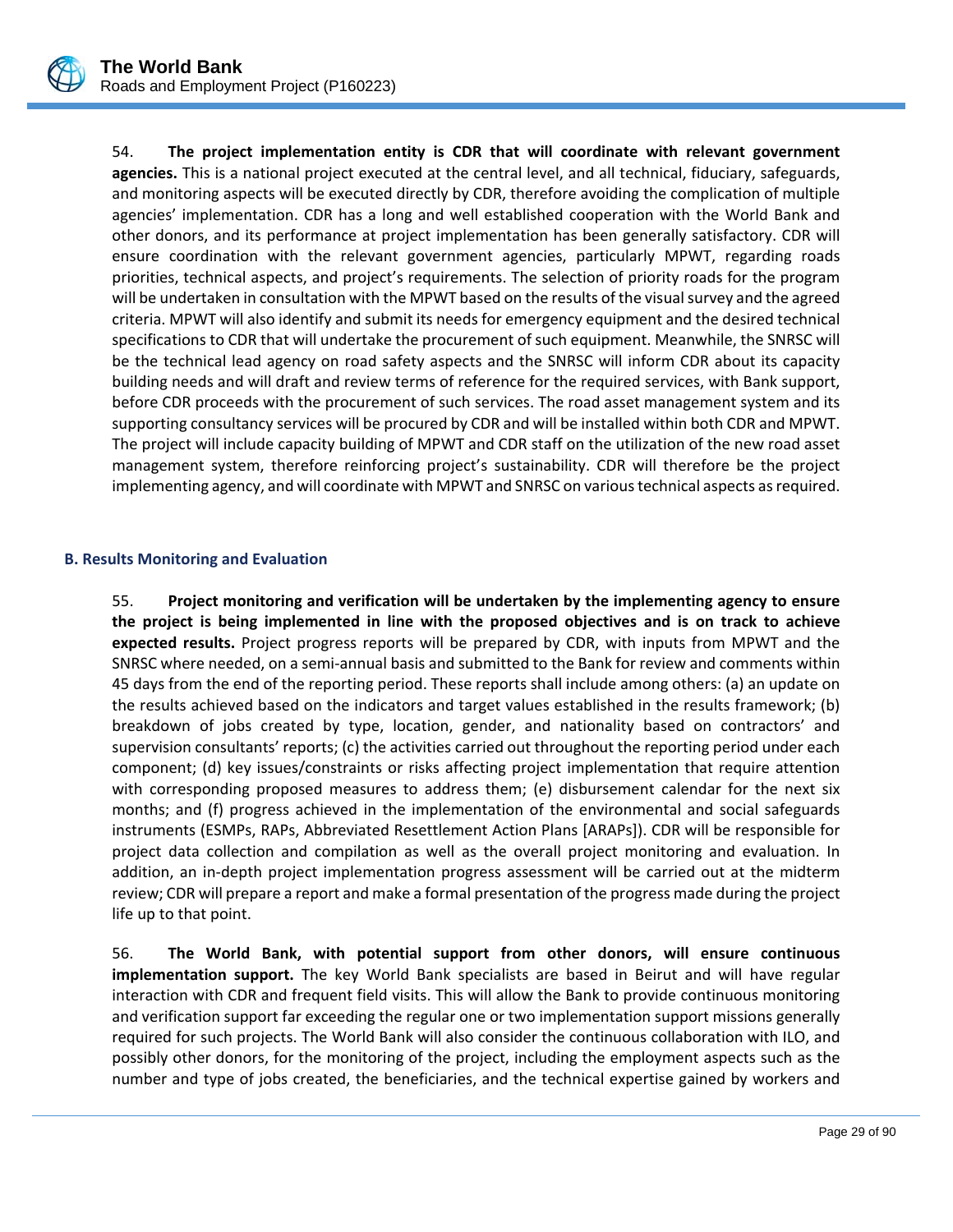54. **The project implementation entity is CDR that will coordinate with relevant government agencies.** This is a national project executed at the central level, and all technical, fiduciary, safeguards, and monitoring aspects will be executed directly by CDR, therefore avoiding the complication of multiple agencies' implementation. CDR has a long and well established cooperation with the World Bank and other donors, and its performance at project implementation has been generally satisfactory. CDR will ensure coordination with the relevant government agencies, particularly MPWT, regarding roads priorities, technical aspects, and project's requirements. The selection of priority roads for the program will be undertaken in consultation with the MPWT based on the results of the visual survey and the agreed criteria. MPWT will also identify and submit its needs for emergency equipment and the desired technical specifications to CDR that will undertake the procurement of such equipment. Meanwhile, the SNRSC will be the technical lead agency on road safety aspects and the SNRSC will inform CDR about its capacity building needs and will draft and review terms of reference for the required services, with Bank support, before CDR proceeds with the procurement of such services. The road asset management system and its supporting consultancy services will be procured by CDR and will be installed within both CDR and MPWT. The project will include capacity building of MPWT and CDR staff on the utilization of the new road asset management system, therefore reinforcing project's sustainability. CDR will therefore be the project implementing agency, and will coordinate with MPWT and SNRSC on various technical aspects as required.

### B. Results Monitoring and Evaluation

55. **Project monitoring and verification will be undertaken by the implementing agency to ensure the project is being implemented in line with the proposed objectives and is on track to achieve expected results.** Project progress reports will be prepared by CDR, with inputs from MPWT and the SNRSC where needed, on a semi-annual basis and submitted to the Bank for review and comments within 45 days from the end of the reporting period. These reports shall include among others: (a) an update on the results achieved based on the indicators and target values established in the results framework; (b) breakdown of jobs created by type, location, gender, and nationality based on contractors' and supervision consultants' reports; (c) the activities carried out throughout the reporting period under each component; (d) key issues/constraints or risks affecting project implementation that require attention with corresponding proposed measures to address them; (e) disbursement calendar for the next six months; and (f) progress achieved in the implementation of the environmental and social safeguards instruments (ESMPs, RAPs, Abbreviated Resettlement Action Plans [ARAPs]). CDR will be responsible for project data collection and compilation as well as the overall project monitoring and evaluation. In addition, an in-depth project implementation progress assessment will be carried out at the midterm review; CDR will prepare a report and make a formal presentation of the progress made during the project life up to that point.

56. **The World Bank, with potential support from other donors, will ensure continuous implementation support.** The key World Bank specialists are based in Beirut and will have regular interaction with CDR and frequent field visits. This will allow the Bank to provide continuous monitoring and verification support far exceeding the regular one or two implementation support missions generally required for such projects. The World Bank will also consider the continuous collaboration with ILO, and possibly other donors, for the monitoring of the project, including the employment aspects such as the number and type of jobs created, the beneficiaries, and the technical expertise gained by workers and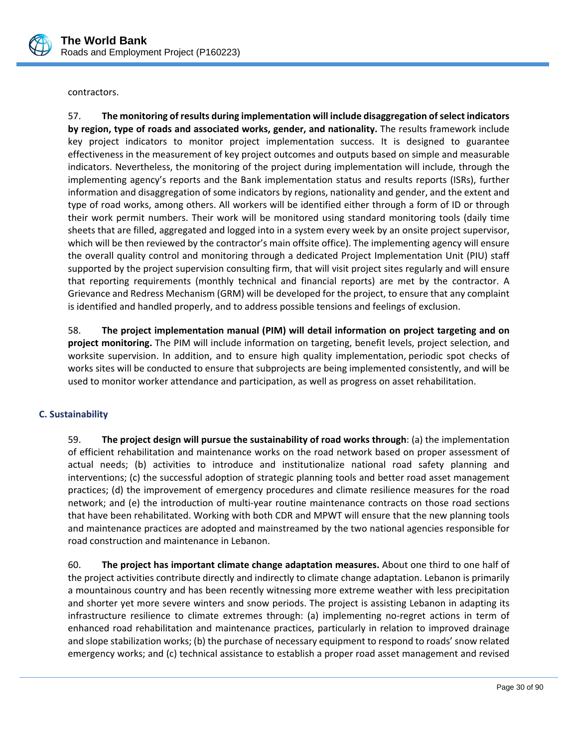contractors.

57. **The monitoring of results during implementation will include disaggregation of select indicators by region, type of roads and associated works, gender, and nationality.** The results framework include key project indicators to monitor project implementation success. It is designed to guarantee effectiveness in the measurement of key project outcomes and outputs based on simple and measurable indicators. Nevertheless, the monitoring of the project during implementation will include, through the implementing agency's reports and the Bank implementation status and results reports (ISRs), further information and disaggregation of some indicators by regions, nationality and gender, and the extent and type of road works, among others. All workers will be identified either through a form of ID or through their work permit numbers. Their work will be monitored using standard monitoring tools (daily time sheets that are filled, aggregated and logged into in a system every week by an onsite project supervisor, which will be then reviewed by the contractor's main offsite office). The implementing agency will ensure the overall quality control and monitoring through a dedicated Project Implementation Unit (PIU) staff supported by the project supervision consulting firm, that will visit project sites regularly and will ensure that reporting requirements (monthly technical and financial reports) are met by the contractor. A Grievance and Redress Mechanism (GRM) will be developed for the project, to ensure that any complaint is identified and handled properly, and to address possible tensions and feelings of exclusion.

58. **The project implementation manual (PIM) will detail information on project targeting and on project monitoring.** The PIM will include information on targeting, benefit levels, project selection, and worksite supervision. In addition, and to ensure high quality implementation, periodic spot checks of works sites will be conducted to ensure that subprojects are being implemented consistently, and will be used to monitor worker attendance and participation, as well as progress on asset rehabilitation.

### C. Sustainability

59. **The project design will pursue the sustainability of road works through**: (a) the implementation of efficient rehabilitation and maintenance works on the road network based on proper assessment of actual needs; (b) activities to introduce and institutionalize national road safety planning and interventions; (c) the successful adoption of strategic planning tools and better road asset management practices; (d) the improvement of emergency procedures and climate resilience measures for the road network; and (e) the introduction of multi-year routine maintenance contracts on those road sections that have been rehabilitated. Working with both CDR and MPWT will ensure that the new planning tools and maintenance practices are adopted and mainstreamed by the two national agencies responsible for road construction and maintenance in Lebanon.

60. **The project has important climate change adaptation measures.** About one third to one half of the project activities contribute directly and indirectly to climate change adaptation. Lebanon is primarily a mountainous country and has been recently witnessing more extreme weather with less precipitation and shorter yet more severe winters and snow periods. The project is assisting Lebanon in adapting its infrastructure resilience to climate extremes through: (a) implementing no-regret actions in term of enhanced road rehabilitation and maintenance practices, particularly in relation to improved drainage and slope stabilization works; (b) the purchase of necessary equipment to respond to roads' snow related emergency works; and (c) technical assistance to establish a proper road asset management and revised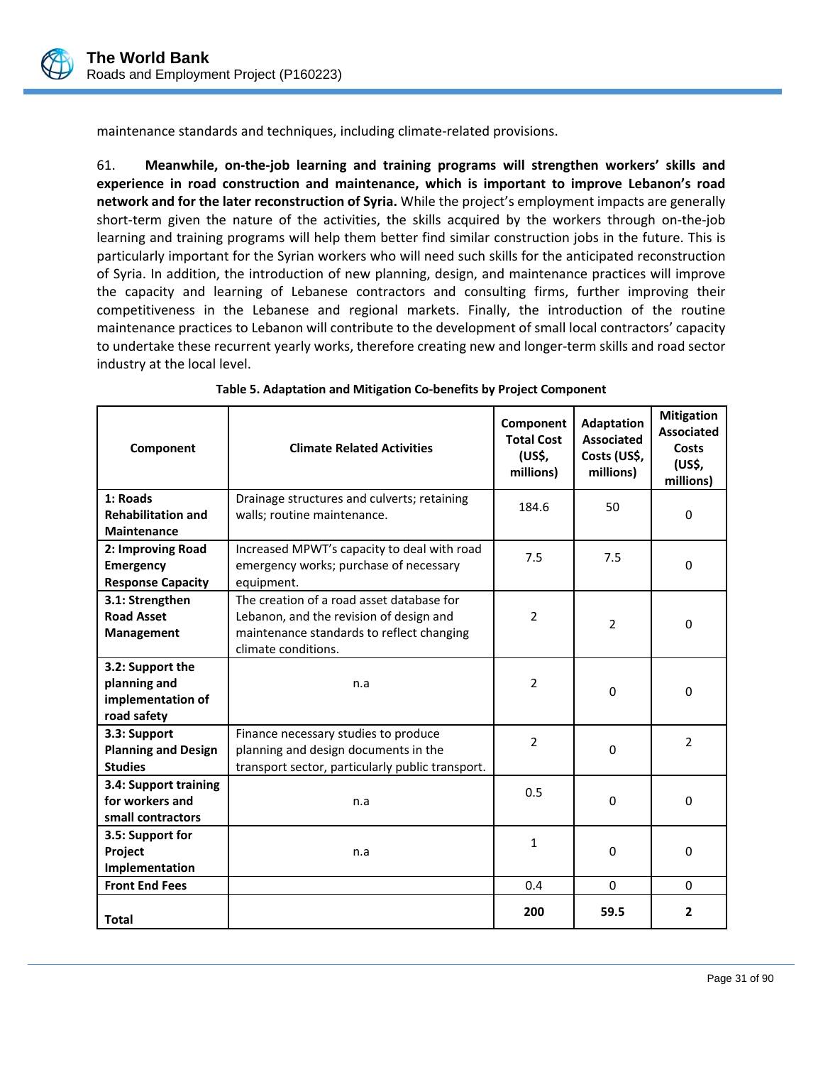maintenance standards and techniques, including climate-related provisions.

61. **Meanwhile, on-the-job learning and training programs will strengthen workers' skills and experience in road construction and maintenance, which is important to improve Lebanon's road network and for the later reconstruction of Syria.** While the project's employment impacts are generally short-term given the nature of the activities, the skills acquired by the workers through on-the-job learning and training programs will help them better find similar construction jobs in the future. This is particularly important for the Syrian workers who will need such skills for the anticipated reconstruction of Syria. In addition, the introduction of new planning, design, and maintenance practices will improve the capacity and learning of Lebanese contractors and consulting firms, further improving their competitiveness in the Lebanese and regional markets. Finally, the introduction of the routine maintenance practices to Lebanon will contribute to the development of small local contractors' capacity to undertake these recurrent yearly works, therefore creating new and longer-term skills and road sector industry at the local level.

**Table 5. Adaptation and Mitigation Co-benefits by Project Component**

| Component | Climate Related Activities | Component Total Cost (US$, millions) | Adaptation Associated Costs (US$, millions) | Mitigation Associated Costs (US$, millions) |
|---|---|---|---|---|
| **1: Roads Rehabilitation and Maintenance** | Drainage structures and culverts; retaining walls; routine maintenance. | 184.6 | 50 | 0 |
| **2: Improving Road Emergency Response Capacity** | Increased MPWT's capacity to deal with road emergency works; purchase of necessary equipment. | 7.5 | 7.5 | 0 |
| **3.1: Strengthen Road Asset Management** | The creation of a road asset database for Lebanon, and the revision of design and maintenance standards to reflect changing climate conditions. | 2 | 2 | 0 |
| **3.2: Support the planning and implementation of road safety** | n.a | 2 | 0 | 0 |
| **3.3: Support Planning and Design Studies** | Finance necessary studies to produce planning and design documents in the transport sector, particularly public transport. | 2 | 0 | 2 |
| **3.4: Support training for workers and small contractors** | n.a | 0.5 | 0 | 0 |
| **3.5: Support for Project Implementation** | n.a | 1 | 0 | 0 |
| **Front End Fees** | | 0.4 | 0 | 0 |
| **Total** | | **200** | **59.5** | **2** |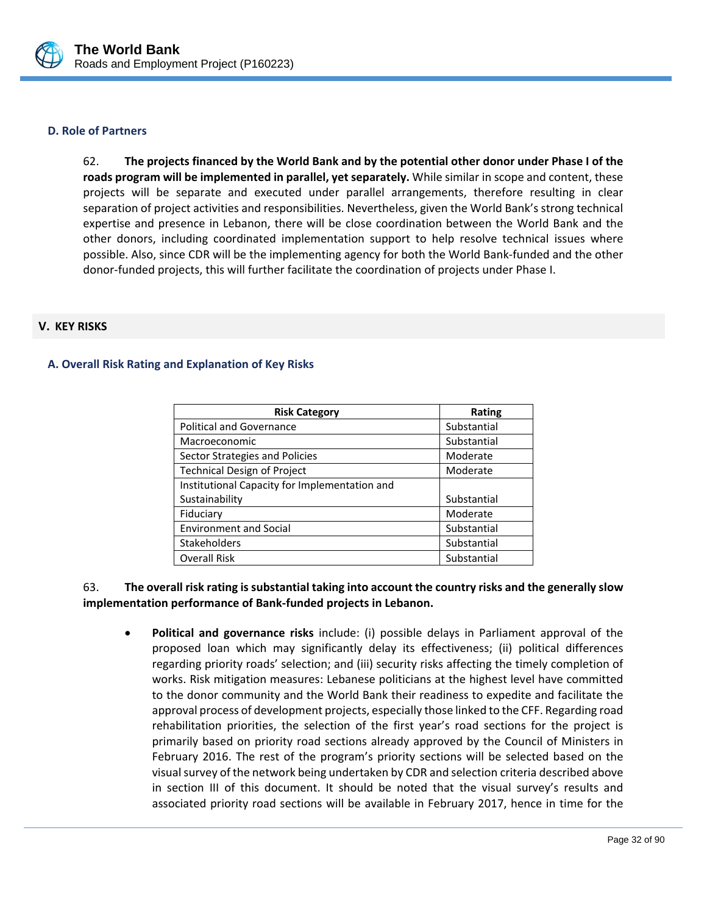### D. Role of Partners

62. **The projects financed by the World Bank and by the potential other donor under Phase I of the roads program will be implemented in parallel, yet separately.** While similar in scope and content, these projects will be separate and executed under parallel arrangements, therefore resulting in clear separation of project activities and responsibilities. Nevertheless, given the World Bank's strong technical expertise and presence in Lebanon, there will be close coordination between the World Bank and the other donors, including coordinated implementation support to help resolve technical issues where possible. Also, since CDR will be the implementing agency for both the World Bank-funded and the other donor-funded projects, this will further facilitate the coordination of projects under Phase I.

## V. KEY RISKS

### A. Overall Risk Rating and Explanation of Key Risks

| Risk Category | Rating |
|---|---|
| Political and Governance | Substantial |
| Macroeconomic | Substantial |
| Sector Strategies and Policies | Moderate |
| Technical Design of Project | Moderate |
| Institutional Capacity for Implementation and Sustainability | Substantial |
| Fiduciary | Moderate |
| Environment and Social | Substantial |
| Stakeholders | Substantial |
| Overall Risk | Substantial |

63. **The overall risk rating is substantial taking into account the country risks and the generally slow implementation performance of Bank-funded projects in Lebanon.**

- **Political and governance risks** include: (i) possible delays in Parliament approval of the proposed loan which may significantly delay its effectiveness; (ii) political differences regarding priority roads' selection; and (iii) security risks affecting the timely completion of works. Risk mitigation measures: Lebanese politicians at the highest level have committed to the donor community and the World Bank their readiness to expedite and facilitate the approval process of development projects, especially those linked to the CFF. Regarding road rehabilitation priorities, the selection of the first year's road sections for the project is primarily based on priority road sections already approved by the Council of Ministers in February 2016. The rest of the program's priority sections will be selected based on the visual survey of the network being undertaken by CDR and selection criteria described above in section III of this document. It should be noted that the visual survey's results and associated priority road sections will be available in February 2017, hence in time for the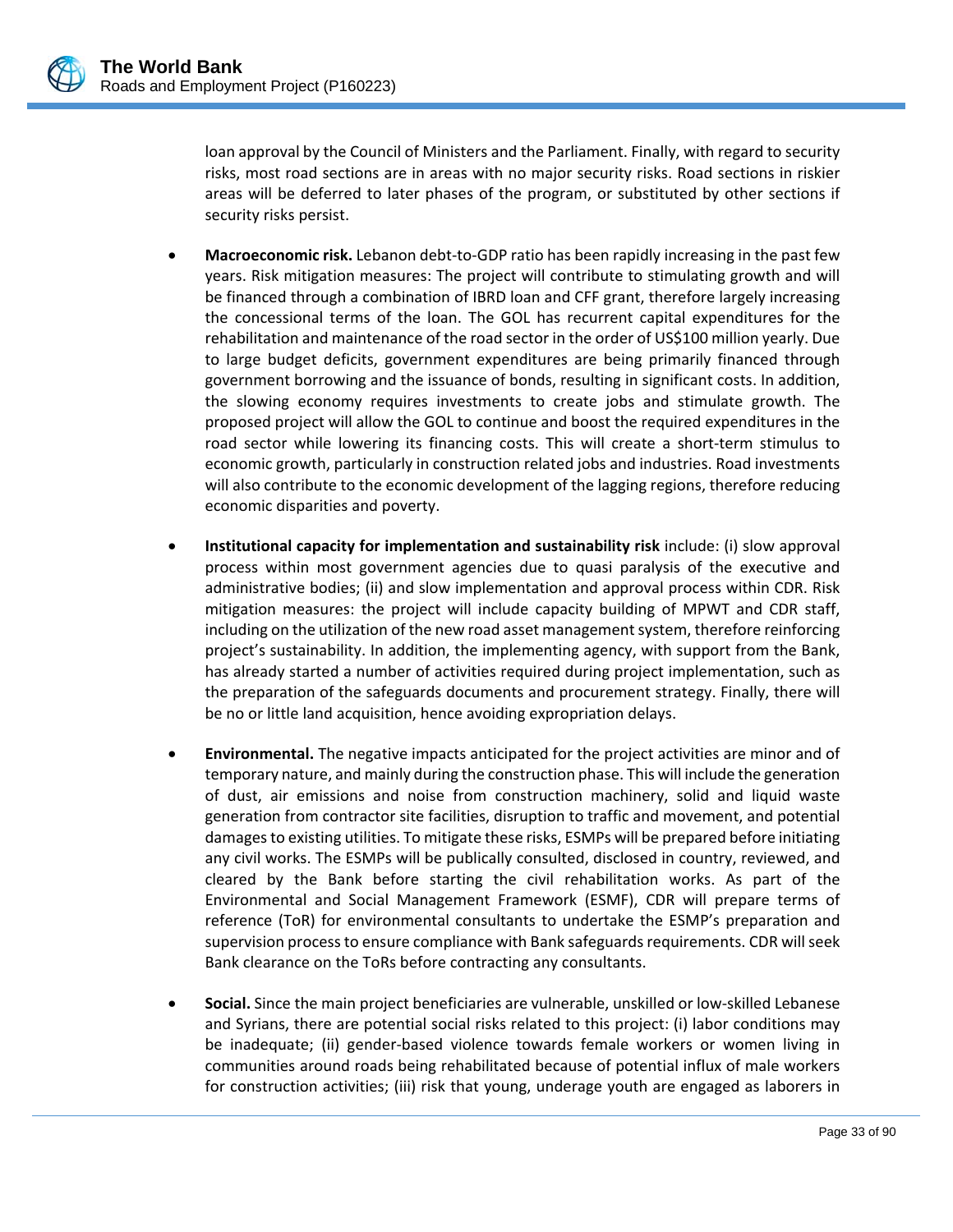loan approval by the Council of Ministers and the Parliament. Finally, with regard to security risks, most road sections are in areas with no major security risks. Road sections in riskier areas will be deferred to later phases of the program, or substituted by other sections if security risks persist.

- **Macroeconomic risk.** Lebanon debt-to-GDP ratio has been rapidly increasing in the past few years. Risk mitigation measures: The project will contribute to stimulating growth and will be financed through a combination of IBRD loan and CFF grant, therefore largely increasing the concessional terms of the loan. The GOL has recurrent capital expenditures for the rehabilitation and maintenance of the road sector in the order of US$100 million yearly. Due to large budget deficits, government expenditures are being primarily financed through government borrowing and the issuance of bonds, resulting in significant costs. In addition, the slowing economy requires investments to create jobs and stimulate growth. The proposed project will allow the GOL to continue and boost the required expenditures in the road sector while lowering its financing costs. This will create a short-term stimulus to economic growth, particularly in construction related jobs and industries. Road investments will also contribute to the economic development of the lagging regions, therefore reducing economic disparities and poverty.

- **Institutional capacity for implementation and sustainability risk** include: (i) slow approval process within most government agencies due to quasi paralysis of the executive and administrative bodies; (ii) and slow implementation and approval process within CDR. Risk mitigation measures: the project will include capacity building of MPWT and CDR staff, including on the utilization of the new road asset management system, therefore reinforcing project's sustainability. In addition, the implementing agency, with support from the Bank, has already started a number of activities required during project implementation, such as the preparation of the safeguards documents and procurement strategy. Finally, there will be no or little land acquisition, hence avoiding expropriation delays.

- **Environmental.** The negative impacts anticipated for the project activities are minor and of temporary nature, and mainly during the construction phase. This will include the generation of dust, air emissions and noise from construction machinery, solid and liquid waste generation from contractor site facilities, disruption to traffic and movement, and potential damages to existing utilities. To mitigate these risks, ESMPs will be prepared before initiating any civil works. The ESMPs will be publically consulted, disclosed in country, reviewed, and cleared by the Bank before starting the civil rehabilitation works. As part of the Environmental and Social Management Framework (ESMF), CDR will prepare terms of reference (ToR) for environmental consultants to undertake the ESMP's preparation and supervision process to ensure compliance with Bank safeguards requirements. CDR will seek Bank clearance on the ToRs before contracting any consultants.

- **Social.** Since the main project beneficiaries are vulnerable, unskilled or low-skilled Lebanese and Syrians, there are potential social risks related to this project: (i) labor conditions may be inadequate; (ii) gender-based violence towards female workers or women living in communities around roads being rehabilitated because of potential influx of male workers for construction activities; (iii) risk that young, underage youth are engaged as laborers in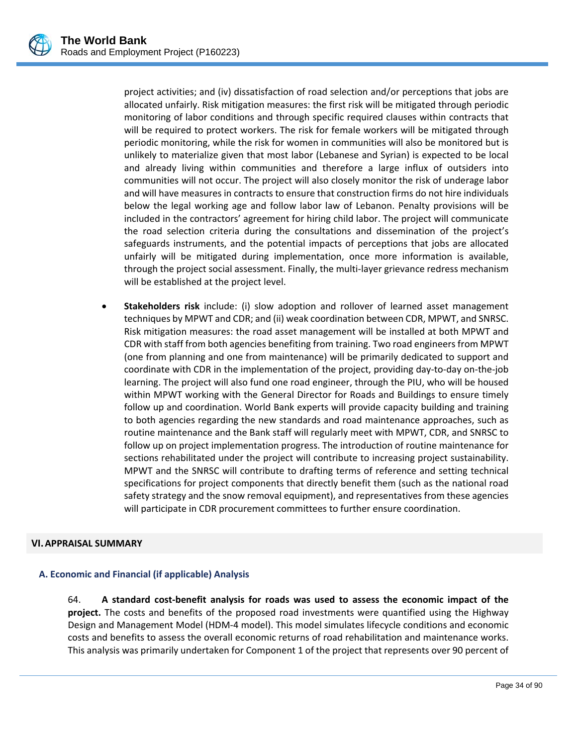project activities; and (iv) dissatisfaction of road selection and/or perceptions that jobs are allocated unfairly. Risk mitigation measures: the first risk will be mitigated through periodic monitoring of labor conditions and through specific required clauses within contracts that will be required to protect workers. The risk for female workers will be mitigated through periodic monitoring, while the risk for women in communities will also be monitored but is unlikely to materialize given that most labor (Lebanese and Syrian) is expected to be local and already living within communities and therefore a large influx of outsiders into communities will not occur. The project will also closely monitor the risk of underage labor and will have measures in contracts to ensure that construction firms do not hire individuals below the legal working age and follow labor law of Lebanon. Penalty provisions will be included in the contractors' agreement for hiring child labor. The project will communicate the road selection criteria during the consultations and dissemination of the project's safeguards instruments, and the potential impacts of perceptions that jobs are allocated unfairly will be mitigated during implementation, once more information is available, through the project social assessment. Finally, the multi-layer grievance redress mechanism will be established at the project level.

- **Stakeholders risk** include: (i) slow adoption and rollover of learned asset management techniques by MPWT and CDR; and (ii) weak coordination between CDR, MPWT, and SNRSC. Risk mitigation measures: the road asset management will be installed at both MPWT and CDR with staff from both agencies benefiting from training. Two road engineers from MPWT (one from planning and one from maintenance) will be primarily dedicated to support and coordinate with CDR in the implementation of the project, providing day-to-day on-the-job learning. The project will also fund one road engineer, through the PIU, who will be housed within MPWT working with the General Director for Roads and Buildings to ensure timely follow up and coordination. World Bank experts will provide capacity building and training to both agencies regarding the new standards and road maintenance approaches, such as routine maintenance and the Bank staff will regularly meet with MPWT, CDR, and SNRSC to follow up on project implementation progress. The introduction of routine maintenance for sections rehabilitated under the project will contribute to increasing project sustainability. MPWT and the SNRSC will contribute to drafting terms of reference and setting technical specifications for project components that directly benefit them (such as the national road safety strategy and the snow removal equipment), and representatives from these agencies will participate in CDR procurement committees to further ensure coordination.

## VI. APPRAISAL SUMMARY

### A. Economic and Financial (if applicable) Analysis

64. **A standard cost-benefit analysis for roads was used to assess the economic impact of the project.** The costs and benefits of the proposed road investments were quantified using the Highway Design and Management Model (HDM-4 model). This model simulates lifecycle conditions and economic costs and benefits to assess the overall economic returns of road rehabilitation and maintenance works. This analysis was primarily undertaken for Component 1 of the project that represents over 90 percent of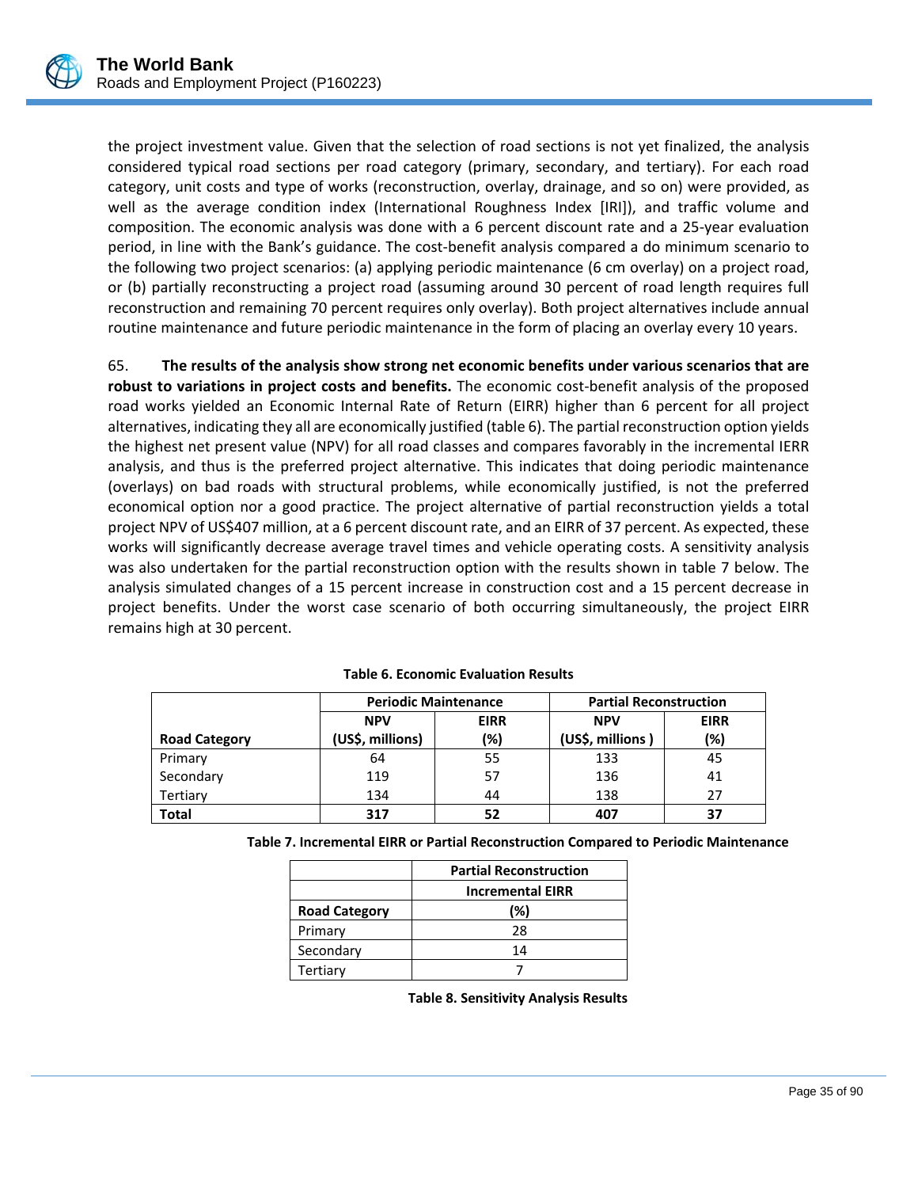the project investment value. Given that the selection of road sections is not yet finalized, the analysis considered typical road sections per road category (primary, secondary, and tertiary). For each road category, unit costs and type of works (reconstruction, overlay, drainage, and so on) were provided, as well as the average condition index (International Roughness Index [IRI]), and traffic volume and composition. The economic analysis was done with a 6 percent discount rate and a 25-year evaluation period, in line with the Bank's guidance. The cost-benefit analysis compared a do minimum scenario to the following two project scenarios: (a) applying periodic maintenance (6 cm overlay) on a project road, or (b) partially reconstructing a project road (assuming around 30 percent of road length requires full reconstruction and remaining 70 percent requires only overlay). Both project alternatives include annual routine maintenance and future periodic maintenance in the form of placing an overlay every 10 years.

65. **The results of the analysis show strong net economic benefits under various scenarios that are robust to variations in project costs and benefits.** The economic cost-benefit analysis of the proposed road works yielded an Economic Internal Rate of Return (EIRR) higher than 6 percent for all project alternatives, indicating they all are economically justified (table 6). The partial reconstruction option yields the highest net present value (NPV) for all road classes and compares favorably in the incremental IERR analysis, and thus is the preferred project alternative. This indicates that doing periodic maintenance (overlays) on bad roads with structural problems, while economically justified, is not the preferred economical option nor a good practice. The project alternative of partial reconstruction yields a total project NPV of US$407 million, at a 6 percent discount rate, and an EIRR of 37 percent. As expected, these works will significantly decrease average travel times and vehicle operating costs. A sensitivity analysis was also undertaken for the partial reconstruction option with the results shown in table 7 below. The analysis simulated changes of a 15 percent increase in construction cost and a 15 percent decrease in project benefits. Under the worst case scenario of both occurring simultaneously, the project EIRR remains high at 30 percent.

**Table 6. Economic Evaluation Results**

| | Periodic Maintenance | | Partial Reconstruction | |
|---|---|---|---|---|
| **Road Category** | **NPV (US$, millions)** | **EIRR (%)** | **NPV (US$, millions )** | **EIRR (%)** |
| Primary | 64 | 55 | 133 | 45 |
| Secondary | 119 | 57 | 136 | 41 |
| Tertiary | 134 | 44 | 138 | 27 |
| **Total** | **317** | **52** | **407** | **37** |

**Table 7. Incremental EIRR or Partial Reconstruction Compared to Periodic Maintenance**

| | Partial Reconstruction |
|---|---|
| | **Incremental EIRR** |
| **Road Category** | **(%)** |
| Primary | 28 |
| Secondary | 14 |
| Tertiary | 7 |

**Table 8. Sensitivity Analysis Results**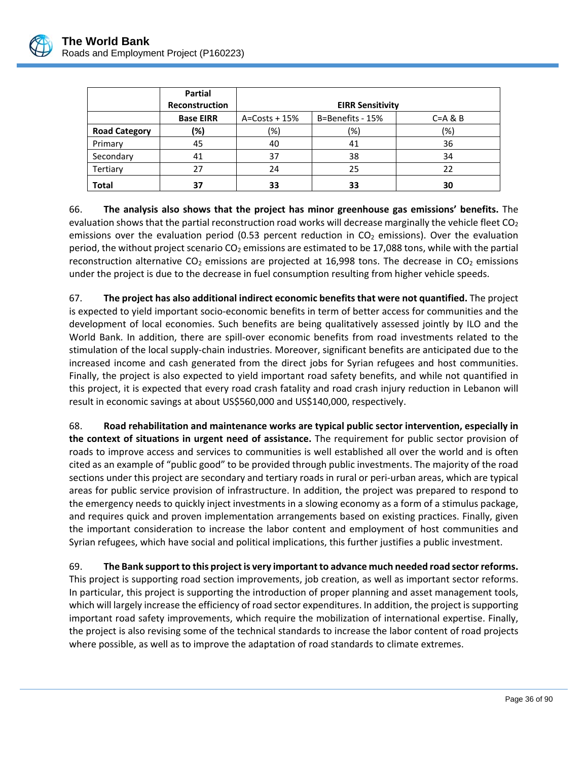| | Partial Reconstruction | EIRR Sensitivity | | |
|---|---|---|---|---|
| | **Base EIRR** | A=Costs + 15% | B=Benefits - 15% | C=A & B |
| **Road Category** | **(%)** | (%) | (%) | (%) |
| Primary | 45 | 40 | 41 | 36 |
| Secondary | 41 | 37 | 38 | 34 |
| Tertiary | 27 | 24 | 25 | 22 |
| **Total** | **37** | **33** | **33** | **30** |

66. **The analysis also shows that the project has minor greenhouse gas emissions' benefits.** The evaluation shows that the partial reconstruction road works will decrease marginally the vehicle fleet $CO_2$ emissions over the evaluation period (0.53 percent reduction in $CO_2$ emissions). Over the evaluation period, the without project scenario $CO_2$ emissions are estimated to be 17,088 tons, while with the partial reconstruction alternative $CO_2$ emissions are projected at 16,998 tons. The decrease in $CO_2$ emissions under the project is due to the decrease in fuel consumption resulting from higher vehicle speeds.

67. **The project has also additional indirect economic benefits that were not quantified.** The project is expected to yield important socio-economic benefits in term of better access for communities and the development of local economies. Such benefits are being qualitatively assessed jointly by ILO and the World Bank. In addition, there are spill-over economic benefits from road investments related to the stimulation of the local supply-chain industries. Moreover, significant benefits are anticipated due to the increased income and cash generated from the direct jobs for Syrian refugees and host communities. Finally, the project is also expected to yield important road safety benefits, and while not quantified in this project, it is expected that every road crash fatality and road crash injury reduction in Lebanon will result in economic savings at about US$560,000 and US$140,000, respectively.

68. **Road rehabilitation and maintenance works are typical public sector intervention, especially in the context of situations in urgent need of assistance.** The requirement for public sector provision of roads to improve access and services to communities is well established all over the world and is often cited as an example of "public good" to be provided through public investments. The majority of the road sections under this project are secondary and tertiary roads in rural or peri-urban areas, which are typical areas for public service provision of infrastructure. In addition, the project was prepared to respond to the emergency needs to quickly inject investments in a slowing economy as a form of a stimulus package, and requires quick and proven implementation arrangements based on existing practices. Finally, given the important consideration to increase the labor content and employment of host communities and Syrian refugees, which have social and political implications, this further justifies a public investment.

69. **The Bank support to this project is very important to advance much needed road sector reforms.** This project is supporting road section improvements, job creation, as well as important sector reforms. In particular, this project is supporting the introduction of proper planning and asset management tools, which will largely increase the efficiency of road sector expenditures. In addition, the project is supporting important road safety improvements, which require the mobilization of international expertise. Finally, the project is also revising some of the technical standards to increase the labor content of road projects where possible, as well as to improve the adaptation of road standards to climate extremes.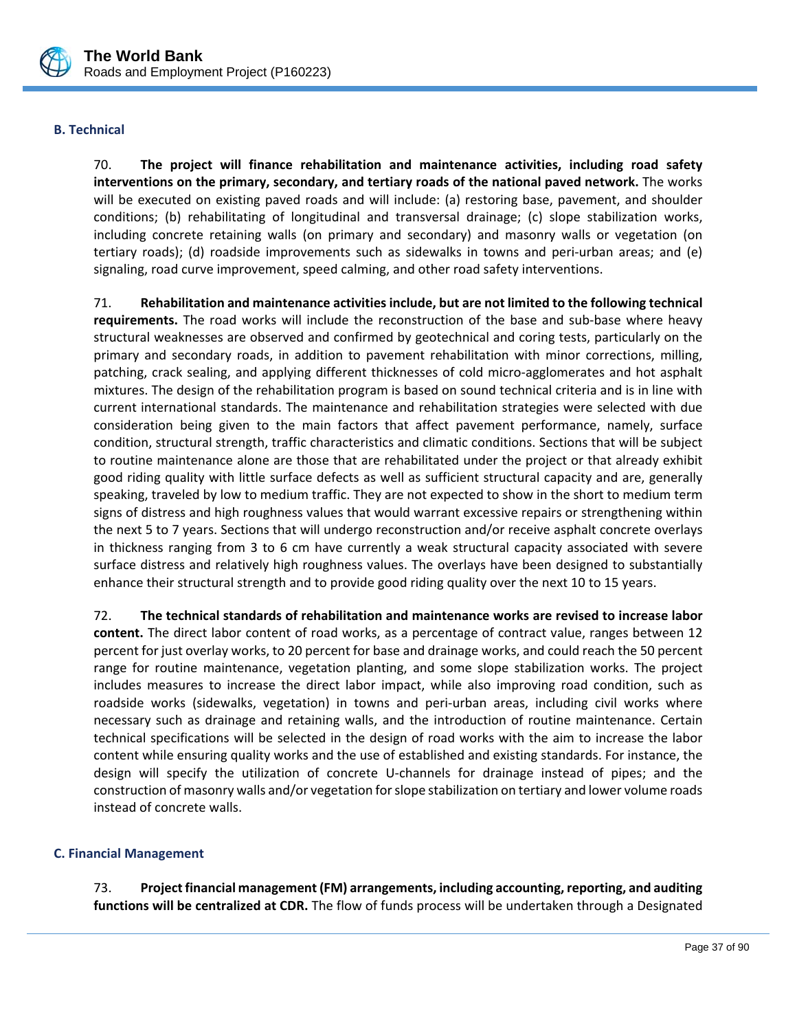### B. Technical

70. **The project will finance rehabilitation and maintenance activities, including road safety interventions on the primary, secondary, and tertiary roads of the national paved network.** The works will be executed on existing paved roads and will include: (a) restoring base, pavement, and shoulder conditions; (b) rehabilitating of longitudinal and transversal drainage; (c) slope stabilization works, including concrete retaining walls (on primary and secondary) and masonry walls or vegetation (on tertiary roads); (d) roadside improvements such as sidewalks in towns and peri-urban areas; and (e) signaling, road curve improvement, speed calming, and other road safety interventions.

71. **Rehabilitation and maintenance activities include, but are not limited to the following technical requirements.** The road works will include the reconstruction of the base and sub-base where heavy structural weaknesses are observed and confirmed by geotechnical and coring tests, particularly on the primary and secondary roads, in addition to pavement rehabilitation with minor corrections, milling, patching, crack sealing, and applying different thicknesses of cold micro-agglomerates and hot asphalt mixtures. The design of the rehabilitation program is based on sound technical criteria and is in line with current international standards. The maintenance and rehabilitation strategies were selected with due consideration being given to the main factors that affect pavement performance, namely, surface condition, structural strength, traffic characteristics and climatic conditions. Sections that will be subject to routine maintenance alone are those that are rehabilitated under the project or that already exhibit good riding quality with little surface defects as well as sufficient structural capacity and are, generally speaking, traveled by low to medium traffic. They are not expected to show in the short to medium term signs of distress and high roughness values that would warrant excessive repairs or strengthening within the next 5 to 7 years. Sections that will undergo reconstruction and/or receive asphalt concrete overlays in thickness ranging from 3 to 6 cm have currently a weak structural capacity associated with severe surface distress and relatively high roughness values. The overlays have been designed to substantially enhance their structural strength and to provide good riding quality over the next 10 to 15 years.

72. **The technical standards of rehabilitation and maintenance works are revised to increase labor content.** The direct labor content of road works, as a percentage of contract value, ranges between 12 percent for just overlay works, to 20 percent for base and drainage works, and could reach the 50 percent range for routine maintenance, vegetation planting, and some slope stabilization works. The project includes measures to increase the direct labor impact, while also improving road condition, such as roadside works (sidewalks, vegetation) in towns and peri-urban areas, including civil works where necessary such as drainage and retaining walls, and the introduction of routine maintenance. Certain technical specifications will be selected in the design of road works with the aim to increase the labor content while ensuring quality works and the use of established and existing standards. For instance, the design will specify the utilization of concrete U-channels for drainage instead of pipes; and the construction of masonry walls and/or vegetation for slope stabilization on tertiary and lower volume roads instead of concrete walls.

### C. Financial Management

73. **Project financial management (FM) arrangements, including accounting, reporting, and auditing functions will be centralized at CDR.** The flow of funds process will be undertaken through a Designated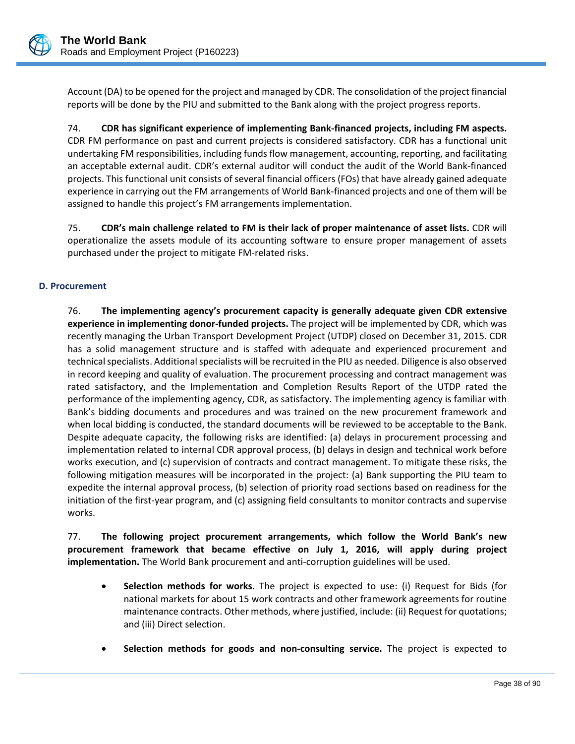Account (DA) to be opened for the project and managed by CDR. The consolidation of the project financial reports will be done by the PIU and submitted to the Bank along with the project progress reports.

74. **CDR has significant experience of implementing Bank-financed projects, including FM aspects.** CDR FM performance on past and current projects is considered satisfactory. CDR has a functional unit undertaking FM responsibilities, including funds flow management, accounting, reporting, and facilitating an acceptable external audit. CDR's external auditor will conduct the audit of the World Bank-financed projects. This functional unit consists of several financial officers (FOs) that have already gained adequate experience in carrying out the FM arrangements of World Bank-financed projects and one of them will be assigned to handle this project's FM arrangements implementation.

75. **CDR's main challenge related to FM is their lack of proper maintenance of asset lists.** CDR will operationalize the assets module of its accounting software to ensure proper management of assets purchased under the project to mitigate FM-related risks.

### D. Procurement

76. **The implementing agency's procurement capacity is generally adequate given CDR extensive experience in implementing donor-funded projects.** The project will be implemented by CDR, which was recently managing the Urban Transport Development Project (UTDP) closed on December 31, 2015. CDR has a solid management structure and is staffed with adequate and experienced procurement and technical specialists. Additional specialists will be recruited in the PIU as needed. Diligence is also observed in record keeping and quality of evaluation. The procurement processing and contract management was rated satisfactory, and the Implementation and Completion Results Report of the UTDP rated the performance of the implementing agency, CDR, as satisfactory. The implementing agency is familiar with Bank's bidding documents and procedures and was trained on the new procurement framework and when local bidding is conducted, the standard documents will be reviewed to be acceptable to the Bank. Despite adequate capacity, the following risks are identified: (a) delays in procurement processing and implementation related to internal CDR approval process, (b) delays in design and technical work before works execution, and (c) supervision of contracts and contract management. To mitigate these risks, the following mitigation measures will be incorporated in the project: (a) Bank supporting the PIU team to expedite the internal approval process, (b) selection of priority road sections based on readiness for the initiation of the first-year program, and (c) assigning field consultants to monitor contracts and supervise works.

77. **The following project procurement arrangements, which follow the World Bank's new procurement framework that became effective on July 1, 2016, will apply during project implementation.** The World Bank procurement and anti-corruption guidelines will be used.

- **Selection methods for works.** The project is expected to use: (i) Request for Bids (for national markets for about 15 work contracts and other framework agreements for routine maintenance contracts. Other methods, where justified, include: (ii) Request for quotations; and (iii) Direct selection.

- **Selection methods for goods and non-consulting service.** The project is expected to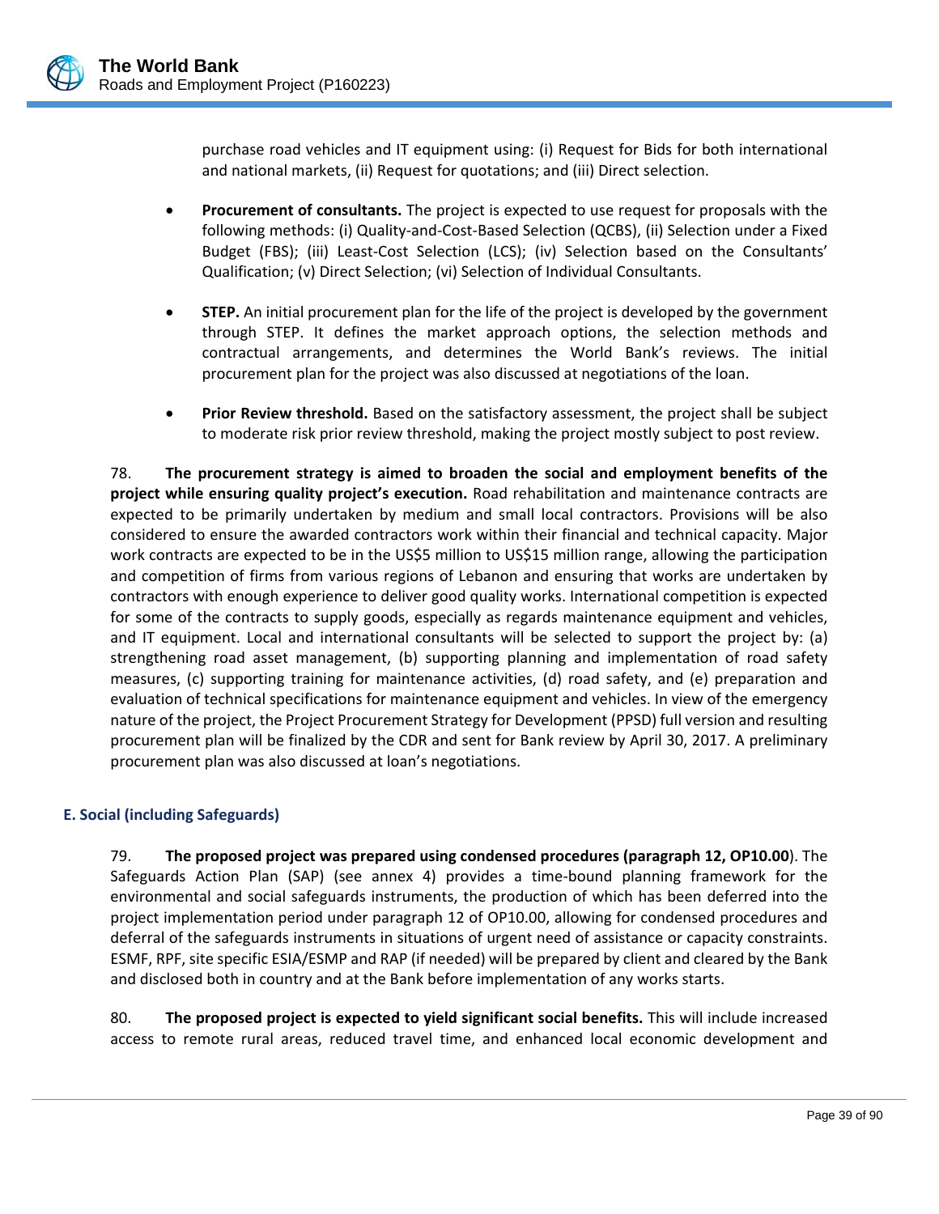purchase road vehicles and IT equipment using: (i) Request for Bids for both international and national markets, (ii) Request for quotations; and (iii) Direct selection.

- **Procurement of consultants.** The project is expected to use request for proposals with the following methods: (i) Quality-and-Cost-Based Selection (QCBS), (ii) Selection under a Fixed Budget (FBS); (iii) Least-Cost Selection (LCS); (iv) Selection based on the Consultants' Qualification; (v) Direct Selection; (vi) Selection of Individual Consultants.

- **STEP.** An initial procurement plan for the life of the project is developed by the government through STEP. It defines the market approach options, the selection methods and contractual arrangements, and determines the World Bank's reviews. The initial procurement plan for the project was also discussed at negotiations of the loan.

- **Prior Review threshold.** Based on the satisfactory assessment, the project shall be subject to moderate risk prior review threshold, making the project mostly subject to post review.

78. **The procurement strategy is aimed to broaden the social and employment benefits of the project while ensuring quality project's execution.** Road rehabilitation and maintenance contracts are expected to be primarily undertaken by medium and small local contractors. Provisions will be also considered to ensure the awarded contractors work within their financial and technical capacity. Major work contracts are expected to be in the US$5 million to US$15 million range, allowing the participation and competition of firms from various regions of Lebanon and ensuring that works are undertaken by contractors with enough experience to deliver good quality works. International competition is expected for some of the contracts to supply goods, especially as regards maintenance equipment and vehicles, and IT equipment. Local and international consultants will be selected to support the project by: (a) strengthening road asset management, (b) supporting planning and implementation of road safety measures, (c) supporting training for maintenance activities, (d) road safety, and (e) preparation and evaluation of technical specifications for maintenance equipment and vehicles. In view of the emergency nature of the project, the Project Procurement Strategy for Development (PPSD) full version and resulting procurement plan will be finalized by the CDR and sent for Bank review by April 30, 2017. A preliminary procurement plan was also discussed at loan's negotiations.

### E. Social (including Safeguards)

79. **The proposed project was prepared using condensed procedures (paragraph 12, OP10.00**). The Safeguards Action Plan (SAP) (see annex 4) provides a time-bound planning framework for the environmental and social safeguards instruments, the production of which has been deferred into the project implementation period under paragraph 12 of OP10.00, allowing for condensed procedures and deferral of the safeguards instruments in situations of urgent need of assistance or capacity constraints. ESMF, RPF, site specific ESIA/ESMP and RAP (if needed) will be prepared by client and cleared by the Bank and disclosed both in country and at the Bank before implementation of any works starts.

80. **The proposed project is expected to yield significant social benefits.** This will include increased access to remote rural areas, reduced travel time, and enhanced local economic development and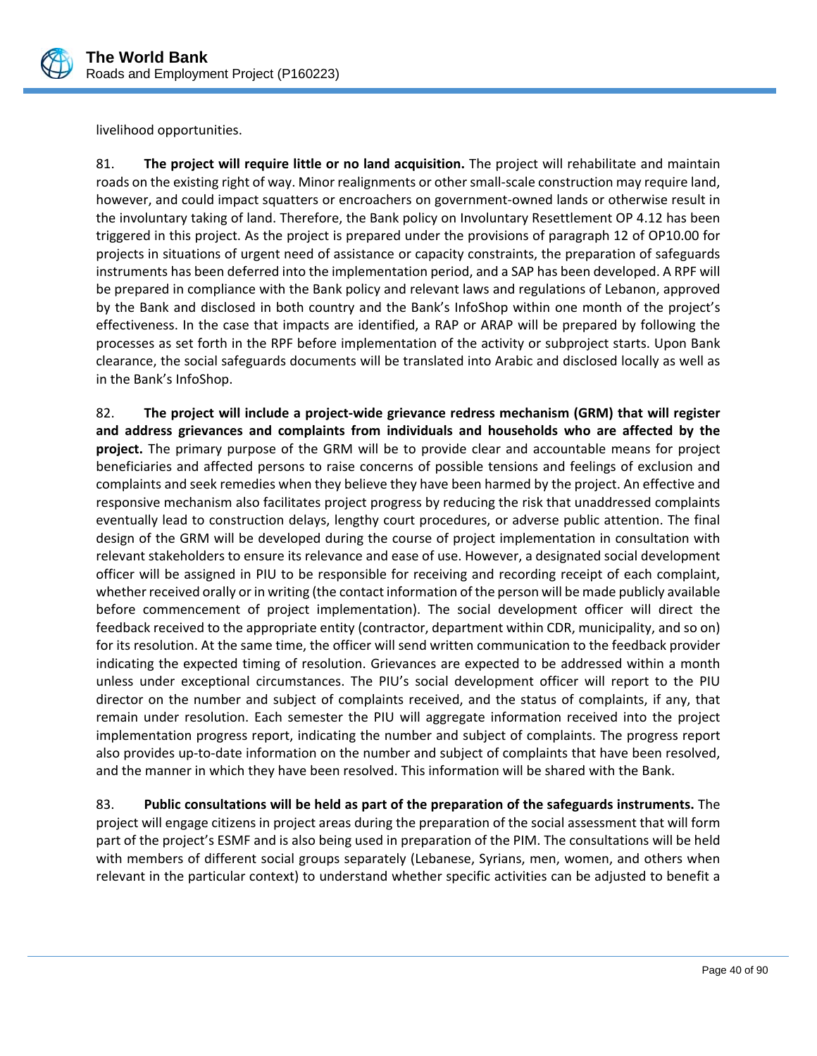livelihood opportunities.

81. **The project will require little or no land acquisition.** The project will rehabilitate and maintain roads on the existing right of way. Minor realignments or other small-scale construction may require land, however, and could impact squatters or encroachers on government-owned lands or otherwise result in the involuntary taking of land. Therefore, the Bank policy on Involuntary Resettlement OP 4.12 has been triggered in this project. As the project is prepared under the provisions of paragraph 12 of OP10.00 for projects in situations of urgent need of assistance or capacity constraints, the preparation of safeguards instruments has been deferred into the implementation period, and a SAP has been developed. A RPF will be prepared in compliance with the Bank policy and relevant laws and regulations of Lebanon, approved by the Bank and disclosed in both country and the Bank's InfoShop within one month of the project's effectiveness. In the case that impacts are identified, a RAP or ARAP will be prepared by following the processes as set forth in the RPF before implementation of the activity or subproject starts. Upon Bank clearance, the social safeguards documents will be translated into Arabic and disclosed locally as well as in the Bank's InfoShop.

82. **The project will include a project-wide grievance redress mechanism (GRM) that will register and address grievances and complaints from individuals and households who are affected by the project.** The primary purpose of the GRM will be to provide clear and accountable means for project beneficiaries and affected persons to raise concerns of possible tensions and feelings of exclusion and complaints and seek remedies when they believe they have been harmed by the project. An effective and responsive mechanism also facilitates project progress by reducing the risk that unaddressed complaints eventually lead to construction delays, lengthy court procedures, or adverse public attention. The final design of the GRM will be developed during the course of project implementation in consultation with relevant stakeholders to ensure its relevance and ease of use. However, a designated social development officer will be assigned in PIU to be responsible for receiving and recording receipt of each complaint, whether received orally or in writing (the contact information of the person will be made publicly available before commencement of project implementation). The social development officer will direct the feedback received to the appropriate entity (contractor, department within CDR, municipality, and so on) for its resolution. At the same time, the officer will send written communication to the feedback provider indicating the expected timing of resolution. Grievances are expected to be addressed within a month unless under exceptional circumstances. The PIU's social development officer will report to the PIU director on the number and subject of complaints received, and the status of complaints, if any, that remain under resolution. Each semester the PIU will aggregate information received into the project implementation progress report, indicating the number and subject of complaints. The progress report also provides up-to-date information on the number and subject of complaints that have been resolved, and the manner in which they have been resolved. This information will be shared with the Bank.

83. **Public consultations will be held as part of the preparation of the safeguards instruments.** The project will engage citizens in project areas during the preparation of the social assessment that will form part of the project's ESMF and is also being used in preparation of the PIM. The consultations will be held with members of different social groups separately (Lebanese, Syrians, men, women, and others when relevant in the particular context) to understand whether specific activities can be adjusted to benefit a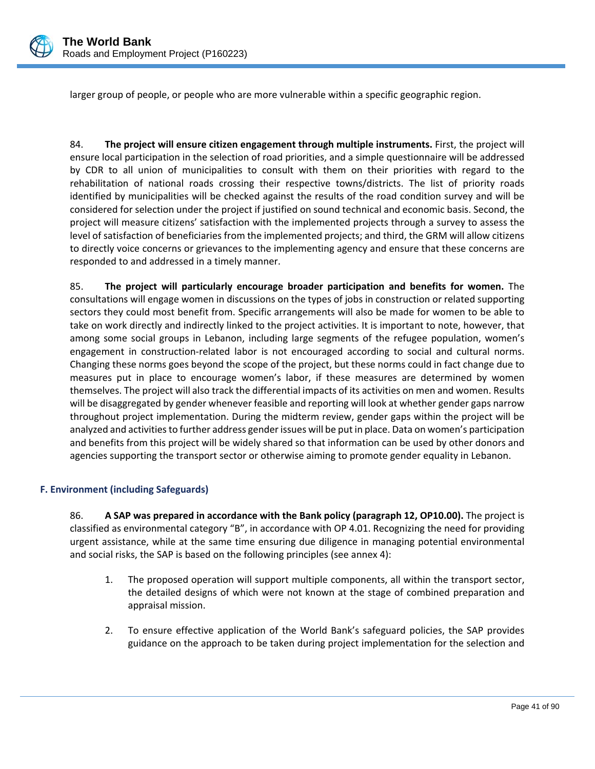larger group of people, or people who are more vulnerable within a specific geographic region.

84. **The project will ensure citizen engagement through multiple instruments.** First, the project will ensure local participation in the selection of road priorities, and a simple questionnaire will be addressed by CDR to all union of municipalities to consult with them on their priorities with regard to the rehabilitation of national roads crossing their respective towns/districts. The list of priority roads identified by municipalities will be checked against the results of the road condition survey and will be considered for selection under the project if justified on sound technical and economic basis. Second, the project will measure citizens' satisfaction with the implemented projects through a survey to assess the level of satisfaction of beneficiaries from the implemented projects; and third, the GRM will allow citizens to directly voice concerns or grievances to the implementing agency and ensure that these concerns are responded to and addressed in a timely manner.

85. **The project will particularly encourage broader participation and benefits for women.** The consultations will engage women in discussions on the types of jobs in construction or related supporting sectors they could most benefit from. Specific arrangements will also be made for women to be able to take on work directly and indirectly linked to the project activities. It is important to note, however, that among some social groups in Lebanon, including large segments of the refugee population, women's engagement in construction-related labor is not encouraged according to social and cultural norms. Changing these norms goes beyond the scope of the project, but these norms could in fact change due to measures put in place to encourage women's labor, if these measures are determined by women themselves. The project will also track the differential impacts of its activities on men and women. Results will be disaggregated by gender whenever feasible and reporting will look at whether gender gaps narrow throughout project implementation. During the midterm review, gender gaps within the project will be analyzed and activities to further address gender issues will be put in place. Data on women's participation and benefits from this project will be widely shared so that information can be used by other donors and agencies supporting the transport sector or otherwise aiming to promote gender equality in Lebanon.

### F. Environment (including Safeguards)

86. **A SAP was prepared in accordance with the Bank policy (paragraph 12, OP10.00).** The project is classified as environmental category "B", in accordance with OP 4.01. Recognizing the need for providing urgent assistance, while at the same time ensuring due diligence in managing potential environmental and social risks, the SAP is based on the following principles (see annex 4):

1. The proposed operation will support multiple components, all within the transport sector, the detailed designs of which were not known at the stage of combined preparation and appraisal mission.

2. To ensure effective application of the World Bank's safeguard policies, the SAP provides guidance on the approach to be taken during project implementation for the selection and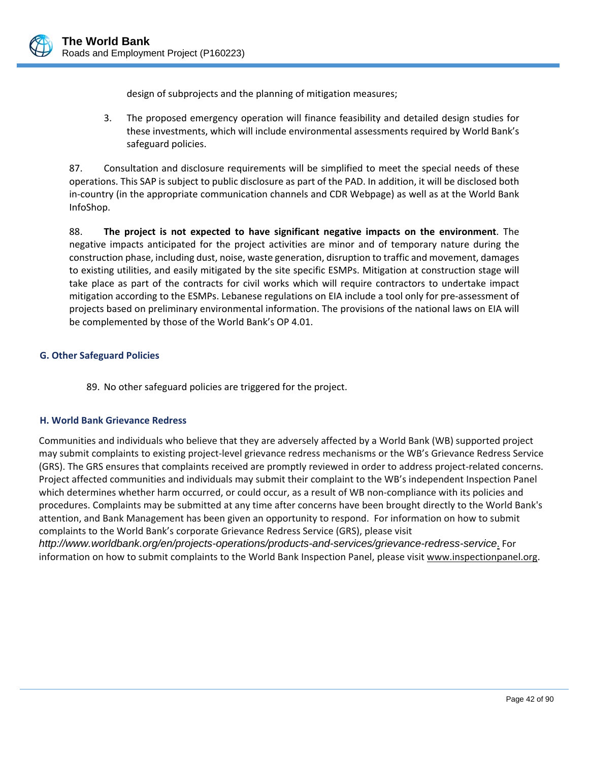design of subprojects and the planning of mitigation measures;

3. The proposed emergency operation will finance feasibility and detailed design studies for these investments, which will include environmental assessments required by World Bank's safeguard policies.

87. Consultation and disclosure requirements will be simplified to meet the special needs of these operations. This SAP is subject to public disclosure as part of the PAD. In addition, it will be disclosed both in-country (in the appropriate communication channels and CDR Webpage) as well as at the World Bank InfoShop.

88. **The project is not expected to have significant negative impacts on the environment**. The negative impacts anticipated for the project activities are minor and of temporary nature during the construction phase, including dust, noise, waste generation, disruption to traffic and movement, damages to existing utilities, and easily mitigated by the site specific ESMPs. Mitigation at construction stage will take place as part of the contracts for civil works which will require contractors to undertake impact mitigation according to the ESMPs. Lebanese regulations on EIA include a tool only for pre-assessment of projects based on preliminary environmental information. The provisions of the national laws on EIA will be complemented by those of the World Bank's OP 4.01.

### G. Other Safeguard Policies

89. No other safeguard policies are triggered for the project.

### H. World Bank Grievance Redress

Communities and individuals who believe that they are adversely affected by a World Bank (WB) supported project may submit complaints to existing project-level grievance redress mechanisms or the WB's Grievance Redress Service (GRS). The GRS ensures that complaints received are promptly reviewed in order to address project-related concerns. Project affected communities and individuals may submit their complaint to the WB's independent Inspection Panel which determines whether harm occurred, or could occur, as a result of WB non-compliance with its policies and procedures. Complaints may be submitted at any time after concerns have been brought directly to the World Bank's attention, and Bank Management has been given an opportunity to respond. For information on how to submit complaints to the World Bank's corporate Grievance Redress Service (GRS), please visit *http://www.worldbank.org/en/projects-operations/products-and-services/grievance-redress-service*. For information on how to submit complaints to the World Bank Inspection Panel, please visit www.inspectionpanel.org.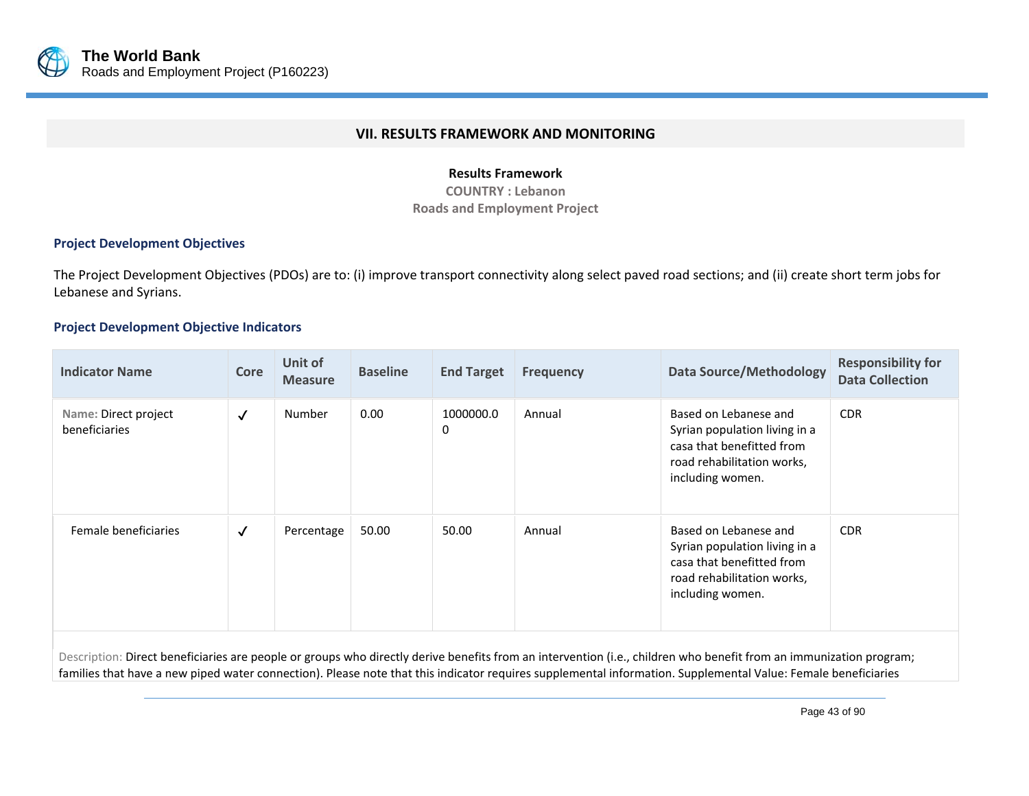## VII. RESULTS FRAMEWORK AND MONITORING

**Results Framework**

**COUNTRY : Lebanon**

**Roads and Employment Project**

### Project Development Objectives

The Project Development Objectives (PDOs) are to: (i) improve transport connectivity along select paved road sections; and (ii) create short term jobs for Lebanese and Syrians.

### Project Development Objective Indicators

| Indicator Name | Core | Unit of Measure | Baseline | End Target | Frequency | Data Source/Methodology | Responsibility for Data Collection |
|---|---|---|---|---|---|---|---|
| Name: Direct project beneficiaries | ✓ | Number | 0.00 | 1000000.00 | Annual | Based on Lebanese and Syrian population living in a casa that benefitted from road rehabilitation works, including women. | CDR |
| Female beneficiaries | ✓ | Percentage | 50.00 | 50.00 | Annual | Based on Lebanese and Syrian population living in a casa that benefitted from road rehabilitation works, including women. | CDR |

Description: Direct beneficiaries are people or groups who directly derive benefits from an intervention (i.e., children who benefit from an immunization program; families that have a new piped water connection). Please note that this indicator requires supplemental information. Supplemental Value: Female beneficiaries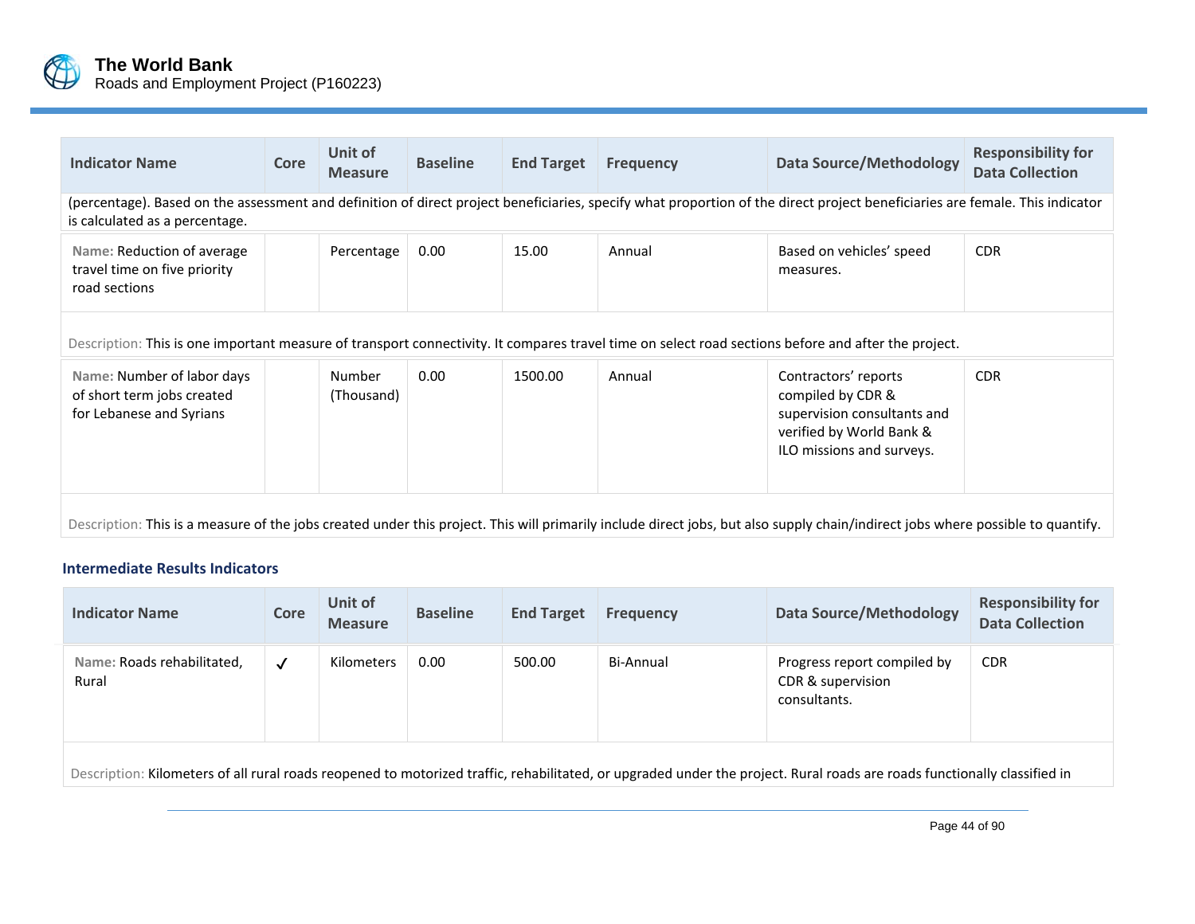| Indicator Name | Core | Unit of Measure | Baseline | End Target | Frequency | Data Source/Methodology | Responsibility for Data Collection |
|---|---|---|---|---|---|---|---|
| (percentage). Based on the assessment and definition of direct project beneficiaries, specify what proportion of the direct project beneficiaries are female. This indicator is calculated as a percentage. | | | | | | | |
| Name: Reduction of average travel time on five priority road sections | | Percentage | 0.00 | 15.00 | Annual | Based on vehicles' speed measures. | CDR |
| Description: This is one important measure of transport connectivity. It compares travel time on select road sections before and after the project. | | | | | | | |
| Name: Number of labor days of short term jobs created for Lebanese and Syrians | | Number (Thousand) | 0.00 | 1500.00 | Annual | Contractors' reports compiled by CDR & supervision consultants and verified by World Bank & ILO missions and surveys. | CDR |
| Description: This is a measure of the jobs created under this project. This will primarily include direct jobs, but also supply chain/indirect jobs where possible to quantify. | | | | | | | |

### Intermediate Results Indicators

| Indicator Name | Core | Unit of Measure | Baseline | End Target | Frequency | Data Source/Methodology | Responsibility for Data Collection |
|---|---|---|---|---|---|---|---|
| Name: Roads rehabilitated, Rural | ✓ | Kilometers | 0.00 | 500.00 | Bi-Annual | Progress report compiled by CDR & supervision consultants. | CDR |
| Description: Kilometers of all rural roads reopened to motorized traffic, rehabilitated, or upgraded under the project. Rural roads are roads functionally classified in | | | | | | | |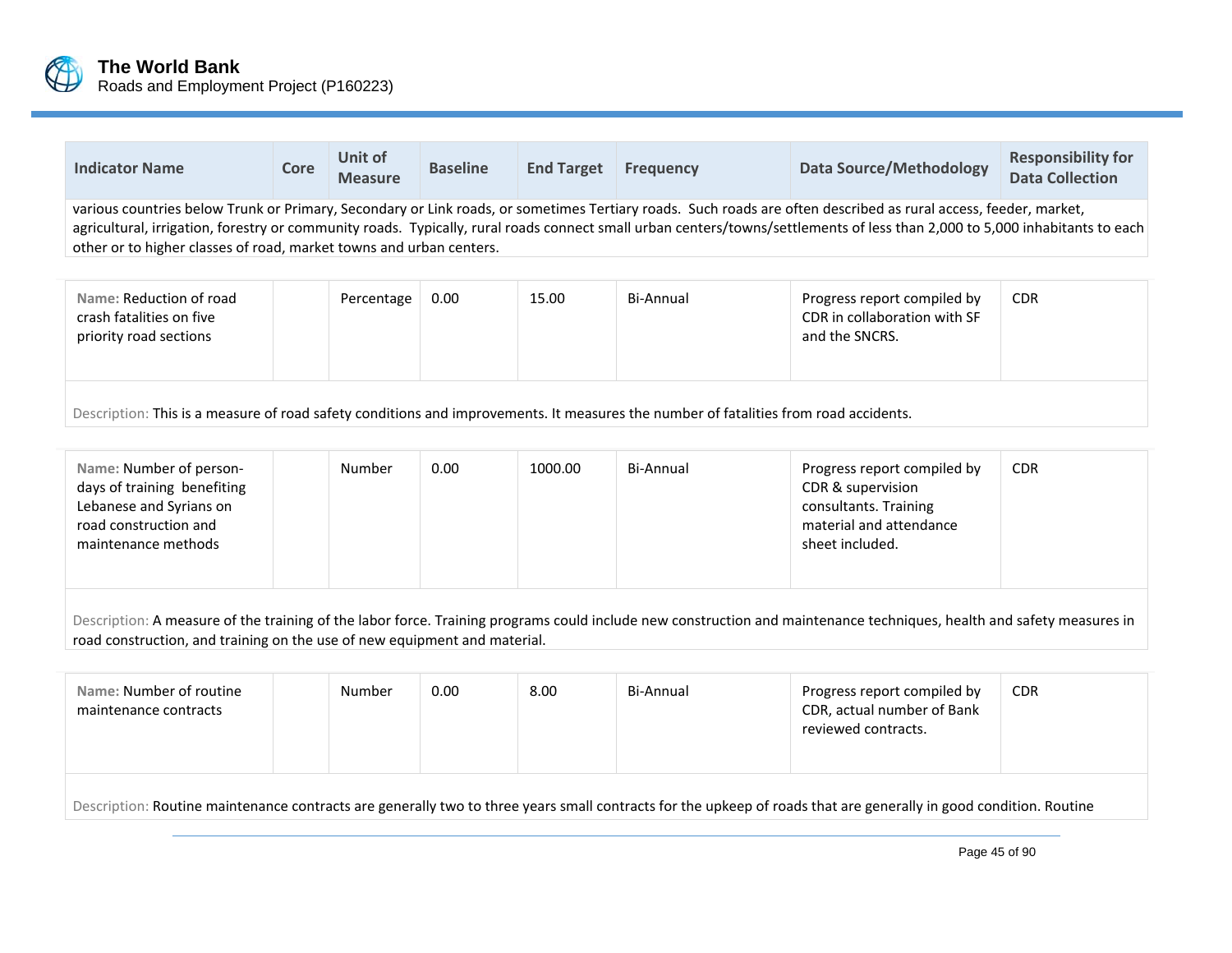| Indicator Name | Core | Unit of Measure | Baseline | End Target | Frequency | Data Source/Methodology | Responsibility for Data Collection |
|---|---|---|---|---|---|---|---|
| various countries below Trunk or Primary, Secondary or Link roads, or sometimes Tertiary roads. Such roads are often described as rural access, feeder, market, agricultural, irrigation, forestry or community roads. Typically, rural roads connect small urban centers/towns/settlements of less than 2,000 to 5,000 inhabitants to each other or to higher classes of road, market towns and urban centers. | | | | | | | |
| Name: Reduction of road crash fatalities on five priority road sections | | Percentage | 0.00 | 15.00 | Bi-Annual | Progress report compiled by CDR in collaboration with SF and the SNCRS. | CDR |
| Description: This is a measure of road safety conditions and improvements. It measures the number of fatalities from road accidents. | | | | | | | |
| Name: Number of person-days of training benefiting Lebanese and Syrians on road construction and maintenance methods | | Number | 0.00 | 1000.00 | Bi-Annual | Progress report compiled by CDR & supervision consultants. Training material and attendance sheet included. | CDR |
| Description: A measure of the training of the labor force. Training programs could include new construction and maintenance techniques, health and safety measures in road construction, and training on the use of new equipment and material. | | | | | | | |
| Name: Number of routine maintenance contracts | | Number | 0.00 | 8.00 | Bi-Annual | Progress report compiled by CDR, actual number of Bank reviewed contracts. | CDR |
| Description: Routine maintenance contracts are generally two to three years small contracts for the upkeep of roads that are generally in good condition. Routine | | | | | | | |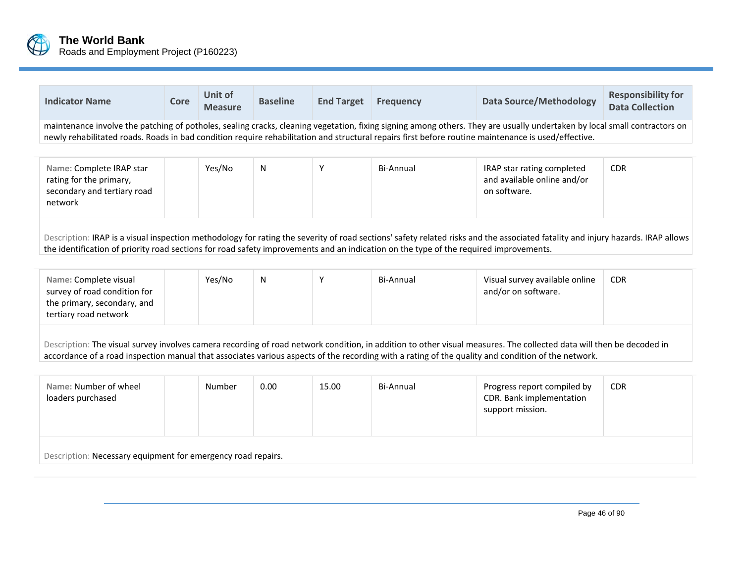| Indicator Name | Core | Unit of Measure | Baseline | End Target | Frequency | Data Source/Methodology | Responsibility for Data Collection |
|---|---|---|---|---|---|---|---|
| maintenance involve the patching of potholes, sealing cracks, cleaning vegetation, fixing signing among others. They are usually undertaken by local small contractors on newly rehabilitated roads. Roads in bad condition require rehabilitation and structural repairs first before routine maintenance is used/effective. | | | | | | | |
| Name: Complete IRAP star rating for the primary, secondary and tertiary road network | | Yes/No | N | Y | Bi-Annual | IRAP star rating completed and available online and/or on software. | CDR |
| Description: IRAP is a visual inspection methodology for rating the severity of road sections' safety related risks and the associated fatality and injury hazards. IRAP allows the identification of priority road sections for road safety improvements and an indication on the type of the required improvements. | | | | | | | |
| Name: Complete visual survey of road condition for the primary, secondary, and tertiary road network | | Yes/No | N | Y | Bi-Annual | Visual survey available online and/or on software. | CDR |
| Description: The visual survey involves camera recording of road network condition, in addition to other visual measures. The collected data will then be decoded in accordance of a road inspection manual that associates various aspects of the recording with a rating of the quality and condition of the network. | | | | | | | |
| Name: Number of wheel loaders purchased | | Number | 0.00 | 15.00 | Bi-Annual | Progress report compiled by CDR. Bank implementation support mission. | CDR |
| Description: Necessary equipment for emergency road repairs. | | | | | | | |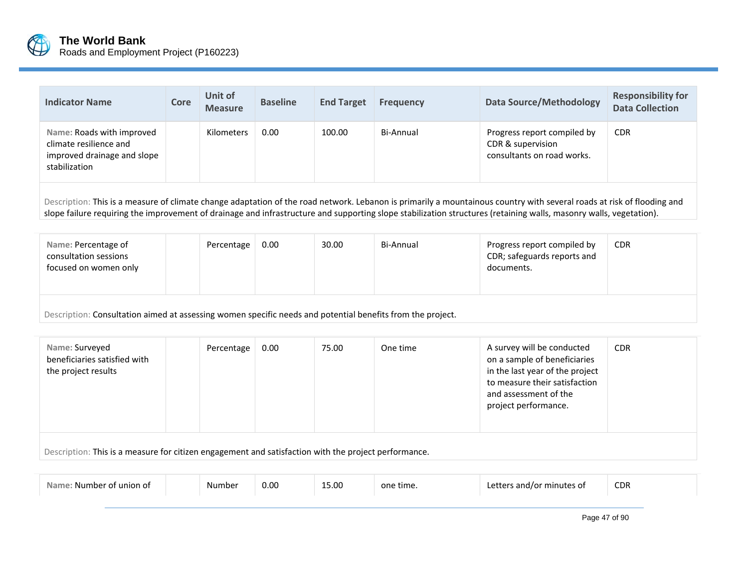| Indicator Name | Core | Unit of Measure | Baseline | End Target | Frequency | Data Source/Methodology | Responsibility for Data Collection |
|---|---|---|---|---|---|---|---|
| Name: Roads with improved climate resilience and improved drainage and slope stabilization | | Kilometers | 0.00 | 100.00 | Bi-Annual | Progress report compiled by CDR & supervision consultants on road works. | CDR |
| Description: This is a measure of climate change adaptation of the road network. Lebanon is primarily a mountainous country with several roads at risk of flooding and slope failure requiring the improvement of drainage and infrastructure and supporting slope stabilization structures (retaining walls, masonry walls, vegetation). | | | | | | | |
| Name: Percentage of consultation sessions focused on women only | | Percentage | 0.00 | 30.00 | Bi-Annual | Progress report compiled by CDR; safeguards reports and documents. | CDR |
| Description: Consultation aimed at assessing women specific needs and potential benefits from the project. | | | | | | | |
| Name: Surveyed beneficiaries satisfied with the project results | | Percentage | 0.00 | 75.00 | One time | A survey will be conducted on a sample of beneficiaries in the last year of the project to measure their satisfaction and assessment of the project performance. | CDR |
| Description: This is a measure for citizen engagement and satisfaction with the project performance. | | | | | | | |
| Name: Number of union of | | Number | 0.00 | 15.00 | one time. | Letters and/or minutes of | CDR |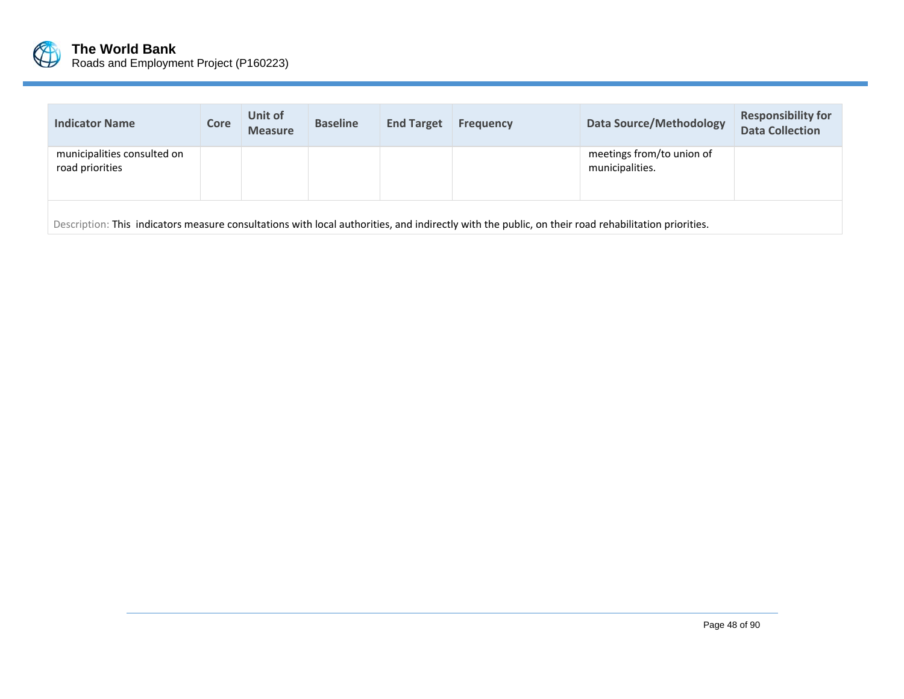| Indicator Name | Core | Unit of Measure | Baseline | End Target | Frequency | Data Source/Methodology | Responsibility for Data Collection |
| --- | --- | --- | --- | --- | --- | --- | --- |
| municipalities consulted on road priorities | | | | | | meetings from/to union of municipalities. | |

Description: This indicators measure consultations with local authorities, and indirectly with the public, on their road rehabilitation priorities.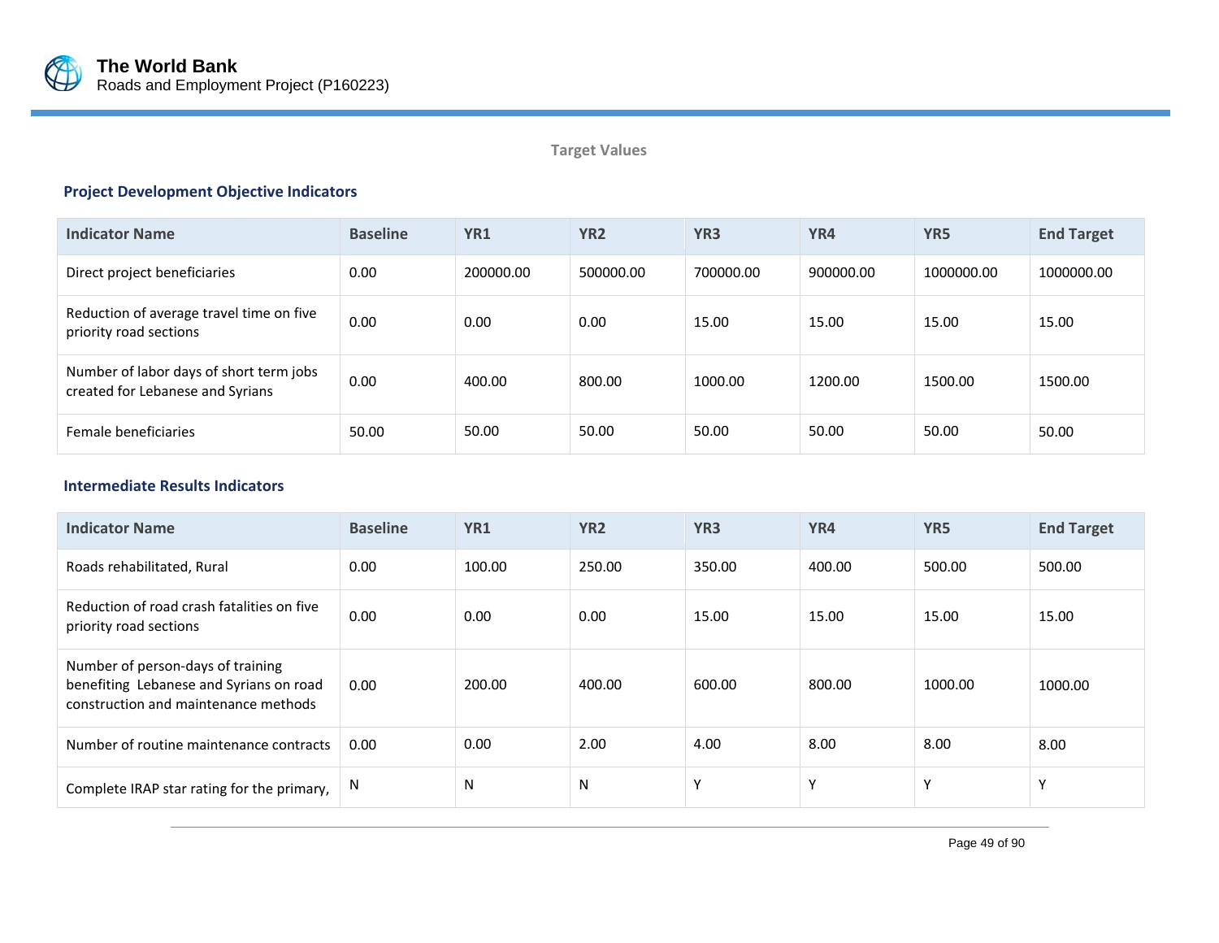Target Values

### Project Development Objective Indicators

| Indicator Name | Baseline | YR1 | YR2 | YR3 | YR4 | YR5 | End Target |
|---|---|---|---|---|---|---|---|
| Direct project beneficiaries | 0.00 | 200000.00 | 500000.00 | 700000.00 | 900000.00 | 1000000.00 | 1000000.00 |
| Reduction of average travel time on five priority road sections | 0.00 | 0.00 | 0.00 | 15.00 | 15.00 | 15.00 | 15.00 |
| Number of labor days of short term jobs created for Lebanese and Syrians | 0.00 | 400.00 | 800.00 | 1000.00 | 1200.00 | 1500.00 | 1500.00 |
| Female beneficiaries | 50.00 | 50.00 | 50.00 | 50.00 | 50.00 | 50.00 | 50.00 |

### Intermediate Results Indicators

| Indicator Name | Baseline | YR1 | YR2 | YR3 | YR4 | YR5 | End Target |
|---|---|---|---|---|---|---|---|
| Roads rehabilitated, Rural | 0.00 | 100.00 | 250.00 | 350.00 | 400.00 | 500.00 | 500.00 |
| Reduction of road crash fatalities on five priority road sections | 0.00 | 0.00 | 0.00 | 15.00 | 15.00 | 15.00 | 15.00 |
| Number of person-days of training benefiting Lebanese and Syrians on road construction and maintenance methods | 0.00 | 200.00 | 400.00 | 600.00 | 800.00 | 1000.00 | 1000.00 |
| Number of routine maintenance contracts | 0.00 | 0.00 | 2.00 | 4.00 | 8.00 | 8.00 | 8.00 |
| Complete IRAP star rating for the primary, | N | N | N | Y | Y | Y | Y |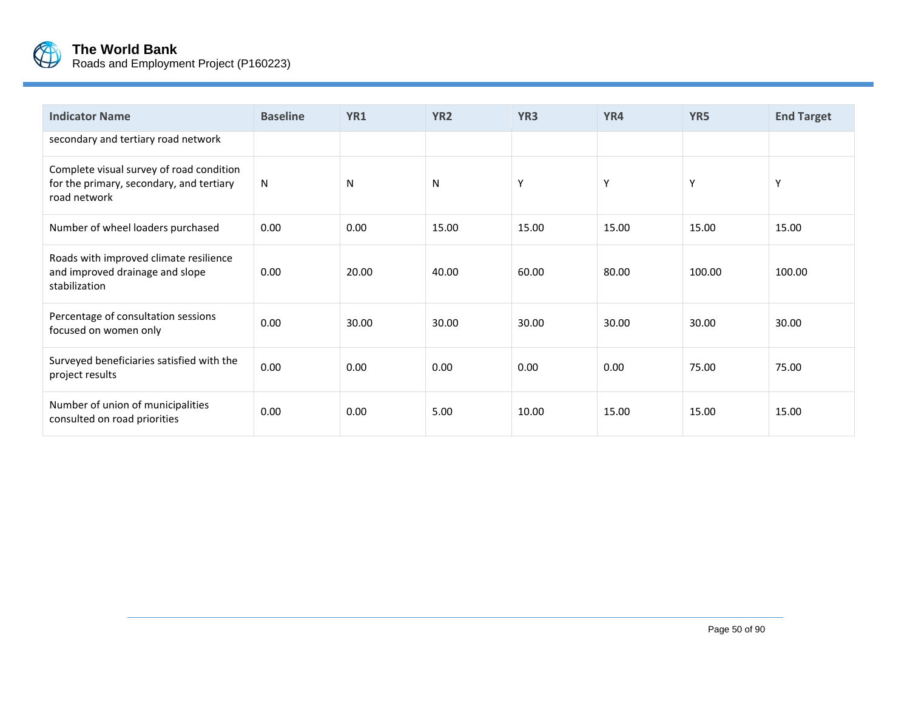| Indicator Name | Baseline | YR1 | YR2 | YR3 | YR4 | YR5 | End Target |
|---|---|---|---|---|---|---|---|
| secondary and tertiary road network | | | | | | | |
| Complete visual survey of road condition for the primary, secondary, and tertiary road network | N | N | N | Y | Y | Y | Y |
| Number of wheel loaders purchased | 0.00 | 0.00 | 15.00 | 15.00 | 15.00 | 15.00 | 15.00 |
| Roads with improved climate resilience and improved drainage and slope stabilization | 0.00 | 20.00 | 40.00 | 60.00 | 80.00 | 100.00 | 100.00 |
| Percentage of consultation sessions focused on women only | 0.00 | 30.00 | 30.00 | 30.00 | 30.00 | 30.00 | 30.00 |
| Surveyed beneficiaries satisfied with the project results | 0.00 | 0.00 | 0.00 | 0.00 | 0.00 | 75.00 | 75.00 |
| Number of union of municipalities consulted on road priorities | 0.00 | 0.00 | 5.00 | 10.00 | 15.00 | 15.00 | 15.00 |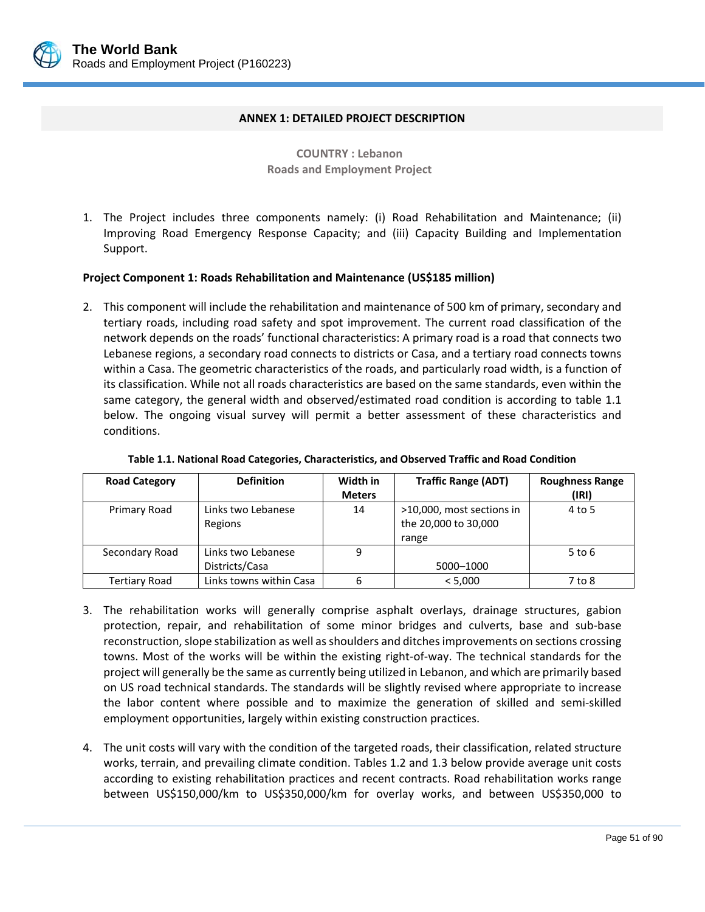## ANNEX 1: DETAILED PROJECT DESCRIPTION

**COUNTRY : Lebanon**
**Roads and Employment Project**

1. The Project includes three components namely: (i) Road Rehabilitation and Maintenance; (ii) Improving Road Emergency Response Capacity; and (iii) Capacity Building and Implementation Support.

**Project Component 1: Roads Rehabilitation and Maintenance (US$185 million)**

2. This component will include the rehabilitation and maintenance of 500 km of primary, secondary and tertiary roads, including road safety and spot improvement. The current road classification of the network depends on the roads' functional characteristics: A primary road is a road that connects two Lebanese regions, a secondary road connects to districts or Casa, and a tertiary road connects towns within a Casa. The geometric characteristics of the roads, and particularly road width, is a function of its classification. While not all roads characteristics are based on the same standards, even within the same category, the general width and observed/estimated road condition is according to table 1.1 below. The ongoing visual survey will permit a better assessment of these characteristics and conditions.

**Table 1.1. National Road Categories, Characteristics, and Observed Traffic and Road Condition**

| Road Category | Definition | Width in Meters | Traffic Range (ADT) | Roughness Range (IRI) |
|---|---|---|---|---|
| Primary Road | Links two Lebanese Regions | 14 | >10,000, most sections in the 20,000 to 30,000 range | 4 to 5 |
| Secondary Road | Links two Lebanese Districts/Casa | 9 | 5000–1000 | 5 to 6 |
| Tertiary Road | Links towns within Casa | 6 | < 5,000 | 7 to 8 |

3. The rehabilitation works will generally comprise asphalt overlays, drainage structures, gabion protection, repair, and rehabilitation of some minor bridges and culverts, base and sub-base reconstruction, slope stabilization as well as shoulders and ditches improvements on sections crossing towns. Most of the works will be within the existing right-of-way. The technical standards for the project will generally be the same as currently being utilized in Lebanon, and which are primarily based on US road technical standards. The standards will be slightly revised where appropriate to increase the labor content where possible and to maximize the generation of skilled and semi-skilled employment opportunities, largely within existing construction practices.

4. The unit costs will vary with the condition of the targeted roads, their classification, related structure works, terrain, and prevailing climate condition. Tables 1.2 and 1.3 below provide average unit costs according to existing rehabilitation practices and recent contracts. Road rehabilitation works range between US$150,000/km to US$350,000/km for overlay works, and between US$350,000 to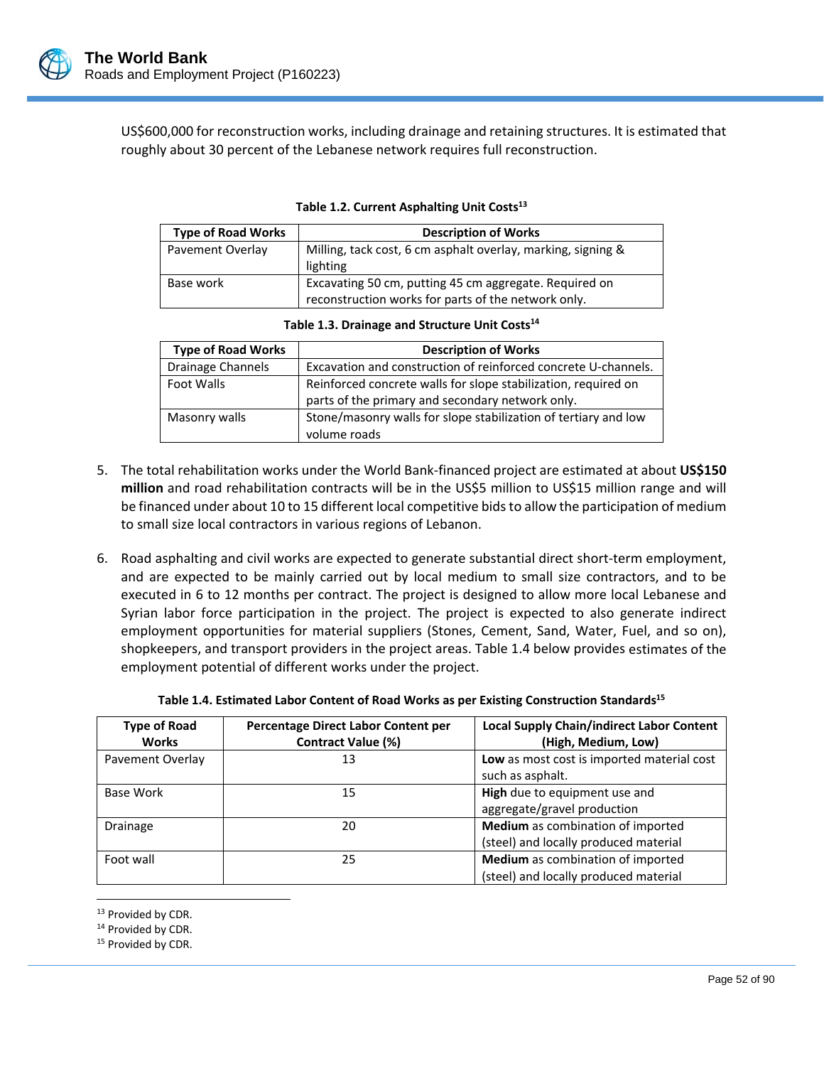US$600,000 for reconstruction works, including drainage and retaining structures. It is estimated that roughly about 30 percent of the Lebanese network requires full reconstruction.

**Table 1.2. Current Asphalting Unit Costs[13]**

| Type of Road Works | Description of Works |
|---|---|
| Pavement Overlay | Milling, tack cost, 6 cm asphalt overlay, marking, signing & lighting |
| Base work | Excavating 50 cm, putting 45 cm aggregate. Required on reconstruction works for parts of the network only. |

**Table 1.3. Drainage and Structure Unit Costs[14]**

| Type of Road Works | Description of Works |
|---|---|
| Drainage Channels | Excavation and construction of reinforced concrete U-channels. |
| Foot Walls | Reinforced concrete walls for slope stabilization, required on parts of the primary and secondary network only. |
| Masonry walls | Stone/masonry walls for slope stabilization of tertiary and low volume roads |

5. The total rehabilitation works under the World Bank-financed project are estimated at about **US$150 million** and road rehabilitation contracts will be in the US$5 million to US$15 million range and will be financed under about 10 to 15 different local competitive bids to allow the participation of medium to small size local contractors in various regions of Lebanon.

6. Road asphalting and civil works are expected to generate substantial direct short-term employment, and are expected to be mainly carried out by local medium to small size contractors, and to be executed in 6 to 12 months per contract. The project is designed to allow more local Lebanese and Syrian labor force participation in the project. The project is expected to also generate indirect employment opportunities for material suppliers (Stones, Cement, Sand, Water, Fuel, and so on), shopkeepers, and transport providers in the project areas. Table 1.4 below provides estimates of the employment potential of different works under the project.

**Table 1.4. Estimated Labor Content of Road Works as per Existing Construction Standards[15]**

| Type of Road Works | Percentage Direct Labor Content per Contract Value (%) | Local Supply Chain/indirect Labor Content (High, Medium, Low) |
|---|---|---|
| Pavement Overlay | 13 | **Low** as most cost is imported material cost such as asphalt. |
| Base Work | 15 | **High** due to equipment use and aggregate/gravel production |
| Drainage | 20 | **Medium** as combination of imported (steel) and locally produced material |
| Foot wall | 25 | **Medium** as combination of imported (steel) and locally produced material |

[13] Provided by CDR.
[14] Provided by CDR.
[15] Provided by CDR.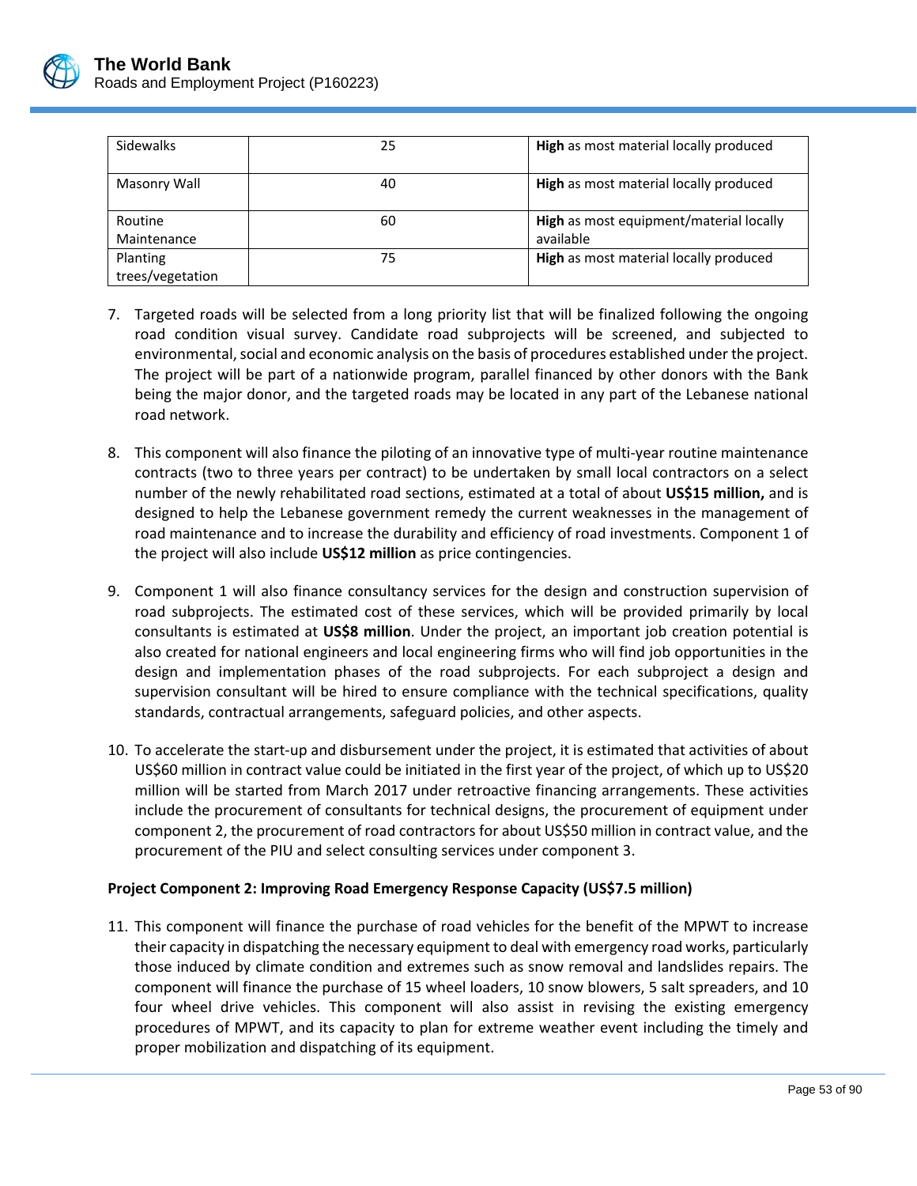| Sidewalks | 25 | **High** as most material locally produced |
|---|---|---|
| Masonry Wall | 40 | **High** as most material locally produced |
| Routine Maintenance | 60 | **High** as most equipment/material locally available |
| Planting trees/vegetation | 75 | **High** as most material locally produced |

7. Targeted roads will be selected from a long priority list that will be finalized following the ongoing road condition visual survey. Candidate road subprojects will be screened, and subjected to environmental, social and economic analysis on the basis of procedures established under the project. The project will be part of a nationwide program, parallel financed by other donors with the Bank being the major donor, and the targeted roads may be located in any part of the Lebanese national road network.

8. This component will also finance the piloting of an innovative type of multi-year routine maintenance contracts (two to three years per contract) to be undertaken by small local contractors on a select number of the newly rehabilitated road sections, estimated at a total of about **US$15 million,** and is designed to help the Lebanese government remedy the current weaknesses in the management of road maintenance and to increase the durability and efficiency of road investments. Component 1 of the project will also include **US$12 million** as price contingencies.

9. Component 1 will also finance consultancy services for the design and construction supervision of road subprojects. The estimated cost of these services, which will be provided primarily by local consultants is estimated at **US$8 million**. Under the project, an important job creation potential is also created for national engineers and local engineering firms who will find job opportunities in the design and implementation phases of the road subprojects. For each subproject a design and supervision consultant will be hired to ensure compliance with the technical specifications, quality standards, contractual arrangements, safeguard policies, and other aspects.

10. To accelerate the start-up and disbursement under the project, it is estimated that activities of about US$60 million in contract value could be initiated in the first year of the project, of which up to US$20 million will be started from March 2017 under retroactive financing arrangements. These activities include the procurement of consultants for technical designs, the procurement of equipment under component 2, the procurement of road contractors for about US$50 million in contract value, and the procurement of the PIU and select consulting services under component 3.

**Project Component 2: Improving Road Emergency Response Capacity (US$7.5 million)**

11. This component will finance the purchase of road vehicles for the benefit of the MPWT to increase their capacity in dispatching the necessary equipment to deal with emergency road works, particularly those induced by climate condition and extremes such as snow removal and landslides repairs. The component will finance the purchase of 15 wheel loaders, 10 snow blowers, 5 salt spreaders, and 10 four wheel drive vehicles. This component will also assist in revising the existing emergency procedures of MPWT, and its capacity to plan for extreme weather event including the timely and proper mobilization and dispatching of its equipment.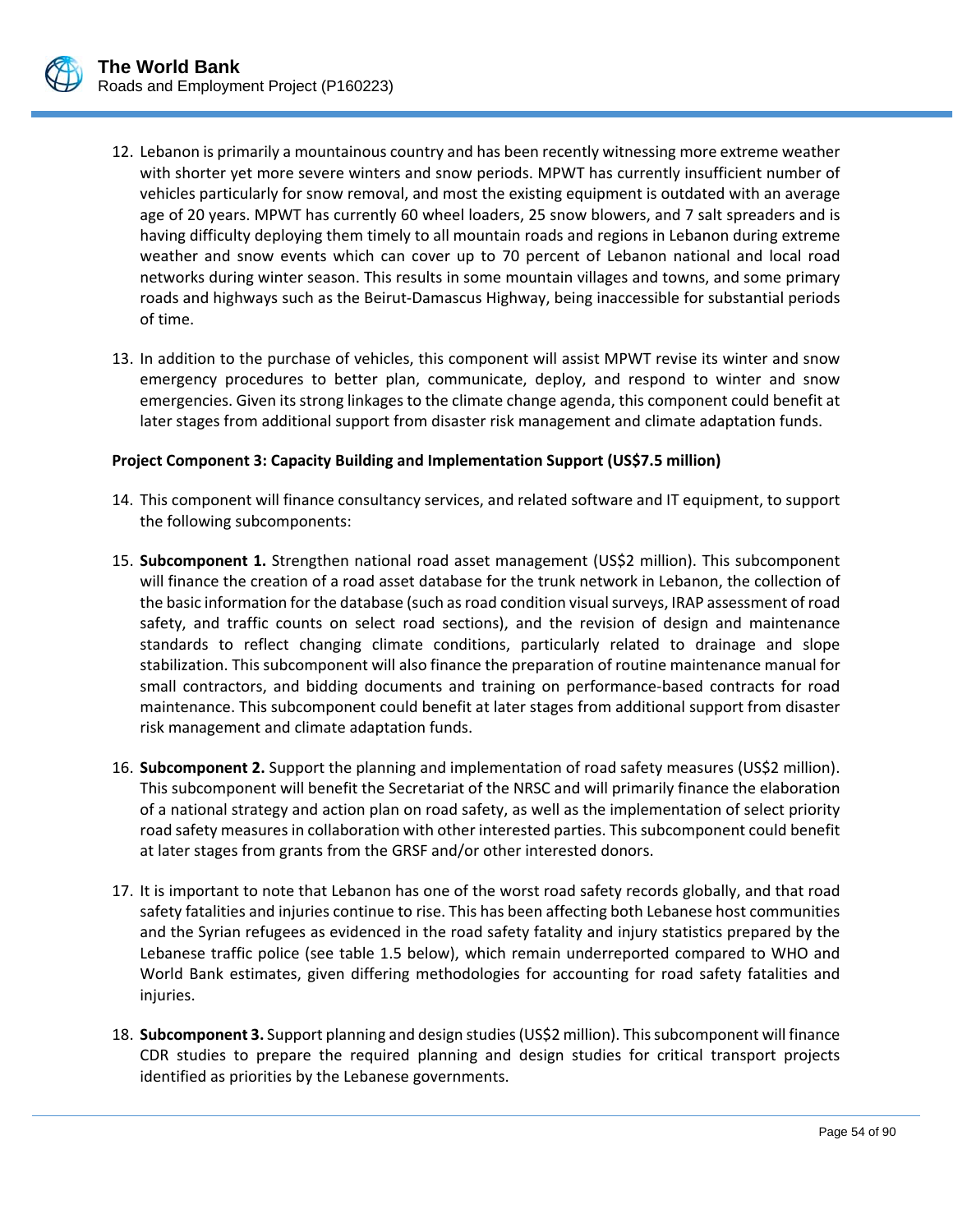12. Lebanon is primarily a mountainous country and has been recently witnessing more extreme weather with shorter yet more severe winters and snow periods. MPWT has currently insufficient number of vehicles particularly for snow removal, and most the existing equipment is outdated with an average age of 20 years. MPWT has currently 60 wheel loaders, 25 snow blowers, and 7 salt spreaders and is having difficulty deploying them timely to all mountain roads and regions in Lebanon during extreme weather and snow events which can cover up to 70 percent of Lebanon national and local road networks during winter season. This results in some mountain villages and towns, and some primary roads and highways such as the Beirut-Damascus Highway, being inaccessible for substantial periods of time.

13. In addition to the purchase of vehicles, this component will assist MPWT revise its winter and snow emergency procedures to better plan, communicate, deploy, and respond to winter and snow emergencies. Given its strong linkages to the climate change agenda, this component could benefit at later stages from additional support from disaster risk management and climate adaptation funds.

**Project Component 3: Capacity Building and Implementation Support (US$7.5 million)**

14. This component will finance consultancy services, and related software and IT equipment, to support the following subcomponents:

15. **Subcomponent 1.** Strengthen national road asset management (US$2 million). This subcomponent will finance the creation of a road asset database for the trunk network in Lebanon, the collection of the basic information for the database (such as road condition visual surveys, IRAP assessment of road safety, and traffic counts on select road sections), and the revision of design and maintenance standards to reflect changing climate conditions, particularly related to drainage and slope stabilization. This subcomponent will also finance the preparation of routine maintenance manual for small contractors, and bidding documents and training on performance-based contracts for road maintenance. This subcomponent could benefit at later stages from additional support from disaster risk management and climate adaptation funds.

16. **Subcomponent 2.** Support the planning and implementation of road safety measures (US$2 million). This subcomponent will benefit the Secretariat of the NRSC and will primarily finance the elaboration of a national strategy and action plan on road safety, as well as the implementation of select priority road safety measures in collaboration with other interested parties. This subcomponent could benefit at later stages from grants from the GRSF and/or other interested donors.

17. It is important to note that Lebanon has one of the worst road safety records globally, and that road safety fatalities and injuries continue to rise. This has been affecting both Lebanese host communities and the Syrian refugees as evidenced in the road safety fatality and injury statistics prepared by the Lebanese traffic police (see table 1.5 below), which remain underreported compared to WHO and World Bank estimates, given differing methodologies for accounting for road safety fatalities and injuries.

18. **Subcomponent 3.** Support planning and design studies (US$2 million). This subcomponent will finance CDR studies to prepare the required planning and design studies for critical transport projects identified as priorities by the Lebanese governments.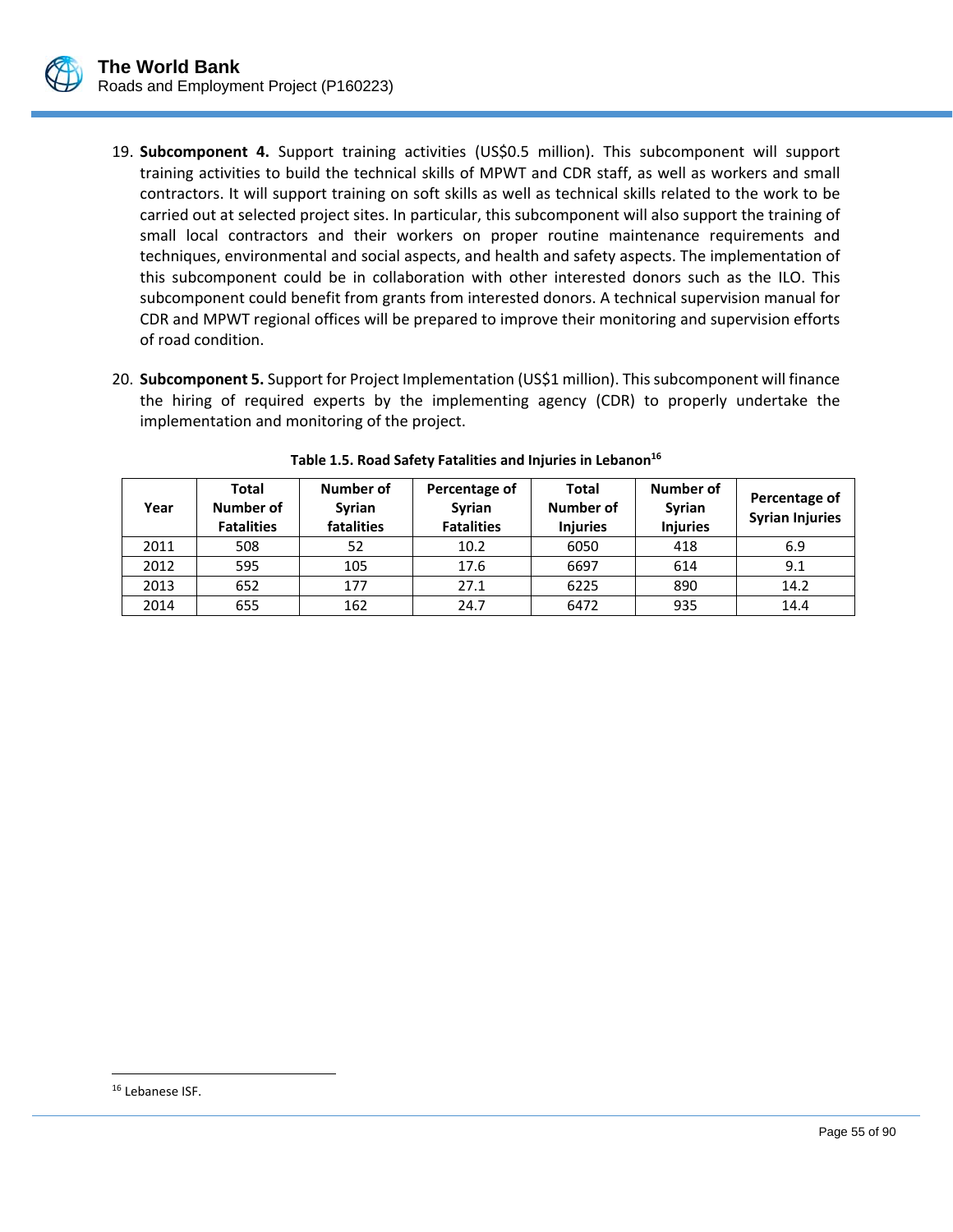19. **Subcomponent 4.** Support training activities (US$0.5 million). This subcomponent will support training activities to build the technical skills of MPWT and CDR staff, as well as workers and small contractors. It will support training on soft skills as well as technical skills related to the work to be carried out at selected project sites. In particular, this subcomponent will also support the training of small local contractors and their workers on proper routine maintenance requirements and techniques, environmental and social aspects, and health and safety aspects. The implementation of this subcomponent could be in collaboration with other interested donors such as the ILO. This subcomponent could benefit from grants from interested donors. A technical supervision manual for CDR and MPWT regional offices will be prepared to improve their monitoring and supervision efforts of road condition.

20. **Subcomponent 5.** Support for Project Implementation (US$1 million). This subcomponent will finance the hiring of required experts by the implementing agency (CDR) to properly undertake the implementation and monitoring of the project.

**Table 1.5. Road Safety Fatalities and Injuries in Lebanon[16]**

| Year | Total Number of Fatalities | Number of Syrian fatalities | Percentage of Syrian Fatalities | Total Number of Injuries | Number of Syrian Injuries | Percentage of Syrian Injuries |
|---|---|---|---|---|---|---|
| 2011 | 508 | 52 | 10.2 | 6050 | 418 | 6.9 |
| 2012 | 595 | 105 | 17.6 | 6697 | 614 | 9.1 |
| 2013 | 652 | 177 | 27.1 | 6225 | 890 | 14.2 |
| 2014 | 655 | 162 | 24.7 | 6472 | 935 | 14.4 |

[16] Lebanese ISF.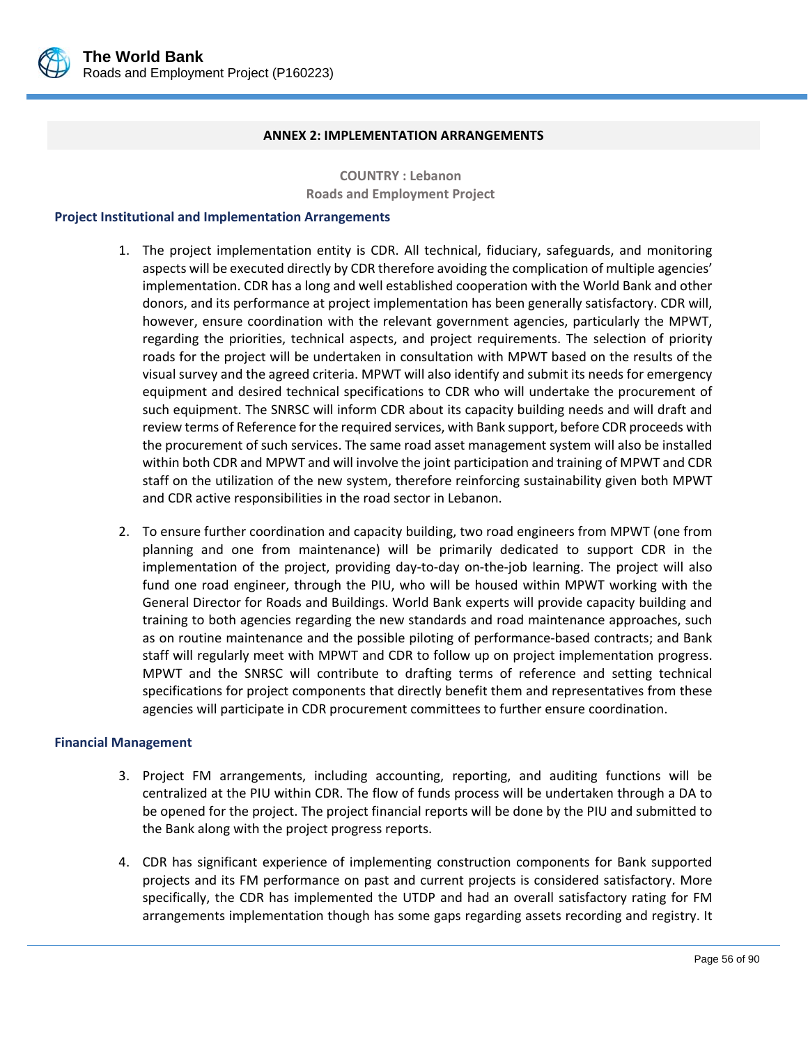## ANNEX 2: IMPLEMENTATION ARRANGEMENTS

**COUNTRY : Lebanon**
**Roads and Employment Project**

### Project Institutional and Implementation Arrangements

1. The project implementation entity is CDR. All technical, fiduciary, safeguards, and monitoring aspects will be executed directly by CDR therefore avoiding the complication of multiple agencies' implementation. CDR has a long and well established cooperation with the World Bank and other donors, and its performance at project implementation has been generally satisfactory. CDR will, however, ensure coordination with the relevant government agencies, particularly the MPWT, regarding the priorities, technical aspects, and project requirements. The selection of priority roads for the project will be undertaken in consultation with MPWT based on the results of the visual survey and the agreed criteria. MPWT will also identify and submit its needs for emergency equipment and desired technical specifications to CDR who will undertake the procurement of such equipment. The SNRSC will inform CDR about its capacity building needs and will draft and review terms of Reference for the required services, with Bank support, before CDR proceeds with the procurement of such services. The same road asset management system will also be installed within both CDR and MPWT and will involve the joint participation and training of MPWT and CDR staff on the utilization of the new system, therefore reinforcing sustainability given both MPWT and CDR active responsibilities in the road sector in Lebanon.

2. To ensure further coordination and capacity building, two road engineers from MPWT (one from planning and one from maintenance) will be primarily dedicated to support CDR in the implementation of the project, providing day-to-day on-the-job learning. The project will also fund one road engineer, through the PIU, who will be housed within MPWT working with the General Director for Roads and Buildings. World Bank experts will provide capacity building and training to both agencies regarding the new standards and road maintenance approaches, such as on routine maintenance and the possible piloting of performance-based contracts; and Bank staff will regularly meet with MPWT and CDR to follow up on project implementation progress. MPWT and the SNRSC will contribute to drafting terms of reference and setting technical specifications for project components that directly benefit them and representatives from these agencies will participate in CDR procurement committees to further ensure coordination.

### Financial Management

3. Project FM arrangements, including accounting, reporting, and auditing functions will be centralized at the PIU within CDR. The flow of funds process will be undertaken through a DA to be opened for the project. The project financial reports will be done by the PIU and submitted to the Bank along with the project progress reports.

4. CDR has significant experience of implementing construction components for Bank supported projects and its FM performance on past and current projects is considered satisfactory. More specifically, the CDR has implemented the UTDP and had an overall satisfactory rating for FM arrangements implementation though has some gaps regarding assets recording and registry. It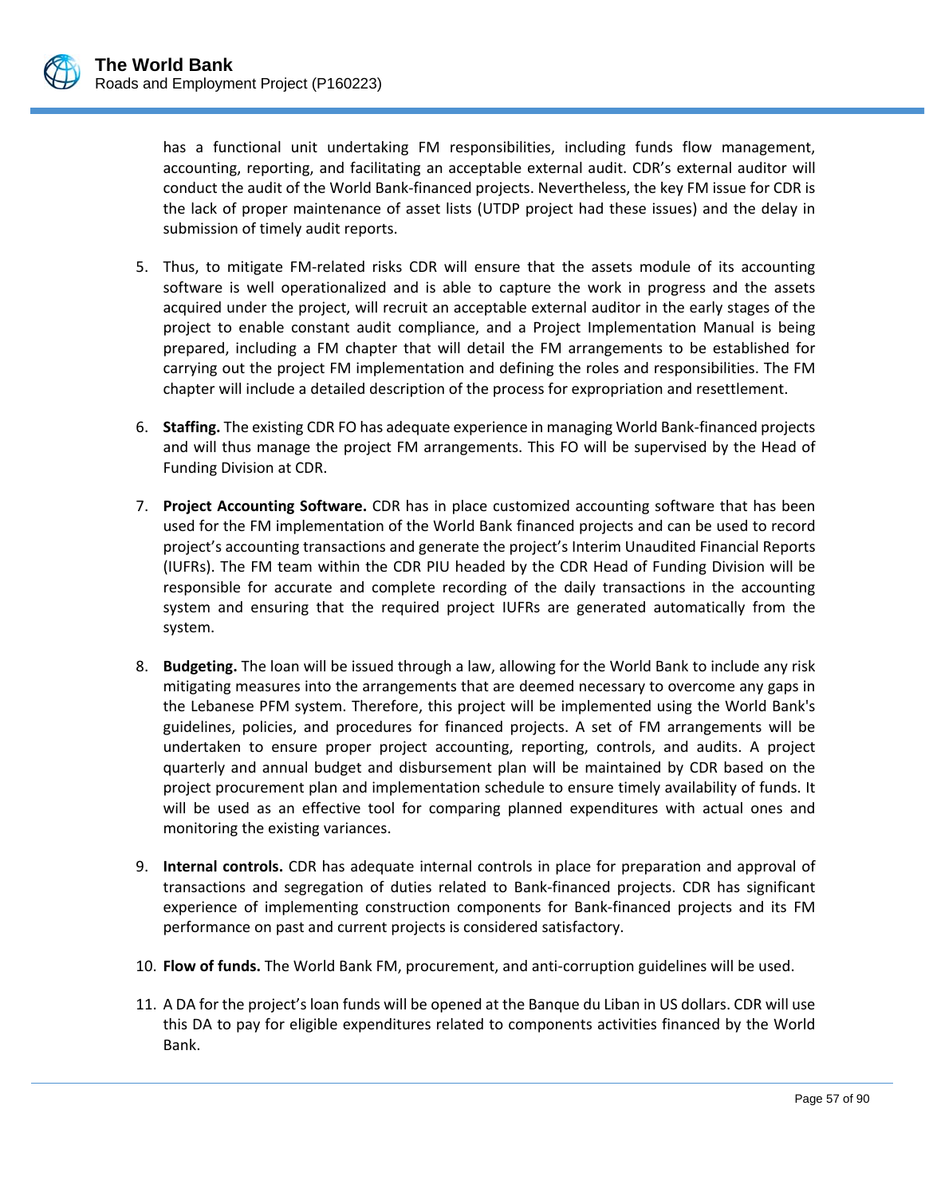has a functional unit undertaking FM responsibilities, including funds flow management, accounting, reporting, and facilitating an acceptable external audit. CDR's external auditor will conduct the audit of the World Bank-financed projects. Nevertheless, the key FM issue for CDR is the lack of proper maintenance of asset lists (UTDP project had these issues) and the delay in submission of timely audit reports.

5. Thus, to mitigate FM-related risks CDR will ensure that the assets module of its accounting software is well operationalized and is able to capture the work in progress and the assets acquired under the project, will recruit an acceptable external auditor in the early stages of the project to enable constant audit compliance, and a Project Implementation Manual is being prepared, including a FM chapter that will detail the FM arrangements to be established for carrying out the project FM implementation and defining the roles and responsibilities. The FM chapter will include a detailed description of the process for expropriation and resettlement.

6. **Staffing.** The existing CDR FO has adequate experience in managing World Bank-financed projects and will thus manage the project FM arrangements. This FO will be supervised by the Head of Funding Division at CDR.

7. **Project Accounting Software.** CDR has in place customized accounting software that has been used for the FM implementation of the World Bank financed projects and can be used to record project's accounting transactions and generate the project's Interim Unaudited Financial Reports (IUFRs). The FM team within the CDR PIU headed by the CDR Head of Funding Division will be responsible for accurate and complete recording of the daily transactions in the accounting system and ensuring that the required project IUFRs are generated automatically from the system.

8. **Budgeting.** The loan will be issued through a law, allowing for the World Bank to include any risk mitigating measures into the arrangements that are deemed necessary to overcome any gaps in the Lebanese PFM system. Therefore, this project will be implemented using the World Bank's guidelines, policies, and procedures for financed projects. A set of FM arrangements will be undertaken to ensure proper project accounting, reporting, controls, and audits. A project quarterly and annual budget and disbursement plan will be maintained by CDR based on the project procurement plan and implementation schedule to ensure timely availability of funds. It will be used as an effective tool for comparing planned expenditures with actual ones and monitoring the existing variances.

9. **Internal controls.** CDR has adequate internal controls in place for preparation and approval of transactions and segregation of duties related to Bank-financed projects. CDR has significant experience of implementing construction components for Bank-financed projects and its FM performance on past and current projects is considered satisfactory.

10. **Flow of funds.** The World Bank FM, procurement, and anti-corruption guidelines will be used.

11. A DA for the project's loan funds will be opened at the Banque du Liban in US dollars. CDR will use this DA to pay for eligible expenditures related to components activities financed by the World Bank.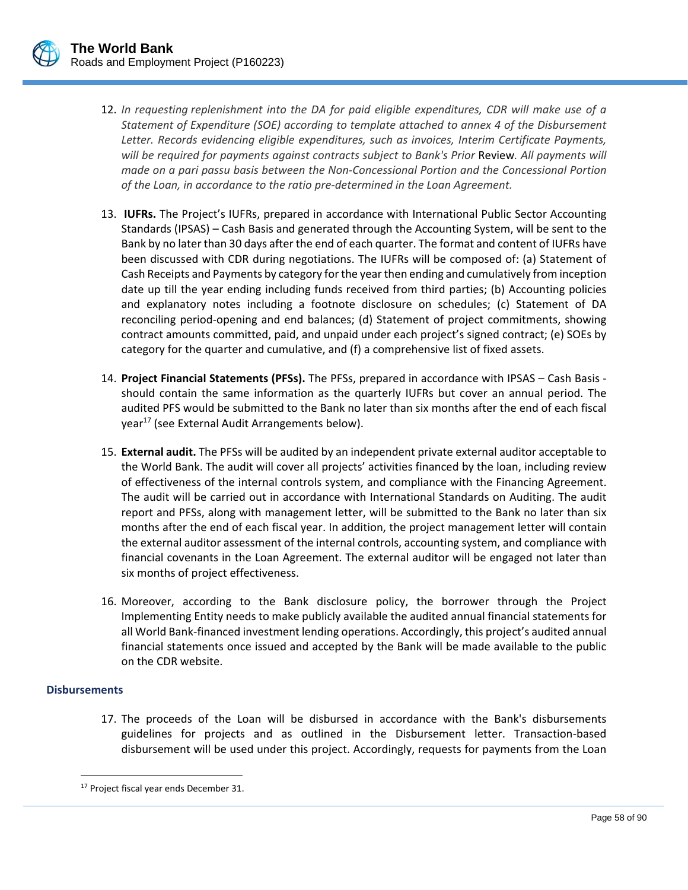12. *In requesting replenishment into the DA for paid eligible expenditures, CDR will make use of a Statement of Expenditure (SOE) according to template attached to annex 4 of the Disbursement Letter. Records evidencing eligible expenditures, such as invoices, Interim Certificate Payments, will be required for payments against contracts subject to Bank's Prior* Review. *All payments will made on a pari passu basis between the Non-Concessional Portion and the Concessional Portion of the Loan, in accordance to the ratio pre-determined in the Loan Agreement.*

13. **IUFRs.** The Project's IUFRs, prepared in accordance with International Public Sector Accounting Standards (IPSAS) – Cash Basis and generated through the Accounting System, will be sent to the Bank by no later than 30 days after the end of each quarter. The format and content of IUFRs have been discussed with CDR during negotiations. The IUFRs will be composed of: (a) Statement of Cash Receipts and Payments by category for the year then ending and cumulatively from inception date up till the year ending including funds received from third parties; (b) Accounting policies and explanatory notes including a footnote disclosure on schedules; (c) Statement of DA reconciling period-opening and end balances; (d) Statement of project commitments, showing contract amounts committed, paid, and unpaid under each project's signed contract; (e) SOEs by category for the quarter and cumulative, and (f) a comprehensive list of fixed assets.

14. **Project Financial Statements (PFSs).** The PFSs, prepared in accordance with IPSAS – Cash Basis - should contain the same information as the quarterly IUFRs but cover an annual period. The audited PFS would be submitted to the Bank no later than six months after the end of each fiscal year[17] (see External Audit Arrangements below).

15. **External audit.** The PFSs will be audited by an independent private external auditor acceptable to the World Bank. The audit will cover all projects' activities financed by the loan, including review of effectiveness of the internal controls system, and compliance with the Financing Agreement. The audit will be carried out in accordance with International Standards on Auditing. The audit report and PFSs, along with management letter, will be submitted to the Bank no later than six months after the end of each fiscal year. In addition, the project management letter will contain the external auditor assessment of the internal controls, accounting system, and compliance with financial covenants in the Loan Agreement. The external auditor will be engaged not later than six months of project effectiveness.

16. Moreover, according to the Bank disclosure policy, the borrower through the Project Implementing Entity needs to make publicly available the audited annual financial statements for all World Bank-financed investment lending operations. Accordingly, this project's audited annual financial statements once issued and accepted by the Bank will be made available to the public on the CDR website.

### Disbursements

17. The proceeds of the Loan will be disbursed in accordance with the Bank's disbursements guidelines for projects and as outlined in the Disbursement letter. Transaction-based disbursement will be used under this project. Accordingly, requests for payments from the Loan

[17] Project fiscal year ends December 31.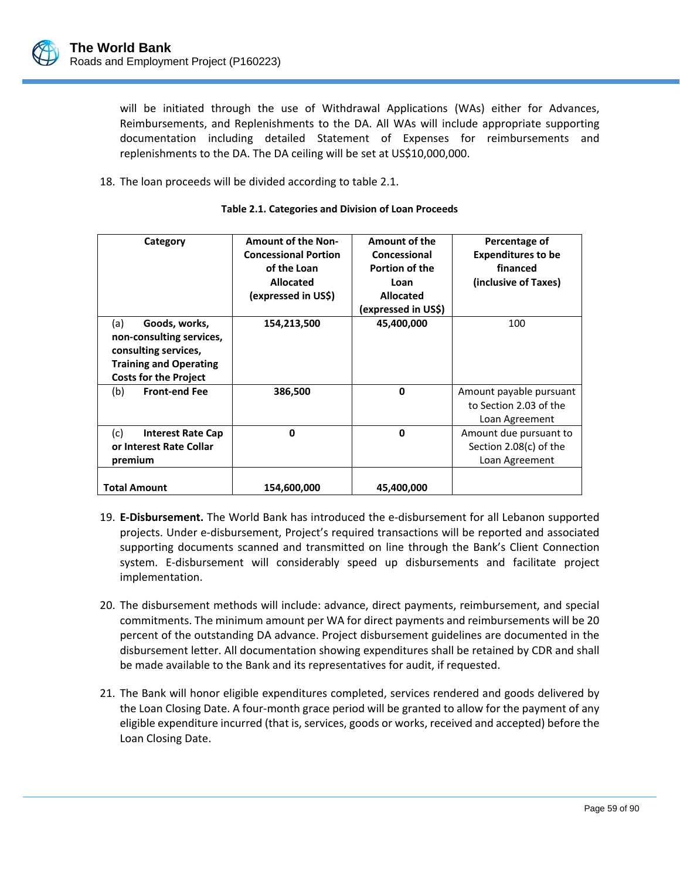will be initiated through the use of Withdrawal Applications (WAs) either for Advances, Reimbursements, and Replenishments to the DA. All WAs will include appropriate supporting documentation including detailed Statement of Expenses for reimbursements and replenishments to the DA. The DA ceiling will be set at US$10,000,000.

18. The loan proceeds will be divided according to table 2.1.

**Table 2.1. Categories and Division of Loan Proceeds**

| Category | Amount of the Non-Concessional Portion of the Loan Allocated (expressed in US$) | Amount of the Concessional Portion of the Loan Allocated (expressed in US$) | Percentage of Expenditures to be financed (inclusive of Taxes) |
|---|---|---|---|
| (a) **Goods, works, non-consulting services, consulting services, Training and Operating Costs for the Project** | **154,213,500** | **45,400,000** | 100 |
| (b) **Front-end Fee** | **386,500** | **0** | Amount payable pursuant to Section 2.03 of the Loan Agreement |
| (c) **Interest Rate Cap or Interest Rate Collar premium** | **0** | **0** | Amount due pursuant to Section 2.08(c) of the Loan Agreement |
| **Total Amount** | **154,600,000** | **45,400,000** | |

19. **E-Disbursement.** The World Bank has introduced the e-disbursement for all Lebanon supported projects. Under e-disbursement, Project's required transactions will be reported and associated supporting documents scanned and transmitted on line through the Bank's Client Connection system. E-disbursement will considerably speed up disbursements and facilitate project implementation.

20. The disbursement methods will include: advance, direct payments, reimbursement, and special commitments. The minimum amount per WA for direct payments and reimbursements will be 20 percent of the outstanding DA advance. Project disbursement guidelines are documented in the disbursement letter. All documentation showing expenditures shall be retained by CDR and shall be made available to the Bank and its representatives for audit, if requested.

21. The Bank will honor eligible expenditures completed, services rendered and goods delivered by the Loan Closing Date. A four-month grace period will be granted to allow for the payment of any eligible expenditure incurred (that is, services, goods or works, received and accepted) before the Loan Closing Date.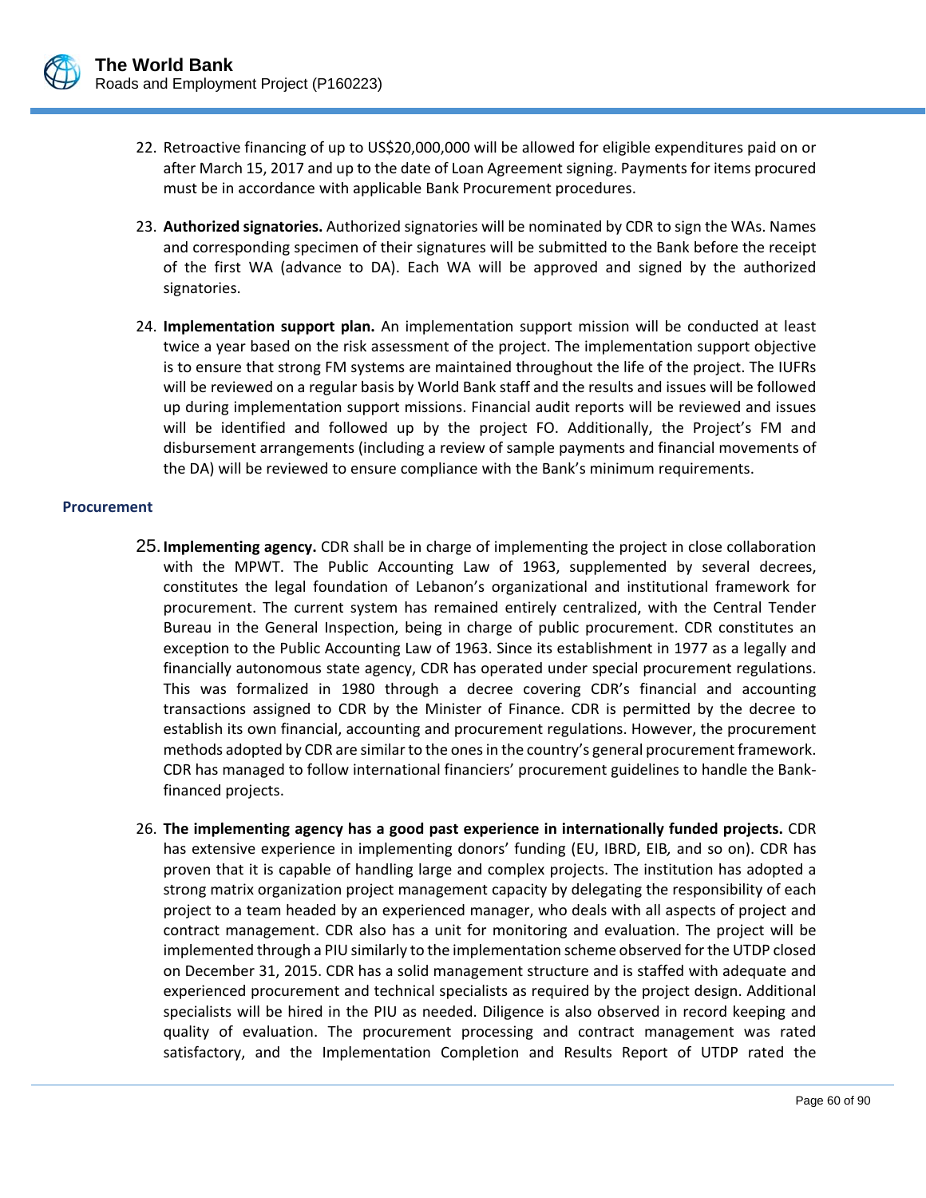22. Retroactive financing of up to US$20,000,000 will be allowed for eligible expenditures paid on or after March 15, 2017 and up to the date of Loan Agreement signing. Payments for items procured must be in accordance with applicable Bank Procurement procedures.

23. **Authorized signatories.** Authorized signatories will be nominated by CDR to sign the WAs. Names and corresponding specimen of their signatures will be submitted to the Bank before the receipt of the first WA (advance to DA). Each WA will be approved and signed by the authorized signatories.

24. **Implementation support plan.** An implementation support mission will be conducted at least twice a year based on the risk assessment of the project. The implementation support objective is to ensure that strong FM systems are maintained throughout the life of the project. The IUFRs will be reviewed on a regular basis by World Bank staff and the results and issues will be followed up during implementation support missions. Financial audit reports will be reviewed and issues will be identified and followed up by the project FO. Additionally, the Project's FM and disbursement arrangements (including a review of sample payments and financial movements of the DA) will be reviewed to ensure compliance with the Bank's minimum requirements.

### Procurement

25. **Implementing agency.** CDR shall be in charge of implementing the project in close collaboration with the MPWT. The Public Accounting Law of 1963, supplemented by several decrees, constitutes the legal foundation of Lebanon's organizational and institutional framework for procurement. The current system has remained entirely centralized, with the Central Tender Bureau in the General Inspection, being in charge of public procurement. CDR constitutes an exception to the Public Accounting Law of 1963. Since its establishment in 1977 as a legally and financially autonomous state agency, CDR has operated under special procurement regulations. This was formalized in 1980 through a decree covering CDR's financial and accounting transactions assigned to CDR by the Minister of Finance. CDR is permitted by the decree to establish its own financial, accounting and procurement regulations. However, the procurement methods adopted by CDR are similar to the ones in the country's general procurement framework. CDR has managed to follow international financiers' procurement guidelines to handle the Bank-financed projects.

26. **The implementing agency has a good past experience in internationally funded projects.** CDR has extensive experience in implementing donors' funding (EU, IBRD, EIB, and so on). CDR has proven that it is capable of handling large and complex projects. The institution has adopted a strong matrix organization project management capacity by delegating the responsibility of each project to a team headed by an experienced manager, who deals with all aspects of project and contract management. CDR also has a unit for monitoring and evaluation. The project will be implemented through a PIU similarly to the implementation scheme observed for the UTDP closed on December 31, 2015. CDR has a solid management structure and is staffed with adequate and experienced procurement and technical specialists as required by the project design. Additional specialists will be hired in the PIU as needed. Diligence is also observed in record keeping and quality of evaluation. The procurement processing and contract management was rated satisfactory, and the Implementation Completion and Results Report of UTDP rated the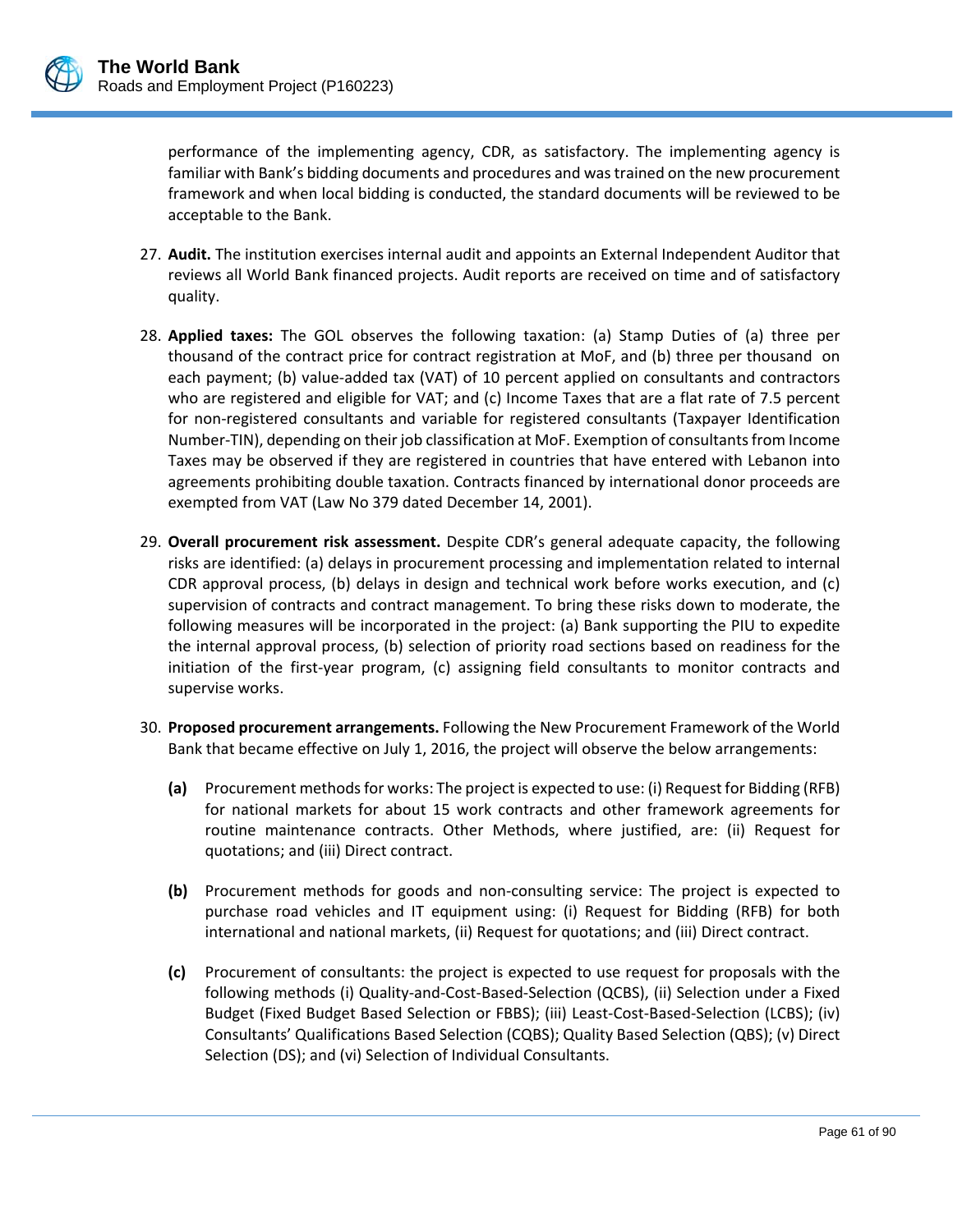performance of the implementing agency, CDR, as satisfactory. The implementing agency is familiar with Bank's bidding documents and procedures and was trained on the new procurement framework and when local bidding is conducted, the standard documents will be reviewed to be acceptable to the Bank.

27. **Audit.** The institution exercises internal audit and appoints an External Independent Auditor that reviews all World Bank financed projects. Audit reports are received on time and of satisfactory quality.

28. **Applied taxes:** The GOL observes the following taxation: (a) Stamp Duties of (a) three per thousand of the contract price for contract registration at MoF, and (b) three per thousand on each payment; (b) value-added tax (VAT) of 10 percent applied on consultants and contractors who are registered and eligible for VAT; and (c) Income Taxes that are a flat rate of 7.5 percent for non-registered consultants and variable for registered consultants (Taxpayer Identification Number-TIN), depending on their job classification at MoF. Exemption of consultants from Income Taxes may be observed if they are registered in countries that have entered with Lebanon into agreements prohibiting double taxation. Contracts financed by international donor proceeds are exempted from VAT (Law No 379 dated December 14, 2001).

29. **Overall procurement risk assessment.** Despite CDR's general adequate capacity, the following risks are identified: (a) delays in procurement processing and implementation related to internal CDR approval process, (b) delays in design and technical work before works execution, and (c) supervision of contracts and contract management. To bring these risks down to moderate, the following measures will be incorporated in the project: (a) Bank supporting the PIU to expedite the internal approval process, (b) selection of priority road sections based on readiness for the initiation of the first-year program, (c) assigning field consultants to monitor contracts and supervise works.

30. **Proposed procurement arrangements.** Following the New Procurement Framework of the World Bank that became effective on July 1, 2016, the project will observe the below arrangements:

    **(a)** Procurement methods for works: The project is expected to use: (i) Request for Bidding (RFB) for national markets for about 15 work contracts and other framework agreements for routine maintenance contracts. Other Methods, where justified, are: (ii) Request for quotations; and (iii) Direct contract.

    **(b)** Procurement methods for goods and non-consulting service: The project is expected to purchase road vehicles and IT equipment using: (i) Request for Bidding (RFB) for both international and national markets, (ii) Request for quotations; and (iii) Direct contract.

    **(c)** Procurement of consultants: the project is expected to use request for proposals with the following methods (i) Quality-and-Cost-Based-Selection (QCBS), (ii) Selection under a Fixed Budget (Fixed Budget Based Selection or FBBS); (iii) Least-Cost-Based-Selection (LCBS); (iv) Consultants' Qualifications Based Selection (CQBS); Quality Based Selection (QBS); (v) Direct Selection (DS); and (vi) Selection of Individual Consultants.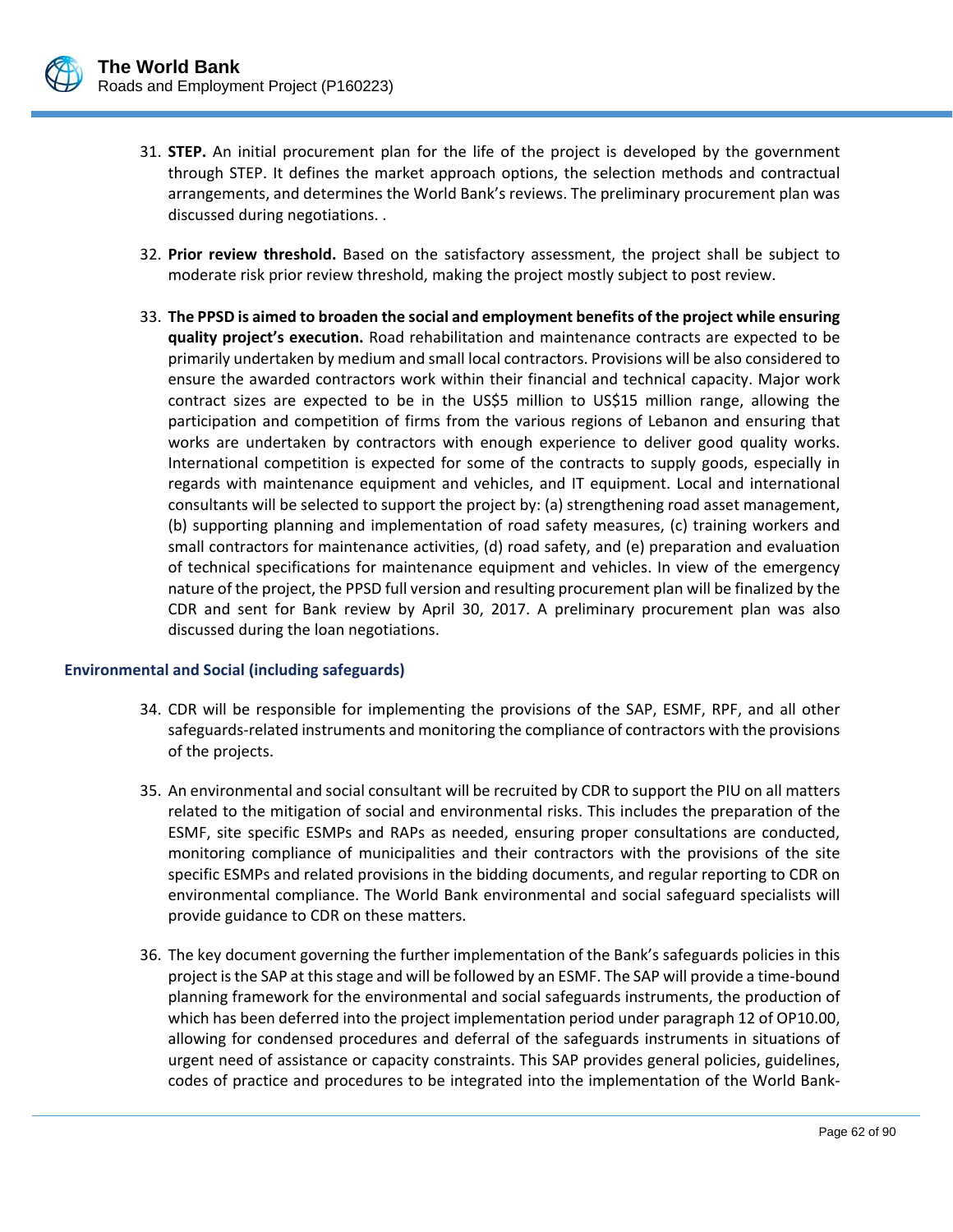31. **STEP.** An initial procurement plan for the life of the project is developed by the government through STEP. It defines the market approach options, the selection methods and contractual arrangements, and determines the World Bank's reviews. The preliminary procurement plan was discussed during negotiations. .

32. **Prior review threshold.** Based on the satisfactory assessment, the project shall be subject to moderate risk prior review threshold, making the project mostly subject to post review.

33. **The PPSD is aimed to broaden the social and employment benefits of the project while ensuring quality project's execution.** Road rehabilitation and maintenance contracts are expected to be primarily undertaken by medium and small local contractors. Provisions will be also considered to ensure the awarded contractors work within their financial and technical capacity. Major work contract sizes are expected to be in the US$5 million to US$15 million range, allowing the participation and competition of firms from the various regions of Lebanon and ensuring that works are undertaken by contractors with enough experience to deliver good quality works. International competition is expected for some of the contracts to supply goods, especially in regards with maintenance equipment and vehicles, and IT equipment. Local and international consultants will be selected to support the project by: (a) strengthening road asset management, (b) supporting planning and implementation of road safety measures, (c) training workers and small contractors for maintenance activities, (d) road safety, and (e) preparation and evaluation of technical specifications for maintenance equipment and vehicles. In view of the emergency nature of the project, the PPSD full version and resulting procurement plan will be finalized by the CDR and sent for Bank review by April 30, 2017. A preliminary procurement plan was also discussed during the loan negotiations.

### Environmental and Social (including safeguards)

34. CDR will be responsible for implementing the provisions of the SAP, ESMF, RPF, and all other safeguards-related instruments and monitoring the compliance of contractors with the provisions of the projects.

35. An environmental and social consultant will be recruited by CDR to support the PIU on all matters related to the mitigation of social and environmental risks. This includes the preparation of the ESMF, site specific ESMPs and RAPs as needed, ensuring proper consultations are conducted, monitoring compliance of municipalities and their contractors with the provisions of the site specific ESMPs and related provisions in the bidding documents, and regular reporting to CDR on environmental compliance. The World Bank environmental and social safeguard specialists will provide guidance to CDR on these matters.

36. The key document governing the further implementation of the Bank's safeguards policies in this project is the SAP at this stage and will be followed by an ESMF. The SAP will provide a time-bound planning framework for the environmental and social safeguards instruments, the production of which has been deferred into the project implementation period under paragraph 12 of OP10.00, allowing for condensed procedures and deferral of the safeguards instruments in situations of urgent need of assistance or capacity constraints. This SAP provides general policies, guidelines, codes of practice and procedures to be integrated into the implementation of the World Bank-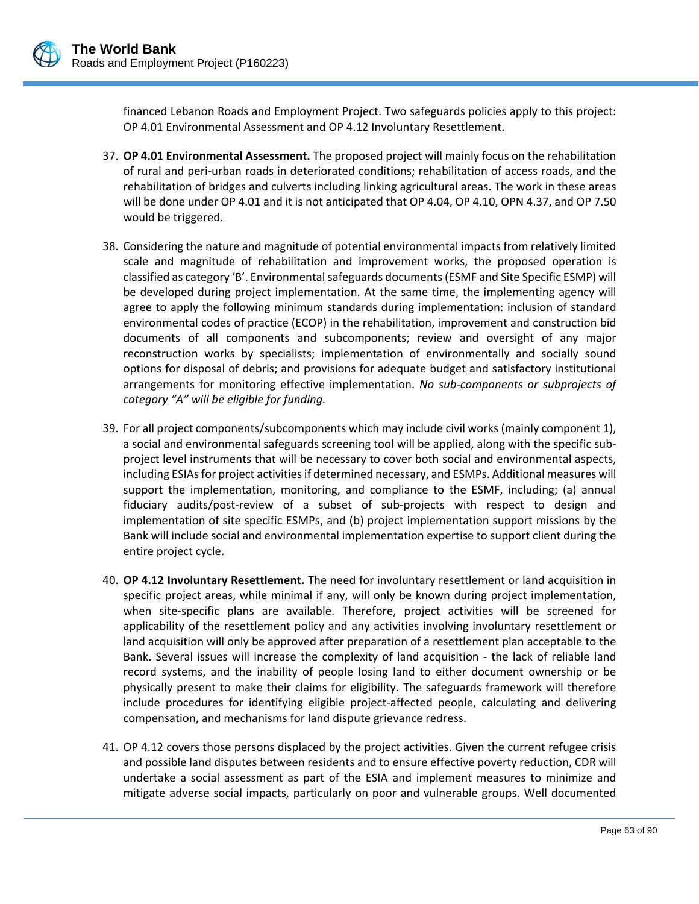financed Lebanon Roads and Employment Project. Two safeguards policies apply to this project: OP 4.01 Environmental Assessment and OP 4.12 Involuntary Resettlement.

37. **OP 4.01 Environmental Assessment.** The proposed project will mainly focus on the rehabilitation of rural and peri-urban roads in deteriorated conditions; rehabilitation of access roads, and the rehabilitation of bridges and culverts including linking agricultural areas. The work in these areas will be done under OP 4.01 and it is not anticipated that OP 4.04, OP 4.10, OPN 4.37, and OP 7.50 would be triggered.

38. Considering the nature and magnitude of potential environmental impacts from relatively limited scale and magnitude of rehabilitation and improvement works, the proposed operation is classified as category 'B'. Environmental safeguards documents (ESMF and Site Specific ESMP) will be developed during project implementation. At the same time, the implementing agency will agree to apply the following minimum standards during implementation: inclusion of standard environmental codes of practice (ECOP) in the rehabilitation, improvement and construction bid documents of all components and subcomponents; review and oversight of any major reconstruction works by specialists; implementation of environmentally and socially sound options for disposal of debris; and provisions for adequate budget and satisfactory institutional arrangements for monitoring effective implementation. *No sub-components or subprojects of category "A" will be eligible for funding.*

39. For all project components/subcomponents which may include civil works (mainly component 1), a social and environmental safeguards screening tool will be applied, along with the specific sub-project level instruments that will be necessary to cover both social and environmental aspects, including ESIAs for project activities if determined necessary, and ESMPs. Additional measures will support the implementation, monitoring, and compliance to the ESMF, including; (a) annual fiduciary audits/post-review of a subset of sub-projects with respect to design and implementation of site specific ESMPs, and (b) project implementation support missions by the Bank will include social and environmental implementation expertise to support client during the entire project cycle.

40. **OP 4.12 Involuntary Resettlement.** The need for involuntary resettlement or land acquisition in specific project areas, while minimal if any, will only be known during project implementation, when site-specific plans are available. Therefore, project activities will be screened for applicability of the resettlement policy and any activities involving involuntary resettlement or land acquisition will only be approved after preparation of a resettlement plan acceptable to the Bank. Several issues will increase the complexity of land acquisition - the lack of reliable land record systems, and the inability of people losing land to either document ownership or be physically present to make their claims for eligibility. The safeguards framework will therefore include procedures for identifying eligible project-affected people, calculating and delivering compensation, and mechanisms for land dispute grievance redress.

41. OP 4.12 covers those persons displaced by the project activities. Given the current refugee crisis and possible land disputes between residents and to ensure effective poverty reduction, CDR will undertake a social assessment as part of the ESIA and implement measures to minimize and mitigate adverse social impacts, particularly on poor and vulnerable groups. Well documented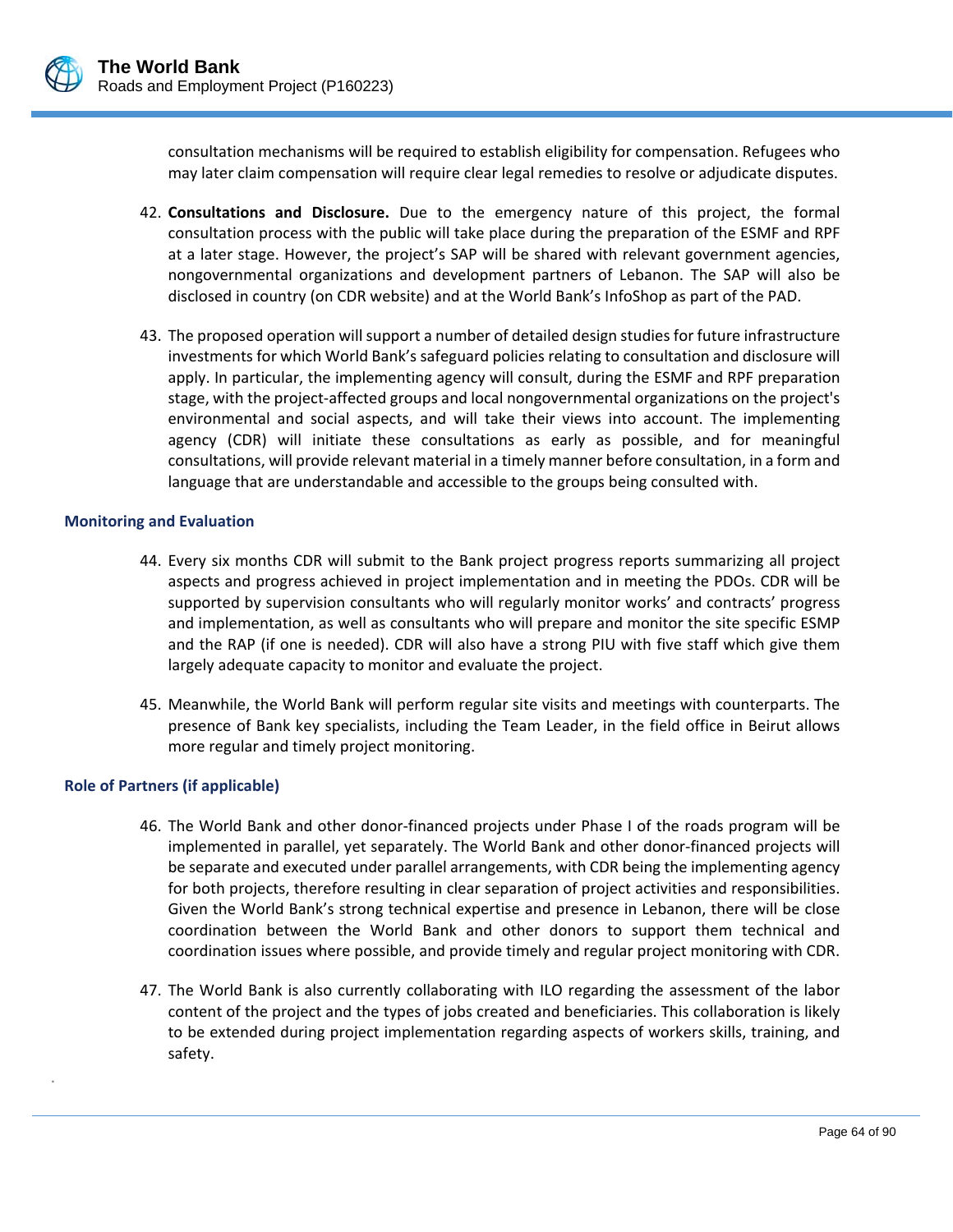consultation mechanisms will be required to establish eligibility for compensation. Refugees who may later claim compensation will require clear legal remedies to resolve or adjudicate disputes.

42. **Consultations and Disclosure.** Due to the emergency nature of this project, the formal consultation process with the public will take place during the preparation of the ESMF and RPF at a later stage. However, the project's SAP will be shared with relevant government agencies, nongovernmental organizations and development partners of Lebanon. The SAP will also be disclosed in country (on CDR website) and at the World Bank's InfoShop as part of the PAD.

43. The proposed operation will support a number of detailed design studies for future infrastructure investments for which World Bank's safeguard policies relating to consultation and disclosure will apply. In particular, the implementing agency will consult, during the ESMF and RPF preparation stage, with the project-affected groups and local nongovernmental organizations on the project's environmental and social aspects, and will take their views into account. The implementing agency (CDR) will initiate these consultations as early as possible, and for meaningful consultations, will provide relevant material in a timely manner before consultation, in a form and language that are understandable and accessible to the groups being consulted with.

### Monitoring and Evaluation

44. Every six months CDR will submit to the Bank project progress reports summarizing all project aspects and progress achieved in project implementation and in meeting the PDOs. CDR will be supported by supervision consultants who will regularly monitor works' and contracts' progress and implementation, as well as consultants who will prepare and monitor the site specific ESMP and the RAP (if one is needed). CDR will also have a strong PIU with five staff which give them largely adequate capacity to monitor and evaluate the project.

45. Meanwhile, the World Bank will perform regular site visits and meetings with counterparts. The presence of Bank key specialists, including the Team Leader, in the field office in Beirut allows more regular and timely project monitoring.

### Role of Partners (if applicable)

46. The World Bank and other donor-financed projects under Phase I of the roads program will be implemented in parallel, yet separately. The World Bank and other donor-financed projects will be separate and executed under parallel arrangements, with CDR being the implementing agency for both projects, therefore resulting in clear separation of project activities and responsibilities. Given the World Bank's strong technical expertise and presence in Lebanon, there will be close coordination between the World Bank and other donors to support them technical and coordination issues where possible, and provide timely and regular project monitoring with CDR.

47. The World Bank is also currently collaborating with ILO regarding the assessment of the labor content of the project and the types of jobs created and beneficiaries. This collaboration is likely to be extended during project implementation regarding aspects of workers skills, training, and safety.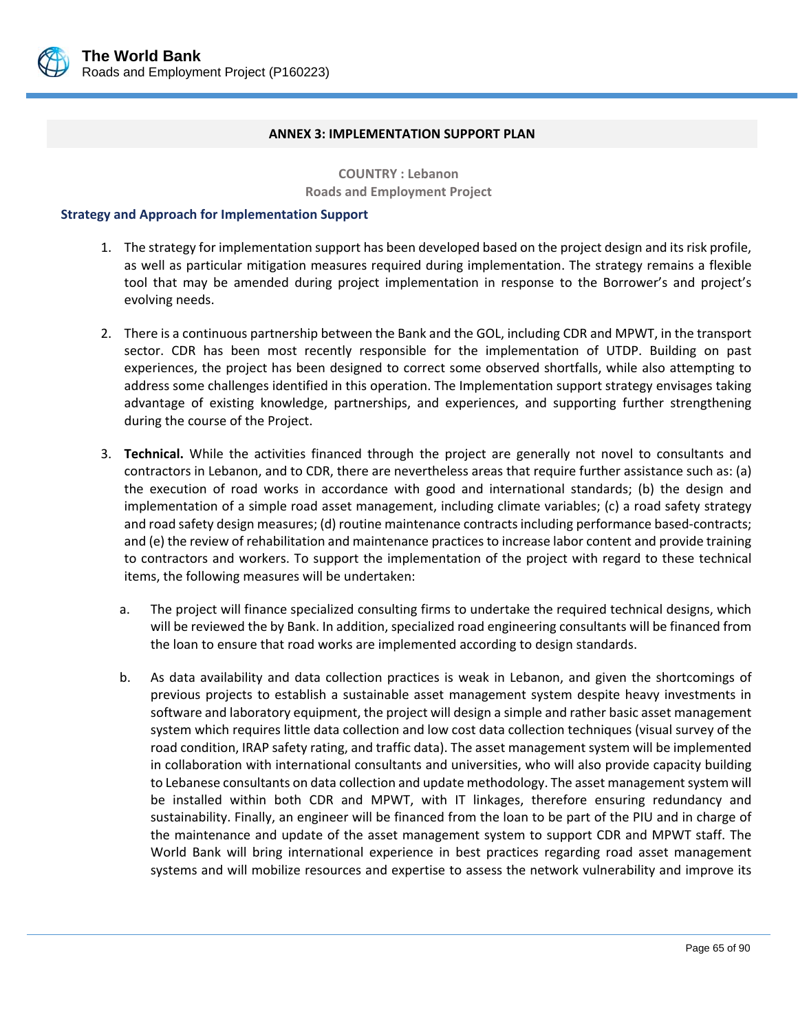## ANNEX 3: IMPLEMENTATION SUPPORT PLAN

**COUNTRY : Lebanon**
**Roads and Employment Project**

### Strategy and Approach for Implementation Support

1. The strategy for implementation support has been developed based on the project design and its risk profile, as well as particular mitigation measures required during implementation. The strategy remains a flexible tool that may be amended during project implementation in response to the Borrower's and project's evolving needs.

2. There is a continuous partnership between the Bank and the GOL, including CDR and MPWT, in the transport sector. CDR has been most recently responsible for the implementation of UTDP. Building on past experiences, the project has been designed to correct some observed shortfalls, while also attempting to address some challenges identified in this operation. The Implementation support strategy envisages taking advantage of existing knowledge, partnerships, and experiences, and supporting further strengthening during the course of the Project.

3. **Technical.** While the activities financed through the project are generally not novel to consultants and contractors in Lebanon, and to CDR, there are nevertheless areas that require further assistance such as: (a) the execution of road works in accordance with good and international standards; (b) the design and implementation of a simple road asset management, including climate variables; (c) a road safety strategy and road safety design measures; (d) routine maintenance contracts including performance based-contracts; and (e) the review of rehabilitation and maintenance practices to increase labor content and provide training to contractors and workers. To support the implementation of the project with regard to these technical items, the following measures will be undertaken:

   a. The project will finance specialized consulting firms to undertake the required technical designs, which will be reviewed the by Bank. In addition, specialized road engineering consultants will be financed from the loan to ensure that road works are implemented according to design standards.

   b. As data availability and data collection practices is weak in Lebanon, and given the shortcomings of previous projects to establish a sustainable asset management system despite heavy investments in software and laboratory equipment, the project will design a simple and rather basic asset management system which requires little data collection and low cost data collection techniques (visual survey of the road condition, IRAP safety rating, and traffic data). The asset management system will be implemented in collaboration with international consultants and universities, who will also provide capacity building to Lebanese consultants on data collection and update methodology. The asset management system will be installed within both CDR and MPWT, with IT linkages, therefore ensuring redundancy and sustainability. Finally, an engineer will be financed from the loan to be part of the PIU and in charge of the maintenance and update of the asset management system to support CDR and MPWT staff. The World Bank will bring international experience in best practices regarding road asset management systems and will mobilize resources and expertise to assess the network vulnerability and improve its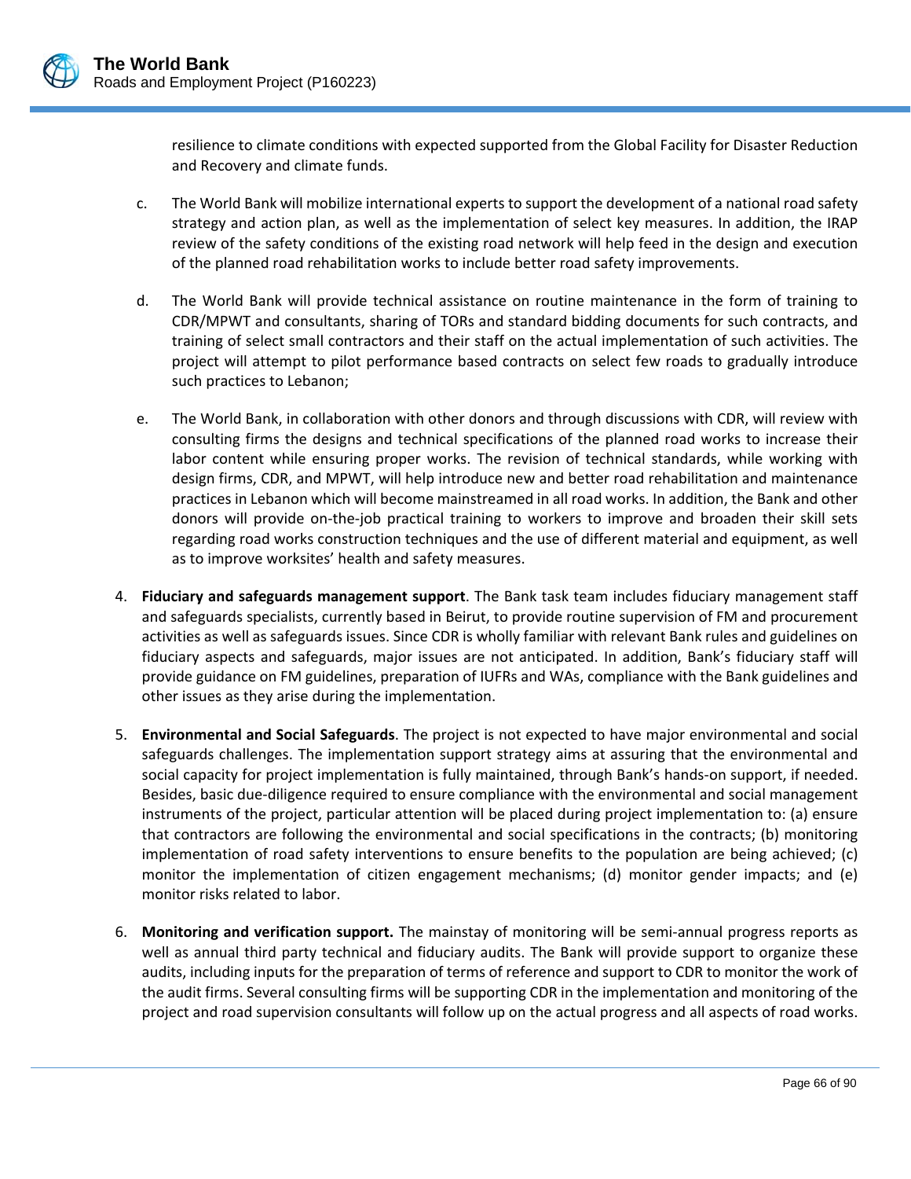resilience to climate conditions with expected supported from the Global Facility for Disaster Reduction and Recovery and climate funds.

c. The World Bank will mobilize international experts to support the development of a national road safety strategy and action plan, as well as the implementation of select key measures. In addition, the IRAP review of the safety conditions of the existing road network will help feed in the design and execution of the planned road rehabilitation works to include better road safety improvements.

d. The World Bank will provide technical assistance on routine maintenance in the form of training to CDR/MPWT and consultants, sharing of TORs and standard bidding documents for such contracts, and training of select small contractors and their staff on the actual implementation of such activities. The project will attempt to pilot performance based contracts on select few roads to gradually introduce such practices to Lebanon;

e. The World Bank, in collaboration with other donors and through discussions with CDR, will review with consulting firms the designs and technical specifications of the planned road works to increase their labor content while ensuring proper works. The revision of technical standards, while working with design firms, CDR, and MPWT, will help introduce new and better road rehabilitation and maintenance practices in Lebanon which will become mainstreamed in all road works. In addition, the Bank and other donors will provide on-the-job practical training to workers to improve and broaden their skill sets regarding road works construction techniques and the use of different material and equipment, as well as to improve worksites' health and safety measures.

4. **Fiduciary and safeguards management support**. The Bank task team includes fiduciary management staff and safeguards specialists, currently based in Beirut, to provide routine supervision of FM and procurement activities as well as safeguards issues. Since CDR is wholly familiar with relevant Bank rules and guidelines on fiduciary aspects and safeguards, major issues are not anticipated. In addition, Bank's fiduciary staff will provide guidance on FM guidelines, preparation of IUFRs and WAs, compliance with the Bank guidelines and other issues as they arise during the implementation.

5. **Environmental and Social Safeguards**. The project is not expected to have major environmental and social safeguards challenges. The implementation support strategy aims at assuring that the environmental and social capacity for project implementation is fully maintained, through Bank's hands-on support, if needed. Besides, basic due-diligence required to ensure compliance with the environmental and social management instruments of the project, particular attention will be placed during project implementation to: (a) ensure that contractors are following the environmental and social specifications in the contracts; (b) monitoring implementation of road safety interventions to ensure benefits to the population are being achieved; (c) monitor the implementation of citizen engagement mechanisms; (d) monitor gender impacts; and (e) monitor risks related to labor.

6. **Monitoring and verification support.** The mainstay of monitoring will be semi-annual progress reports as well as annual third party technical and fiduciary audits. The Bank will provide support to organize these audits, including inputs for the preparation of terms of reference and support to CDR to monitor the work of the audit firms. Several consulting firms will be supporting CDR in the implementation and monitoring of the project and road supervision consultants will follow up on the actual progress and all aspects of road works.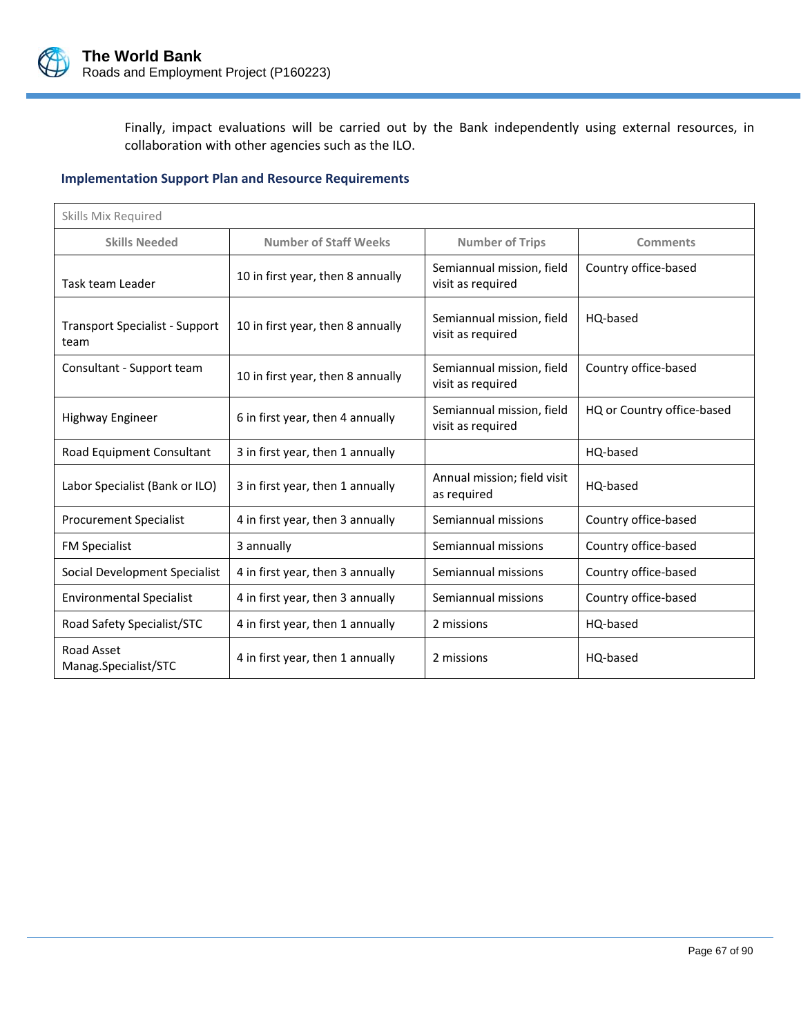Finally, impact evaluations will be carried out by the Bank independently using external resources, in collaboration with other agencies such as the ILO.

### Implementation Support Plan and Resource Requirements

| Skills Mix Required | | | |
|---|---|---|---|
| **Skills Needed** | **Number of Staff Weeks** | **Number of Trips** | **Comments** |
| Task team Leader | 10 in first year, then 8 annually | Semiannual mission, field visit as required | Country office-based |
| Transport Specialist - Support team | 10 in first year, then 8 annually | Semiannual mission, field visit as required | HQ-based |
| Consultant - Support team | 10 in first year, then 8 annually | Semiannual mission, field visit as required | Country office-based |
| Highway Engineer | 6 in first year, then 4 annually | Semiannual mission, field visit as required | HQ or Country office-based |
| Road Equipment Consultant | 3 in first year, then 1 annually | | HQ-based |
| Labor Specialist (Bank or ILO) | 3 in first year, then 1 annually | Annual mission; field visit as required | HQ-based |
| Procurement Specialist | 4 in first year, then 3 annually | Semiannual missions | Country office-based |
| FM Specialist | 3 annually | Semiannual missions | Country office-based |
| Social Development Specialist | 4 in first year, then 3 annually | Semiannual missions | Country office-based |
| Environmental Specialist | 4 in first year, then 3 annually | Semiannual missions | Country office-based |
| Road Safety Specialist/STC | 4 in first year, then 1 annually | 2 missions | HQ-based |
| Road Asset Manag.Specialist/STC | 4 in first year, then 1 annually | 2 missions | HQ-based |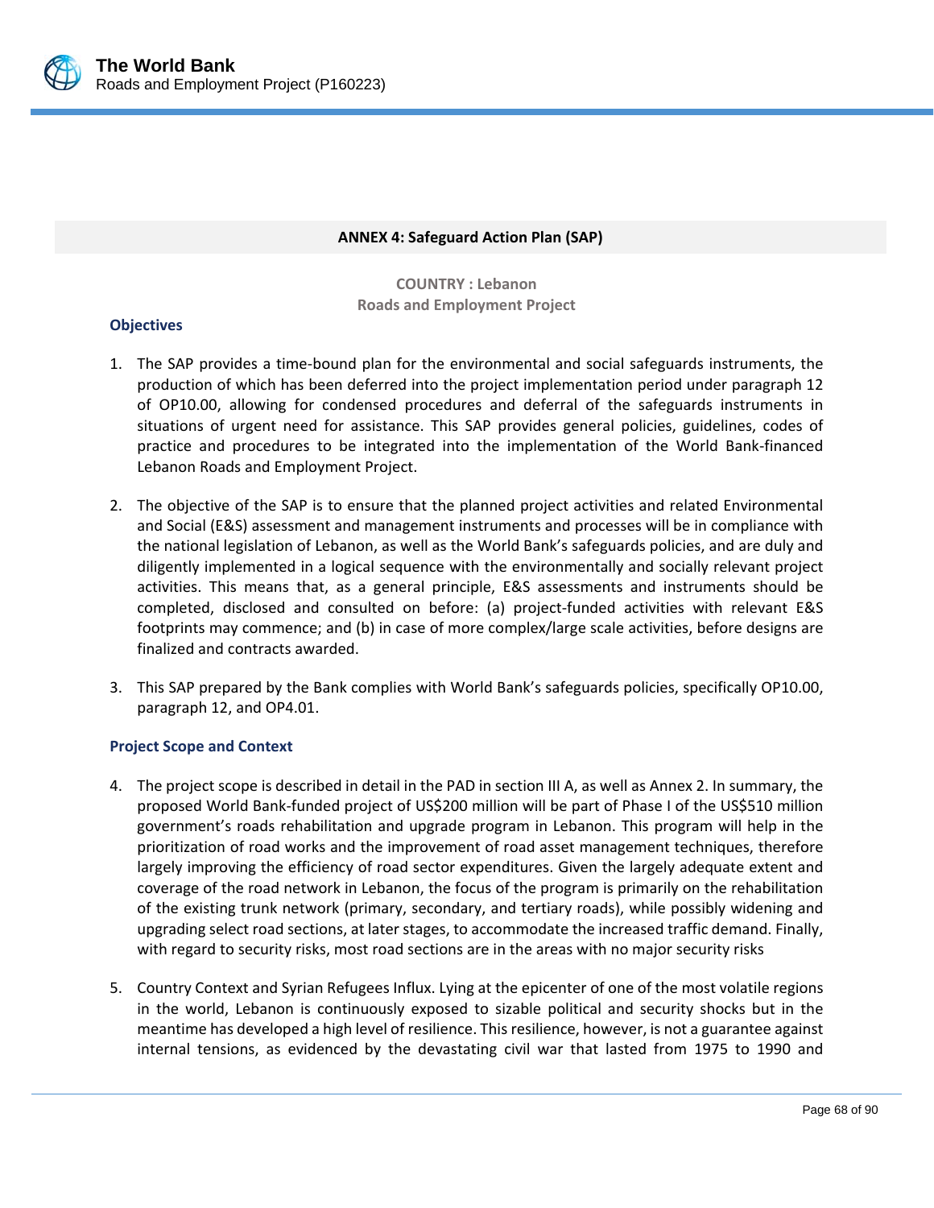## ANNEX 4: Safeguard Action Plan (SAP)

**COUNTRY : Lebanon**
**Roads and Employment Project**

### Objectives

1. The SAP provides a time-bound plan for the environmental and social safeguards instruments, the production of which has been deferred into the project implementation period under paragraph 12 of OP10.00, allowing for condensed procedures and deferral of the safeguards instruments in situations of urgent need for assistance. This SAP provides general policies, guidelines, codes of practice and procedures to be integrated into the implementation of the World Bank-financed Lebanon Roads and Employment Project.

2. The objective of the SAP is to ensure that the planned project activities and related Environmental and Social (E&S) assessment and management instruments and processes will be in compliance with the national legislation of Lebanon, as well as the World Bank's safeguards policies, and are duly and diligently implemented in a logical sequence with the environmentally and socially relevant project activities. This means that, as a general principle, E&S assessments and instruments should be completed, disclosed and consulted on before: (a) project-funded activities with relevant E&S footprints may commence; and (b) in case of more complex/large scale activities, before designs are finalized and contracts awarded.

3. This SAP prepared by the Bank complies with World Bank's safeguards policies, specifically OP10.00, paragraph 12, and OP4.01.

### Project Scope and Context

4. The project scope is described in detail in the PAD in section III A, as well as Annex 2. In summary, the proposed World Bank-funded project of US$200 million will be part of Phase I of the US$510 million government's roads rehabilitation and upgrade program in Lebanon. This program will help in the prioritization of road works and the improvement of road asset management techniques, therefore largely improving the efficiency of road sector expenditures. Given the largely adequate extent and coverage of the road network in Lebanon, the focus of the program is primarily on the rehabilitation of the existing trunk network (primary, secondary, and tertiary roads), while possibly widening and upgrading select road sections, at later stages, to accommodate the increased traffic demand. Finally, with regard to security risks, most road sections are in the areas with no major security risks

5. Country Context and Syrian Refugees Influx. Lying at the epicenter of one of the most volatile regions in the world, Lebanon is continuously exposed to sizable political and security shocks but in the meantime has developed a high level of resilience. This resilience, however, is not a guarantee against internal tensions, as evidenced by the devastating civil war that lasted from 1975 to 1990 and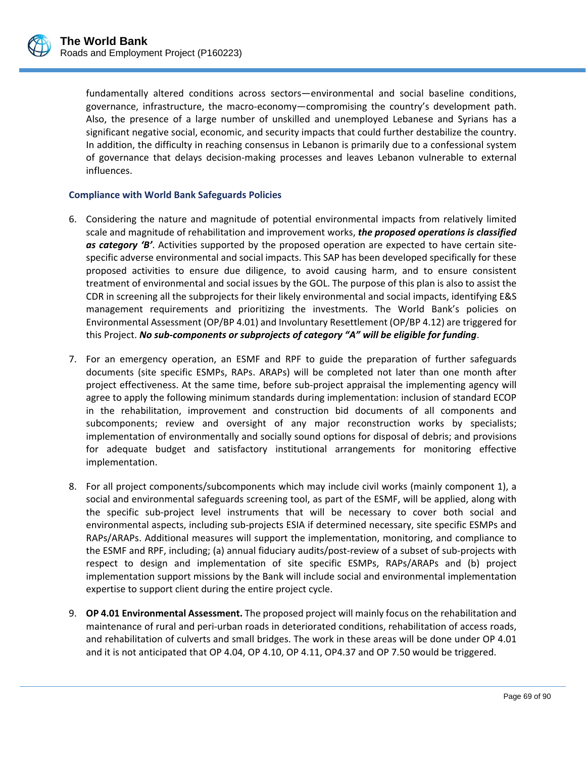fundamentally altered conditions across sectors—environmental and social baseline conditions, governance, infrastructure, the macro-economy—compromising the country's development path. Also, the presence of a large number of unskilled and unemployed Lebanese and Syrians has a significant negative social, economic, and security impacts that could further destabilize the country. In addition, the difficulty in reaching consensus in Lebanon is primarily due to a confessional system of governance that delays decision-making processes and leaves Lebanon vulnerable to external influences.

### Compliance with World Bank Safeguards Policies

6. Considering the nature and magnitude of potential environmental impacts from relatively limited scale and magnitude of rehabilitation and improvement works, ***the proposed operations is classified as category 'B'***. Activities supported by the proposed operation are expected to have certain site-specific adverse environmental and social impacts. This SAP has been developed specifically for these proposed activities to ensure due diligence, to avoid causing harm, and to ensure consistent treatment of environmental and social issues by the GOL. The purpose of this plan is also to assist the CDR in screening all the subprojects for their likely environmental and social impacts, identifying E&S management requirements and prioritizing the investments. The World Bank's policies on Environmental Assessment (OP/BP 4.01) and Involuntary Resettlement (OP/BP 4.12) are triggered for this Project. ***No sub-components or subprojects of category "A" will be eligible for funding***.

7. For an emergency operation, an ESMF and RPF to guide the preparation of further safeguards documents (site specific ESMPs, RAPs. ARAPs) will be completed not later than one month after project effectiveness. At the same time, before sub-project appraisal the implementing agency will agree to apply the following minimum standards during implementation: inclusion of standard ECOP in the rehabilitation, improvement and construction bid documents of all components and subcomponents; review and oversight of any major reconstruction works by specialists; implementation of environmentally and socially sound options for disposal of debris; and provisions for adequate budget and satisfactory institutional arrangements for monitoring effective implementation.

8. For all project components/subcomponents which may include civil works (mainly component 1), a social and environmental safeguards screening tool, as part of the ESMF, will be applied, along with the specific sub-project level instruments that will be necessary to cover both social and environmental aspects, including sub-projects ESIA if determined necessary, site specific ESMPs and RAPs/ARAPs. Additional measures will support the implementation, monitoring, and compliance to the ESMF and RPF, including; (a) annual fiduciary audits/post-review of a subset of sub-projects with respect to design and implementation of site specific ESMPs, RAPs/ARAPs and (b) project implementation support missions by the Bank will include social and environmental implementation expertise to support client during the entire project cycle.

9. **OP 4.01 Environmental Assessment.** The proposed project will mainly focus on the rehabilitation and maintenance of rural and peri-urban roads in deteriorated conditions, rehabilitation of access roads, and rehabilitation of culverts and small bridges. The work in these areas will be done under OP 4.01 and it is not anticipated that OP 4.04, OP 4.10, OP 4.11, OP4.37 and OP 7.50 would be triggered.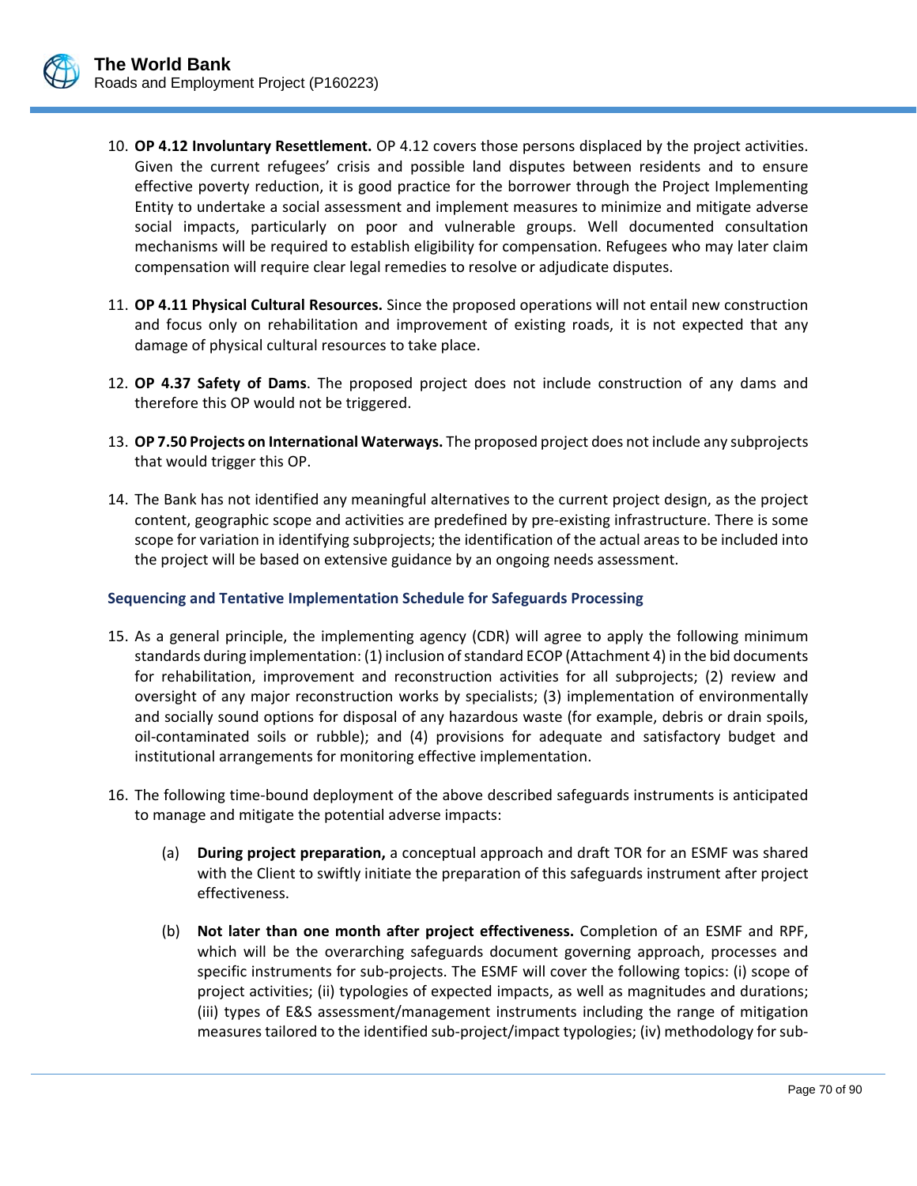10. **OP 4.12 Involuntary Resettlement.** OP 4.12 covers those persons displaced by the project activities. Given the current refugees' crisis and possible land disputes between residents and to ensure effective poverty reduction, it is good practice for the borrower through the Project Implementing Entity to undertake a social assessment and implement measures to minimize and mitigate adverse social impacts, particularly on poor and vulnerable groups. Well documented consultation mechanisms will be required to establish eligibility for compensation. Refugees who may later claim compensation will require clear legal remedies to resolve or adjudicate disputes.

11. **OP 4.11 Physical Cultural Resources.** Since the proposed operations will not entail new construction and focus only on rehabilitation and improvement of existing roads, it is not expected that any damage of physical cultural resources to take place.

12. **OP 4.37 Safety of Dams**. The proposed project does not include construction of any dams and therefore this OP would not be triggered.

13. **OP 7.50 Projects on International Waterways.** The proposed project does not include any subprojects that would trigger this OP.

14. The Bank has not identified any meaningful alternatives to the current project design, as the project content, geographic scope and activities are predefined by pre-existing infrastructure. There is some scope for variation in identifying subprojects; the identification of the actual areas to be included into the project will be based on extensive guidance by an ongoing needs assessment.

### Sequencing and Tentative Implementation Schedule for Safeguards Processing

15. As a general principle, the implementing agency (CDR) will agree to apply the following minimum standards during implementation: (1) inclusion of standard ECOP (Attachment 4) in the bid documents for rehabilitation, improvement and reconstruction activities for all subprojects; (2) review and oversight of any major reconstruction works by specialists; (3) implementation of environmentally and socially sound options for disposal of any hazardous waste (for example, debris or drain spoils, oil-contaminated soils or rubble); and (4) provisions for adequate and satisfactory budget and institutional arrangements for monitoring effective implementation.

16. The following time-bound deployment of the above described safeguards instruments is anticipated to manage and mitigate the potential adverse impacts:

    (a) **During project preparation,** a conceptual approach and draft TOR for an ESMF was shared with the Client to swiftly initiate the preparation of this safeguards instrument after project effectiveness.

    (b) **Not later than one month after project effectiveness.** Completion of an ESMF and RPF, which will be the overarching safeguards document governing approach, processes and specific instruments for sub-projects. The ESMF will cover the following topics: (i) scope of project activities; (ii) typologies of expected impacts, as well as magnitudes and durations; (iii) types of E&S assessment/management instruments including the range of mitigation measures tailored to the identified sub-project/impact typologies; (iv) methodology for sub-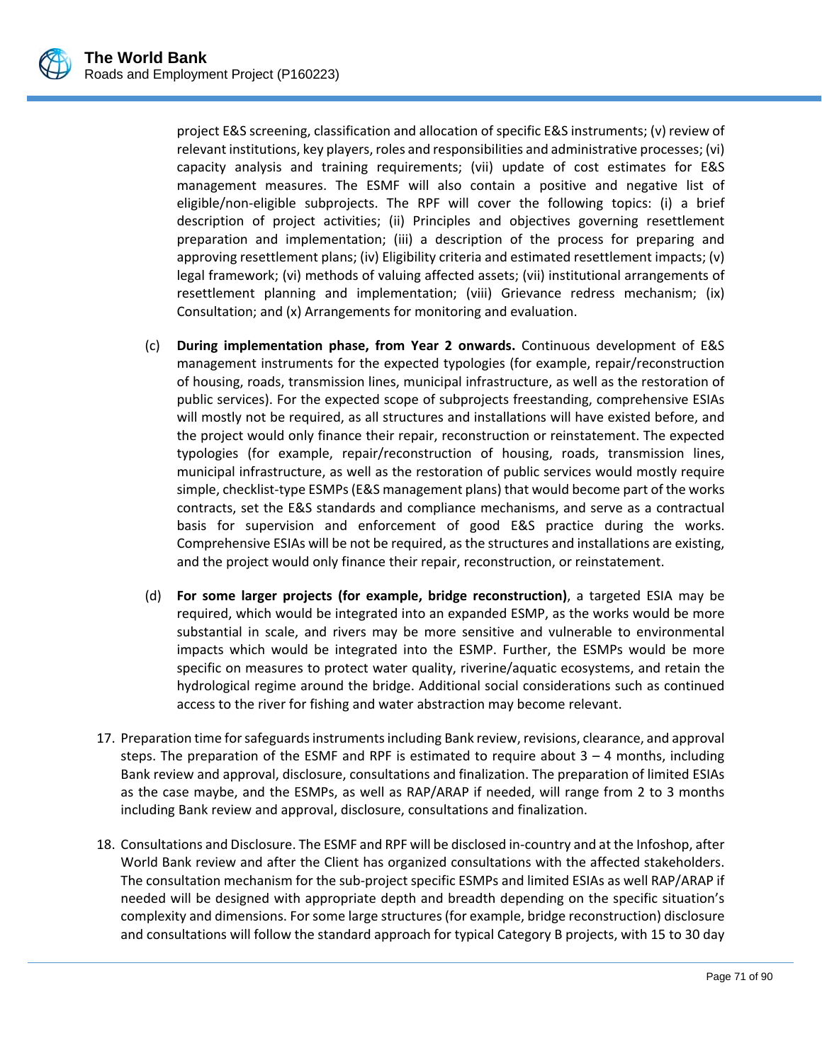project E&S screening, classification and allocation of specific E&S instruments; (v) review of relevant institutions, key players, roles and responsibilities and administrative processes; (vi) capacity analysis and training requirements; (vii) update of cost estimates for E&S management measures. The ESMF will also contain a positive and negative list of eligible/non-eligible subprojects. The RPF will cover the following topics: (i) a brief description of project activities; (ii) Principles and objectives governing resettlement preparation and implementation; (iii) a description of the process for preparing and approving resettlement plans; (iv) Eligibility criteria and estimated resettlement impacts; (v) legal framework; (vi) methods of valuing affected assets; (vii) institutional arrangements of resettlement planning and implementation; (viii) Grievance redress mechanism; (ix) Consultation; and (x) Arrangements for monitoring and evaluation.

(c) **During implementation phase, from Year 2 onwards.** Continuous development of E&S management instruments for the expected typologies (for example, repair/reconstruction of housing, roads, transmission lines, municipal infrastructure, as well as the restoration of public services). For the expected scope of subprojects freestanding, comprehensive ESIAs will mostly not be required, as all structures and installations will have existed before, and the project would only finance their repair, reconstruction or reinstatement. The expected typologies (for example, repair/reconstruction of housing, roads, transmission lines, municipal infrastructure, as well as the restoration of public services would mostly require simple, checklist-type ESMPs (E&S management plans) that would become part of the works contracts, set the E&S standards and compliance mechanisms, and serve as a contractual basis for supervision and enforcement of good E&S practice during the works. Comprehensive ESIAs will be not be required, as the structures and installations are existing, and the project would only finance their repair, reconstruction, or reinstatement.

(d) **For some larger projects (for example, bridge reconstruction)**, a targeted ESIA may be required, which would be integrated into an expanded ESMP, as the works would be more substantial in scale, and rivers may be more sensitive and vulnerable to environmental impacts which would be integrated into the ESMP. Further, the ESMPs would be more specific on measures to protect water quality, riverine/aquatic ecosystems, and retain the hydrological regime around the bridge. Additional social considerations such as continued access to the river for fishing and water abstraction may become relevant.

17. Preparation time for safeguards instruments including Bank review, revisions, clearance, and approval steps. The preparation of the ESMF and RPF is estimated to require about 3 – 4 months, including Bank review and approval, disclosure, consultations and finalization. The preparation of limited ESIAs as the case maybe, and the ESMPs, as well as RAP/ARAP if needed, will range from 2 to 3 months including Bank review and approval, disclosure, consultations and finalization.

18. Consultations and Disclosure. The ESMF and RPF will be disclosed in-country and at the Infoshop, after World Bank review and after the Client has organized consultations with the affected stakeholders. The consultation mechanism for the sub-project specific ESMPs and limited ESIAs as well RAP/ARAP if needed will be designed with appropriate depth and breadth depending on the specific situation's complexity and dimensions. For some large structures (for example, bridge reconstruction) disclosure and consultations will follow the standard approach for typical Category B projects, with 15 to 30 day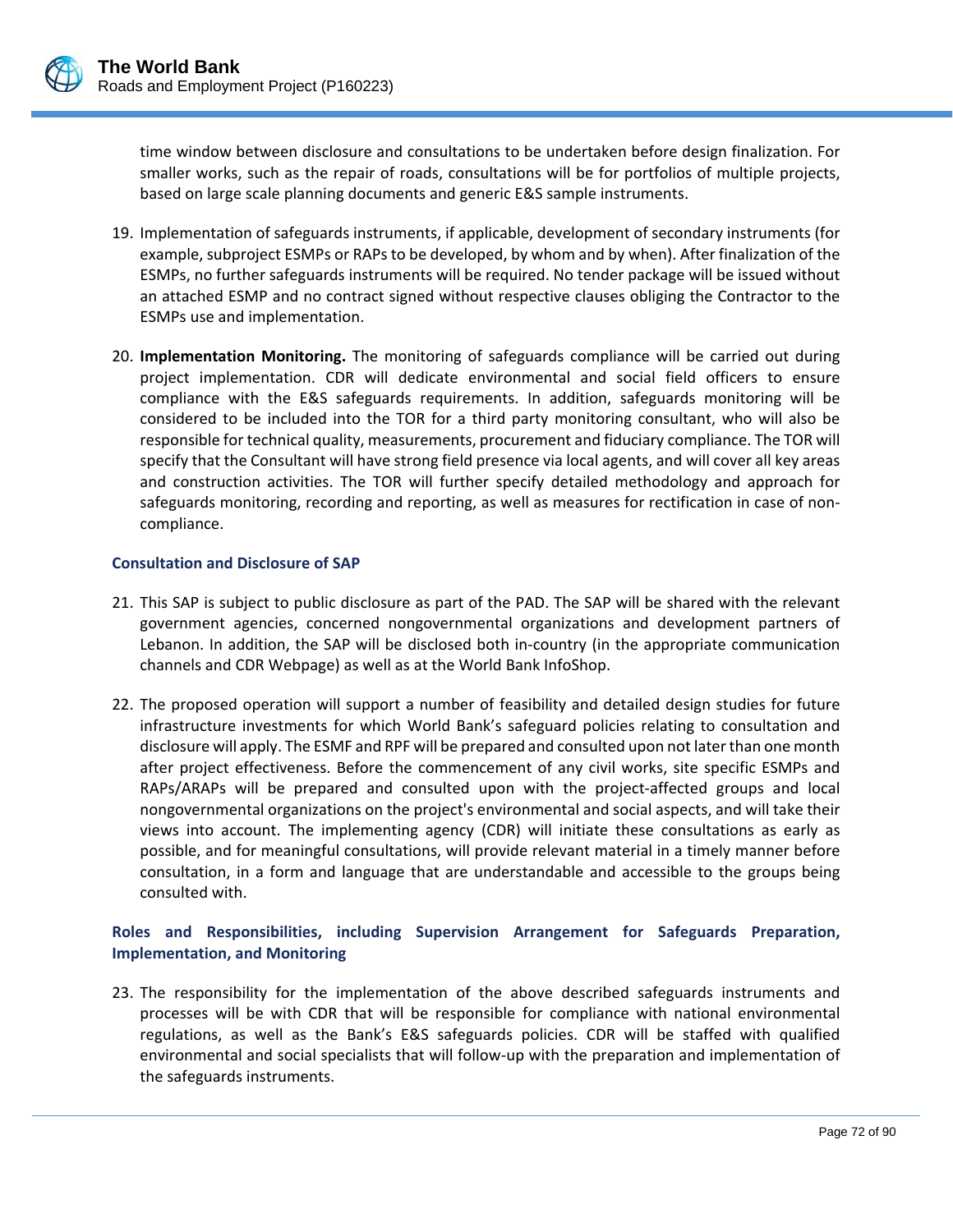time window between disclosure and consultations to be undertaken before design finalization. For smaller works, such as the repair of roads, consultations will be for portfolios of multiple projects, based on large scale planning documents and generic E&S sample instruments.

19. Implementation of safeguards instruments, if applicable, development of secondary instruments (for example, subproject ESMPs or RAPs to be developed, by whom and by when). After finalization of the ESMPs, no further safeguards instruments will be required. No tender package will be issued without an attached ESMP and no contract signed without respective clauses obliging the Contractor to the ESMPs use and implementation.

20. **Implementation Monitoring.** The monitoring of safeguards compliance will be carried out during project implementation. CDR will dedicate environmental and social field officers to ensure compliance with the E&S safeguards requirements. In addition, safeguards monitoring will be considered to be included into the TOR for a third party monitoring consultant, who will also be responsible for technical quality, measurements, procurement and fiduciary compliance. The TOR will specify that the Consultant will have strong field presence via local agents, and will cover all key areas and construction activities. The TOR will further specify detailed methodology and approach for safeguards monitoring, recording and reporting, as well as measures for rectification in case of non-compliance.

### Consultation and Disclosure of SAP

21. This SAP is subject to public disclosure as part of the PAD. The SAP will be shared with the relevant government agencies, concerned nongovernmental organizations and development partners of Lebanon. In addition, the SAP will be disclosed both in-country (in the appropriate communication channels and CDR Webpage) as well as at the World Bank InfoShop.

22. The proposed operation will support a number of feasibility and detailed design studies for future infrastructure investments for which World Bank's safeguard policies relating to consultation and disclosure will apply. The ESMF and RPF will be prepared and consulted upon not later than one month after project effectiveness. Before the commencement of any civil works, site specific ESMPs and RAPs/ARAPs will be prepared and consulted upon with the project-affected groups and local nongovernmental organizations on the project's environmental and social aspects, and will take their views into account. The implementing agency (CDR) will initiate these consultations as early as possible, and for meaningful consultations, will provide relevant material in a timely manner before consultation, in a form and language that are understandable and accessible to the groups being consulted with.

### Roles and Responsibilities, including Supervision Arrangement for Safeguards Preparation, Implementation, and Monitoring

23. The responsibility for the implementation of the above described safeguards instruments and processes will be with CDR that will be responsible for compliance with national environmental regulations, as well as the Bank's E&S safeguards policies. CDR will be staffed with qualified environmental and social specialists that will follow-up with the preparation and implementation of the safeguards instruments.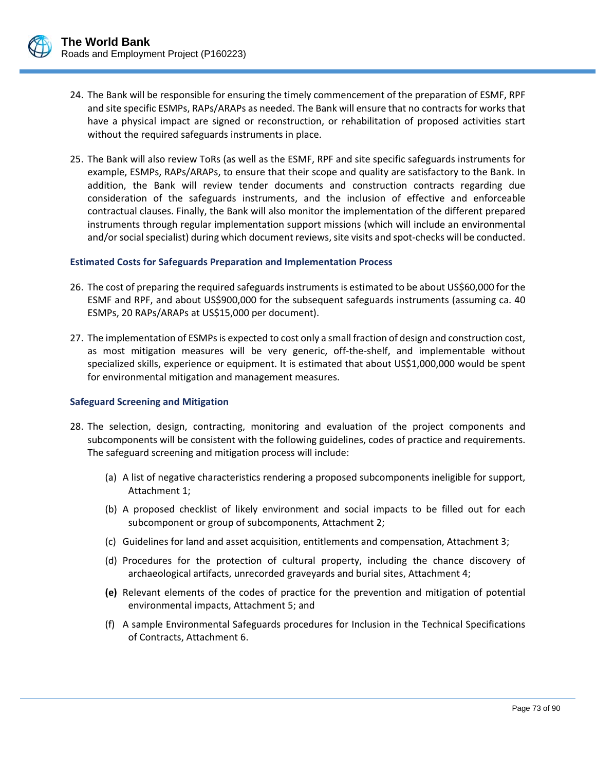24. The Bank will be responsible for ensuring the timely commencement of the preparation of ESMF, RPF and site specific ESMPs, RAPs/ARAPs as needed. The Bank will ensure that no contracts for works that have a physical impact are signed or reconstruction, or rehabilitation of proposed activities start without the required safeguards instruments in place.

25. The Bank will also review ToRs (as well as the ESMF, RPF and site specific safeguards instruments for example, ESMPs, RAPs/ARAPs, to ensure that their scope and quality are satisfactory to the Bank. In addition, the Bank will review tender documents and construction contracts regarding due consideration of the safeguards instruments, and the inclusion of effective and enforceable contractual clauses. Finally, the Bank will also monitor the implementation of the different prepared instruments through regular implementation support missions (which will include an environmental and/or social specialist) during which document reviews, site visits and spot-checks will be conducted.

### Estimated Costs for Safeguards Preparation and Implementation Process

26. The cost of preparing the required safeguards instruments is estimated to be about US$60,000 for the ESMF and RPF, and about US$900,000 for the subsequent safeguards instruments (assuming ca. 40 ESMPs, 20 RAPs/ARAPs at US$15,000 per document).

27. The implementation of ESMPs is expected to cost only a small fraction of design and construction cost, as most mitigation measures will be very generic, off-the-shelf, and implementable without specialized skills, experience or equipment. It is estimated that about US$1,000,000 would be spent for environmental mitigation and management measures.

### Safeguard Screening and Mitigation

28. The selection, design, contracting, monitoring and evaluation of the project components and subcomponents will be consistent with the following guidelines, codes of practice and requirements. The safeguard screening and mitigation process will include:

    (a) A list of negative characteristics rendering a proposed subcomponents ineligible for support, Attachment 1;

    (b) A proposed checklist of likely environment and social impacts to be filled out for each subcomponent or group of subcomponents, Attachment 2;

    (c) Guidelines for land and asset acquisition, entitlements and compensation, Attachment 3;

    (d) Procedures for the protection of cultural property, including the chance discovery of archaeological artifacts, unrecorded graveyards and burial sites, Attachment 4;

    **(e)** Relevant elements of the codes of practice for the prevention and mitigation of potential environmental impacts, Attachment 5; and

    (f) A sample Environmental Safeguards procedures for Inclusion in the Technical Specifications of Contracts, Attachment 6.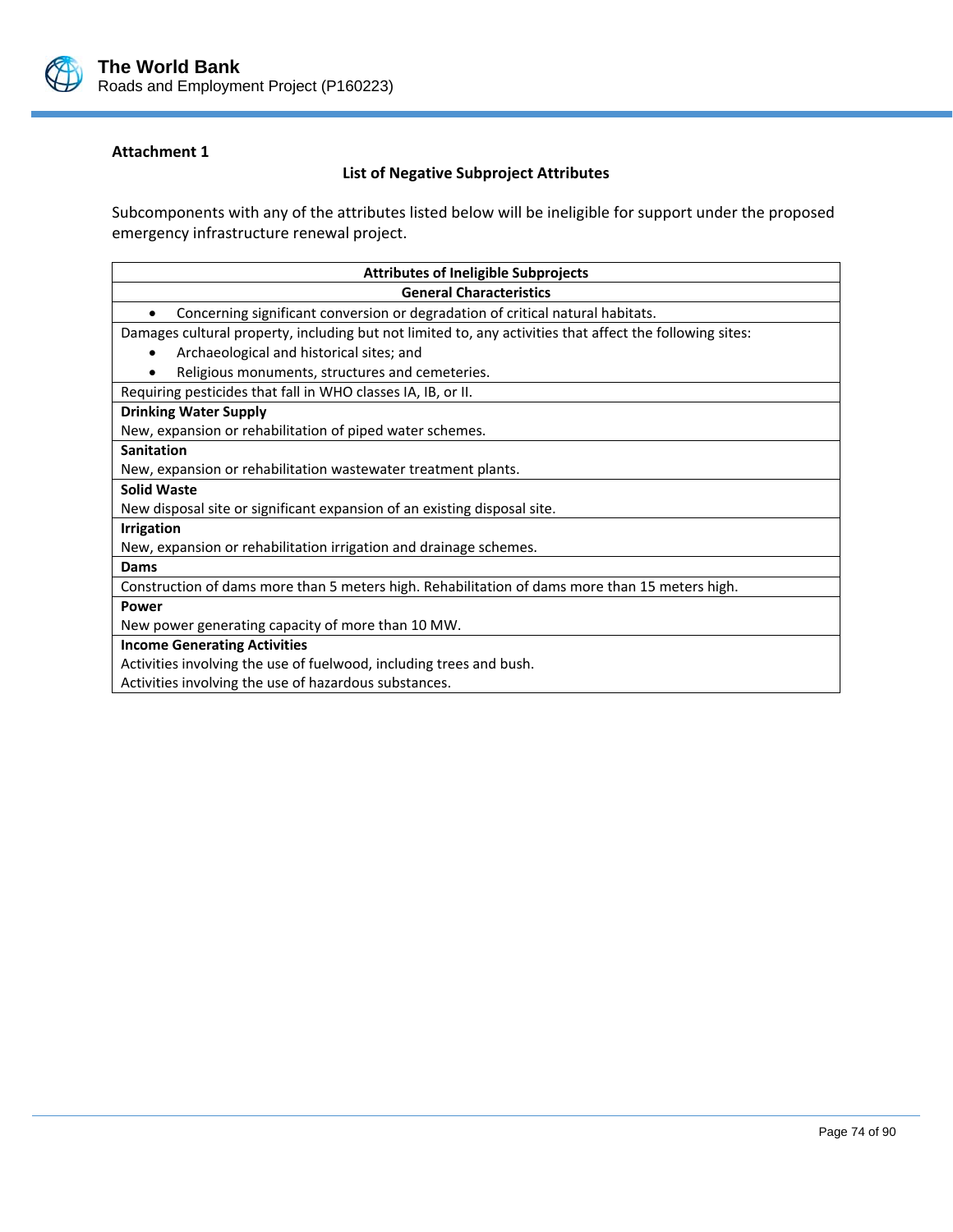**Attachment 1**

**List of Negative Subproject Attributes**

Subcomponents with any of the attributes listed below will be ineligible for support under the proposed emergency infrastructure renewal project.

| **Attributes of Ineligible Subprojects** |
|---|
| **General Characteristics** |
| • Concerning significant conversion or degradation of critical natural habitats. |
| Damages cultural property, including but not limited to, any activities that affect the following sites:<br>• Archaeological and historical sites; and<br>• Religious monuments, structures and cemeteries. |
| Requiring pesticides that fall in WHO classes IA, IB, or II. |
| **Drinking Water Supply**<br>New, expansion or rehabilitation of piped water schemes. |
| **Sanitation**<br>New, expansion or rehabilitation wastewater treatment plants. |
| **Solid Waste**<br>New disposal site or significant expansion of an existing disposal site. |
| **Irrigation**<br>New, expansion or rehabilitation irrigation and drainage schemes. |
| **Dams** |
| Construction of dams more than 5 meters high. Rehabilitation of dams more than 15 meters high. |
| **Power**<br>New power generating capacity of more than 10 MW. |
| **Income Generating Activities**<br>Activities involving the use of fuelwood, including trees and bush.<br>Activities involving the use of hazardous substances. |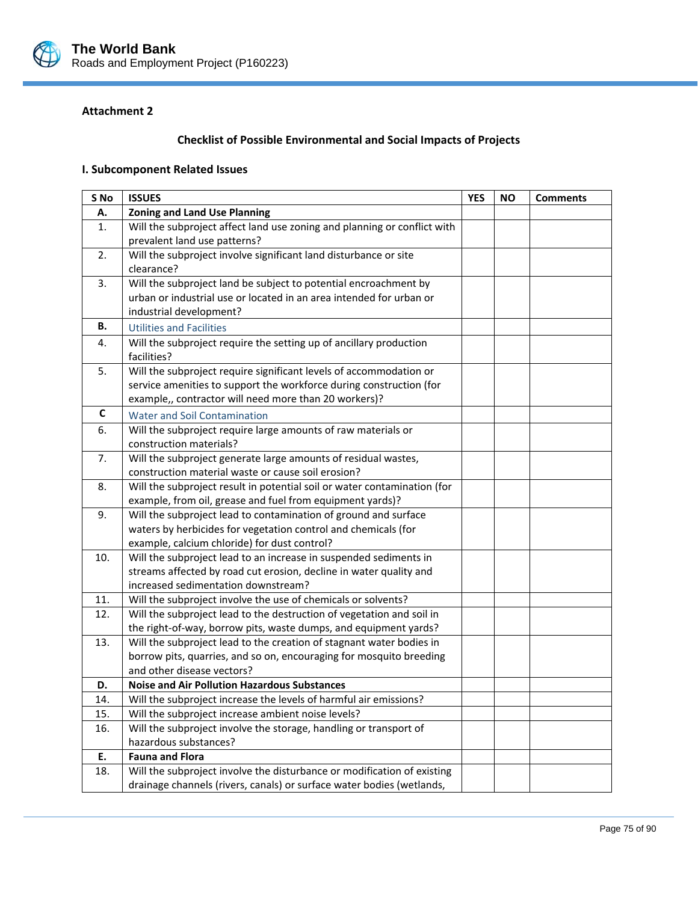**Attachment 2**

**Checklist of Possible Environmental and Social Impacts of Projects**

**I. Subcomponent Related Issues**

| S No | ISSUES | YES | NO | Comments |
|---|---|---|---|---|
| **A.** | **Zoning and Land Use Planning** | | | |
| 1. | Will the subproject affect land use zoning and planning or conflict with prevalent land use patterns? | | | |
| 2. | Will the subproject involve significant land disturbance or site clearance? | | | |
| 3. | Will the subproject land be subject to potential encroachment by urban or industrial use or located in an area intended for urban or industrial development? | | | |
| **B.** | Utilities and Facilities | | | |
| 4. | Will the subproject require the setting up of ancillary production facilities? | | | |
| 5. | Will the subproject require significant levels of accommodation or service amenities to support the workforce during construction (for example,, contractor will need more than 20 workers)? | | | |
| **C** | Water and Soil Contamination | | | |
| 6. | Will the subproject require large amounts of raw materials or construction materials? | | | |
| 7. | Will the subproject generate large amounts of residual wastes, construction material waste or cause soil erosion? | | | |
| 8. | Will the subproject result in potential soil or water contamination (for example, from oil, grease and fuel from equipment yards)? | | | |
| 9. | Will the subproject lead to contamination of ground and surface waters by herbicides for vegetation control and chemicals (for example, calcium chloride) for dust control? | | | |
| 10. | Will the subproject lead to an increase in suspended sediments in streams affected by road cut erosion, decline in water quality and increased sedimentation downstream? | | | |
| 11. | Will the subproject involve the use of chemicals or solvents? | | | |
| 12. | Will the subproject lead to the destruction of vegetation and soil in the right-of-way, borrow pits, waste dumps, and equipment yards? | | | |
| 13. | Will the subproject lead to the creation of stagnant water bodies in borrow pits, quarries, and so on, encouraging for mosquito breeding and other disease vectors? | | | |
| **D.** | **Noise and Air Pollution Hazardous Substances** | | | |
| 14. | Will the subproject increase the levels of harmful air emissions? | | | |
| 15. | Will the subproject increase ambient noise levels? | | | |
| 16. | Will the subproject involve the storage, handling or transport of hazardous substances? | | | |
| **E.** | **Fauna and Flora** | | | |
| 18. | Will the subproject involve the disturbance or modification of existing drainage channels (rivers, canals) or surface water bodies (wetlands, | | | |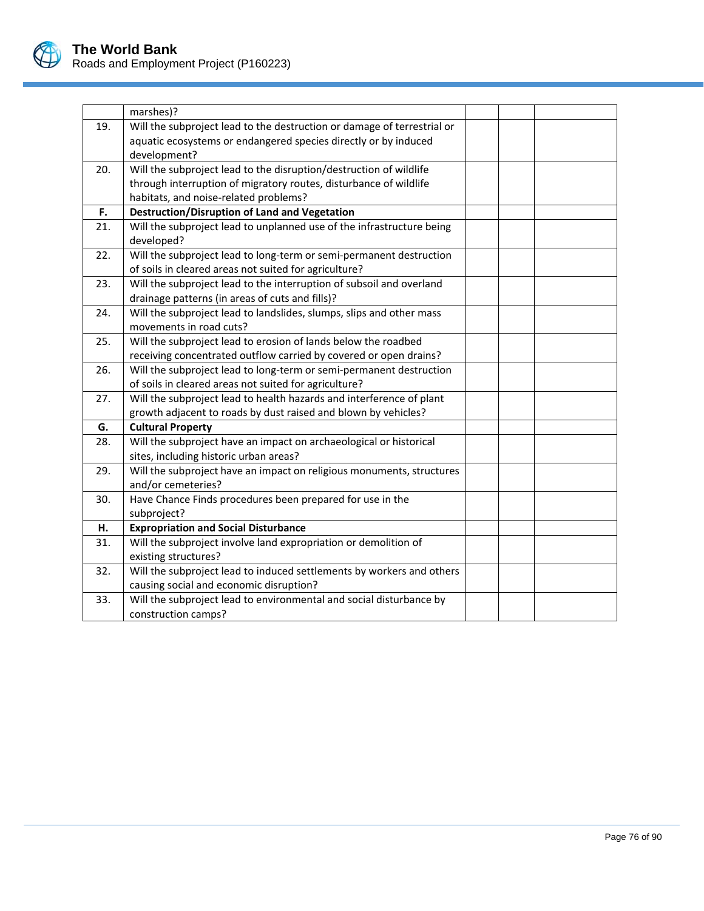|  |  |  |  |  |
|---|---|---|---|---|
|  | marshes)? |  |  |  |
| 19. | Will the subproject lead to the destruction or damage of terrestrial or aquatic ecosystems or endangered species directly or by induced development? |  |  |  |
| 20. | Will the subproject lead to the disruption/destruction of wildlife through interruption of migratory routes, disturbance of wildlife habitats, and noise-related problems? |  |  |  |
| **F.** | **Destruction/Disruption of Land and Vegetation** |  |  |  |
| 21. | Will the subproject lead to unplanned use of the infrastructure being developed? |  |  |  |
| 22. | Will the subproject lead to long-term or semi-permanent destruction of soils in cleared areas not suited for agriculture? |  |  |  |
| 23. | Will the subproject lead to the interruption of subsoil and overland drainage patterns (in areas of cuts and fills)? |  |  |  |
| 24. | Will the subproject lead to landslides, slumps, slips and other mass movements in road cuts? |  |  |  |
| 25. | Will the subproject lead to erosion of lands below the roadbed receiving concentrated outflow carried by covered or open drains? |  |  |  |
| 26. | Will the subproject lead to long-term or semi-permanent destruction of soils in cleared areas not suited for agriculture? |  |  |  |
| 27. | Will the subproject lead to health hazards and interference of plant growth adjacent to roads by dust raised and blown by vehicles? |  |  |  |
| **G.** | **Cultural Property** |  |  |  |
| 28. | Will the subproject have an impact on archaeological or historical sites, including historic urban areas? |  |  |  |
| 29. | Will the subproject have an impact on religious monuments, structures and/or cemeteries? |  |  |  |
| 30. | Have Chance Finds procedures been prepared for use in the subproject? |  |  |  |
| **H.** | **Expropriation and Social Disturbance** |  |  |  |
| 31. | Will the subproject involve land expropriation or demolition of existing structures? |  |  |  |
| 32. | Will the subproject lead to induced settlements by workers and others causing social and economic disruption? |  |  |  |
| 33. | Will the subproject lead to environmental and social disturbance by construction camps? |  |  |  |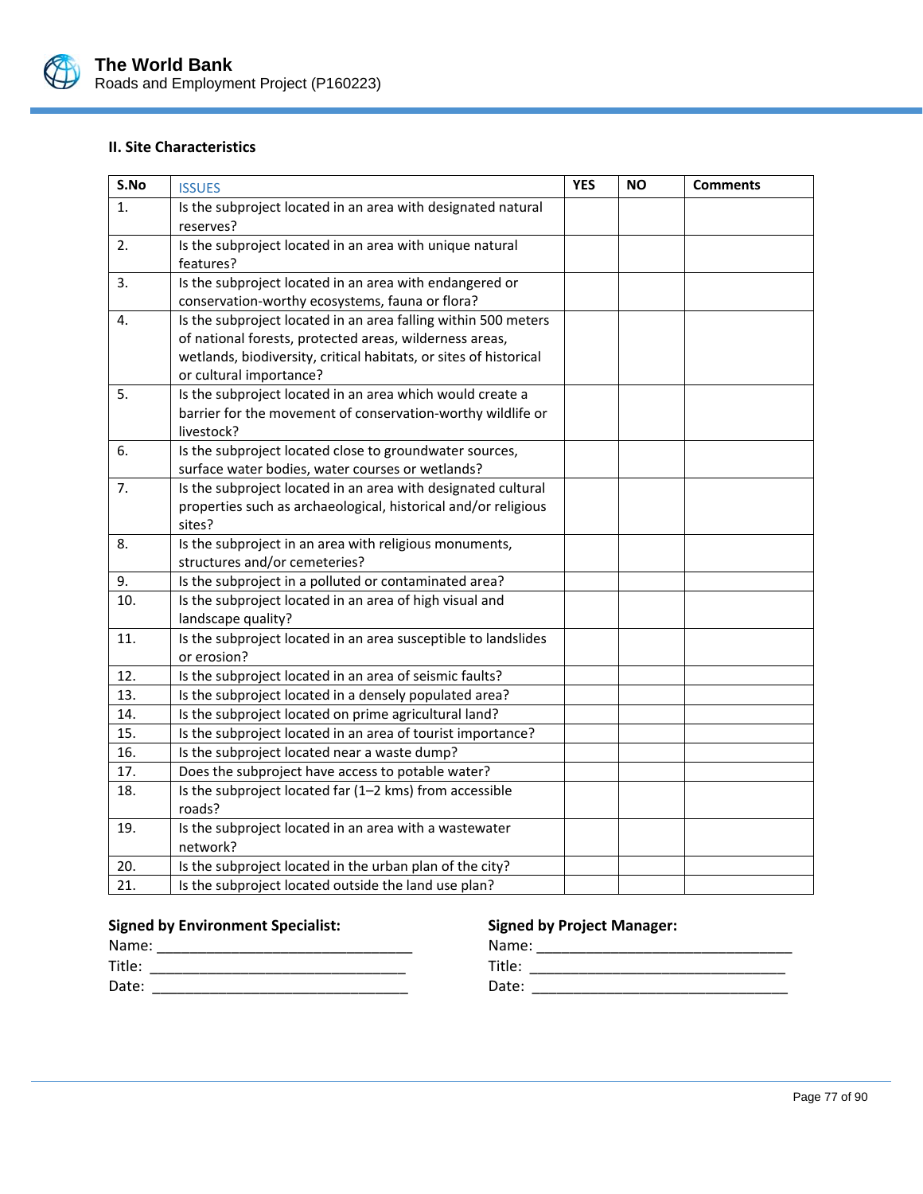### II. Site Characteristics

| S.No | ISSUES | YES | NO | Comments |
|---|---|---|---|---|
| 1. | Is the subproject located in an area with designated natural reserves? | | | |
| 2. | Is the subproject located in an area with unique natural features? | | | |
| 3. | Is the subproject located in an area with endangered or conservation-worthy ecosystems, fauna or flora? | | | |
| 4. | Is the subproject located in an area falling within 500 meters of national forests, protected areas, wilderness areas, wetlands, biodiversity, critical habitats, or sites of historical or cultural importance? | | | |
| 5. | Is the subproject located in an area which would create a barrier for the movement of conservation-worthy wildlife or livestock? | | | |
| 6. | Is the subproject located close to groundwater sources, surface water bodies, water courses or wetlands? | | | |
| 7. | Is the subproject located in an area with designated cultural properties such as archaeological, historical and/or religious sites? | | | |
| 8. | Is the subproject in an area with religious monuments, structures and/or cemeteries? | | | |
| 9. | Is the subproject in a polluted or contaminated area? | | | |
| 10. | Is the subproject located in an area of high visual and landscape quality? | | | |
| 11. | Is the subproject located in an area susceptible to landslides or erosion? | | | |
| 12. | Is the subproject located in an area of seismic faults? | | | |
| 13. | Is the subproject located in a densely populated area? | | | |
| 14. | Is the subproject located on prime agricultural land? | | | |
| 15. | Is the subproject located in an area of tourist importance? | | | |
| 16. | Is the subproject located near a waste dump? | | | |
| 17. | Does the subproject have access to potable water? | | | |
| 18. | Is the subproject located far (1–2 kms) from accessible roads? | | | |
| 19. | Is the subproject located in an area with a wastewater network? | | | |
| 20. | Is the subproject located in the urban plan of the city? | | | |
| 21. | Is the subproject located outside the land use plan? | | | |

**Signed by Environment Specialist:**

Name: _______________________________

Title: _______________________________

Date: _______________________________

**Signed by Project Manager:**

Name: _______________________________

Title: _______________________________

Date: _______________________________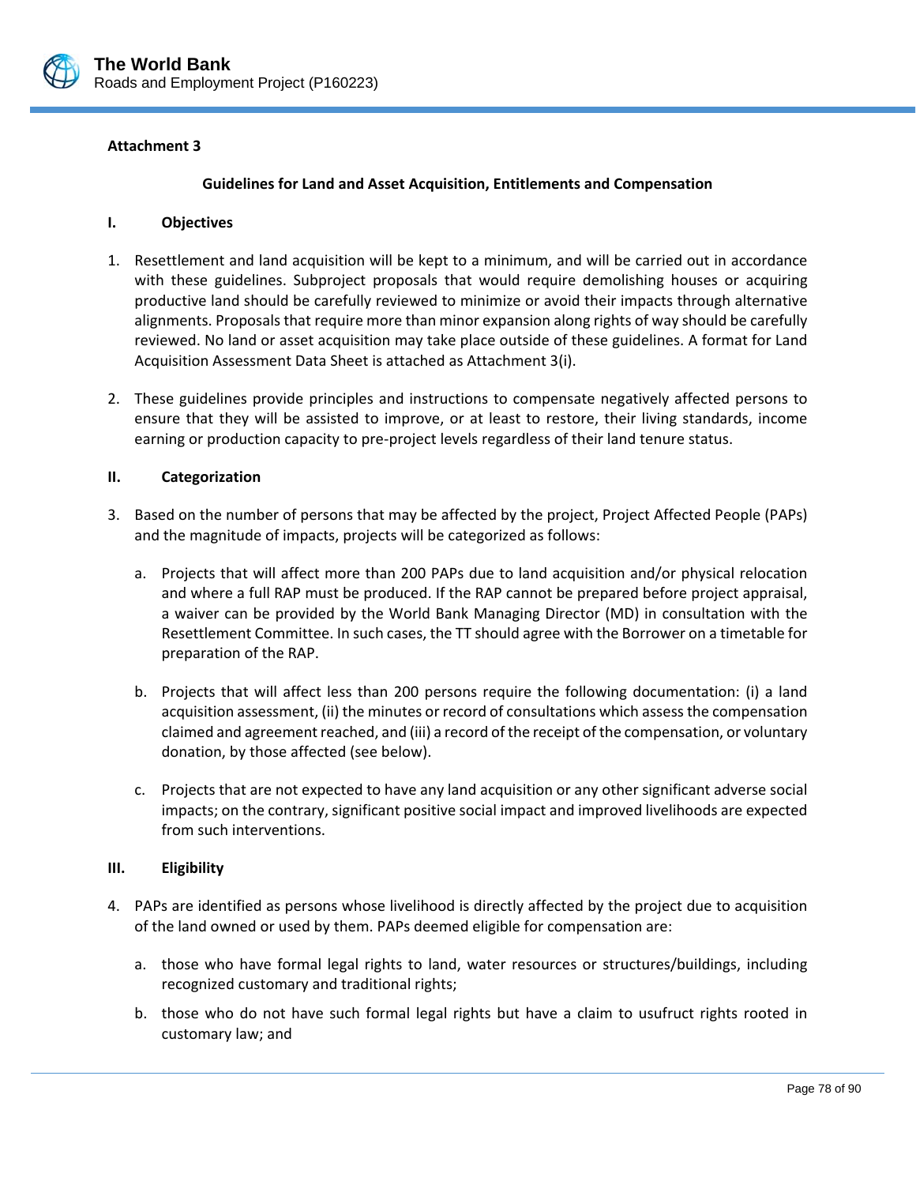**Attachment 3**

**Guidelines for Land and Asset Acquisition, Entitlements and Compensation**

**I. Objectives**

1. Resettlement and land acquisition will be kept to a minimum, and will be carried out in accordance with these guidelines. Subproject proposals that would require demolishing houses or acquiring productive land should be carefully reviewed to minimize or avoid their impacts through alternative alignments. Proposals that require more than minor expansion along rights of way should be carefully reviewed. No land or asset acquisition may take place outside of these guidelines. A format for Land Acquisition Assessment Data Sheet is attached as Attachment 3(i).

2. These guidelines provide principles and instructions to compensate negatively affected persons to ensure that they will be assisted to improve, or at least to restore, their living standards, income earning or production capacity to pre-project levels regardless of their land tenure status.

**II. Categorization**

3. Based on the number of persons that may be affected by the project, Project Affected People (PAPs) and the magnitude of impacts, projects will be categorized as follows:

   a. Projects that will affect more than 200 PAPs due to land acquisition and/or physical relocation and where a full RAP must be produced. If the RAP cannot be prepared before project appraisal, a waiver can be provided by the World Bank Managing Director (MD) in consultation with the Resettlement Committee. In such cases, the TT should agree with the Borrower on a timetable for preparation of the RAP.

   b. Projects that will affect less than 200 persons require the following documentation: (i) a land acquisition assessment, (ii) the minutes or record of consultations which assess the compensation claimed and agreement reached, and (iii) a record of the receipt of the compensation, or voluntary donation, by those affected (see below).

   c. Projects that are not expected to have any land acquisition or any other significant adverse social impacts; on the contrary, significant positive social impact and improved livelihoods are expected from such interventions.

**III. Eligibility**

4. PAPs are identified as persons whose livelihood is directly affected by the project due to acquisition of the land owned or used by them. PAPs deemed eligible for compensation are:

   a. those who have formal legal rights to land, water resources or structures/buildings, including recognized customary and traditional rights;

   b. those who do not have such formal legal rights but have a claim to usufruct rights rooted in customary law; and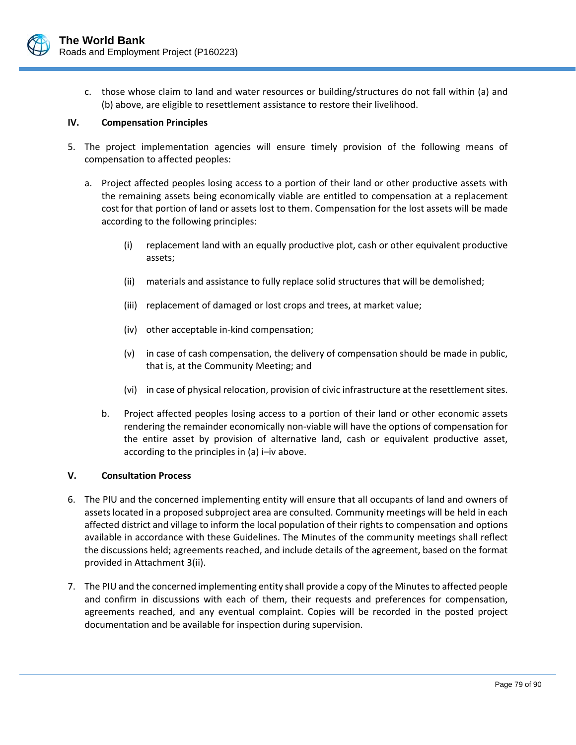c. those whose claim to land and water resources or building/structures do not fall within (a) and (b) above, are eligible to resettlement assistance to restore their livelihood.

## IV. Compensation Principles

5. The project implementation agencies will ensure timely provision of the following means of compensation to affected peoples:

   a. Project affected peoples losing access to a portion of their land or other productive assets with the remaining assets being economically viable are entitled to compensation at a replacement cost for that portion of land or assets lost to them. Compensation for the lost assets will be made according to the following principles:

      (i) replacement land with an equally productive plot, cash or other equivalent productive assets;

      (ii) materials and assistance to fully replace solid structures that will be demolished;

      (iii) replacement of damaged or lost crops and trees, at market value;

      (iv) other acceptable in-kind compensation;

      (v) in case of cash compensation, the delivery of compensation should be made in public, that is, at the Community Meeting; and

      (vi) in case of physical relocation, provision of civic infrastructure at the resettlement sites.

   b. Project affected peoples losing access to a portion of their land or other economic assets rendering the remainder economically non-viable will have the options of compensation for the entire asset by provision of alternative land, cash or equivalent productive asset, according to the principles in (a) i–iv above.

## V. Consultation Process

6. The PIU and the concerned implementing entity will ensure that all occupants of land and owners of assets located in a proposed subproject area are consulted. Community meetings will be held in each affected district and village to inform the local population of their rights to compensation and options available in accordance with these Guidelines. The Minutes of the community meetings shall reflect the discussions held; agreements reached, and include details of the agreement, based on the format provided in Attachment 3(ii).

7. The PIU and the concerned implementing entity shall provide a copy of the Minutes to affected people and confirm in discussions with each of them, their requests and preferences for compensation, agreements reached, and any eventual complaint. Copies will be recorded in the posted project documentation and be available for inspection during supervision.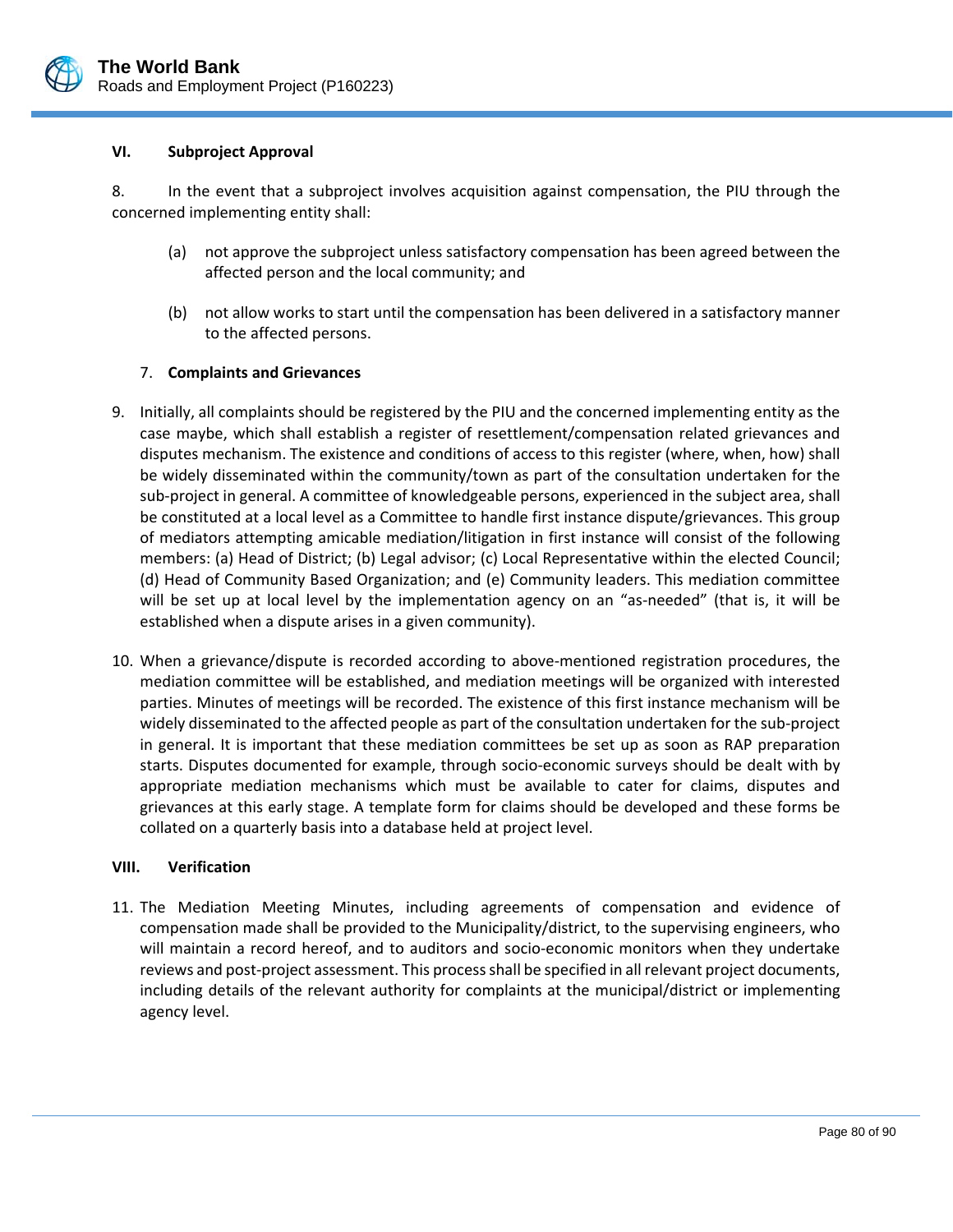## VI. Subproject Approval

8. In the event that a subproject involves acquisition against compensation, the PIU through the concerned implementing entity shall:

(a) not approve the subproject unless satisfactory compensation has been agreed between the affected person and the local community; and

(b) not allow works to start until the compensation has been delivered in a satisfactory manner to the affected persons.

## 7. Complaints and Grievances

9. Initially, all complaints should be registered by the PIU and the concerned implementing entity as the case maybe, which shall establish a register of resettlement/compensation related grievances and disputes mechanism. The existence and conditions of access to this register (where, when, how) shall be widely disseminated within the community/town as part of the consultation undertaken for the sub-project in general. A committee of knowledgeable persons, experienced in the subject area, shall be constituted at a local level as a Committee to handle first instance dispute/grievances. This group of mediators attempting amicable mediation/litigation in first instance will consist of the following members: (a) Head of District; (b) Legal advisor; (c) Local Representative within the elected Council; (d) Head of Community Based Organization; and (e) Community leaders. This mediation committee will be set up at local level by the implementation agency on an "as-needed" (that is, it will be established when a dispute arises in a given community).

10. When a grievance/dispute is recorded according to above-mentioned registration procedures, the mediation committee will be established, and mediation meetings will be organized with interested parties. Minutes of meetings will be recorded. The existence of this first instance mechanism will be widely disseminated to the affected people as part of the consultation undertaken for the sub-project in general. It is important that these mediation committees be set up as soon as RAP preparation starts. Disputes documented for example, through socio-economic surveys should be dealt with by appropriate mediation mechanisms which must be available to cater for claims, disputes and grievances at this early stage. A template form for claims should be developed and these forms be collated on a quarterly basis into a database held at project level.

## VIII. Verification

11. The Mediation Meeting Minutes, including agreements of compensation and evidence of compensation made shall be provided to the Municipality/district, to the supervising engineers, who will maintain a record hereof, and to auditors and socio-economic monitors when they undertake reviews and post-project assessment. This process shall be specified in all relevant project documents, including details of the relevant authority for complaints at the municipal/district or implementing agency level.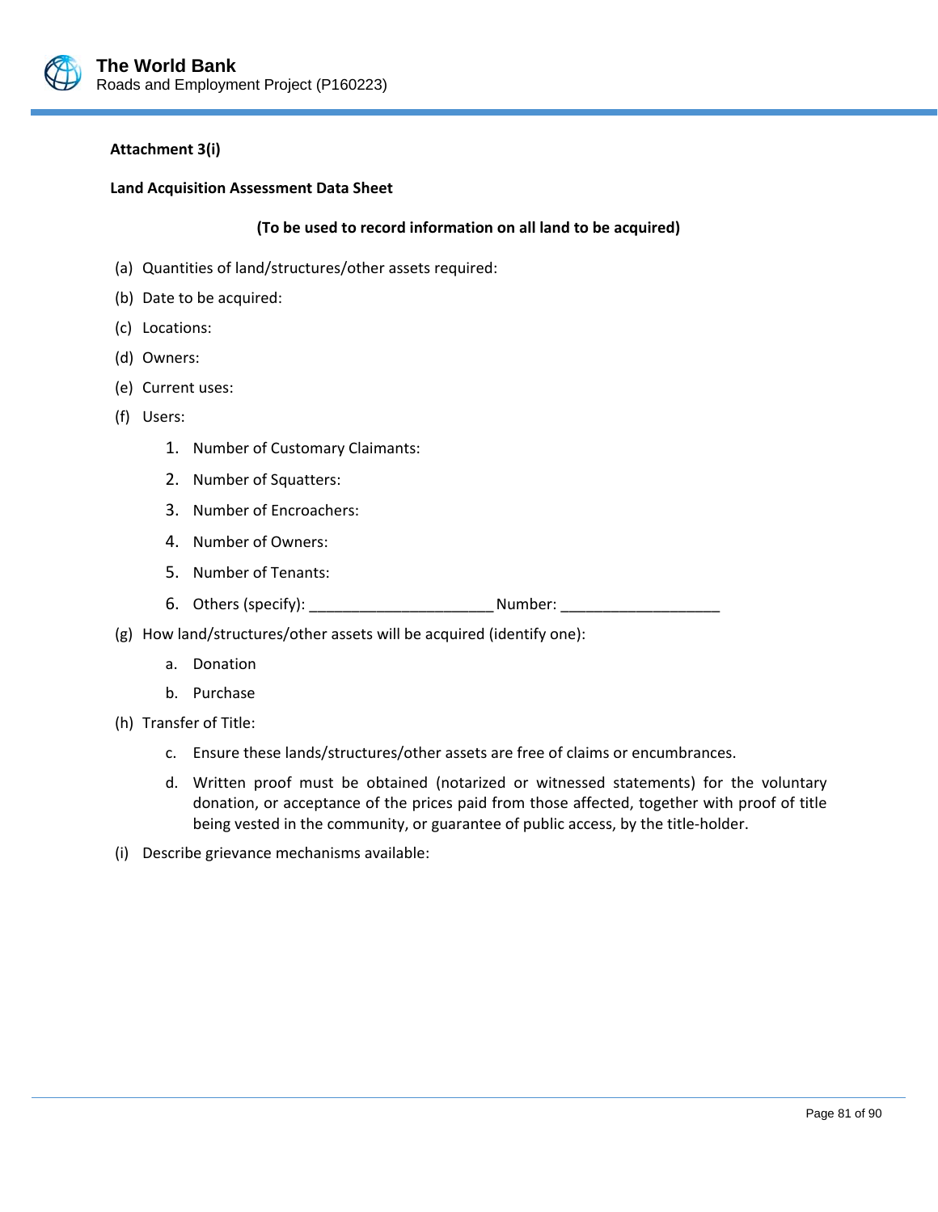**Attachment 3(i)**

**Land Acquisition Assessment Data Sheet**

**(To be used to record information on all land to be acquired)**

(a) Quantities of land/structures/other assets required:

(b) Date to be acquired:

(c) Locations:

(d) Owners:

(e) Current uses:

(f) Users:

1. Number of Customary Claimants:
2. Number of Squatters:
3. Number of Encroachers:
4. Number of Owners:
5. Number of Tenants:
6. Others (specify): ______________________ Number: ___________________

(g) How land/structures/other assets will be acquired (identify one):

a. Donation
b. Purchase

(h) Transfer of Title:

c. Ensure these lands/structures/other assets are free of claims or encumbrances.
d. Written proof must be obtained (notarized or witnessed statements) for the voluntary donation, or acceptance of the prices paid from those affected, together with proof of title being vested in the community, or guarantee of public access, by the title-holder.

(i) Describe grievance mechanisms available: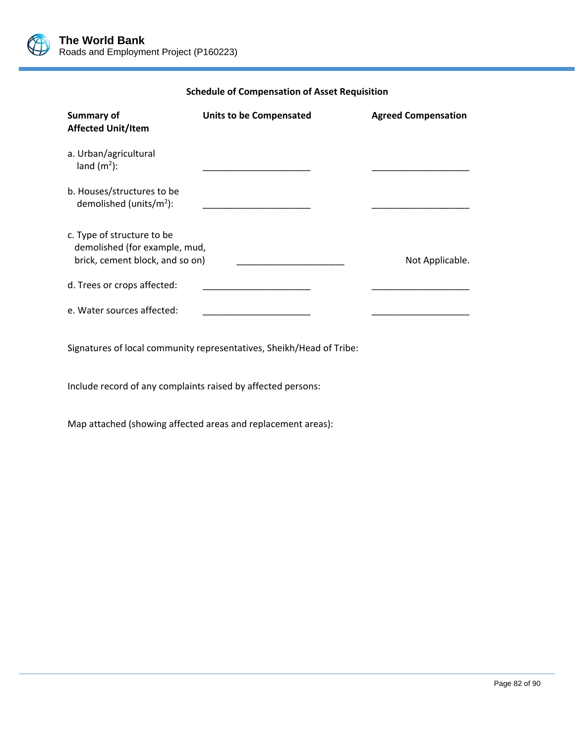**Schedule of Compensation of Asset Requisition**

| Summary of Affected Unit/Item | Units to be Compensated | Agreed Compensation |
|---|---|---|
| a. Urban/agricultural land ($m^2$): | ____________________ | __________________ |
| b. Houses/structures to be demolished (units/$m^2$): | ____________________ | __________________ |
| c. Type of structure to be demolished (for example, mud, brick, cement block, and so on) | ____________________ | Not Applicable. |
| d. Trees or crops affected: | ____________________ | __________________ |
| e. Water sources affected: | ____________________ | __________________ |

Signatures of local community representatives, Sheikh/Head of Tribe:

Include record of any complaints raised by affected persons:

Map attached (showing affected areas and replacement areas):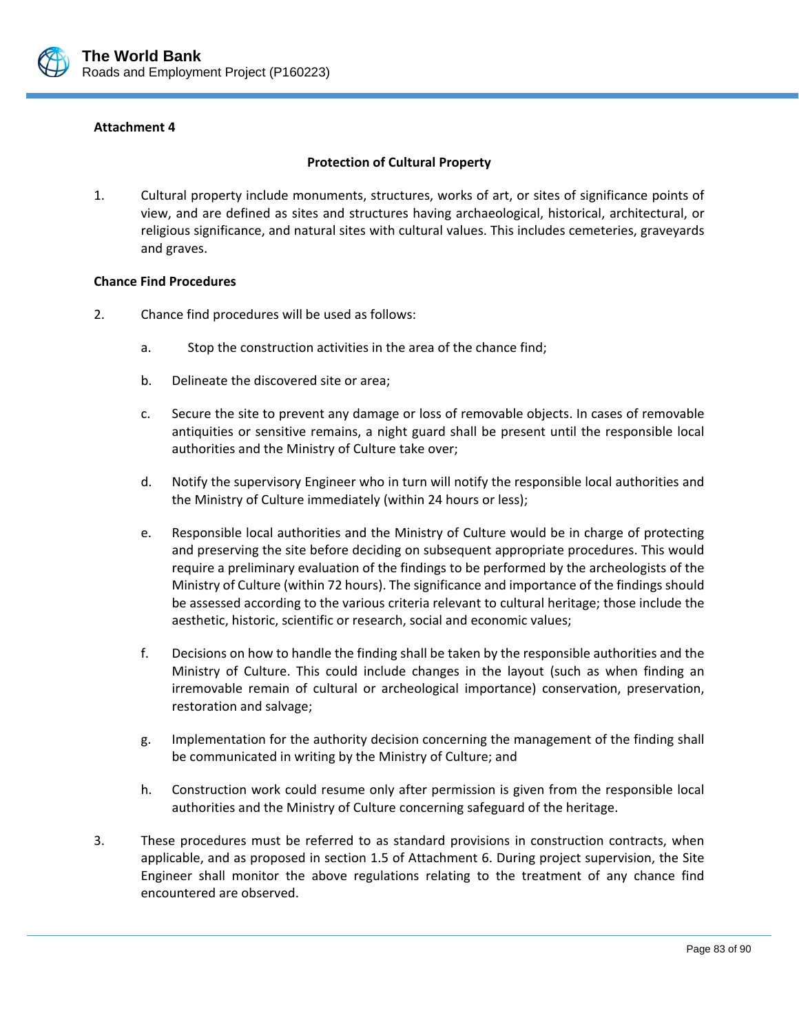**Attachment 4**

## Protection of Cultural Property

1. Cultural property include monuments, structures, works of art, or sites of significance points of view, and are defined as sites and structures having archaeological, historical, architectural, or religious significance, and natural sites with cultural values. This includes cemeteries, graveyards and graves.

### Chance Find Procedures

2. Chance find procedures will be used as follows:

   a. Stop the construction activities in the area of the chance find;

   b. Delineate the discovered site or area;

   c. Secure the site to prevent any damage or loss of removable objects. In cases of removable antiquities or sensitive remains, a night guard shall be present until the responsible local authorities and the Ministry of Culture take over;

   d. Notify the supervisory Engineer who in turn will notify the responsible local authorities and the Ministry of Culture immediately (within 24 hours or less);

   e. Responsible local authorities and the Ministry of Culture would be in charge of protecting and preserving the site before deciding on subsequent appropriate procedures. This would require a preliminary evaluation of the findings to be performed by the archeologists of the Ministry of Culture (within 72 hours). The significance and importance of the findings should be assessed according to the various criteria relevant to cultural heritage; those include the aesthetic, historic, scientific or research, social and economic values;

   f. Decisions on how to handle the finding shall be taken by the responsible authorities and the Ministry of Culture. This could include changes in the layout (such as when finding an irremovable remain of cultural or archeological importance) conservation, preservation, restoration and salvage;

   g. Implementation for the authority decision concerning the management of the finding shall be communicated in writing by the Ministry of Culture; and

   h. Construction work could resume only after permission is given from the responsible local authorities and the Ministry of Culture concerning safeguard of the heritage.

3. These procedures must be referred to as standard provisions in construction contracts, when applicable, and as proposed in section 1.5 of Attachment 6. During project supervision, the Site Engineer shall monitor the above regulations relating to the treatment of any chance find encountered are observed.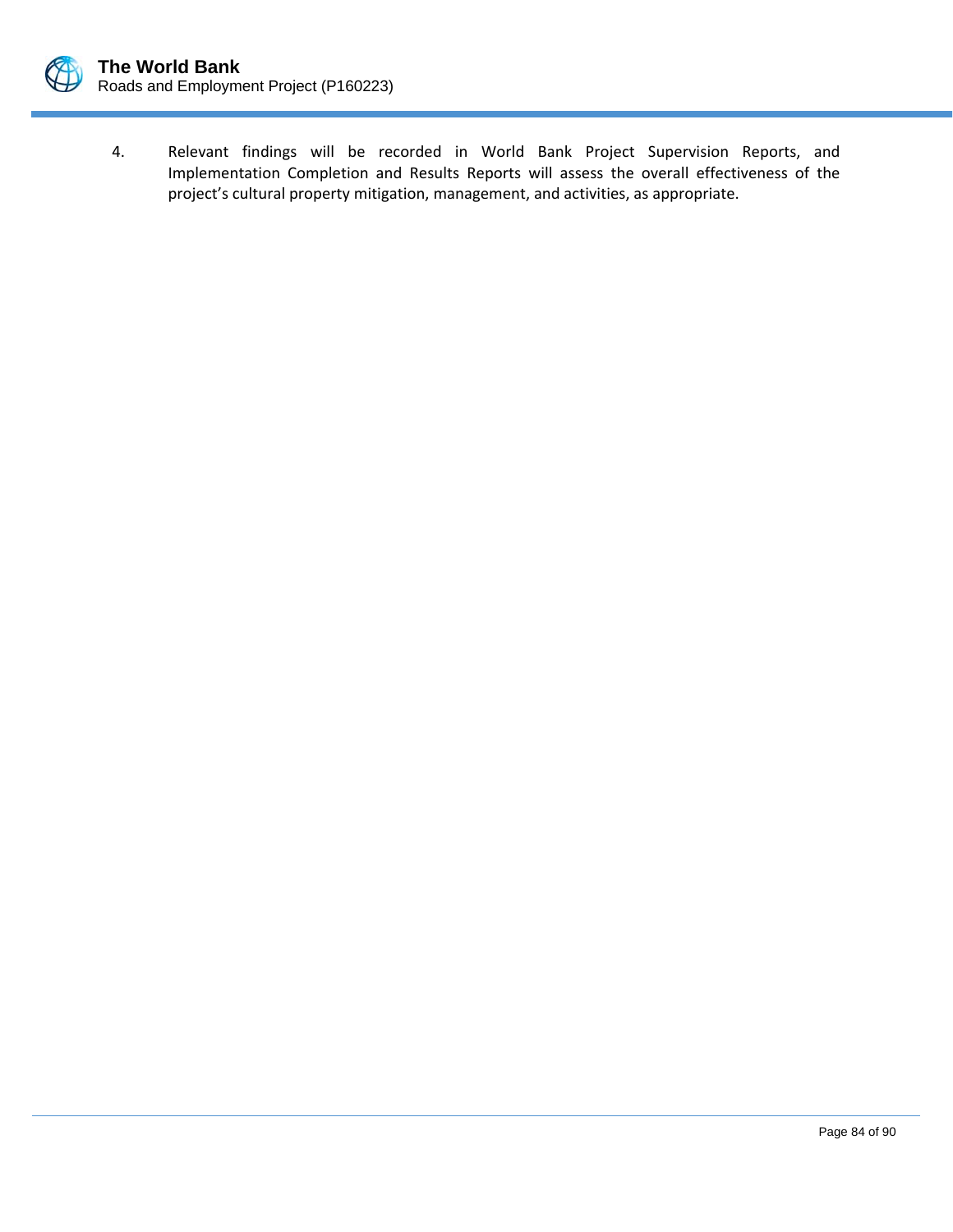4. Relevant findings will be recorded in World Bank Project Supervision Reports, and Implementation Completion and Results Reports will assess the overall effectiveness of the project's cultural property mitigation, management, and activities, as appropriate.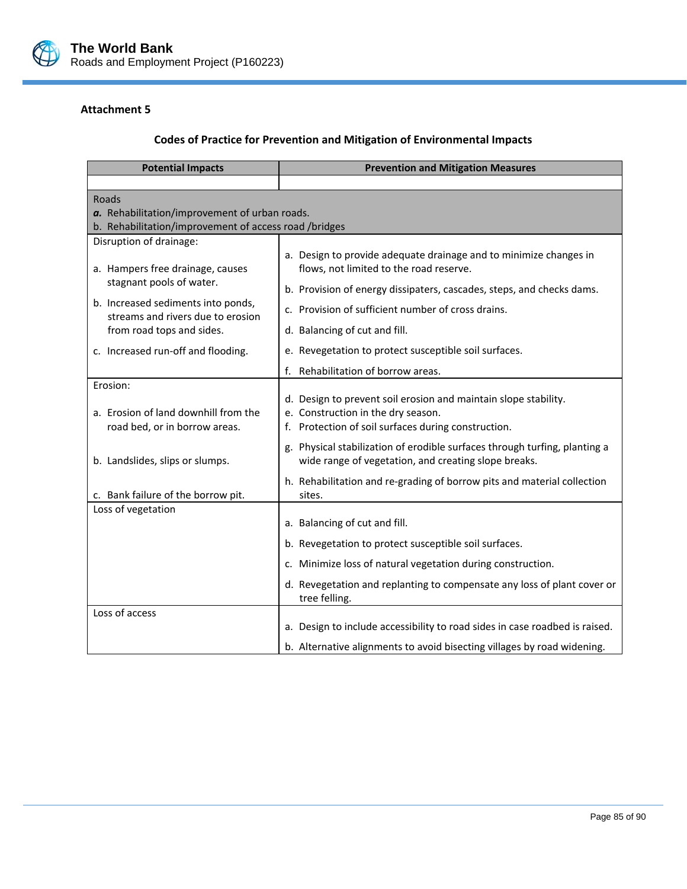**Attachment 5**

**Codes of Practice for Prevention and Mitigation of Environmental Impacts**

| Potential Impacts | Prevention and Mitigation Measures |
|---|---|
| | |
| Roads<br>***a.*** Rehabilitation/improvement of urban roads.<br>b. Rehabilitation/improvement of access road /bridges | |
| Disruption of drainage:<br><br>a. Hampers free drainage, causes stagnant pools of water.<br>b. Increased sediments into ponds, streams and rivers due to erosion from road tops and sides.<br>c. Increased run-off and flooding. | a. Design to provide adequate drainage and to minimize changes in flows, not limited to the road reserve.<br>b. Provision of energy dissipaters, cascades, steps, and checks dams.<br>c. Provision of sufficient number of cross drains.<br>d. Balancing of cut and fill.<br>e. Revegetation to protect susceptible soil surfaces.<br>f. Rehabilitation of borrow areas. |
| Erosion:<br><br>a. Erosion of land downhill from the road bed, or in borrow areas.<br><br>b. Landslides, slips or slumps.<br><br>c. Bank failure of the borrow pit. | d. Design to prevent soil erosion and maintain slope stability.<br>e. Construction in the dry season.<br>f. Protection of soil surfaces during construction.<br>g. Physical stabilization of erodible surfaces through turfing, planting a wide range of vegetation, and creating slope breaks.<br>h. Rehabilitation and re-grading of borrow pits and material collection sites. |
| Loss of vegetation | a. Balancing of cut and fill.<br>b. Revegetation to protect susceptible soil surfaces.<br>c. Minimize loss of natural vegetation during construction.<br>d. Revegetation and replanting to compensate any loss of plant cover or tree felling. |
| Loss of access | a. Design to include accessibility to road sides in case roadbed is raised.<br>b. Alternative alignments to avoid bisecting villages by road widening. |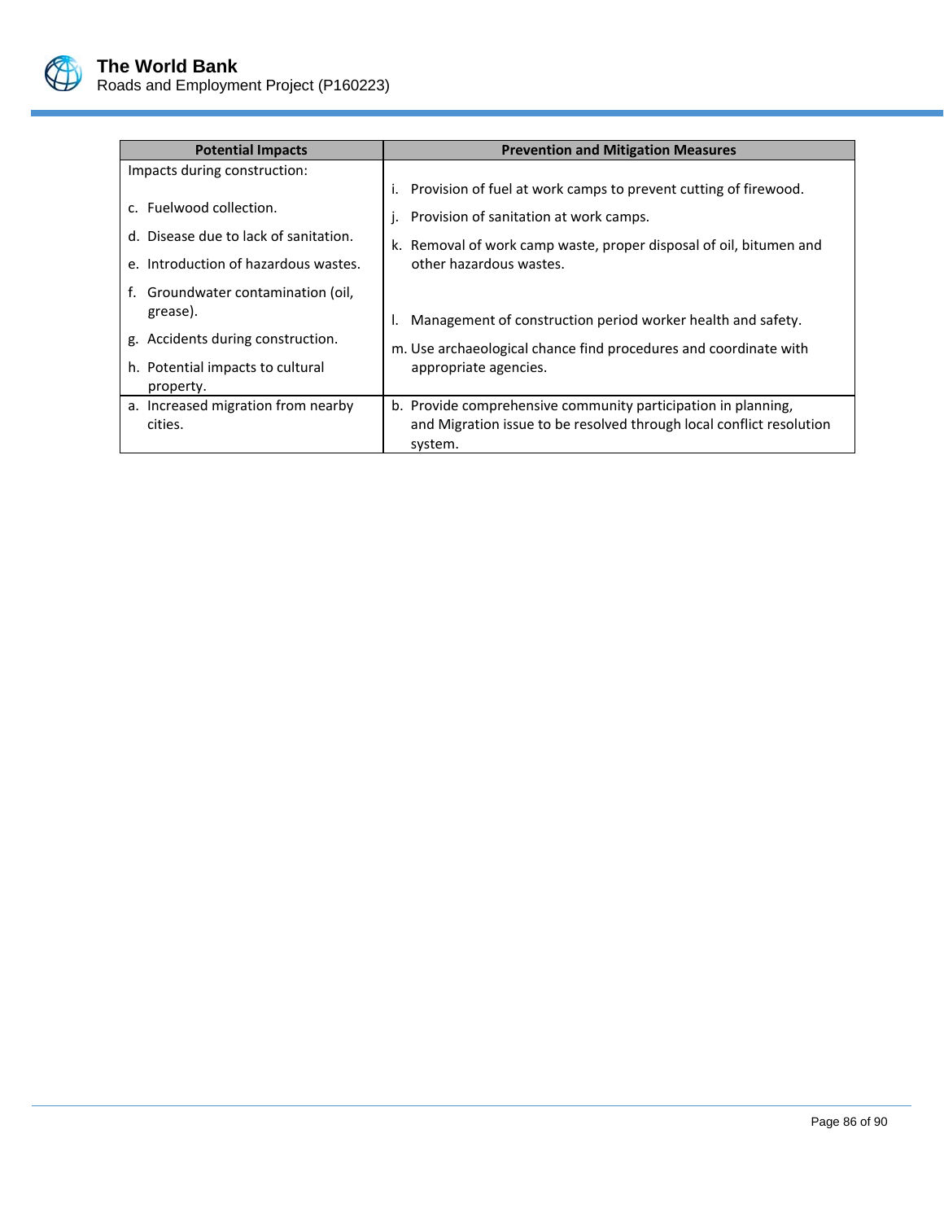| Potential Impacts | Prevention and Mitigation Measures |
|---|---|
| Impacts during construction:<br><br>c. Fuelwood collection.<br>d. Disease due to lack of sanitation.<br>e. Introduction of hazardous wastes.<br>f. Groundwater contamination (oil, grease).<br>g. Accidents during construction.<br>h. Potential impacts to cultural property. | i. Provision of fuel at work camps to prevent cutting of firewood.<br>j. Provision of sanitation at work camps.<br>k. Removal of work camp waste, proper disposal of oil, bitumen and other hazardous wastes.<br><br>l. Management of construction period worker health and safety.<br>m. Use archaeological chance find procedures and coordinate with appropriate agencies. |
| a. Increased migration from nearby cities. | b. Provide comprehensive community participation in planning, and Migration issue to be resolved through local conflict resolution system. |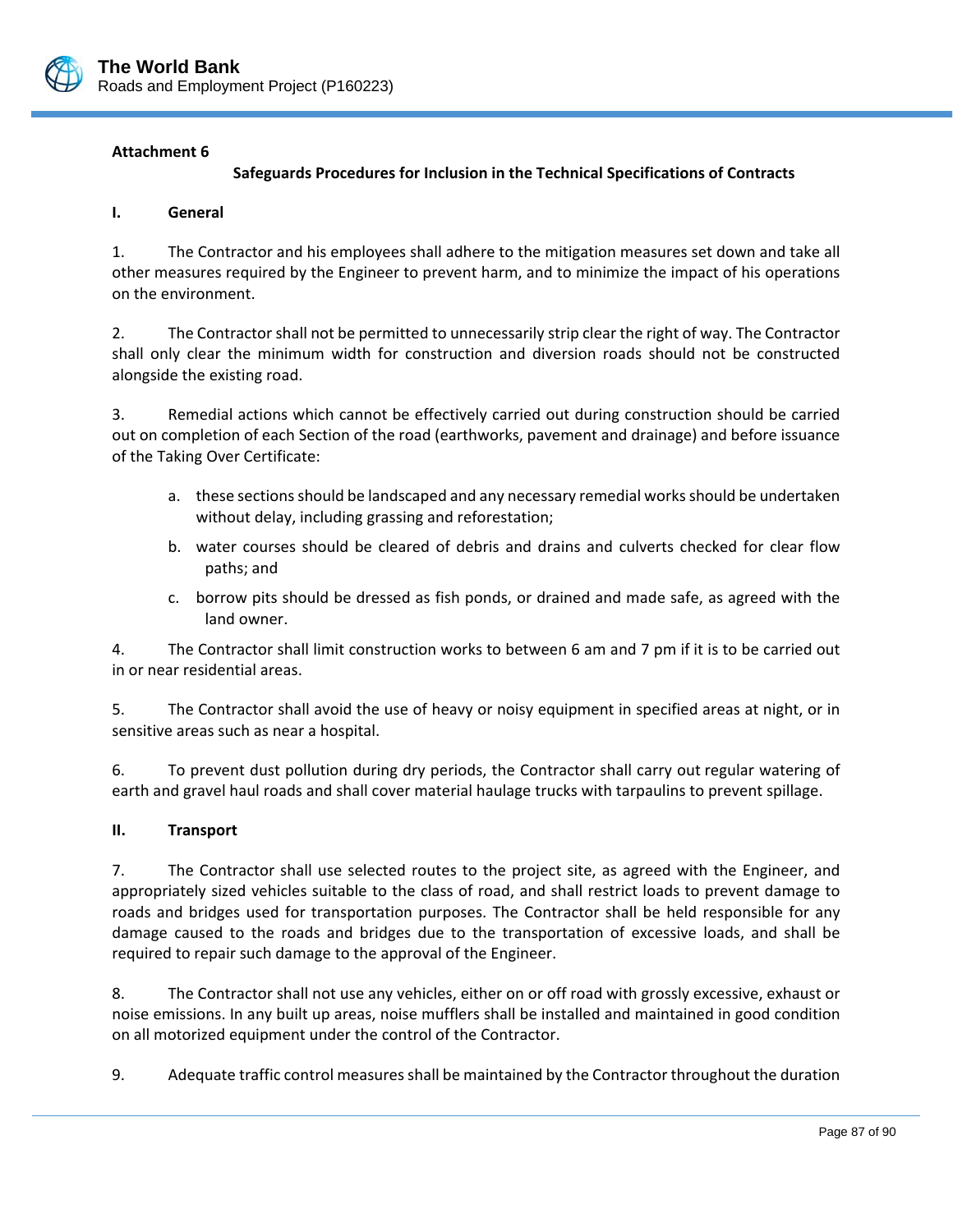**Attachment 6**

**Safeguards Procedures for Inclusion in the Technical Specifications of Contracts**

**I. General**

1. The Contractor and his employees shall adhere to the mitigation measures set down and take all other measures required by the Engineer to prevent harm, and to minimize the impact of his operations on the environment.

2. The Contractor shall not be permitted to unnecessarily strip clear the right of way. The Contractor shall only clear the minimum width for construction and diversion roads should not be constructed alongside the existing road.

3. Remedial actions which cannot be effectively carried out during construction should be carried out on completion of each Section of the road (earthworks, pavement and drainage) and before issuance of the Taking Over Certificate:

   a. these sections should be landscaped and any necessary remedial works should be undertaken without delay, including grassing and reforestation;

   b. water courses should be cleared of debris and drains and culverts checked for clear flow paths; and

   c. borrow pits should be dressed as fish ponds, or drained and made safe, as agreed with the land owner.

4. The Contractor shall limit construction works to between 6 am and 7 pm if it is to be carried out in or near residential areas.

5. The Contractor shall avoid the use of heavy or noisy equipment in specified areas at night, or in sensitive areas such as near a hospital.

6. To prevent dust pollution during dry periods, the Contractor shall carry out regular watering of earth and gravel haul roads and shall cover material haulage trucks with tarpaulins to prevent spillage.

**II. Transport**

7. The Contractor shall use selected routes to the project site, as agreed with the Engineer, and appropriately sized vehicles suitable to the class of road, and shall restrict loads to prevent damage to roads and bridges used for transportation purposes. The Contractor shall be held responsible for any damage caused to the roads and bridges due to the transportation of excessive loads, and shall be required to repair such damage to the approval of the Engineer.

8. The Contractor shall not use any vehicles, either on or off road with grossly excessive, exhaust or noise emissions. In any built up areas, noise mufflers shall be installed and maintained in good condition on all motorized equipment under the control of the Contractor.

9. Adequate traffic control measures shall be maintained by the Contractor throughout the duration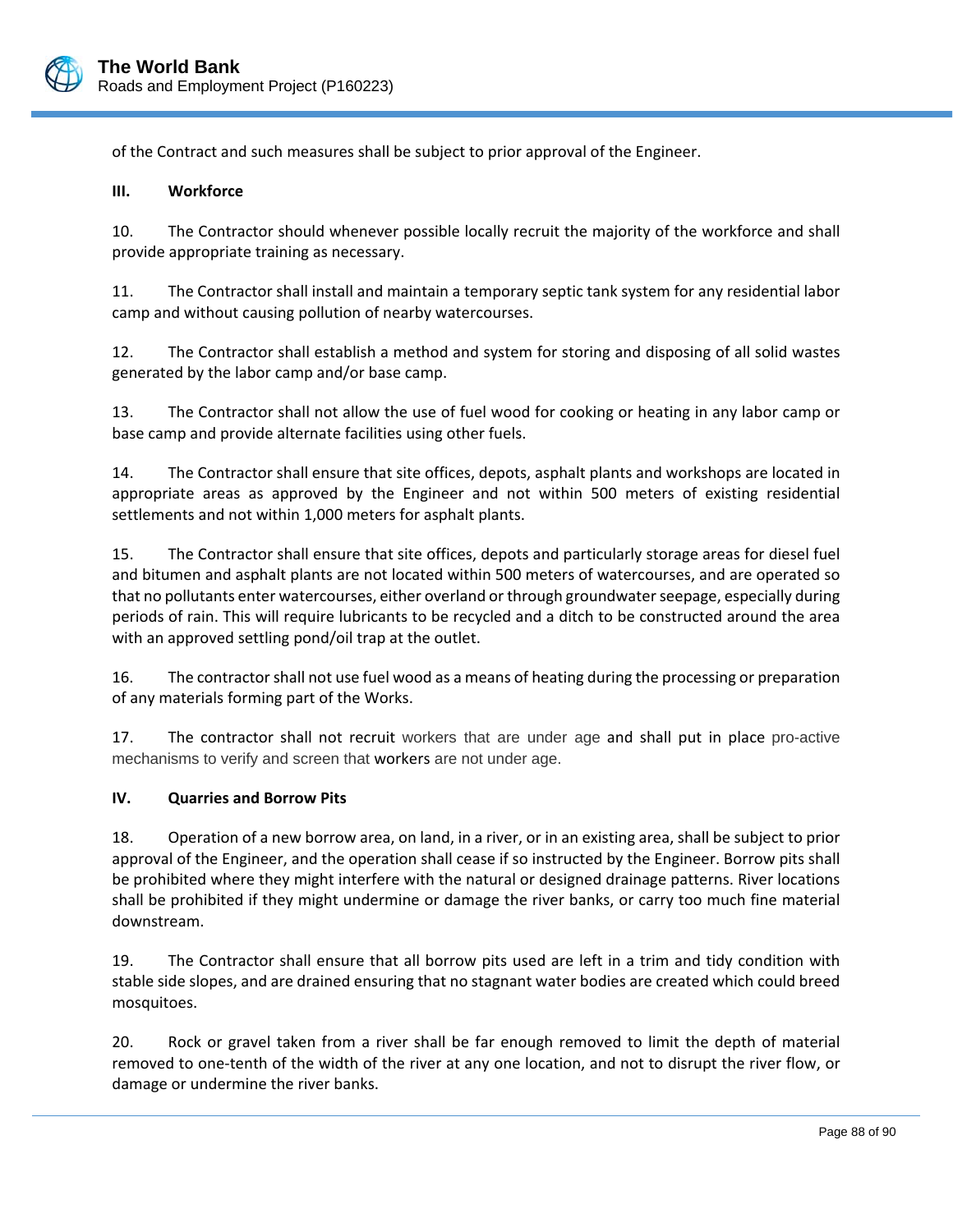of the Contract and such measures shall be subject to prior approval of the Engineer.

**III. Workforce**

10. The Contractor should whenever possible locally recruit the majority of the workforce and shall provide appropriate training as necessary.

11. The Contractor shall install and maintain a temporary septic tank system for any residential labor camp and without causing pollution of nearby watercourses.

12. The Contractor shall establish a method and system for storing and disposing of all solid wastes generated by the labor camp and/or base camp.

13. The Contractor shall not allow the use of fuel wood for cooking or heating in any labor camp or base camp and provide alternate facilities using other fuels.

14. The Contractor shall ensure that site offices, depots, asphalt plants and workshops are located in appropriate areas as approved by the Engineer and not within 500 meters of existing residential settlements and not within 1,000 meters for asphalt plants.

15. The Contractor shall ensure that site offices, depots and particularly storage areas for diesel fuel and bitumen and asphalt plants are not located within 500 meters of watercourses, and are operated so that no pollutants enter watercourses, either overland or through groundwater seepage, especially during periods of rain. This will require lubricants to be recycled and a ditch to be constructed around the area with an approved settling pond/oil trap at the outlet.

16. The contractor shall not use fuel wood as a means of heating during the processing or preparation of any materials forming part of the Works.

17. The contractor shall not recruit workers that are under age and shall put in place pro-active mechanisms to verify and screen that workers are not under age.

**IV. Quarries and Borrow Pits**

18. Operation of a new borrow area, on land, in a river, or in an existing area, shall be subject to prior approval of the Engineer, and the operation shall cease if so instructed by the Engineer. Borrow pits shall be prohibited where they might interfere with the natural or designed drainage patterns. River locations shall be prohibited if they might undermine or damage the river banks, or carry too much fine material downstream.

19. The Contractor shall ensure that all borrow pits used are left in a trim and tidy condition with stable side slopes, and are drained ensuring that no stagnant water bodies are created which could breed mosquitoes.

20. Rock or gravel taken from a river shall be far enough removed to limit the depth of material removed to one-tenth of the width of the river at any one location, and not to disrupt the river flow, or damage or undermine the river banks.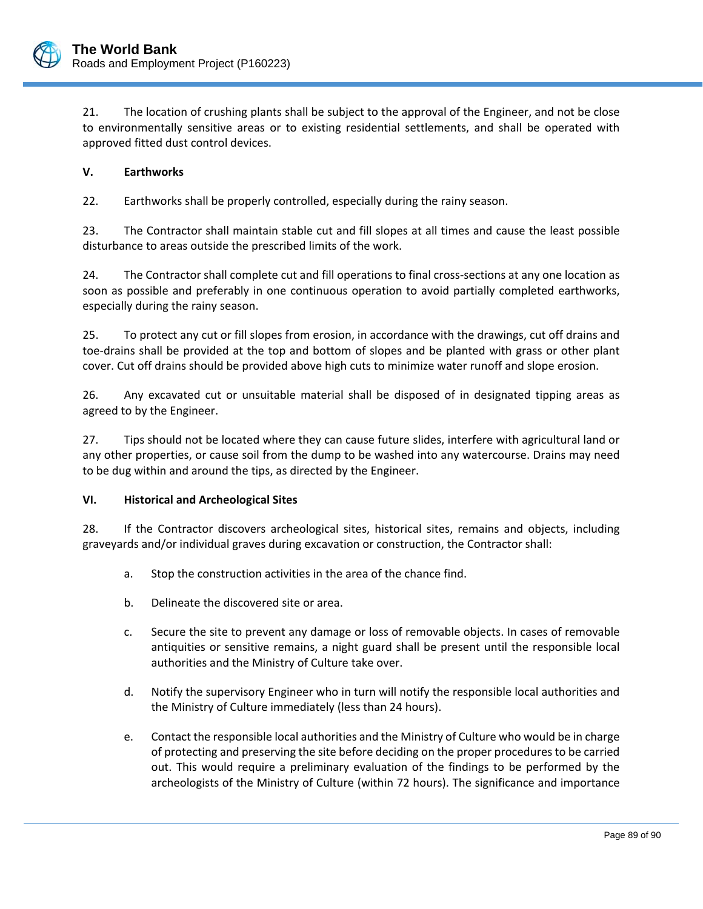21. The location of crushing plants shall be subject to the approval of the Engineer, and not be close to environmentally sensitive areas or to existing residential settlements, and shall be operated with approved fitted dust control devices.

**V. Earthworks**

22. Earthworks shall be properly controlled, especially during the rainy season.

23. The Contractor shall maintain stable cut and fill slopes at all times and cause the least possible disturbance to areas outside the prescribed limits of the work.

24. The Contractor shall complete cut and fill operations to final cross-sections at any one location as soon as possible and preferably in one continuous operation to avoid partially completed earthworks, especially during the rainy season.

25. To protect any cut or fill slopes from erosion, in accordance with the drawings, cut off drains and toe-drains shall be provided at the top and bottom of slopes and be planted with grass or other plant cover. Cut off drains should be provided above high cuts to minimize water runoff and slope erosion.

26. Any excavated cut or unsuitable material shall be disposed of in designated tipping areas as agreed to by the Engineer.

27. Tips should not be located where they can cause future slides, interfere with agricultural land or any other properties, or cause soil from the dump to be washed into any watercourse. Drains may need to be dug within and around the tips, as directed by the Engineer.

**VI. Historical and Archeological Sites**

28. If the Contractor discovers archeological sites, historical sites, remains and objects, including graveyards and/or individual graves during excavation or construction, the Contractor shall:

a. Stop the construction activities in the area of the chance find.

b. Delineate the discovered site or area.

c. Secure the site to prevent any damage or loss of removable objects. In cases of removable antiquities or sensitive remains, a night guard shall be present until the responsible local authorities and the Ministry of Culture take over.

d. Notify the supervisory Engineer who in turn will notify the responsible local authorities and the Ministry of Culture immediately (less than 24 hours).

e. Contact the responsible local authorities and the Ministry of Culture who would be in charge of protecting and preserving the site before deciding on the proper procedures to be carried out. This would require a preliminary evaluation of the findings to be performed by the archeologists of the Ministry of Culture (within 72 hours). The significance and importance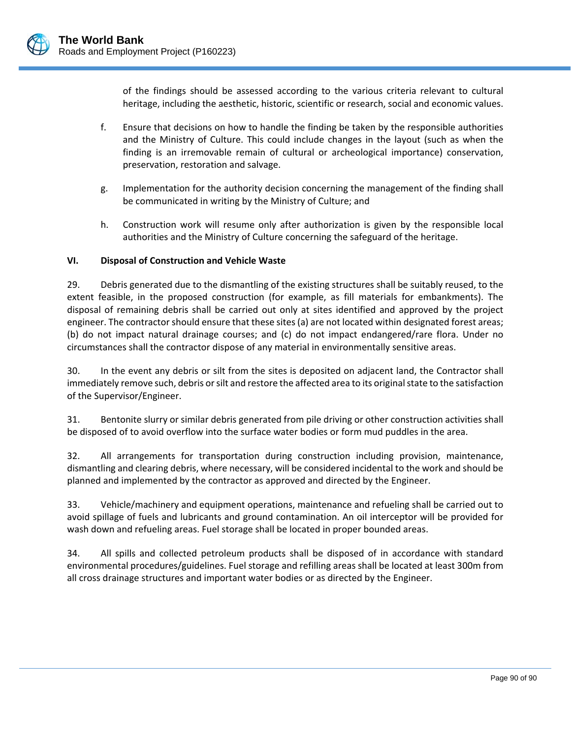of the findings should be assessed according to the various criteria relevant to cultural heritage, including the aesthetic, historic, scientific or research, social and economic values.

f. Ensure that decisions on how to handle the finding be taken by the responsible authorities and the Ministry of Culture. This could include changes in the layout (such as when the finding is an irremovable remain of cultural or archeological importance) conservation, preservation, restoration and salvage.

g. Implementation for the authority decision concerning the management of the finding shall be communicated in writing by the Ministry of Culture; and

h. Construction work will resume only after authorization is given by the responsible local authorities and the Ministry of Culture concerning the safeguard of the heritage.

**VI. Disposal of Construction and Vehicle Waste**

29. Debris generated due to the dismantling of the existing structures shall be suitably reused, to the extent feasible, in the proposed construction (for example, as fill materials for embankments). The disposal of remaining debris shall be carried out only at sites identified and approved by the project engineer. The contractor should ensure that these sites (a) are not located within designated forest areas; (b) do not impact natural drainage courses; and (c) do not impact endangered/rare flora. Under no circumstances shall the contractor dispose of any material in environmentally sensitive areas.

30. In the event any debris or silt from the sites is deposited on adjacent land, the Contractor shall immediately remove such, debris or silt and restore the affected area to its original state to the satisfaction of the Supervisor/Engineer.

31. Bentonite slurry or similar debris generated from pile driving or other construction activities shall be disposed of to avoid overflow into the surface water bodies or form mud puddles in the area.

32. All arrangements for transportation during construction including provision, maintenance, dismantling and clearing debris, where necessary, will be considered incidental to the work and should be planned and implemented by the contractor as approved and directed by the Engineer.

33. Vehicle/machinery and equipment operations, maintenance and refueling shall be carried out to avoid spillage of fuels and lubricants and ground contamination. An oil interceptor will be provided for wash down and refueling areas. Fuel storage shall be located in proper bounded areas.

34. All spills and collected petroleum products shall be disposed of in accordance with standard environmental procedures/guidelines. Fuel storage and refilling areas shall be located at least 300m from all cross drainage structures and important water bodies or as directed by the Engineer.